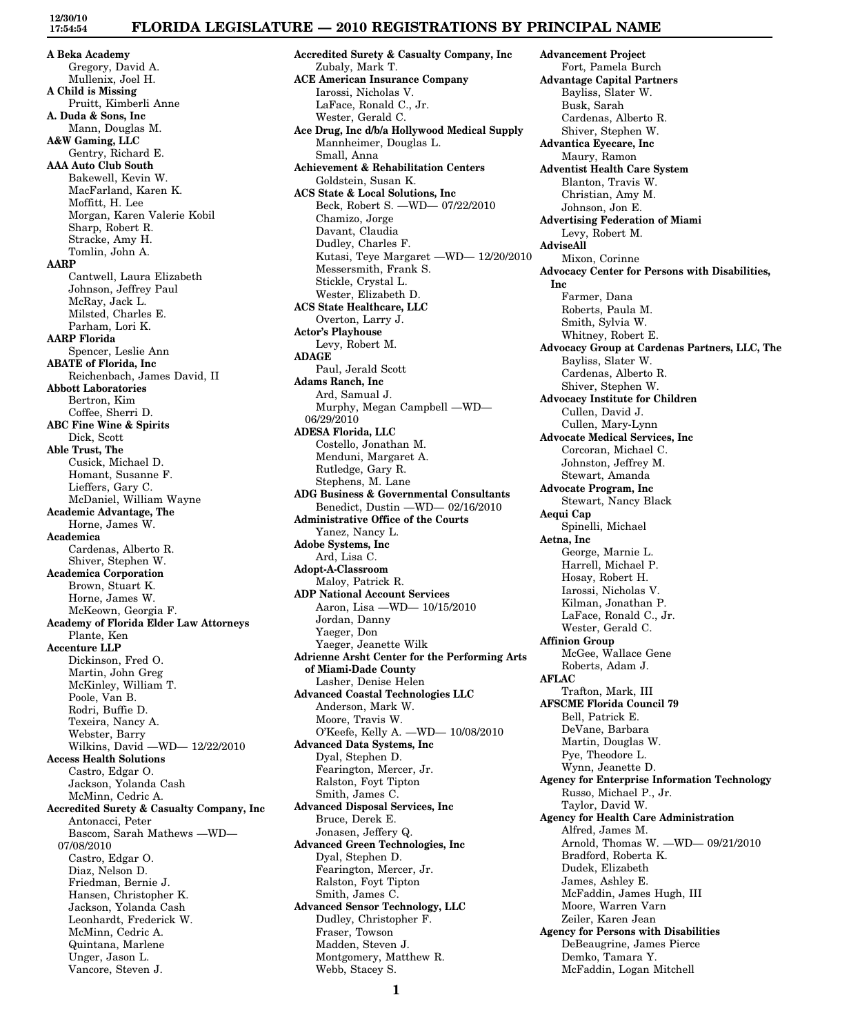# FLORIDA LEGISLATURE — 2010 REGISTRATIONS BY PRINCIPAL NAME

12/30/10
17:54:54

**A Beka Academy**
Gregory, David A.
Mullenix, Joel H.

**A Child is Missing**
Pruitt, Kimberli Anne

**A. Duda & Sons, Inc**
Mann, Douglas M.

**A&W Gaming, LLC**
Gentry, Richard E.

**AAA Auto Club South**
Bakewell, Kevin W.
MacFarland, Karen K.
Moffitt, H. Lee
Morgan, Karen Valerie Kobil
Sharp, Robert R.
Stracke, Amy H.
Tomlin, John A.

**AARP**
Cantwell, Laura Elizabeth
Johnson, Jeffrey Paul
McRay, Jack L.
Milsted, Charles E.
Parham, Lori K.

**AARP Florida**
Spencer, Leslie Ann

**ABATE of Florida, Inc**
Reichenbach, James David, II

**Abbott Laboratories**
Bertron, Kim
Coffee, Sherri D.

**ABC Fine Wine & Spirits**
Dick, Scott

**Able Trust, The**
Cusick, Michael D.
Homant, Susanne F.
Lieffers, Gary C.
McDaniel, William Wayne

**Academic Advantage, The**
Horne, James W.

**Academica**
Cardenas, Alberto R.
Shiver, Stephen W.

**Academica Corporation**
Brown, Stuart K.
Horne, James W.
McKeown, Georgia F.

**Academy of Florida Elder Law Attorneys**
Plante, Ken

**Accenture LLP**
Dickinson, Fred O.
Martin, John Greg
McKinley, William T.
Poole, Van B.
Rodri, Buffie D.
Texeira, Nancy A.
Webster, Barry
Wilkins, David —WD— 12/22/2010

**Access Health Solutions**
Castro, Edgar O.
Jackson, Yolanda Cash
McMinn, Cedric A.

**Accredited Surety & Casualty Company, Inc**
Antonacci, Peter
Bascom, Sarah Mathews —WD— 07/08/2010
Castro, Edgar O.
Diaz, Nelson D.
Friedman, Bernie J.
Hansen, Christopher K.
Jackson, Yolanda Cash
Leonhardt, Frederick W.
McMinn, Cedric A.
Quintana, Marlene
Unger, Jason L.
Vancore, Steven J.

**Accredited Surety & Casualty Company, Inc**
Zubaly, Mark T.

**ACE American Insurance Company**
Iarossi, Nicholas V.
LaFace, Ronald C., Jr.
Wester, Gerald C.

**Ace Drug, Inc d/b/a Hollywood Medical Supply**
Mannheimer, Douglas L.
Small, Anna

**Achievement & Rehabilitation Centers**
Goldstein, Susan K.

**ACS State & Local Solutions, Inc**
Beck, Robert S. —WD— 07/22/2010
Chamizo, Jorge
Davant, Claudia
Dudley, Charles F.
Kutasi, Teye Margaret —WD— 12/20/2010
Messersmith, Frank S.
Stickle, Crystal L.
Wester, Elizabeth D.

**ACS State Healthcare, LLC**
Overton, Larry J.

**Actor's Playhouse**
Levy, Robert M.

**ADAGE**
Paul, Jerald Scott

**Adams Ranch, Inc**
Ard, Samual J.
Murphy, Megan Campbell —WD— 06/29/2010

**ADESA Florida, LLC**
Costello, Jonathan M.
Menduni, Margaret A.
Rutledge, Gary R.
Stephens, M. Lane

**ADG Business & Governmental Consultants**
Benedict, Dustin —WD— 02/16/2010

**Administrative Office of the Courts**
Yanez, Nancy L.

**Adobe Systems, Inc**
Ard, Lisa C.

**Adopt-A-Classroom**
Maloy, Patrick R.

**ADP National Account Services**
Aaron, Lisa —WD— 10/15/2010
Jordan, Danny
Yaeger, Don
Yaeger, Jeanette Wilk

**Adrienne Arsht Center for the Performing Arts of Miami-Dade County**
Lasher, Denise Helen

**Advanced Coastal Technologies LLC**
Anderson, Mark W.
Moore, Travis W.
O'Keefe, Kelly A. —WD— 10/08/2010

**Advanced Data Systems, Inc**
Dyal, Stephen D.
Fearington, Mercer, Jr.
Ralston, Foyt Tipton
Smith, James C.

**Advanced Disposal Services, Inc**
Bruce, Derek E.
Jonasen, Jeffery Q.

**Advanced Green Technologies, Inc**
Dyal, Stephen D.
Fearington, Mercer, Jr.
Ralston, Foyt Tipton
Smith, James C.

**Advanced Sensor Technology, LLC**
Dudley, Christopher F.
Fraser, Towson
Madden, Steven J.
Montgomery, Matthew R.
Webb, Stacey S.

**Advancement Project**
Fort, Pamela Burch

**Advantage Capital Partners**
Bayliss, Slater W.
Busk, Sarah
Cardenas, Alberto R.
Shiver, Stephen W.

**Advantica Eyecare, Inc**
Maury, Ramon

**Adventist Health Care System**
Blanton, Travis W.
Christian, Amy M.
Johnson, Jon E.

**Advertising Federation of Miami**
Levy, Robert M.

**AdviseAll**
Mixon, Corinne

**Advocacy Center for Persons with Disabilities, Inc**
Farmer, Dana
Roberts, Paula M.
Smith, Sylvia W.
Whitney, Robert E.

**Advocacy Group at Cardenas Partners, LLC, The**
Bayliss, Slater W.
Cardenas, Alberto R.
Shiver, Stephen W.

**Advocacy Institute for Children**
Cullen, David J.
Cullen, Mary-Lynn

**Advocate Medical Services, Inc**
Corcoran, Michael C.
Johnston, Jeffrey M.
Stewart, Amanda

**Advocate Program, Inc**
Stewart, Nancy Black

**Aequi Cap**
Spinelli, Michael

**Aetna, Inc**
George, Marnie L.
Harrell, Michael P.
Hosay, Robert H.
Iarossi, Nicholas V.
Kilman, Jonathan P.
LaFace, Ronald C., Jr.
Wester, Gerald C.

**Affinion Group**
McGee, Wallace Gene
Roberts, Adam J.

**AFLAC**
Trafton, Mark, III

**AFSCME Florida Council 79**
Bell, Patrick E.
DeVane, Barbara
Martin, Douglas W.
Pye, Theodore L.
Wynn, Jeanette D.

**Agency for Enterprise Information Technology**
Russo, Michael P., Jr.
Taylor, David W.

**Agency for Health Care Administration**
Alfred, James M.
Arnold, Thomas W. —WD— 09/21/2010
Bradford, Roberta K.
Dudek, Elizabeth
James, Ashley E.
McFaddin, James Hugh, III
Moore, Warren Varn
Zeiler, Karen Jean

**Agency for Persons with Disabilities**
DeBeaugrine, James Pierce
Demko, Tamara Y.
McFaddin, Logan Mitchell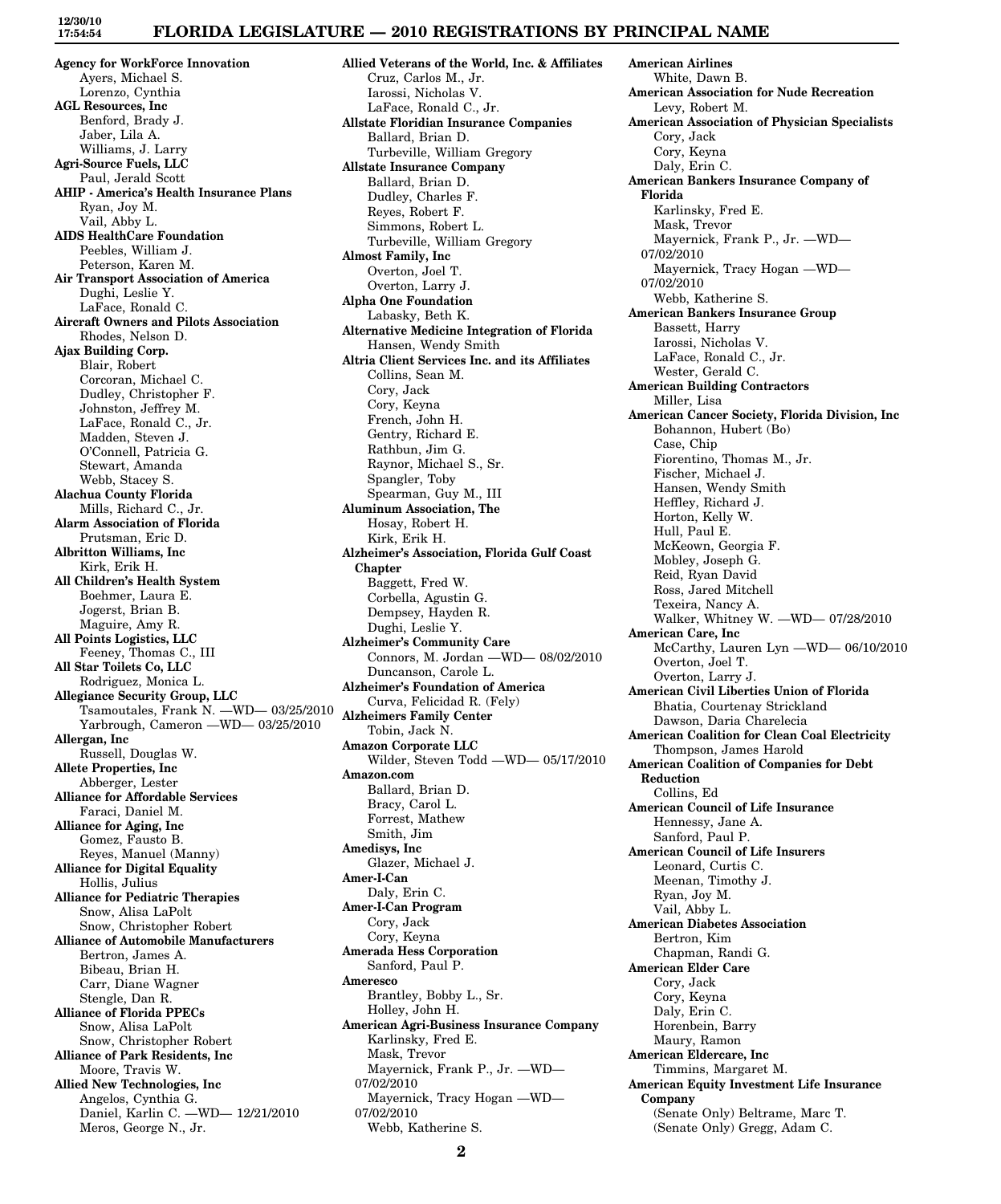**Agency for WorkForce Innovation**
Ayers, Michael S.
Lorenzo, Cynthia

**AGL Resources, Inc**
Benford, Brady J.
Jaber, Lila A.
Williams, J. Larry

**Agri-Source Fuels, LLC**
Paul, Jerald Scott

**AHIP - America's Health Insurance Plans**
Ryan, Joy M.
Vail, Abby L.

**AIDS HealthCare Foundation**
Peebles, William J.
Peterson, Karen M.

**Air Transport Association of America**
Dughi, Leslie Y.
LaFace, Ronald C.

**Aircraft Owners and Pilots Association**
Rhodes, Nelson D.

**Ajax Building Corp.**
Blair, Robert
Corcoran, Michael C.
Dudley, Christopher F.
Johnston, Jeffrey M.
LaFace, Ronald C., Jr.
Madden, Steven J.
O'Connell, Patricia G.
Stewart, Amanda
Webb, Stacey S.

**Alachua County Florida**
Mills, Richard C., Jr.

**Alarm Association of Florida**
Prutsman, Eric D.

**Albritton Williams, Inc**
Kirk, Erik H.

**All Children's Health System**
Boehmer, Laura E.
Jogerst, Brian B.
Maguire, Amy R.

**All Points Logistics, LLC**
Feeney, Thomas C., III

**All Star Toilets Co, LLC**
Rodriguez, Monica L.

**Allegiance Security Group, LLC**
Tsamoutales, Frank N. —WD— 03/25/2010
Yarbrough, Cameron —WD— 03/25/2010

**Allergan, Inc**
Russell, Douglas W.

**Allete Properties, Inc**
Abberger, Lester

**Alliance for Affordable Services**
Faraci, Daniel M.

**Alliance for Aging, Inc**
Gomez, Fausto B.
Reyes, Manuel (Manny)

**Alliance for Digital Equality**
Hollis, Julius

**Alliance for Pediatric Therapies**
Snow, Alisa LaPolt
Snow, Christopher Robert

**Alliance of Automobile Manufacturers**
Bertron, James A.
Bibeau, Brian H.
Carr, Diane Wagner
Stengle, Dan R.

**Alliance of Florida PPECs**
Snow, Alisa LaPolt
Snow, Christopher Robert

**Alliance of Park Residents, Inc**
Moore, Travis W.

**Allied New Technologies, Inc**
Angelos, Cynthia G.
Daniel, Karlin C. —WD— 12/21/2010
Meros, George N., Jr.

**Allied Veterans of the World, Inc. & Affiliates**
Cruz, Carlos M., Jr.
Iarossi, Nicholas V.
LaFace, Ronald C., Jr.

**Allstate Floridian Insurance Companies**
Ballard, Brian D.
Turbeville, William Gregory

**Allstate Insurance Company**
Ballard, Brian D.
Dudley, Charles F.
Reyes, Robert F.
Simmons, Robert L.
Turbeville, William Gregory

**Almost Family, Inc**
Overton, Joel T.
Overton, Larry J.

**Alpha One Foundation**
Labasky, Beth K.

**Alternative Medicine Integration of Florida**
Hansen, Wendy Smith

**Altria Client Services Inc. and its Affiliates**
Collins, Sean M.
Cory, Jack
Cory, Keyna
French, John H.
Gentry, Richard E.
Rathbun, Jim G.
Raynor, Michael S., Sr.
Spangler, Toby
Spearman, Guy M., III

**Aluminum Association, The**
Hosay, Robert H.
Kirk, Erik H.

**Alzheimer's Association, Florida Gulf Coast Chapter**
Baggett, Fred W.
Corbella, Agustin G.
Dempsey, Hayden R.
Dughi, Leslie Y.

**Alzheimer's Community Care**
Connors, M. Jordan —WD— 08/02/2010
Duncanson, Carole L.

**Alzheimer's Foundation of America**
Curva, Felicidad R. (Fely)

**Alzheimers Family Center**
Tobin, Jack N.

**Amazon Corporate LLC**
Wilder, Steven Todd —WD— 05/17/2010

**Amazon.com**
Ballard, Brian D.
Bracy, Carol L.
Forrest, Mathew
Smith, Jim

**Amedisys, Inc**
Glazer, Michael J.

**Amer-I-Can**
Daly, Erin C.

**Amer-I-Can Program**
Cory, Jack
Cory, Keyna

**Amerada Hess Corporation**
Sanford, Paul P.

**Ameresco**
Brantley, Bobby L., Sr.
Holley, John H.

**American Agri-Business Insurance Company**
Karlinsky, Fred E.
Mask, Trevor
Mayernick, Frank P., Jr. —WD— 07/02/2010
Mayernick, Tracy Hogan —WD— 07/02/2010
Webb, Katherine S.

**American Airlines**
White, Dawn B.

**American Association for Nude Recreation**
Levy, Robert M.

**American Association of Physician Specialists**
Cory, Jack
Cory, Keyna
Daly, Erin C.

**American Bankers Insurance Company of Florida**
Karlinsky, Fred E.
Mask, Trevor
Mayernick, Frank P., Jr. —WD— 07/02/2010
Mayernick, Tracy Hogan —WD— 07/02/2010
Webb, Katherine S.

**American Bankers Insurance Group**
Bassett, Harry
Iarossi, Nicholas V.
LaFace, Ronald C., Jr.
Wester, Gerald C.

**American Building Contractors**
Miller, Lisa

**American Cancer Society, Florida Division, Inc**
Bohannon, Hubert (Bo)
Case, Chip
Fiorentino, Thomas M., Jr.
Fischer, Michael J.
Hansen, Wendy Smith
Heffley, Richard J.
Horton, Kelly W.
Hull, Paul E.
McKeown, Georgia F.
Mobley, Joseph G.
Reid, Ryan David
Ross, Jared Mitchell
Texeira, Nancy A.
Walker, Whitney W. —WD— 07/28/2010

**American Care, Inc**
McCarthy, Lauren Lyn —WD— 06/10/2010
Overton, Joel T.
Overton, Larry J.

**American Civil Liberties Union of Florida**
Bhatia, Courtenay Strickland
Dawson, Daria Charelecia

**American Coalition for Clean Coal Electricity**
Thompson, James Harold

**American Coalition of Companies for Debt Reduction**
Collins, Ed

**American Council of Life Insurance**
Hennessy, Jane A.
Sanford, Paul P.

**American Council of Life Insurers**
Leonard, Curtis C.
Meenan, Timothy J.
Ryan, Joy M.
Vail, Abby L.

**American Diabetes Association**
Bertron, Kim
Chapman, Randi G.

**American Elder Care**
Cory, Jack
Cory, Keyna
Daly, Erin C.
Horenbein, Barry
Maury, Ramon

**American Eldercare, Inc**
Timmins, Margaret M.

**American Equity Investment Life Insurance Company**
(Senate Only) Beltrame, Marc T.
(Senate Only) Gregg, Adam C.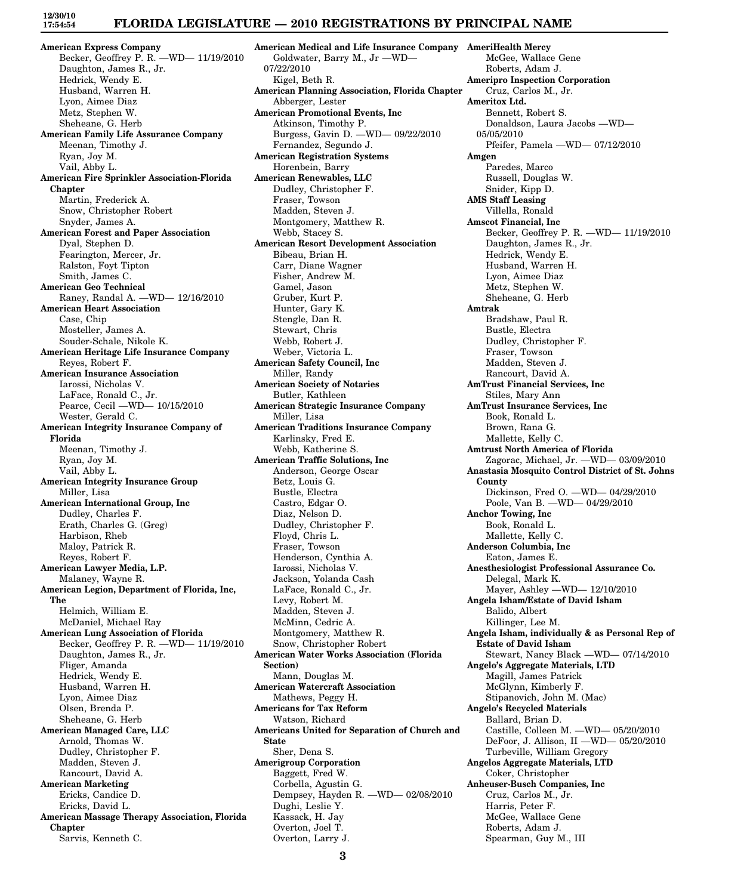**American Express Company**
Becker, Geoffrey P. R. —WD— 11/19/2010
Daughton, James R., Jr.
Hedrick, Wendy E.
Husband, Warren H.
Lyon, Aimee Diaz
Metz, Stephen W.
Sheheane, G. Herb

**American Family Life Assurance Company**
Meenan, Timothy J.
Ryan, Joy M.
Vail, Abby L.

**American Fire Sprinkler Association-Florida Chapter**
Martin, Frederick A.
Snow, Christopher Robert
Snyder, James A.

**American Forest and Paper Association**
Dyal, Stephen D.
Fearington, Mercer, Jr.
Ralston, Foyt Tipton
Smith, James C.

**American Geo Technical**
Raney, Randal A. —WD— 12/16/2010

**American Heart Association**
Case, Chip
Mosteller, James A.
Souder-Schale, Nikole K.

**American Heritage Life Insurance Company**
Reyes, Robert F.

**American Insurance Association**
Iarossi, Nicholas V.
LaFace, Ronald C., Jr.
Pearce, Cecil —WD— 10/15/2010
Wester, Gerald C.

**American Integrity Insurance Company of Florida**
Meenan, Timothy J.
Ryan, Joy M.
Vail, Abby L.

**American Integrity Insurance Group**
Miller, Lisa

**American International Group, Inc**
Dudley, Charles F.
Erath, Charles G. (Greg)
Harbison, Rheb
Maloy, Patrick R.
Reyes, Robert F.

**American Lawyer Media, L.P.**
Malaney, Wayne R.

**American Legion, Department of Florida, Inc, The**
Helmich, William E.
McDaniel, Michael Ray

**American Lung Association of Florida**
Becker, Geoffrey P. R. —WD— 11/19/2010
Daughton, James R., Jr.
Fliger, Amanda
Hedrick, Wendy E.
Husband, Warren H.
Lyon, Aimee Diaz
Olsen, Brenda P.
Sheheane, G. Herb

**American Managed Care, LLC**
Arnold, Thomas W.
Dudley, Christopher F.
Madden, Steven J.
Rancourt, David A.

**American Marketing**
Ericks, Candice D.
Ericks, David L.

**American Massage Therapy Association, Florida Chapter**
Sarvis, Kenneth C.

**American Medical and Life Insurance Company**
Goldwater, Barry M., Jr —WD— 07/22/2010
Kigel, Beth R.

**American Planning Association, Florida Chapter**
Abberger, Lester

**American Promotional Events, Inc**
Atkinson, Timothy P.
Burgess, Gavin D. —WD— 09/22/2010
Fernandez, Segundo J.

**American Registration Systems**
Horenbein, Barry

**American Renewables, LLC**
Dudley, Christopher F.
Fraser, Towson
Madden, Steven J.
Montgomery, Matthew R.
Webb, Stacey S.

**American Resort Development Association**
Bibeau, Brian H.
Carr, Diane Wagner
Fisher, Andrew M.
Gamel, Jason
Gruber, Kurt P.
Hunter, Gary K.
Stengle, Dan R.
Stewart, Chris
Webb, Robert J.
Weber, Victoria L.

**American Safety Council, Inc**
Miller, Randy

**American Society of Notaries**
Butler, Kathleen

**American Strategic Insurance Company**
Miller, Lisa

**American Traditions Insurance Company**
Karlinsky, Fred E.
Webb, Katherine S.

**American Traffic Solutions, Inc**
Anderson, George Oscar
Betz, Louis G.
Bustle, Electra
Castro, Edgar O.
Diaz, Nelson D.
Dudley, Christopher F.
Floyd, Chris L.
Fraser, Towson
Henderson, Cynthia A.
Iarossi, Nicholas V.
Jackson, Yolanda Cash
LaFace, Ronald C., Jr.
Levy, Robert M.
Madden, Steven J.
McMinn, Cedric A.
Montgomery, Matthew R.
Snow, Christopher Robert

**American Water Works Association (Florida Section)**
Mann, Douglas M.

**American Watercraft Association**
Mathews, Peggy H.

**Americans for Tax Reform**
Watson, Richard

**Americans United for Separation of Church and State**
Sher, Dena S.

**Amerigroup Corporation**
Baggett, Fred W.
Corbella, Agustin G.
Dempsey, Hayden R. —WD— 02/08/2010
Dughi, Leslie Y.
Kassack, H. Jay
Overton, Joel T.
Overton, Larry J.

**AmeriHealth Mercy**
McGee, Wallace Gene
Roberts, Adam J.

**Ameripro Inspection Corporation**
Cruz, Carlos M., Jr.

**Ameritox Ltd.**
Bennett, Robert S.
Donaldson, Laura Jacobs —WD— 05/05/2010
Pfeifer, Pamela —WD— 07/12/2010

**Amgen**
Paredes, Marco
Russell, Douglas W.
Snider, Kipp D.

**AMS Staff Leasing**
Villella, Ronald

**Amscot Financial, Inc**
Becker, Geoffrey P. R. —WD— 11/19/2010
Daughton, James R., Jr.
Hedrick, Wendy E.
Husband, Warren H.
Lyon, Aimee Diaz
Metz, Stephen W.
Sheheane, G. Herb

**Amtrak**
Bradshaw, Paul R.
Bustle, Electra
Dudley, Christopher F.
Fraser, Towson
Madden, Steven J.
Rancourt, David A.

**AmTrust Financial Services, Inc**
Stiles, Mary Ann

**AmTrust Insurance Services, Inc**
Book, Ronald L.
Brown, Rana G.
Mallette, Kelly C.

**Amtrust North America of Florida**
Zagorac, Michael, Jr. —WD— 03/09/2010

**Anastasia Mosquito Control District of St. Johns County**
Dickinson, Fred O. —WD— 04/29/2010
Poole, Van B. —WD— 04/29/2010

**Anchor Towing, Inc**
Book, Ronald L.
Mallette, Kelly C.

**Anderson Columbia, Inc**
Eaton, James E.

**Anesthesiologist Professional Assurance Co.**
Delegal, Mark K.
Mayer, Ashley —WD— 12/10/2010

**Angela Isham/Estate of David Isham**
Balido, Albert
Killinger, Lee M.

**Angela Isham, individually & as Personal Rep of Estate of David Isham**
Stewart, Nancy Black —WD— 07/14/2010

**Angelo's Aggregate Materials, LTD**
Magill, James Patrick
McGlynn, Kimberly F.
Stipanovich, John M. (Mac)

**Angelo's Recycled Materials**
Ballard, Brian D.
Castille, Colleen M. —WD— 05/20/2010
DeFoor, J. Allison, II —WD— 05/20/2010
Turbeville, William Gregory

**Angelos Aggregate Materials, LTD**
Coker, Christopher

**Anheuser-Busch Companies, Inc**
Cruz, Carlos M., Jr.
Harris, Peter F.
McGee, Wallace Gene
Roberts, Adam J.
Spearman, Guy M., III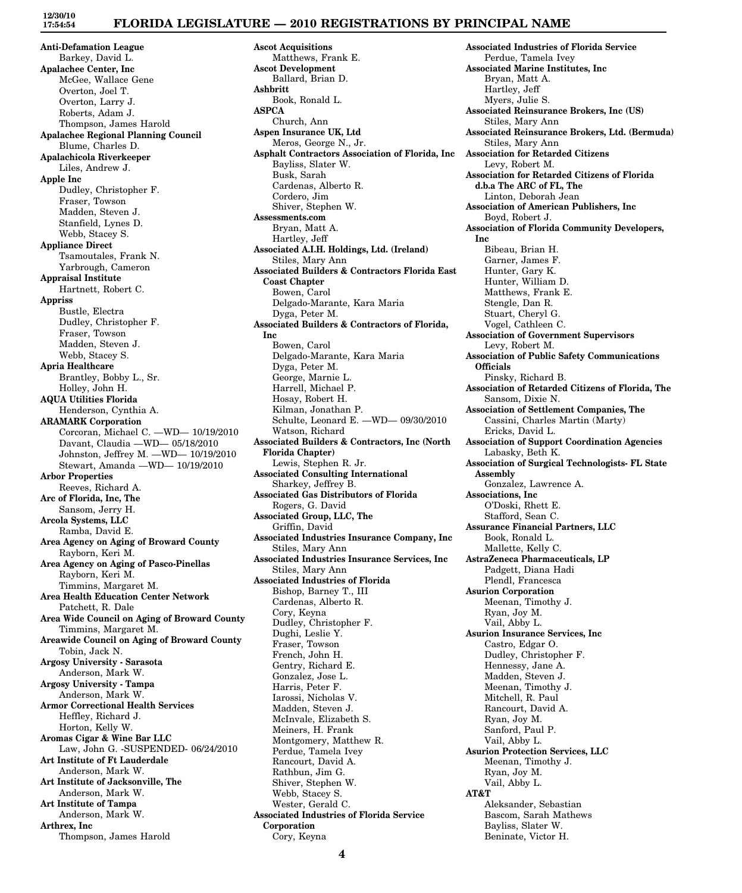**Anti-Defamation League**
Barkey, David L.
**Apalachee Center, Inc**
McGee, Wallace Gene
Overton, Joel T.
Overton, Larry J.
Roberts, Adam J.
Thompson, James Harold
**Apalachee Regional Planning Council**
Blume, Charles D.
**Apalachicola Riverkeeper**
Liles, Andrew J.
**Apple Inc**
Dudley, Christopher F.
Fraser, Towson
Madden, Steven J.
Stanfield, Lynes D.
Webb, Stacey S.
**Appliance Direct**
Tsamoutales, Frank N.
Yarbrough, Cameron
**Appraisal Institute**
Hartnett, Robert C.
**Appriss**
Bustle, Electra
Dudley, Christopher F.
Fraser, Towson
Madden, Steven J.
Webb, Stacey S.
**Apria Healthcare**
Brantley, Bobby L., Sr.
Holley, John H.
**AQUA Utilities Florida**
Henderson, Cynthia A.
**ARAMARK Corporation**
Corcoran, Michael C. —WD— 10/19/2010
Davant, Claudia —WD— 05/18/2010
Johnston, Jeffrey M. —WD— 10/19/2010
Stewart, Amanda —WD— 10/19/2010
**Arbor Properties**
Reeves, Richard A.
**Arc of Florida, Inc, The**
Sansom, Jerry H.
**Arcola Systems, LLC**
Ramba, David E.
**Area Agency on Aging of Broward County**
Rayborn, Keri M.
**Area Agency on Aging of Pasco-Pinellas**
Rayborn, Keri M.
Timmins, Margaret M.
**Area Health Education Center Network**
Patchett, R. Dale
**Area Wide Council on Aging of Broward County**
Timmins, Margaret M.
**Areawide Council on Aging of Broward County**
Tobin, Jack N.
**Argosy University - Sarasota**
Anderson, Mark W.
**Argosy University - Tampa**
Anderson, Mark W.
**Armor Correctional Health Services**
Heffley, Richard J.
Horton, Kelly W.
**Aromas Cigar & Wine Bar LLC**
Law, John G. -SUSPENDED- 06/24/2010
**Art Institute of Ft Lauderdale**
Anderson, Mark W.
**Art Institute of Jacksonville, The**
Anderson, Mark W.
**Art Institute of Tampa**
Anderson, Mark W.
**Arthrex, Inc**
Thompson, James Harold
**Ascot Acquisitions**
Matthews, Frank E.
**Ascot Development**
Ballard, Brian D.
**Ashbritt**
Book, Ronald L.
**ASPCA**
Church, Ann
**Aspen Insurance UK, Ltd**
Meros, George N., Jr.
**Asphalt Contractors Association of Florida, Inc**
Bayliss, Slater W.
Busk, Sarah
Cardenas, Alberto R.
Cordero, Jim
Shiver, Stephen W.
**Assessments.com**
Bryan, Matt A.
Hartley, Jeff
**Associated A.I.H. Holdings, Ltd. (Ireland)**
Stiles, Mary Ann
**Associated Builders & Contractors Florida East Coast Chapter**
Bowen, Carol
Delgado-Marante, Kara Maria
Dyga, Peter M.
**Associated Builders & Contractors of Florida, Inc**
Bowen, Carol
Delgado-Marante, Kara Maria
Dyga, Peter M.
George, Marnie L.
Harrell, Michael P.
Hosay, Robert H.
Kilman, Jonathan P.
Schulte, Leonard E. —WD— 09/30/2010
Watson, Richard
**Associated Builders & Contractors, Inc (North Florida Chapter)**
Lewis, Stephen R. Jr.
**Associated Consulting International**
Sharkey, Jeffrey B.
**Associated Gas Distributors of Florida**
Rogers, G. David
**Associated Group, LLC, The**
Griffin, David
**Associated Industries Insurance Company, Inc**
Stiles, Mary Ann
**Associated Industries Insurance Services, Inc**
Stiles, Mary Ann
**Associated Industries of Florida**
Bishop, Barney T., III
Cardenas, Alberto R.
Cory, Keyna
Dudley, Christopher F.
Dughi, Leslie Y.
Fraser, Towson
French, John H.
Gentry, Richard E.
Gonzalez, Jose L.
Harris, Peter F.
Iarossi, Nicholas V.
Madden, Steven J.
McInvale, Elizabeth S.
Meiners, H. Frank
Montgomery, Matthew R.
Perdue, Tamela Ivey
Rancourt, David A.
Rathbun, Jim G.
Shiver, Stephen W.
Webb, Stacey S.
Wester, Gerald C.
**Associated Industries of Florida Service Corporation**
Cory, Keyna
**Associated Industries of Florida Service**
Perdue, Tamela Ivey
**Associated Marine Institutes, Inc**
Bryan, Matt A.
Hartley, Jeff
Myers, Julie S.
**Associated Reinsurance Brokers, Inc (US)**
Stiles, Mary Ann
**Associated Reinsurance Brokers, Ltd. (Bermuda)**
Stiles, Mary Ann
**Association for Retarded Citizens**
Levy, Robert M.
**Association for Retarded Citizens of Florida d.b.a The ARC of FL, The**
Linton, Deborah Jean
**Association of American Publishers, Inc**
Boyd, Robert J.
**Association of Florida Community Developers, Inc**
Bibeau, Brian H.
Garner, James F.
Hunter, Gary K.
Hunter, William D.
Matthews, Frank E.
Stengle, Dan R.
Stuart, Cheryl G.
Vogel, Cathleen C.
**Association of Government Supervisors**
Levy, Robert M.
**Association of Public Safety Communications Officials**
Pinsky, Richard B.
**Association of Retarded Citizens of Florida, The**
Sansom, Dixie N.
**Association of Settlement Companies, The**
Cassini, Charles Martin (Marty)
Ericks, David L.
**Association of Support Coordination Agencies**
Labasky, Beth K.
**Association of Surgical Technologists- FL State Assembly**
Gonzalez, Lawrence A.
**Associations, Inc**
O'Doski, Rhett E.
Stafford, Sean C.
**Assurance Financial Partners, LLC**
Book, Ronald L.
Mallette, Kelly C.
**AstraZeneca Pharmaceuticals, LP**
Padgett, Diana Hadi
Plendl, Francesca
**Asurion Corporation**
Meenan, Timothy J.
Ryan, Joy M.
Vail, Abby L.
**Asurion Insurance Services, Inc**
Castro, Edgar O.
Dudley, Christopher F.
Hennessy, Jane A.
Madden, Steven J.
Meenan, Timothy J.
Mitchell, R. Paul
Rancourt, David A.
Ryan, Joy M.
Sanford, Paul P.
Vail, Abby L.
**Asurion Protection Services, LLC**
Meenan, Timothy J.
Ryan, Joy M.
Vail, Abby L.
**AT&T**
Aleksander, Sebastian
Bascom, Sarah Mathews
Bayliss, Slater W.
Beninate, Victor H.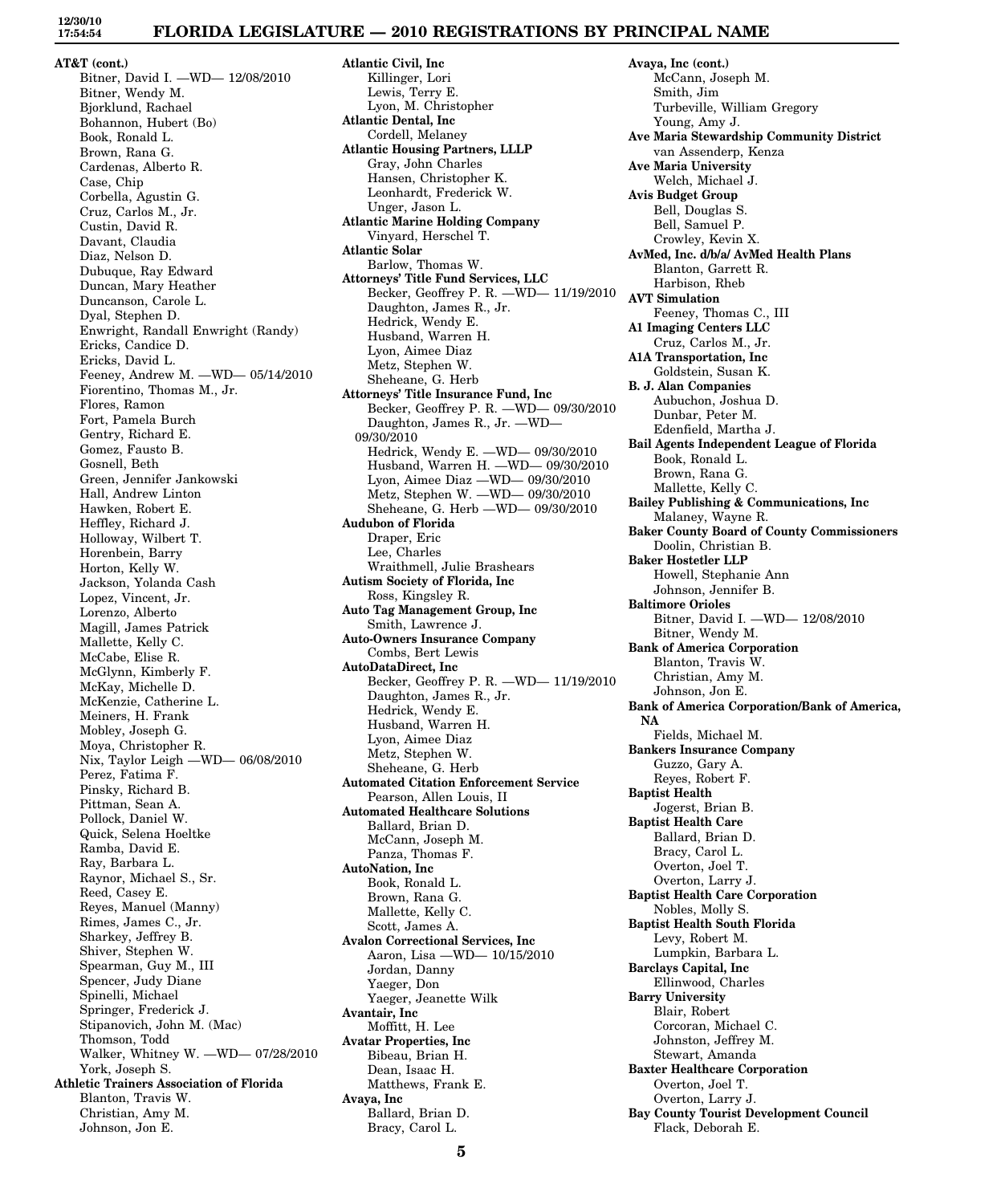**AT&T (cont.)**
Bitner, David I. —WD— 12/08/2010
Bitner, Wendy M.
Bjorklund, Rachael
Bohannon, Hubert (Bo)
Book, Ronald L.
Brown, Rana G.
Cardenas, Alberto R.
Case, Chip
Corbella, Agustin G.
Cruz, Carlos M., Jr.
Custin, David R.
Davant, Claudia
Diaz, Nelson D.
Dubuque, Ray Edward
Duncan, Mary Heather
Duncanson, Carole L.
Dyal, Stephen D.
Enwright, Randall Enwright (Randy)
Ericks, Candice D.
Ericks, David L.
Feeney, Andrew M. —WD— 05/14/2010
Fiorentino, Thomas M., Jr.
Flores, Ramon
Fort, Pamela Burch
Gentry, Richard E.
Gomez, Fausto B.
Gosnell, Beth
Green, Jennifer Jankowski
Hall, Andrew Linton
Hawken, Robert E.
Heffley, Richard J.
Holloway, Wilbert T.
Horenbein, Barry
Horton, Kelly W.
Jackson, Yolanda Cash
Lopez, Vincent, Jr.
Lorenzo, Alberto
Magill, James Patrick
Mallette, Kelly C.
McCabe, Elise R.
McGlynn, Kimberly F.
McKay, Michelle D.
McKenzie, Catherine L.
Meiners, H. Frank
Mobley, Joseph G.
Moya, Christopher R.
Nix, Taylor Leigh —WD— 06/08/2010
Perez, Fatima F.
Pinsky, Richard B.
Pittman, Sean A.
Pollock, Daniel W.
Quick, Selena Hoeltke
Ramba, David E.
Ray, Barbara L.
Raynor, Michael S., Sr.
Reed, Casey E.
Reyes, Manuel (Manny)
Rimes, James C., Jr.
Sharkey, Jeffrey B.
Shiver, Stephen W.
Spearman, Guy M., III
Spencer, Judy Diane
Spinelli, Michael
Springer, Frederick J.
Stipanovich, John M. (Mac)
Thomson, Todd
Walker, Whitney W. —WD— 07/28/2010
York, Joseph S.

**Athletic Trainers Association of Florida**
Blanton, Travis W.
Christian, Amy M.
Johnson, Jon E.

**Atlantic Civil, Inc**
Killinger, Lori
Lewis, Terry E.
Lyon, M. Christopher

**Atlantic Dental, Inc**
Cordell, Melaney

**Atlantic Housing Partners, LLLP**
Gray, John Charles
Hansen, Christopher K.
Leonhardt, Frederick W.
Unger, Jason L.

**Atlantic Marine Holding Company**
Vinyard, Herschel T.

**Atlantic Solar**
Barlow, Thomas W.

**Attorneys' Title Fund Services, LLC**
Becker, Geoffrey P. R. —WD— 11/19/2010
Daughton, James R., Jr.
Hedrick, Wendy E.
Husband, Warren H.
Lyon, Aimee Diaz
Metz, Stephen W.
Sheheane, G. Herb

**Attorneys' Title Insurance Fund, Inc**
Becker, Geoffrey P. R. —WD— 09/30/2010
Daughton, James R., Jr. —WD— 09/30/2010
Hedrick, Wendy E. —WD— 09/30/2010
Husband, Warren H. —WD— 09/30/2010
Lyon, Aimee Diaz —WD— 09/30/2010
Metz, Stephen W. —WD— 09/30/2010
Sheheane, G. Herb —WD— 09/30/2010

**Audubon of Florida**
Draper, Eric
Lee, Charles
Wraithmell, Julie Brashears

**Autism Society of Florida, Inc**
Ross, Kingsley R.

**Auto Tag Management Group, Inc**
Smith, Lawrence J.

**Auto-Owners Insurance Company**
Combs, Bert Lewis

**AutoDataDirect, Inc**
Becker, Geoffrey P. R. —WD— 11/19/2010
Daughton, James R., Jr.
Hedrick, Wendy E.
Husband, Warren H.
Lyon, Aimee Diaz
Metz, Stephen W.
Sheheane, G. Herb

**Automated Citation Enforcement Service**
Pearson, Allen Louis, II

**Automated Healthcare Solutions**
Ballard, Brian D.
McCann, Joseph M.
Panza, Thomas F.

**AutoNation, Inc**
Book, Ronald L.
Brown, Rana G.
Mallette, Kelly C.
Scott, James A.

**Avalon Correctional Services, Inc**
Aaron, Lisa —WD— 10/15/2010
Jordan, Danny
Yaeger, Don
Yaeger, Jeanette Wilk

**Avantair, Inc**
Moffitt, H. Lee

**Avatar Properties, Inc**
Bibeau, Brian H.
Dean, Isaac H.
Matthews, Frank E.

**Avaya, Inc**
Ballard, Brian D.
Bracy, Carol L.

**Avaya, Inc (cont.)**
McCann, Joseph M.
Smith, Jim
Turbeville, William Gregory
Young, Amy J.

**Ave Maria Stewardship Community District**
van Assenderp, Kenza

**Ave Maria University**
Welch, Michael J.

**Avis Budget Group**
Bell, Douglas S.
Bell, Samuel P.
Crowley, Kevin X.

**AvMed, Inc. d/b/a/ AvMed Health Plans**
Blanton, Garrett R.
Harbison, Rheb

**AVT Simulation**
Feeney, Thomas C., III

**A1 Imaging Centers LLC**
Cruz, Carlos M., Jr.

**A1A Transportation, Inc**
Goldstein, Susan K.

**B. J. Alan Companies**
Aubuchon, Joshua D.
Dunbar, Peter M.
Edenfield, Martha J.

**Bail Agents Independent League of Florida**
Book, Ronald L.
Brown, Rana G.
Mallette, Kelly C.

**Bailey Publishing & Communications, Inc**
Malaney, Wayne R.

**Baker County Board of County Commissioners**
Doolin, Christian B.

**Baker Hostetler LLP**
Howell, Stephanie Ann
Johnson, Jennifer B.

**Baltimore Orioles**
Bitner, David I. —WD— 12/08/2010
Bitner, Wendy M.

**Bank of America Corporation**
Blanton, Travis W.
Christian, Amy M.
Johnson, Jon E.

**Bank of America Corporation/Bank of America, NA**
Fields, Michael M.

**Bankers Insurance Company**
Guzzo, Gary A.
Reyes, Robert F.

**Baptist Health**
Jogerst, Brian B.

**Baptist Health Care**
Ballard, Brian D.
Bracy, Carol L.
Overton, Joel T.
Overton, Larry J.

**Baptist Health Care Corporation**
Nobles, Molly S.

**Baptist Health South Florida**
Levy, Robert M.
Lumpkin, Barbara L.

**Barclays Capital, Inc**
Ellinwood, Charles

**Barry University**
Blair, Robert
Corcoran, Michael C.
Johnston, Jeffrey M.
Stewart, Amanda

**Baxter Healthcare Corporation**
Overton, Joel T.
Overton, Larry J.

**Bay County Tourist Development Council**
Flack, Deborah E.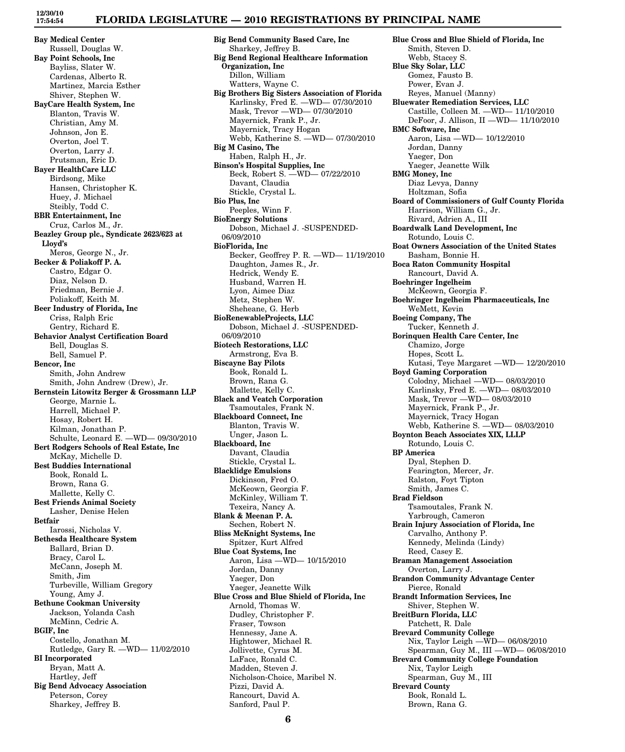**Bay Medical Center**
Russell, Douglas W.

**Bay Point Schools, Inc**
Bayliss, Slater W.
Cardenas, Alberto R.
Martinez, Marcia Esther
Shiver, Stephen W.

**BayCare Health System, Inc**
Blanton, Travis W.
Christian, Amy M.
Johnson, Jon E.
Overton, Joel T.
Overton, Larry J.
Prutsman, Eric D.

**Bayer HealthCare LLC**
Birdsong, Mike
Hansen, Christopher K.
Huey, J. Michael
Steibly, Todd C.

**BBR Entertainment, Inc**
Cruz, Carlos M., Jr.

**Beazley Group plc., Syndicate 2623/623 at Lloyd's**
Meros, George N., Jr.

**Becker & Poliakoff P. A.**
Castro, Edgar O.
Diaz, Nelson D.
Friedman, Bernie J.
Poliakoff, Keith M.

**Beer Industry of Florida, Inc**
Criss, Ralph Eric
Gentry, Richard E.

**Behavior Analyst Certification Board**
Bell, Douglas S.
Bell, Samuel P.

**Bencor, Inc**
Smith, John Andrew
Smith, John Andrew (Drew), Jr.

**Bernstein Litowitz Berger & Grossmann LLP**
George, Marnie L.
Harrell, Michael P.
Hosay, Robert H.
Kilman, Jonathan P.
Schulte, Leonard E. —WD— 09/30/2010

**Bert Rodgers Schools of Real Estate, Inc**
McKay, Michelle D.

**Best Buddies International**
Book, Ronald L.
Brown, Rana G.
Mallette, Kelly C.

**Best Friends Animal Society**
Lasher, Denise Helen

**Betfair**
Iarossi, Nicholas V.

**Bethesda Healthcare System**
Ballard, Brian D.
Bracy, Carol L.
McCann, Joseph M.
Smith, Jim
Turbeville, William Gregory
Young, Amy J.

**Bethune Cookman University**
Jackson, Yolanda Cash
McMinn, Cedric A.

**BGIF, Inc**
Costello, Jonathan M.
Rutledge, Gary R. —WD— 11/02/2010

**BI Incorporated**
Bryan, Matt A.
Hartley, Jeff

**Big Bend Advocacy Association**
Peterson, Corey
Sharkey, Jeffrey B.

**Big Bend Community Based Care, Inc**
Sharkey, Jeffrey B.

**Big Bend Regional Healthcare Information Organization, Inc**
Dillon, William
Watters, Wayne C.

**Big Brothers Big Sisters Association of Florida**
Karlinsky, Fred E. —WD— 07/30/2010
Mask, Trevor —WD— 07/30/2010
Mayernick, Frank P., Jr.
Mayernick, Tracy Hogan
Webb, Katherine S. —WD— 07/30/2010

**Big M Casino, The**
Haben, Ralph H., Jr.

**Binson's Hospital Supplies, Inc**
Beck, Robert S. —WD— 07/22/2010
Davant, Claudia
Stickle, Crystal L.

**Bio Plus, Inc**
Peeples, Winn F.

**BioEnergy Solutions**
Dobson, Michael J. -SUSPENDED- 06/09/2010

**BioFlorida, Inc**
Becker, Geoffrey P. R. —WD— 11/19/2010
Daughton, James R., Jr.
Hedrick, Wendy E.
Husband, Warren H.
Lyon, Aimee Diaz
Metz, Stephen W.
Sheheane, G. Herb

**BioRenewableProjects, LLC**
Dobson, Michael J. -SUSPENDED- 06/09/2010

**Biotech Restorations, LLC**
Armstrong, Eva B.

**Biscayne Bay Pilots**
Book, Ronald L.
Brown, Rana G.
Mallette, Kelly C.

**Black and Veatch Corporation**
Tsamoutales, Frank N.

**Blackboard Connect, Inc**
Blanton, Travis W.
Unger, Jason L.

**Blackboard, Inc**
Davant, Claudia
Stickle, Crystal L.

**Blacklidge Emulsions**
Dickinson, Fred O.
McKeown, Georgia F.
McKinley, William T.
Texeira, Nancy A.

**Blank & Meenan P. A.**
Sechen, Robert N.

**Bliss McKnight Systems, Inc**
Spitzer, Kurt Alfred

**Blue Coat Systems, Inc**
Aaron, Lisa —WD— 10/15/2010
Jordan, Danny
Yaeger, Don
Yaeger, Jeanette Wilk

**Blue Cross and Blue Shield of Florida, Inc**
Arnold, Thomas W.
Dudley, Christopher F.
Fraser, Towson
Hennessy, Jane A.
Hightower, Michael R.
Jollivette, Cyrus M.
LaFace, Ronald C.
Madden, Steven J.
Nicholson-Choice, Maribel N.
Pizzi, David A.
Rancourt, David A.
Sanford, Paul P.
Smith, Steven D.
Webb, Stacey S.

**Blue Sky Solar, LLC**
Gomez, Fausto B.
Power, Evan J.
Reyes, Manuel (Manny)

**Bluewater Remediation Services, LLC**
Castille, Colleen M. —WD— 11/10/2010
DeFoor, J. Allison, II —WD— 11/10/2010

**BMC Software, Inc**
Aaron, Lisa —WD— 10/12/2010
Jordan, Danny
Yaeger, Don
Yaeger, Jeanette Wilk

**BMG Money, Inc**
Diaz Levya, Danny
Holtzman, Sofia

**Board of Commissioners of Gulf County Florida**
Harrison, William G., Jr.
Rivard, Adrien A., III

**Boardwalk Land Development, Inc**
Rotundo, Louis C.

**Boat Owners Association of the United States**
Basham, Bonnie H.

**Boca Raton Community Hospital**
Rancourt, David A.

**Boehringer Ingelheim**
McKeown, Georgia F.

**Boehringer Ingelheim Pharmaceuticals, Inc**
WeMett, Kevin

**Boeing Company, The**
Tucker, Kenneth J.

**Borinquen Health Care Center, Inc**
Chamizo, Jorge
Hopes, Scott L.
Kutasi, Teye Margaret —WD— 12/20/2010

**Boyd Gaming Corporation**
Colodny, Michael —WD— 08/03/2010
Karlinsky, Fred E. —WD— 08/03/2010
Mask, Trevor —WD— 08/03/2010
Mayernick, Frank P., Jr.
Mayernick, Tracy Hogan
Webb, Katherine S. —WD— 08/03/2010

**Boynton Beach Associates XIX, LLLP**
Rotundo, Louis C.

**BP America**
Dyal, Stephen D.
Fearington, Mercer, Jr.
Ralston, Foyt Tipton
Smith, James C.

**Brad Fieldson**
Tsamoutales, Frank N.
Yarbrough, Cameron

**Brain Injury Association of Florida, Inc**
Carvalho, Anthony P.
Kennedy, Melinda (Lindy)
Reed, Casey E.

**Braman Management Association**
Overton, Larry J.

**Brandon Community Advantage Center**
Pierce, Ronald

**Brandt Information Services, Inc**
Shiver, Stephen W.

**BreitBurn Florida, LLC**
Patchett, R. Dale

**Brevard Community College**
Nix, Taylor Leigh —WD— 06/08/2010
Spearman, Guy M., III —WD— 06/08/2010

**Brevard Community College Foundation**
Nix, Taylor Leigh
Spearman, Guy M., III

**Brevard County**
Book, Ronald L.
Brown, Rana G.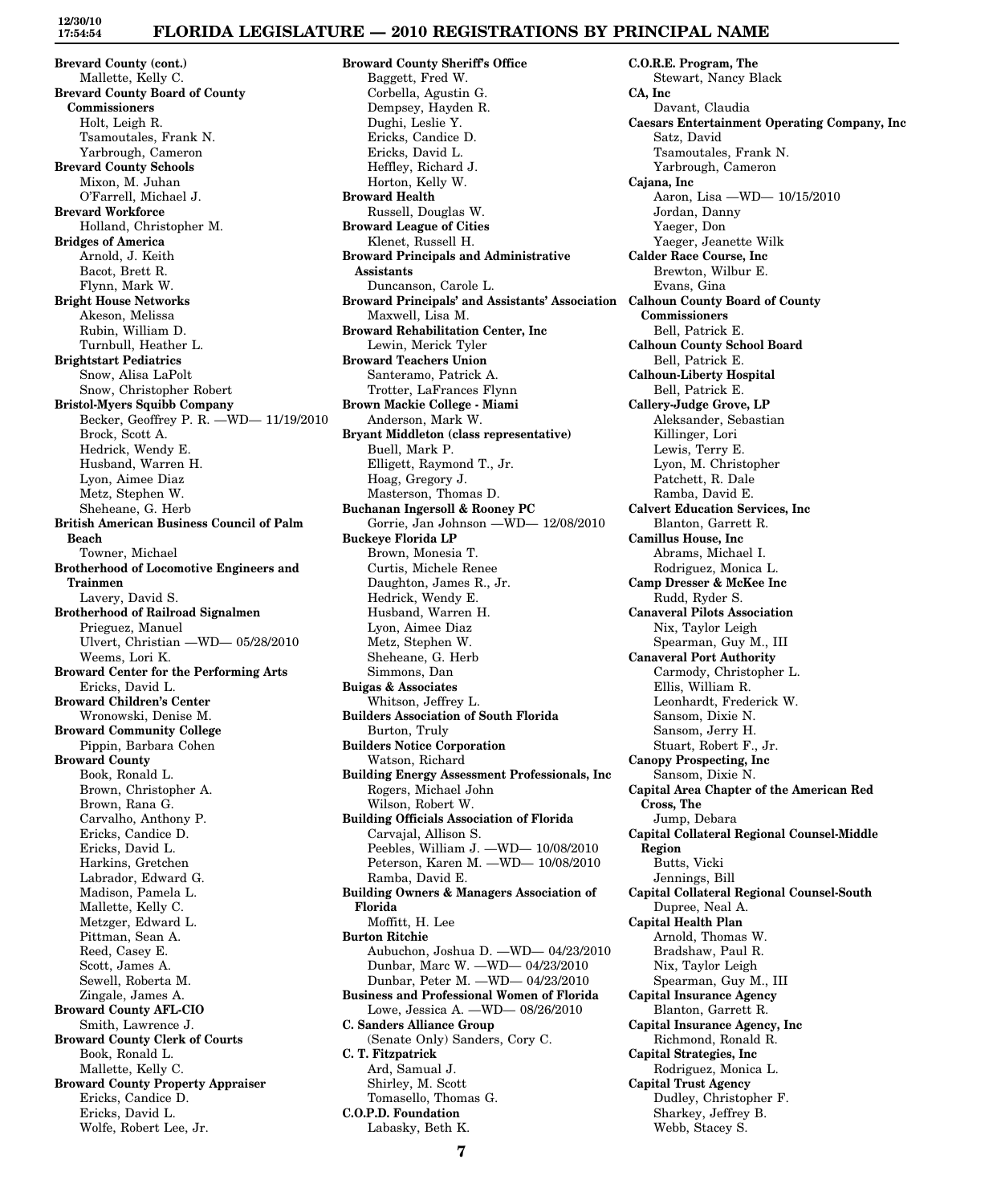**Brevard County (cont.)**
Mallette, Kelly C.

**Brevard County Board of County Commissioners**
Holt, Leigh R.
Tsamoutales, Frank N.
Yarbrough, Cameron

**Brevard County Schools**
Mixon, M. Juhan
O'Farrell, Michael J.

**Brevard Workforce**
Holland, Christopher M.

**Bridges of America**
Arnold, J. Keith
Bacot, Brett R.
Flynn, Mark W.

**Bright House Networks**
Akeson, Melissa
Rubin, William D.
Turnbull, Heather L.

**Brightstart Pediatrics**
Snow, Alisa LaPolt
Snow, Christopher Robert

**Bristol-Myers Squibb Company**
Becker, Geoffrey P. R. —WD— 11/19/2010
Brock, Scott A.
Hedrick, Wendy E.
Husband, Warren H.
Lyon, Aimee Diaz
Metz, Stephen W.
Sheheane, G. Herb

**British American Business Council of Palm Beach**
Towner, Michael

**Brotherhood of Locomotive Engineers and Trainmen**
Lavery, David S.

**Brotherhood of Railroad Signalmen**
Prieguez, Manuel
Ulvert, Christian —WD— 05/28/2010
Weems, Lori K.

**Broward Center for the Performing Arts**
Ericks, David L.

**Broward Children's Center**
Wronowski, Denise M.

**Broward Community College**
Pippin, Barbara Cohen

**Broward County**
Book, Ronald L.
Brown, Christopher A.
Brown, Rana G.
Carvalho, Anthony P.
Ericks, Candice D.
Ericks, David L.
Harkins, Gretchen
Labrador, Edward G.
Madison, Pamela L.
Mallette, Kelly C.
Metzger, Edward L.
Pittman, Sean A.
Reed, Casey E.
Scott, James A.
Sewell, Roberta M.
Zingale, James A.

**Broward County AFL-CIO**
Smith, Lawrence J.

**Broward County Clerk of Courts**
Book, Ronald L.
Mallette, Kelly C.

**Broward County Property Appraiser**
Ericks, Candice D.
Ericks, David L.
Wolfe, Robert Lee, Jr.

**Broward County Sheriff's Office**
Baggett, Fred W.
Corbella, Agustin G.
Dempsey, Hayden R.
Dughi, Leslie Y.
Ericks, Candice D.
Ericks, David L.
Heffley, Richard J.
Horton, Kelly W.

**Broward Health**
Russell, Douglas W.

**Broward League of Cities**
Klenet, Russell H.

**Broward Principals and Administrative Assistants**
Duncanson, Carole L.

**Broward Principals' and Assistants' Association**
Maxwell, Lisa M.

**Broward Rehabilitation Center, Inc**
Lewin, Merick Tyler

**Broward Teachers Union**
Santeramo, Patrick A.
Trotter, LaFrances Flynn

**Brown Mackie College - Miami**
Anderson, Mark W.

**Bryant Middleton (class representative)**
Buell, Mark P.
Elligett, Raymond T., Jr.
Hoag, Gregory J.
Masterson, Thomas D.

**Buchanan Ingersoll & Rooney PC**
Gorrie, Jan Johnson —WD— 12/08/2010

**Buckeye Florida LP**
Brown, Monesia T.
Curtis, Michele Renee
Daughton, James R., Jr.
Hedrick, Wendy E.
Husband, Warren H.
Lyon, Aimee Diaz
Metz, Stephen W.
Sheheane, G. Herb
Simmons, Dan

**Buigas & Associates**
Whitson, Jeffrey L.

**Builders Association of South Florida**
Burton, Truly

**Builders Notice Corporation**
Watson, Richard

**Building Energy Assessment Professionals, Inc**
Rogers, Michael John
Wilson, Robert W.

**Building Officials Association of Florida**
Carvajal, Allison S.
Peebles, William J. —WD— 10/08/2010
Peterson, Karen M. —WD— 10/08/2010
Ramba, David E.

**Building Owners & Managers Association of Florida**
Moffitt, H. Lee

**Burton Ritchie**
Aubuchon, Joshua D. —WD— 04/23/2010
Dunbar, Marc W. —WD— 04/23/2010
Dunbar, Peter M. —WD— 04/23/2010

**Business and Professional Women of Florida**
Lowe, Jessica A. —WD— 08/26/2010

**C. Sanders Alliance Group**
(Senate Only) Sanders, Cory C.

**C. T. Fitzpatrick**
Ard, Samual J.
Shirley, M. Scott
Tomasello, Thomas G.

**C.O.P.D. Foundation**
Labasky, Beth K.

**C.O.R.E. Program, The**
Stewart, Nancy Black

**CA, Inc**
Davant, Claudia

**Caesars Entertainment Operating Company, Inc**
Satz, David
Tsamoutales, Frank N.
Yarbrough, Cameron

**Cajana, Inc**
Aaron, Lisa —WD— 10/15/2010
Jordan, Danny
Yaeger, Don
Yaeger, Jeanette Wilk

**Calder Race Course, Inc**
Brewton, Wilbur E.
Evans, Gina

**Calhoun County Board of County Commissioners**
Bell, Patrick E.

**Calhoun County School Board**
Bell, Patrick E.

**Calhoun-Liberty Hospital**
Bell, Patrick E.

**Callery-Judge Grove, LP**
Aleksander, Sebastian
Killinger, Lori
Lewis, Terry E.
Lyon, M. Christopher
Patchett, R. Dale
Ramba, David E.

**Calvert Education Services, Inc**
Blanton, Garrett R.

**Camillus House, Inc**
Abrams, Michael I.
Rodriguez, Monica L.

**Camp Dresser & McKee Inc**
Rudd, Ryder S.

**Canaveral Pilots Association**
Nix, Taylor Leigh
Spearman, Guy M., III

**Canaveral Port Authority**
Carmody, Christopher L.
Ellis, William R.
Leonhardt, Frederick W.
Sansom, Dixie N.
Sansom, Jerry H.
Stuart, Robert F., Jr.

**Canopy Prospecting, Inc**
Sansom, Dixie N.

**Capital Area Chapter of the American Red Cross, The**
Jump, Debara

**Capital Collateral Regional Counsel-Middle Region**
Butts, Vicki
Jennings, Bill

**Capital Collateral Regional Counsel-South**
Dupree, Neal A.

**Capital Health Plan**
Arnold, Thomas W.
Bradshaw, Paul R.
Nix, Taylor Leigh
Spearman, Guy M., III

**Capital Insurance Agency**
Blanton, Garrett R.

**Capital Insurance Agency, Inc**
Richmond, Ronald R.

**Capital Strategies, Inc**
Rodriguez, Monica L.

**Capital Trust Agency**
Dudley, Christopher F.
Sharkey, Jeffrey B.
Webb, Stacey S.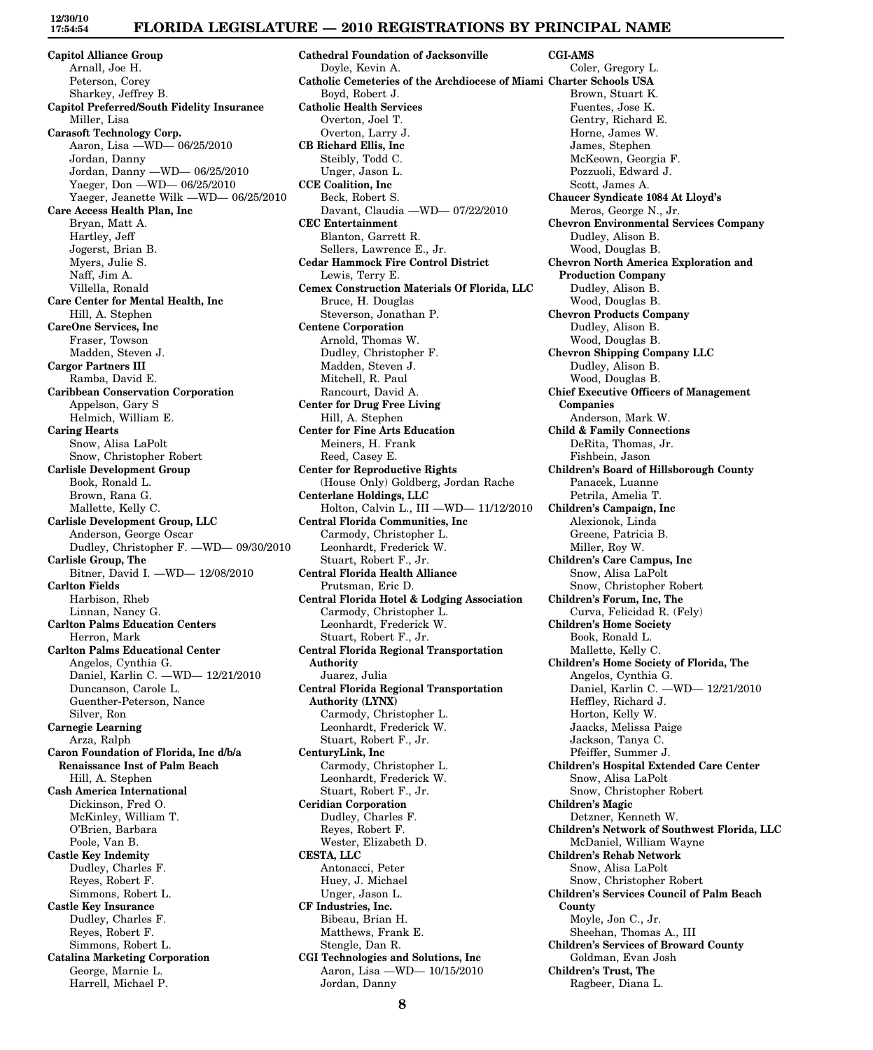**Capitol Alliance Group**
Arnall, Joe H.
Peterson, Corey
Sharkey, Jeffrey B.

**Capitol Preferred/South Fidelity Insurance**
Miller, Lisa

**Carasoft Technology Corp.**
Aaron, Lisa —WD— 06/25/2010
Jordan, Danny
Jordan, Danny —WD— 06/25/2010
Yaeger, Don —WD— 06/25/2010
Yaeger, Jeanette Wilk —WD— 06/25/2010

**Care Access Health Plan, Inc**
Bryan, Matt A.
Hartley, Jeff
Jogerst, Brian B.
Myers, Julie S.
Naff, Jim A.
Villella, Ronald

**Care Center for Mental Health, Inc**
Hill, A. Stephen

**CareOne Services, Inc**
Fraser, Towson
Madden, Steven J.

**Cargor Partners III**
Ramba, David E.

**Caribbean Conservation Corporation**
Appelson, Gary S
Helmich, William E.

**Caring Hearts**
Snow, Alisa LaPolt
Snow, Christopher Robert

**Carlisle Development Group**
Book, Ronald L.
Brown, Rana G.
Mallette, Kelly C.

**Carlisle Development Group, LLC**
Anderson, George Oscar
Dudley, Christopher F. —WD— 09/30/2010

**Carlisle Group, The**
Bitner, David I. —WD— 12/08/2010

**Carlton Fields**
Harbison, Rheb
Linnan, Nancy G.

**Carlton Palms Education Centers**
Herron, Mark

**Carlton Palms Educational Center**
Angelos, Cynthia G.
Daniel, Karlin C. —WD— 12/21/2010
Duncanson, Carole L.
Guenther-Peterson, Nance
Silver, Ron

**Carnegie Learning**
Arza, Ralph

**Caron Foundation of Florida, Inc d/b/a Renaissance Inst of Palm Beach**
Hill, A. Stephen

**Cash America International**
Dickinson, Fred O.
McKinley, William T.
O'Brien, Barbara
Poole, Van B.

**Castle Key Indemity**
Dudley, Charles F.
Reyes, Robert F.
Simmons, Robert L.

**Castle Key Insurance**
Dudley, Charles F.
Reyes, Robert F.
Simmons, Robert L.

**Catalina Marketing Corporation**
George, Marnie L.
Harrell, Michael P.

**Cathedral Foundation of Jacksonville**
Doyle, Kevin A.

**Catholic Cemeteries of the Archdiocese of Miami**
Boyd, Robert J.

**Catholic Health Services**
Overton, Joel T.
Overton, Larry J.

**CB Richard Ellis, Inc**
Steibly, Todd C.
Unger, Jason L.

**CCE Coalition, Inc**
Beck, Robert S.
Davant, Claudia —WD— 07/22/2010

**CEC Entertainment**
Blanton, Garrett R.
Sellers, Lawrence E., Jr.

**Cedar Hammock Fire Control District**
Lewis, Terry E.

**Cemex Construction Materials Of Florida, LLC**
Bruce, H. Douglas
Steverson, Jonathan P.

**Centene Corporation**
Arnold, Thomas W.
Dudley, Christopher F.
Madden, Steven J.
Mitchell, R. Paul
Rancourt, David A.

**Center for Drug Free Living**
Hill, A. Stephen

**Center for Fine Arts Education**
Meiners, H. Frank
Reed, Casey E.

**Center for Reproductive Rights**
(House Only) Goldberg, Jordan Rache

**Centerlane Holdings, LLC**
Holton, Calvin L., III —WD— 11/12/2010

**Central Florida Communities, Inc**
Carmody, Christopher L.
Leonhardt, Frederick W.
Stuart, Robert F., Jr.

**Central Florida Health Alliance**
Prutsman, Eric D.

**Central Florida Hotel & Lodging Association**
Carmody, Christopher L.
Leonhardt, Frederick W.
Stuart, Robert F., Jr.

**Central Florida Regional Transportation Authority**
Juarez, Julia

**Central Florida Regional Transportation Authority (LYNX)**
Carmody, Christopher L.
Leonhardt, Frederick W.
Stuart, Robert F., Jr.

**CenturyLink, Inc**
Carmody, Christopher L.
Leonhardt, Frederick W.
Stuart, Robert F., Jr.

**Ceridian Corporation**
Dudley, Charles F.
Reyes, Robert F.
Wester, Elizabeth D.

**CESTA, LLC**
Antonacci, Peter
Huey, J. Michael
Unger, Jason L.

**CF Industries, Inc.**
Bibeau, Brian H.
Matthews, Frank E.
Stengle, Dan R.

**CGI Technologies and Solutions, Inc**
Aaron, Lisa —WD— 10/15/2010
Jordan, Danny

**CGI-AMS**
Coler, Gregory L.

**Charter Schools USA**
Brown, Stuart K.
Fuentes, Jose K.
Gentry, Richard E.
Horne, James W.
James, Stephen
McKeown, Georgia F.
Pozzuoli, Edward J.
Scott, James A.

**Chaucer Syndicate 1084 At Lloyd's**
Meros, George N., Jr.

**Chevron Environmental Services Company**
Dudley, Alison B.
Wood, Douglas B.

**Chevron North America Exploration and Production Company**
Dudley, Alison B.
Wood, Douglas B.

**Chevron Products Company**
Dudley, Alison B.
Wood, Douglas B.

**Chevron Shipping Company LLC**
Dudley, Alison B.
Wood, Douglas B.

**Chief Executive Officers of Management Companies**
Anderson, Mark W.

**Child & Family Connections**
DeRita, Thomas, Jr.
Fishbein, Jason

**Children's Board of Hillsborough County**
Panacek, Luanne
Petrila, Amelia T.

**Children's Campaign, Inc**
Alexionok, Linda
Greene, Patricia B.
Miller, Roy W.

**Children's Care Campus, Inc**
Snow, Alisa LaPolt
Snow, Christopher Robert

**Children's Forum, Inc, The**
Curva, Felicidad R. (Fely)

**Children's Home Society**
Book, Ronald L.
Mallette, Kelly C.

**Children's Home Society of Florida, The**
Angelos, Cynthia G.
Daniel, Karlin C. —WD— 12/21/2010
Heffley, Richard J.
Horton, Kelly W.
Jaacks, Melissa Paige
Jackson, Tanya C.
Pfeiffer, Summer J.

**Children's Hospital Extended Care Center**
Snow, Alisa LaPolt
Snow, Christopher Robert

**Children's Magic**
Detzner, Kenneth W.

**Children's Network of Southwest Florida, LLC**
McDaniel, William Wayne

**Children's Rehab Network**
Snow, Alisa LaPolt
Snow, Christopher Robert

**Children's Services Council of Palm Beach County**
Moyle, Jon C., Jr.
Sheehan, Thomas A., III

**Children's Services of Broward County**
Goldman, Evan Josh

**Children's Trust, The**
Ragbeer, Diana L.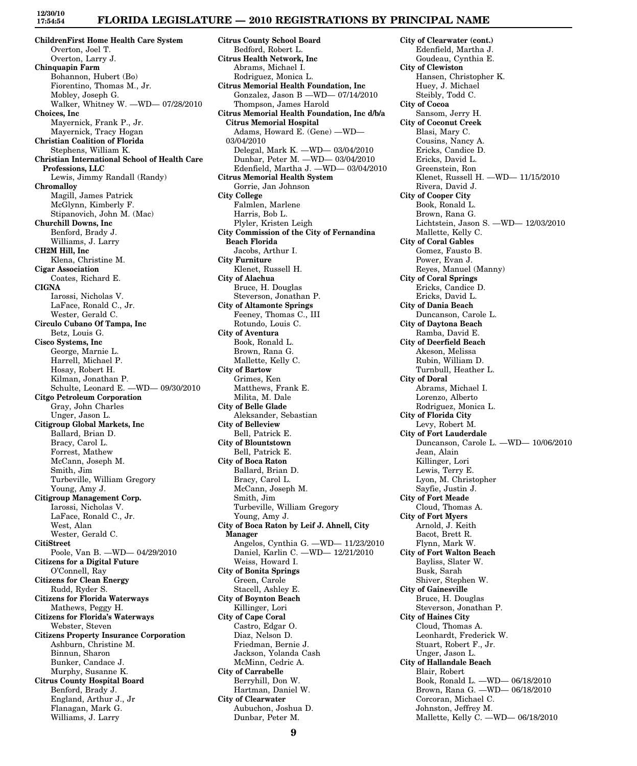**ChildrenFirst Home Health Care System**
Overton, Joel T.
Overton, Larry J.

**Chinquapin Farm**
Bohannon, Hubert (Bo)
Fiorentino, Thomas M., Jr.
Mobley, Joseph G.
Walker, Whitney W. —WD— 07/28/2010

**Choices, Inc**
Mayernick, Frank P., Jr.
Mayernick, Tracy Hogan

**Christian Coalition of Florida**
Stephens, William K.

**Christian International School of Health Care Professions, LLC**
Lewis, Jimmy Randall (Randy)

**Chromalloy**
Magill, James Patrick
McGlynn, Kimberly F.
Stipanovich, John M. (Mac)

**Churchill Downs, Inc**
Benford, Brady J.
Williams, J. Larry

**CH2M Hill, Inc**
Klena, Christine M.

**Cigar Association**
Coates, Richard E.

**CIGNA**
Iarossi, Nicholas V.
LaFace, Ronald C., Jr.
Wester, Gerald C.

**Circulo Cubano Of Tampa, Inc**
Betz, Louis G.

**Cisco Systems, Inc**
George, Marnie L.
Harrell, Michael P.
Hosay, Robert H.
Kilman, Jonathan P.
Schulte, Leonard E. —WD— 09/30/2010

**Citgo Petroleum Corporation**
Gray, John Charles
Unger, Jason L.

**Citigroup Global Markets, Inc**
Ballard, Brian D.
Bracy, Carol L.
Forrest, Mathew
McCann, Joseph M.
Smith, Jim
Turbeville, William Gregory
Young, Amy J.

**Citigroup Management Corp.**
Iarossi, Nicholas V.
LaFace, Ronald C., Jr.
West, Alan
Wester, Gerald C.

**CitiStreet**
Poole, Van B. —WD— 04/29/2010

**Citizens for a Digital Future**
O'Connell, Ray

**Citizens for Clean Energy**
Rudd, Ryder S.

**Citizens for Florida Waterways**
Mathews, Peggy H.

**Citizens for Florida's Waterways**
Webster, Steven

**Citizens Property Insurance Corporation**
Ashburn, Christine M.
Binnun, Sharon
Bunker, Candace J.
Murphy, Susanne K.

**Citrus County Hospital Board**
Benford, Brady J.
England, Arthur J., Jr
Flanagan, Mark G.
Williams, J. Larry

**Citrus County School Board**
Bedford, Robert L.

**Citrus Health Network, Inc**
Abrams, Michael I.
Rodriguez, Monica L.

**Citrus Memorial Health Foundation, Inc**
Gonzalez, Jason B —WD— 07/14/2010
Thompson, James Harold

**Citrus Memorial Health Foundation, Inc d/b/a Citrus Memorial Hospital**
Adams, Howard E. (Gene) —WD— 03/04/2010
Delegal, Mark K. —WD— 03/04/2010
Dunbar, Peter M. —WD— 03/04/2010
Edenfield, Martha J. —WD— 03/04/2010

**Citrus Memorial Health System**
Gorrie, Jan Johnson

**City College**
Falmlen, Marlene
Harris, Bob L.
Plyler, Kristen Leigh

**City Commission of the City of Fernandina Beach Florida**
Jacobs, Arthur I.

**City Furniture**
Klenet, Russell H.

**City of Alachua**
Bruce, H. Douglas
Steverson, Jonathan P.

**City of Altamonte Springs**
Feeney, Thomas C., III
Rotundo, Louis C.

**City of Aventura**
Book, Ronald L.
Brown, Rana G.
Mallette, Kelly C.

**City of Bartow**
Grimes, Ken
Matthews, Frank E.
Milita, M. Dale

**City of Belle Glade**
Aleksander, Sebastian

**City of Belleview**
Bell, Patrick E.

**City of Blountstown**
Bell, Patrick E.

**City of Boca Raton**
Ballard, Brian D.
Bracy, Carol L.
McCann, Joseph M.
Smith, Jim
Turbeville, William Gregory
Young, Amy J.

**City of Boca Raton by Leif J. Ahnell, City Manager**
Angelos, Cynthia G. —WD— 11/23/2010
Daniel, Karlin C. —WD— 12/21/2010
Weiss, Howard I.

**City of Bonita Springs**
Green, Carole
Stacell, Ashley E.

**City of Boynton Beach**
Killinger, Lori

**City of Cape Coral**
Castro, Edgar O.
Diaz, Nelson D.
Friedman, Bernie J.
Jackson, Yolanda Cash
McMinn, Cedric A.

**City of Carrabelle**
Berryhill, Don W.
Hartman, Daniel W.

**City of Clearwater**
Aubuchon, Joshua D.
Dunbar, Peter M.

**City of Clearwater (cont.)**
Edenfield, Martha J.
Goudeau, Cynthia E.

**City of Clewiston**
Hansen, Christopher K.
Huey, J. Michael
Steibly, Todd C.

**City of Cocoa**
Sansom, Jerry H.

**City of Coconut Creek**
Blasi, Mary C.
Cousins, Nancy A.
Ericks, Candice D.
Ericks, David L.
Greenstein, Ron
Klenet, Russell H. —WD— 11/15/2010
Rivera, David J.

**City of Cooper City**
Book, Ronald L.
Brown, Rana G.
Lichtstein, Jason S. —WD— 12/03/2010
Mallette, Kelly C.

**City of Coral Gables**
Gomez, Fausto B.
Power, Evan J.
Reyes, Manuel (Manny)

**City of Coral Springs**
Ericks, Candice D.
Ericks, David L.

**City of Dania Beach**
Duncanson, Carole L.

**City of Daytona Beach**
Ramba, David E.

**City of Deerfield Beach**
Akeson, Melissa
Rubin, William D.
Turnbull, Heather L.

**City of Doral**
Abrams, Michael I.
Lorenzo, Alberto
Rodriguez, Monica L.

**City of Florida City**
Levy, Robert M.

**City of Fort Lauderdale**
Duncanson, Carole L. —WD— 10/06/2010
Jean, Alain
Killinger, Lori
Lewis, Terry E.
Lyon, M. Christopher
Sayfie, Justin J.

**City of Fort Meade**
Cloud, Thomas A.

**City of Fort Myers**
Arnold, J. Keith
Bacot, Brett R.
Flynn, Mark W.

**City of Fort Walton Beach**
Bayliss, Slater W.
Busk, Sarah
Shiver, Stephen W.

**City of Gainesville**
Bruce, H. Douglas
Steverson, Jonathan P.

**City of Haines City**
Cloud, Thomas A.
Leonhardt, Frederick W.
Stuart, Robert F., Jr.
Unger, Jason L.

**City of Hallandale Beach**
Blair, Robert
Book, Ronald L. —WD— 06/18/2010
Brown, Rana G. —WD— 06/18/2010
Corcoran, Michael C.
Johnston, Jeffrey M.
Mallette, Kelly C. —WD— 06/18/2010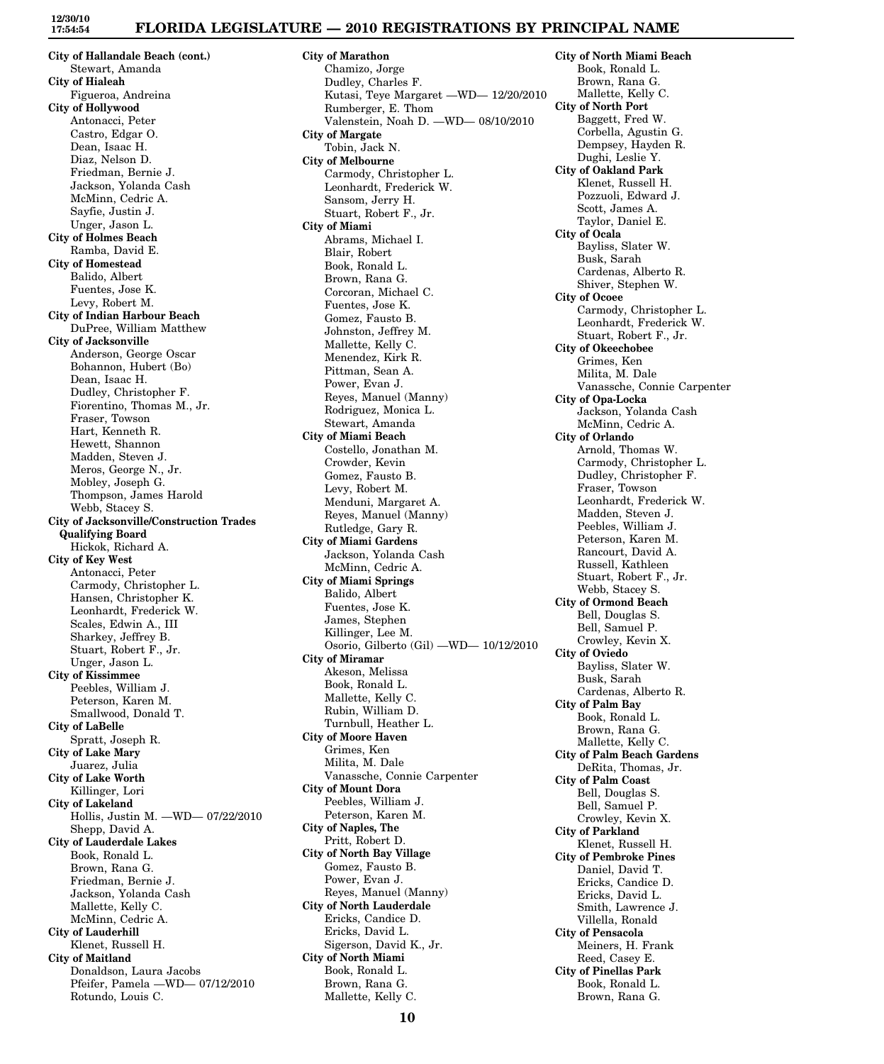**City of Hallandale Beach (cont.)**
Stewart, Amanda

**City of Hialeah**
Figueroa, Andreina

**City of Hollywood**
Antonacci, Peter
Castro, Edgar O.
Dean, Isaac H.
Diaz, Nelson D.
Friedman, Bernie J.
Jackson, Yolanda Cash
McMinn, Cedric A.
Sayfie, Justin J.
Unger, Jason L.

**City of Holmes Beach**
Ramba, David E.

**City of Homestead**
Balido, Albert
Fuentes, Jose K.
Levy, Robert M.

**City of Indian Harbour Beach**
DuPree, William Matthew

**City of Jacksonville**
Anderson, George Oscar
Bohannon, Hubert (Bo)
Dean, Isaac H.
Dudley, Christopher F.
Fiorentino, Thomas M., Jr.
Fraser, Towson
Hart, Kenneth R.
Hewett, Shannon
Madden, Steven J.
Meros, George N., Jr.
Mobley, Joseph G.
Thompson, James Harold
Webb, Stacey S.

**City of Jacksonville/Construction Trades Qualifying Board**
Hickok, Richard A.

**City of Key West**
Antonacci, Peter
Carmody, Christopher L.
Hansen, Christopher K.
Leonhardt, Frederick W.
Scales, Edwin A., III
Sharkey, Jeffrey B.
Stuart, Robert F., Jr.
Unger, Jason L.

**City of Kissimmee**
Peebles, William J.
Peterson, Karen M.
Smallwood, Donald T.

**City of LaBelle**
Spratt, Joseph R.

**City of Lake Mary**
Juarez, Julia

**City of Lake Worth**
Killinger, Lori

**City of Lakeland**
Hollis, Justin M. —WD— 07/22/2010
Shepp, David A.

**City of Lauderdale Lakes**
Book, Ronald L.
Brown, Rana G.
Friedman, Bernie J.
Jackson, Yolanda Cash
Mallette, Kelly C.
McMinn, Cedric A.

**City of Lauderhill**
Klenet, Russell H.

**City of Maitland**
Donaldson, Laura Jacobs
Pfeifer, Pamela —WD— 07/12/2010
Rotundo, Louis C.

**City of Marathon**
Chamizo, Jorge
Dudley, Charles F.
Kutasi, Teye Margaret —WD— 12/20/2010
Rumberger, E. Thom
Valenstein, Noah D. —WD— 08/10/2010

**City of Margate**
Tobin, Jack N.

**City of Melbourne**
Carmody, Christopher L.
Leonhardt, Frederick W.
Sansom, Jerry H.
Stuart, Robert F., Jr.

**City of Miami**
Abrams, Michael I.
Blair, Robert
Book, Ronald L.
Brown, Rana G.
Corcoran, Michael C.
Fuentes, Jose K.
Gomez, Fausto B.
Johnston, Jeffrey M.
Mallette, Kelly C.
Menendez, Kirk R.
Pittman, Sean A.
Power, Evan J.
Reyes, Manuel (Manny)
Rodriguez, Monica L.
Stewart, Amanda

**City of Miami Beach**
Costello, Jonathan M.
Crowder, Kevin
Gomez, Fausto B.
Levy, Robert M.
Menduni, Margaret A.
Reyes, Manuel (Manny)
Rutledge, Gary R.

**City of Miami Gardens**
Jackson, Yolanda Cash
McMinn, Cedric A.

**City of Miami Springs**
Balido, Albert
Fuentes, Jose K.
James, Stephen
Killinger, Lee M.
Osorio, Gilberto (Gil) —WD— 10/12/2010

**City of Miramar**
Akeson, Melissa
Book, Ronald L.
Mallette, Kelly C.
Rubin, William D.
Turnbull, Heather L.

**City of Moore Haven**
Grimes, Ken
Milita, M. Dale
Vanassche, Connie Carpenter

**City of Mount Dora**
Peebles, William J.
Peterson, Karen M.

**City of Naples, The**
Pritt, Robert D.

**City of North Bay Village**
Gomez, Fausto B.
Power, Evan J.
Reyes, Manuel (Manny)

**City of North Lauderdale**
Ericks, Candice D.
Ericks, David L.
Sigerson, David K., Jr.

**City of North Miami**
Book, Ronald L.
Brown, Rana G.
Mallette, Kelly C.

**City of North Miami Beach**
Book, Ronald L.
Brown, Rana G.
Mallette, Kelly C.

**City of North Port**
Baggett, Fred W.
Corbella, Agustin G.
Dempsey, Hayden R.
Dughi, Leslie Y.

**City of Oakland Park**
Klenet, Russell H.
Pozzuoli, Edward J.
Scott, James A.
Taylor, Daniel E.

**City of Ocala**
Bayliss, Slater W.
Busk, Sarah
Cardenas, Alberto R.
Shiver, Stephen W.

**City of Ocoee**
Carmody, Christopher L.
Leonhardt, Frederick W.
Stuart, Robert F., Jr.

**City of Okeechobee**
Grimes, Ken
Milita, M. Dale
Vanassche, Connie Carpenter

**City of Opa-Locka**
Jackson, Yolanda Cash
McMinn, Cedric A.

**City of Orlando**
Arnold, Thomas W.
Carmody, Christopher L.
Dudley, Christopher F.
Fraser, Towson
Leonhardt, Frederick W.
Madden, Steven J.
Peebles, William J.
Peterson, Karen M.
Rancourt, David A.
Russell, Kathleen
Stuart, Robert F., Jr.
Webb, Stacey S.

**City of Ormond Beach**
Bell, Douglas S.
Bell, Samuel P.
Crowley, Kevin X.

**City of Oviedo**
Bayliss, Slater W.
Busk, Sarah
Cardenas, Alberto R.

**City of Palm Bay**
Book, Ronald L.
Brown, Rana G.
Mallette, Kelly C.

**City of Palm Beach Gardens**
DeRita, Thomas, Jr.

**City of Palm Coast**
Bell, Douglas S.
Bell, Samuel P.
Crowley, Kevin X.

**City of Parkland**
Klenet, Russell H.

**City of Pembroke Pines**
Daniel, David T.
Ericks, Candice D.
Ericks, David L.
Smith, Lawrence J.
Villella, Ronald

**City of Pensacola**
Meiners, H. Frank
Reed, Casey E.

**City of Pinellas Park**
Book, Ronald L.
Brown, Rana G.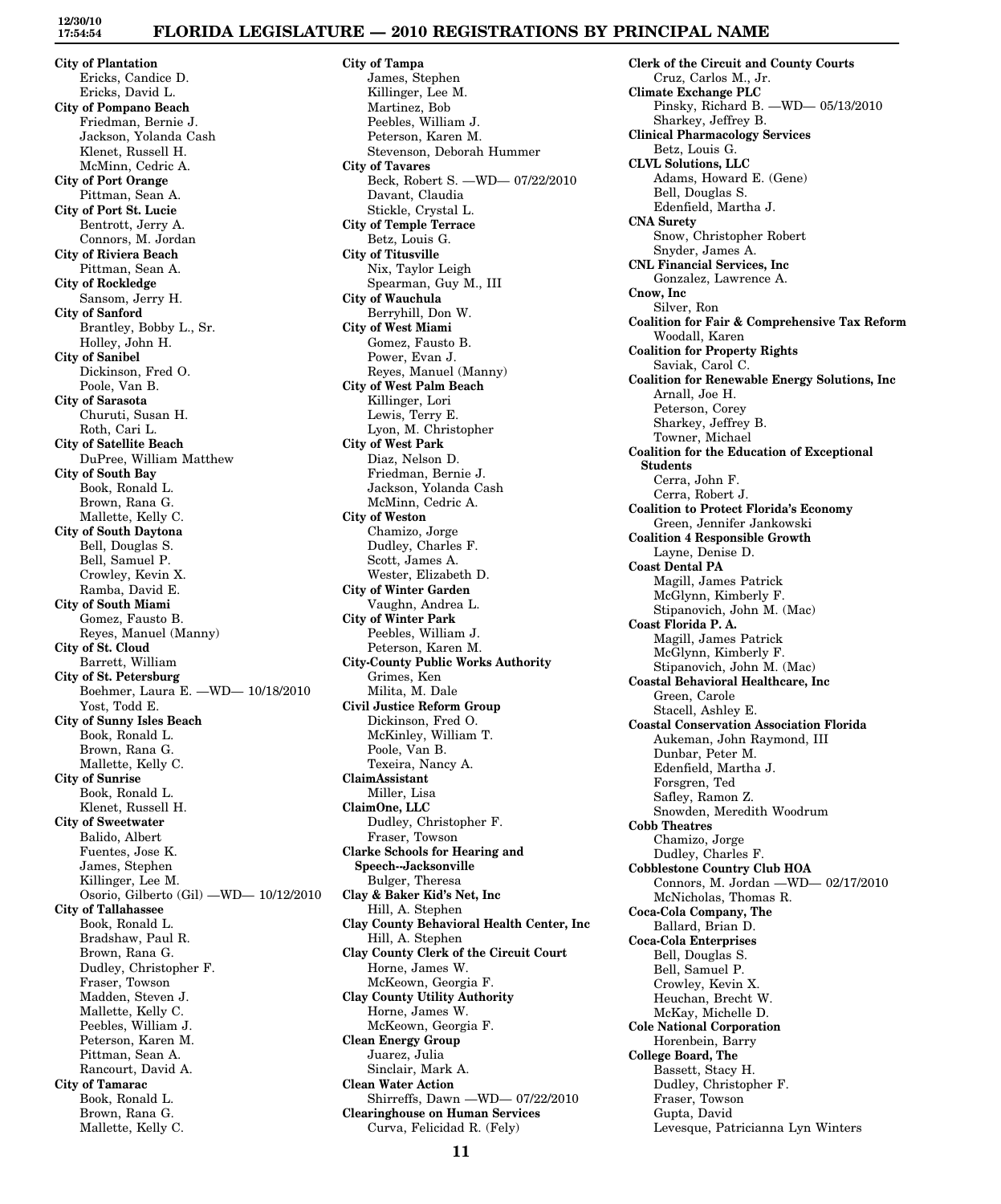**City of Plantation**
Ericks, Candice D.
Ericks, David L.

**City of Pompano Beach**
Friedman, Bernie J.
Jackson, Yolanda Cash
Klenet, Russell H.
McMinn, Cedric A.

**City of Port Orange**
Pittman, Sean A.

**City of Port St. Lucie**
Bentrott, Jerry A.
Connors, M. Jordan

**City of Riviera Beach**
Pittman, Sean A.

**City of Rockledge**
Sansom, Jerry H.

**City of Sanford**
Brantley, Bobby L., Sr.
Holley, John H.

**City of Sanibel**
Dickinson, Fred O.
Poole, Van B.

**City of Sarasota**
Churuti, Susan H.
Roth, Cari L.

**City of Satellite Beach**
DuPree, William Matthew

**City of South Bay**
Book, Ronald L.
Brown, Rana G.
Mallette, Kelly C.

**City of South Daytona**
Bell, Douglas S.
Bell, Samuel P.
Crowley, Kevin X.
Ramba, David E.

**City of South Miami**
Gomez, Fausto B.
Reyes, Manuel (Manny)

**City of St. Cloud**
Barrett, William

**City of St. Petersburg**
Boehmer, Laura E. —WD— 10/18/2010
Yost, Todd E.

**City of Sunny Isles Beach**
Book, Ronald L.
Brown, Rana G.
Mallette, Kelly C.

**City of Sunrise**
Book, Ronald L.
Klenet, Russell H.

**City of Sweetwater**
Balido, Albert
Fuentes, Jose K.
James, Stephen
Killinger, Lee M.
Osorio, Gilberto (Gil) —WD— 10/12/2010

**City of Tallahassee**
Book, Ronald L.
Bradshaw, Paul R.
Brown, Rana G.
Dudley, Christopher F.
Fraser, Towson
Madden, Steven J.
Mallette, Kelly C.
Peebles, William J.
Peterson, Karen M.
Pittman, Sean A.
Rancourt, David A.

**City of Tamarac**
Book, Ronald L.
Brown, Rana G.
Mallette, Kelly C.

**City of Tampa**
James, Stephen
Killinger, Lee M.
Martinez, Bob
Peebles, William J.
Peterson, Karen M.
Stevenson, Deborah Hummer

**City of Tavares**
Beck, Robert S. —WD— 07/22/2010
Davant, Claudia
Stickle, Crystal L.

**City of Temple Terrace**
Betz, Louis G.

**City of Titusville**
Nix, Taylor Leigh
Spearman, Guy M., III

**City of Wauchula**
Berryhill, Don W.

**City of West Miami**
Gomez, Fausto B.
Power, Evan J.
Reyes, Manuel (Manny)

**City of West Palm Beach**
Killinger, Lori
Lewis, Terry E.
Lyon, M. Christopher

**City of West Park**
Diaz, Nelson D.
Friedman, Bernie J.
Jackson, Yolanda Cash
McMinn, Cedric A.

**City of Weston**
Chamizo, Jorge
Dudley, Charles F.
Scott, James A.
Wester, Elizabeth D.

**City of Winter Garden**
Vaughn, Andrea L.

**City of Winter Park**
Peebles, William J.
Peterson, Karen M.

**City-County Public Works Authority**
Grimes, Ken
Milita, M. Dale

**Civil Justice Reform Group**
Dickinson, Fred O.
McKinley, William T.
Poole, Van B.
Texeira, Nancy A.

**ClaimAssistant**
Miller, Lisa

**ClaimOne, LLC**
Dudley, Christopher F.
Fraser, Towson

**Clarke Schools for Hearing and Speech--Jacksonville**
Bulger, Theresa

**Clay & Baker Kid's Net, Inc**
Hill, A. Stephen

**Clay County Behavioral Health Center, Inc**
Hill, A. Stephen

**Clay County Clerk of the Circuit Court**
Horne, James W.
McKeown, Georgia F.

**Clay County Utility Authority**
Horne, James W.
McKeown, Georgia F.

**Clean Energy Group**
Juarez, Julia
Sinclair, Mark A.

**Clean Water Action**
Shirreffs, Dawn —WD— 07/22/2010

**Clearinghouse on Human Services**
Curva, Felicidad R. (Fely)

**Clerk of the Circuit and County Courts**
Cruz, Carlos M., Jr.

**Climate Exchange PLC**
Pinsky, Richard B. —WD— 05/13/2010
Sharkey, Jeffrey B.

**Clinical Pharmacology Services**
Betz, Louis G.

**CLVL Solutions, LLC**
Adams, Howard E. (Gene)
Bell, Douglas S.
Edenfield, Martha J.

**CNA Surety**
Snow, Christopher Robert
Snyder, James A.

**CNL Financial Services, Inc**
Gonzalez, Lawrence A.

**Cnow, Inc**
Silver, Ron

**Coalition for Fair & Comprehensive Tax Reform**
Woodall, Karen

**Coalition for Property Rights**
Saviak, Carol C.

**Coalition for Renewable Energy Solutions, Inc**
Arnall, Joe H.
Peterson, Corey
Sharkey, Jeffrey B.
Towner, Michael

**Coalition for the Education of Exceptional Students**
Cerra, John F.
Cerra, Robert J.

**Coalition to Protect Florida's Economy**
Green, Jennifer Jankowski

**Coalition 4 Responsible Growth**
Layne, Denise D.

**Coast Dental PA**
Magill, James Patrick
McGlynn, Kimberly F.
Stipanovich, John M. (Mac)

**Coast Florida P. A.**
Magill, James Patrick
McGlynn, Kimberly F.
Stipanovich, John M. (Mac)

**Coastal Behavioral Healthcare, Inc**
Green, Carole
Stacell, Ashley E.

**Coastal Conservation Association Florida**
Aukeman, John Raymond, III
Dunbar, Peter M.
Edenfield, Martha J.
Forsgren, Ted
Safley, Ramon Z.
Snowden, Meredith Woodrum

**Cobb Theatres**
Chamizo, Jorge
Dudley, Charles F.

**Cobblestone Country Club HOA**
Connors, M. Jordan —WD— 02/17/2010
McNicholas, Thomas R.

**Coca-Cola Company, The**
Ballard, Brian D.

**Coca-Cola Enterprises**
Bell, Douglas S.
Bell, Samuel P.
Crowley, Kevin X.
Heuchan, Brecht W.
McKay, Michelle D.

**Cole National Corporation**
Horenbein, Barry

**College Board, The**
Bassett, Stacy H.
Dudley, Christopher F.
Fraser, Towson
Gupta, David
Levesque, Patricianna Lyn Winters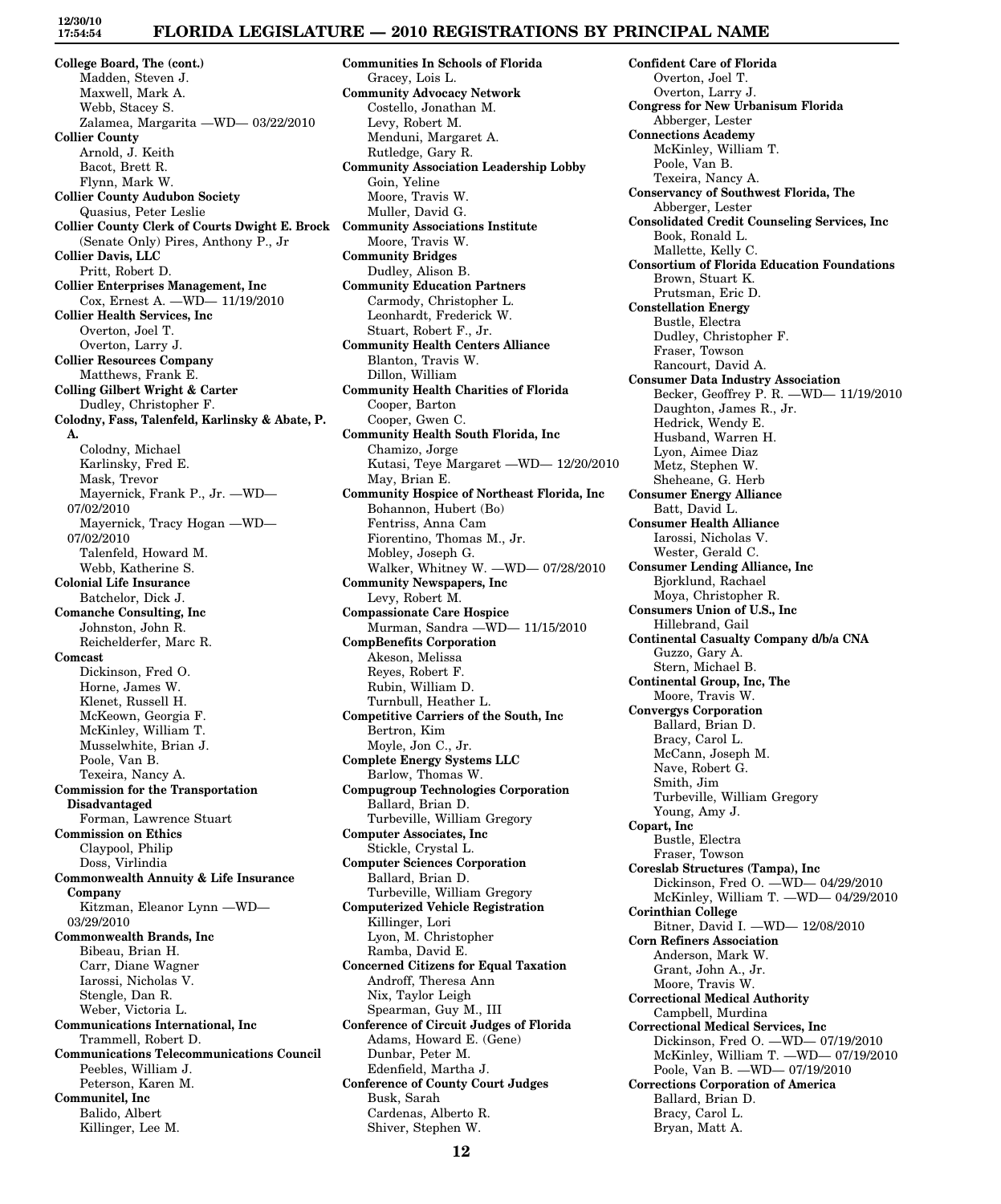**College Board, The (cont.)**
Madden, Steven J.
Maxwell, Mark A.
Webb, Stacey S.
Zalamea, Margarita —WD— 03/22/2010

**Collier County**
Arnold, J. Keith
Bacot, Brett R.
Flynn, Mark W.

**Collier County Audubon Society**
Quasius, Peter Leslie

**Collier County Clerk of Courts Dwight E. Brock**
(Senate Only) Pires, Anthony P., Jr

**Collier Davis, LLC**
Pritt, Robert D.

**Collier Enterprises Management, Inc**
Cox, Ernest A. —WD— 11/19/2010

**Collier Health Services, Inc**
Overton, Joel T.
Overton, Larry J.

**Collier Resources Company**
Matthews, Frank E.

**Colling Gilbert Wright & Carter**
Dudley, Christopher F.

**Colodny, Fass, Talenfeld, Karlinsky & Abate, P. A.**
Colodny, Michael
Karlinsky, Fred E.
Mask, Trevor
Mayernick, Frank P., Jr. —WD— 07/02/2010
Mayernick, Tracy Hogan —WD— 07/02/2010
Talenfeld, Howard M.
Webb, Katherine S.

**Colonial Life Insurance**
Batchelor, Dick J.

**Comanche Consulting, Inc**
Johnston, John R.
Reichelderfer, Marc R.

**Comcast**
Dickinson, Fred O.
Horne, James W.
Klenet, Russell H.
McKeown, Georgia F.
McKinley, William T.
Musselwhite, Brian J.
Poole, Van B.
Texeira, Nancy A.

**Commission for the Transportation Disadvantaged**
Forman, Lawrence Stuart

**Commission on Ethics**
Claypool, Philip
Doss, Virlindia

**Commonwealth Annuity & Life Insurance Company**
Kitzman, Eleanor Lynn —WD— 03/29/2010

**Commonwealth Brands, Inc**
Bibeau, Brian H.
Carr, Diane Wagner
Iarossi, Nicholas V.
Stengle, Dan R.
Weber, Victoria L.

**Communications International, Inc**
Trammell, Robert D.

**Communications Telecommunications Council**
Peebles, William J.
Peterson, Karen M.

**Communitel, Inc**
Balido, Albert
Killinger, Lee M.

**Communities In Schools of Florida**
Gracey, Lois L.

**Community Advocacy Network**
Costello, Jonathan M.
Levy, Robert M.
Menduni, Margaret A.
Rutledge, Gary R.

**Community Association Leadership Lobby**
Goin, Yeline
Moore, Travis W.
Muller, David G.

**Community Associations Institute**
Moore, Travis W.

**Community Bridges**
Dudley, Alison B.

**Community Education Partners**
Carmody, Christopher L.
Leonhardt, Frederick W.
Stuart, Robert F., Jr.

**Community Health Centers Alliance**
Blanton, Travis W.
Dillon, William

**Community Health Charities of Florida**
Cooper, Barton
Cooper, Gwen C.

**Community Health South Florida, Inc**
Chamizo, Jorge
Kutasi, Teye Margaret —WD— 12/20/2010
May, Brian E.

**Community Hospice of Northeast Florida, Inc**
Bohannon, Hubert (Bo)
Fentriss, Anna Cam
Fiorentino, Thomas M., Jr.
Mobley, Joseph G.
Walker, Whitney W. —WD— 07/28/2010

**Community Newspapers, Inc**
Levy, Robert M.

**Compassionate Care Hospice**
Murman, Sandra —WD— 11/15/2010

**CompBenefits Corporation**
Akeson, Melissa
Reyes, Robert F.
Rubin, William D.
Turnbull, Heather L.

**Competitive Carriers of the South, Inc**
Bertron, Kim
Moyle, Jon C., Jr.

**Complete Energy Systems LLC**
Barlow, Thomas W.

**Compugroup Technologies Corporation**
Ballard, Brian D.
Turbeville, William Gregory

**Computer Associates, Inc**
Stickle, Crystal L.

**Computer Sciences Corporation**
Ballard, Brian D.
Turbeville, William Gregory

**Computerized Vehicle Registration**
Killinger, Lori
Lyon, M. Christopher
Ramba, David E.

**Concerned Citizens for Equal Taxation**
Androff, Theresa Ann
Nix, Taylor Leigh
Spearman, Guy M., III

**Conference of Circuit Judges of Florida**
Adams, Howard E. (Gene)
Dunbar, Peter M.
Edenfield, Martha J.

**Conference of County Court Judges**
Busk, Sarah
Cardenas, Alberto R.
Shiver, Stephen W.

**Confident Care of Florida**
Overton, Joel T.
Overton, Larry J.

**Congress for New Urbanisum Florida**
Abberger, Lester

**Connections Academy**
McKinley, William T.
Poole, Van B.
Texeira, Nancy A.

**Conservancy of Southwest Florida, The**
Abberger, Lester

**Consolidated Credit Counseling Services, Inc**
Book, Ronald L.
Mallette, Kelly C.

**Consortium of Florida Education Foundations**
Brown, Stuart K.
Prutsman, Eric D.

**Constellation Energy**
Bustle, Electra
Dudley, Christopher F.
Fraser, Towson
Rancourt, David A.

**Consumer Data Industry Association**
Becker, Geoffrey P. R. —WD— 11/19/2010
Daughton, James R., Jr.
Hedrick, Wendy E.
Husband, Warren H.
Lyon, Aimee Diaz
Metz, Stephen W.
Sheheane, G. Herb

**Consumer Energy Alliance**
Batt, David L.

**Consumer Health Alliance**
Iarossi, Nicholas V.
Wester, Gerald C.

**Consumer Lending Alliance, Inc**
Bjorklund, Rachael
Moya, Christopher R.

**Consumers Union of U.S., Inc**
Hillebrand, Gail

**Continental Casualty Company d/b/a CNA**
Guzzo, Gary A.
Stern, Michael B.

**Continental Group, Inc, The**
Moore, Travis W.

**Convergys Corporation**
Ballard, Brian D.
Bracy, Carol L.
McCann, Joseph M.
Nave, Robert G.
Smith, Jim
Turbeville, William Gregory
Young, Amy J.

**Copart, Inc**
Bustle, Electra
Fraser, Towson

**Coreslab Structures (Tampa), Inc**
Dickinson, Fred O. —WD— 04/29/2010
McKinley, William T. —WD— 04/29/2010

**Corinthian College**
Bitner, David I. —WD— 12/08/2010

**Corn Refiners Association**
Anderson, Mark W.
Grant, John A., Jr.
Moore, Travis W.

**Correctional Medical Authority**
Campbell, Murdina

**Correctional Medical Services, Inc**
Dickinson, Fred O. —WD— 07/19/2010
McKinley, William T. —WD— 07/19/2010
Poole, Van B. —WD— 07/19/2010

**Corrections Corporation of America**
Ballard, Brian D.
Bracy, Carol L.
Bryan, Matt A.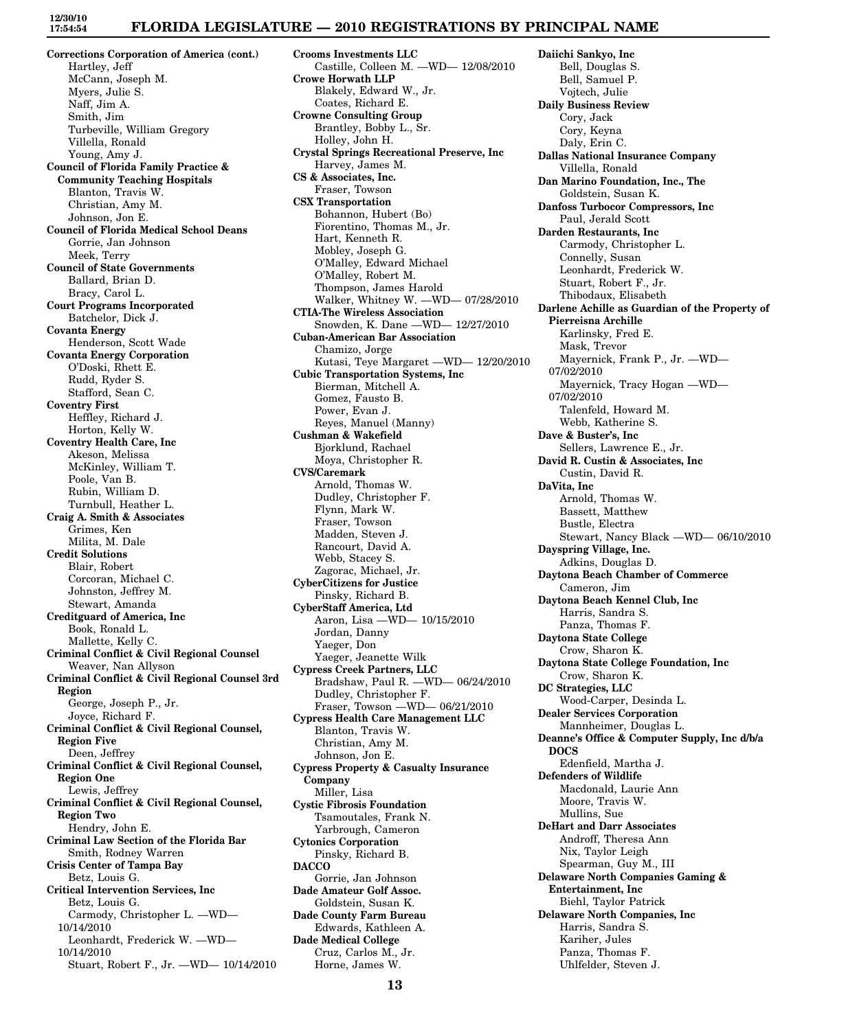**Corrections Corporation of America (cont.)**
Hartley, Jeff
McCann, Joseph M.
Myers, Julie S.
Naff, Jim A.
Smith, Jim
Turbeville, William Gregory
Villella, Ronald
Young, Amy J.

**Council of Florida Family Practice & Community Teaching Hospitals**
Blanton, Travis W.
Christian, Amy M.
Johnson, Jon E.

**Council of Florida Medical School Deans**
Gorrie, Jan Johnson
Meek, Terry

**Council of State Governments**
Ballard, Brian D.
Bracy, Carol L.

**Court Programs Incorporated**
Batchelor, Dick J.

**Covanta Energy**
Henderson, Scott Wade

**Covanta Energy Corporation**
O'Doski, Rhett E.
Rudd, Ryder S.
Stafford, Sean C.

**Coventry First**
Heffley, Richard J.
Horton, Kelly W.

**Coventry Health Care, Inc**
Akeson, Melissa
McKinley, William T.
Poole, Van B.
Rubin, William D.
Turnbull, Heather L.

**Craig A. Smith & Associates**
Grimes, Ken
Milita, M. Dale

**Credit Solutions**
Blair, Robert
Corcoran, Michael C.
Johnston, Jeffrey M.
Stewart, Amanda

**Creditguard of America, Inc**
Book, Ronald L.
Mallette, Kelly C.

**Criminal Conflict & Civil Regional Counsel**
Weaver, Nan Allyson

**Criminal Conflict & Civil Regional Counsel 3rd Region**
George, Joseph P., Jr.
Joyce, Richard F.

**Criminal Conflict & Civil Regional Counsel, Region Five**
Deen, Jeffrey

**Criminal Conflict & Civil Regional Counsel, Region One**
Lewis, Jeffrey

**Criminal Conflict & Civil Regional Counsel, Region Two**
Hendry, John E.

**Criminal Law Section of the Florida Bar**
Smith, Rodney Warren

**Crisis Center of Tampa Bay**
Betz, Louis G.

**Critical Intervention Services, Inc**
Betz, Louis G.
Carmody, Christopher L. —WD— 10/14/2010
Leonhardt, Frederick W. —WD— 10/14/2010
Stuart, Robert F., Jr. —WD— 10/14/2010

**Crooms Investments LLC**
Castille, Colleen M. —WD— 12/08/2010

**Crowe Horwath LLP**
Blakely, Edward W., Jr.
Coates, Richard E.

**Crowne Consulting Group**
Brantley, Bobby L., Sr.
Holley, John H.

**Crystal Springs Recreational Preserve, Inc**
Harvey, James M.

**CS & Associates, Inc.**
Fraser, Towson

**CSX Transportation**
Bohannon, Hubert (Bo)
Fiorentino, Thomas M., Jr.
Hart, Kenneth R.
Mobley, Joseph G.
O'Malley, Edward Michael
O'Malley, Robert M.
Thompson, James Harold
Walker, Whitney W. —WD— 07/28/2010

**CTIA-The Wireless Association**
Snowden, K. Dane —WD— 12/27/2010

**Cuban-American Bar Association**
Chamizo, Jorge
Kutasi, Teye Margaret —WD— 12/20/2010

**Cubic Transportation Systems, Inc**
Bierman, Mitchell A.
Gomez, Fausto B.
Power, Evan J.
Reyes, Manuel (Manny)

**Cushman & Wakefield**
Bjorklund, Rachael
Moya, Christopher R.

**CVS/Caremark**
Arnold, Thomas W.
Dudley, Christopher F.
Flynn, Mark W.
Fraser, Towson
Madden, Steven J.
Rancourt, David A.
Webb, Stacey S.
Zagorac, Michael, Jr.

**CyberCitizens for Justice**
Pinsky, Richard B.

**CyberStaff America, Ltd**
Aaron, Lisa —WD— 10/15/2010
Jordan, Danny
Yaeger, Don
Yaeger, Jeanette Wilk

**Cypress Creek Partners, LLC**
Bradshaw, Paul R. —WD— 06/24/2010
Dudley, Christopher F.
Fraser, Towson —WD— 06/21/2010

**Cypress Health Care Management LLC**
Blanton, Travis W.
Christian, Amy M.
Johnson, Jon E.

**Cypress Property & Casualty Insurance Company**
Miller, Lisa

**Cystic Fibrosis Foundation**
Tsamoutales, Frank N.
Yarbrough, Cameron

**Cytonics Corporation**
Pinsky, Richard B.

**DACCO**
Gorrie, Jan Johnson

**Dade Amateur Golf Assoc.**
Goldstein, Susan K.

**Dade County Farm Bureau**
Edwards, Kathleen A.

**Dade Medical College**
Cruz, Carlos M., Jr.
Horne, James W.

**Daiichi Sankyo, Inc**
Bell, Douglas S.
Bell, Samuel P.
Vojtech, Julie

**Daily Business Review**
Cory, Jack
Cory, Keyna
Daly, Erin C.

**Dallas National Insurance Company**
Villella, Ronald

**Dan Marino Foundation, Inc., The**
Goldstein, Susan K.

**Danfoss Turbocor Compressors, Inc**
Paul, Jerald Scott

**Darden Restaurants, Inc**
Carmody, Christopher L.
Connelly, Susan
Leonhardt, Frederick W.
Stuart, Robert F., Jr.
Thibodaux, Elisabeth

**Darlene Achille as Guardian of the Property of Pierreisna Archille**
Karlinsky, Fred E.
Mask, Trevor
Mayernick, Frank P., Jr. —WD— 07/02/2010
Mayernick, Tracy Hogan —WD— 07/02/2010
Talenfeld, Howard M.
Webb, Katherine S.

**Dave & Buster's, Inc**
Sellers, Lawrence E., Jr.

**David R. Custin & Associates, Inc**
Custin, David R.

**DaVita, Inc**
Arnold, Thomas W.
Bassett, Matthew
Bustle, Electra
Stewart, Nancy Black —WD— 06/10/2010

**Dayspring Village, Inc.**
Adkins, Douglas D.

**Daytona Beach Chamber of Commerce**
Cameron, Jim

**Daytona Beach Kennel Club, Inc**
Harris, Sandra S.
Panza, Thomas F.

**Daytona State College**
Crow, Sharon K.

**Daytona State College Foundation, Inc**
Crow, Sharon K.

**DC Strategies, LLC**
Wood-Carper, Desinda L.

**Dealer Services Corporation**
Mannheimer, Douglas L.

**Deanne's Office & Computer Supply, Inc d/b/a DOCS**
Edenfield, Martha J.

**Defenders of Wildlife**
Macdonald, Laurie Ann
Moore, Travis W.
Mullins, Sue

**DeHart and Darr Associates**
Androff, Theresa Ann
Nix, Taylor Leigh
Spearman, Guy M., III

**Delaware North Companies Gaming & Entertainment, Inc**
Biehl, Taylor Patrick

**Delaware North Companies, Inc**
Harris, Sandra S.
Kariher, Jules
Panza, Thomas F.
Uhlfelder, Steven J.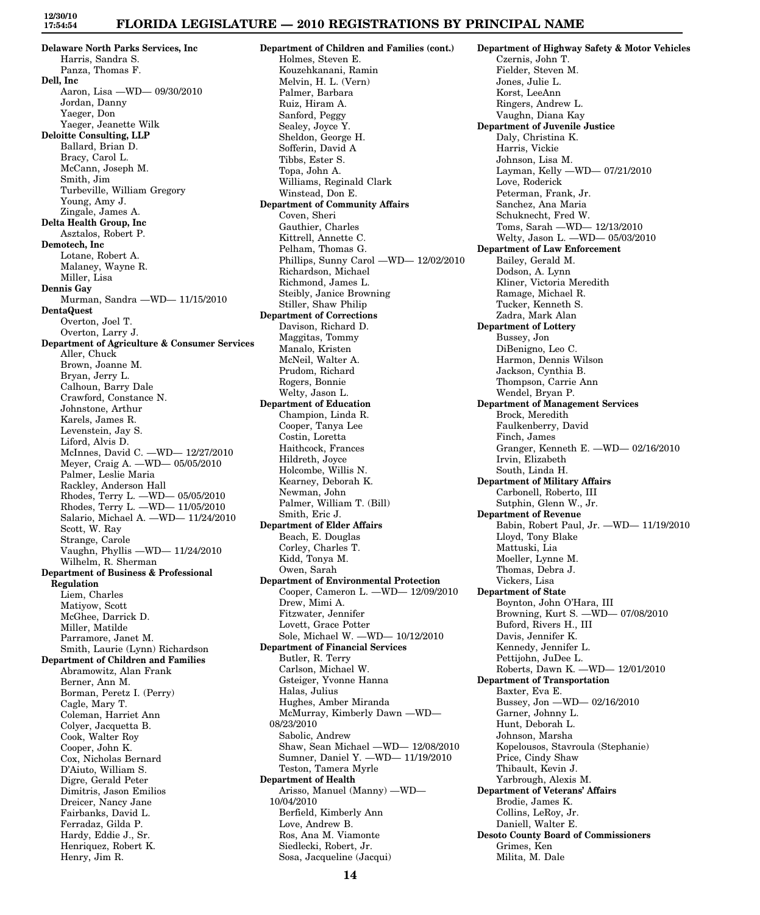**Delaware North Parks Services, Inc**
Harris, Sandra S.
Panza, Thomas F.

**Dell, Inc**
Aaron, Lisa —WD— 09/30/2010
Jordan, Danny
Yaeger, Don
Yaeger, Jeanette Wilk

**Deloitte Consulting, LLP**
Ballard, Brian D.
Bracy, Carol L.
McCann, Joseph M.
Smith, Jim
Turbeville, William Gregory
Young, Amy J.
Zingale, James A.

**Delta Health Group, Inc**
Asztalos, Robert P.

**Demotech, Inc**
Lotane, Robert A.
Malaney, Wayne R.
Miller, Lisa

**Dennis Gay**
Murman, Sandra —WD— 11/15/2010

**DentaQuest**
Overton, Joel T.
Overton, Larry J.

**Department of Agriculture & Consumer Services**
Aller, Chuck
Brown, Joanne M.
Bryan, Jerry L.
Calhoun, Barry Dale
Crawford, Constance N.
Johnstone, Arthur
Karels, James R.
Levenstein, Jay S.
Liford, Alvis D.
McInnes, David C. —WD— 12/27/2010
Meyer, Craig A. —WD— 05/05/2010
Palmer, Leslie Maria
Rackley, Anderson Hall
Rhodes, Terry L. —WD— 05/05/2010
Rhodes, Terry L. —WD— 11/05/2010
Salario, Michael A. —WD— 11/24/2010
Scott, W. Ray
Strange, Carole
Vaughn, Phyllis —WD— 11/24/2010
Wilhelm, R. Sherman

**Department of Business & Professional Regulation**
Liem, Charles
Matiyow, Scott
McGhee, Darrick D.
Miller, Matilde
Parramore, Janet M.
Smith, Laurie (Lynn) Richardson

**Department of Children and Families**
Abramowitz, Alan Frank
Berner, Ann M.
Borman, Peretz I. (Perry)
Cagle, Mary T.
Coleman, Harriet Ann
Colyer, Jacquetta B.
Cook, Walter Roy
Cooper, John K.
Cox, Nicholas Bernard
D'Aiuto, William S.
Digre, Gerald Peter
Dimitris, Jason Emilios
Dreicer, Nancy Jane
Fairbanks, David L.
Ferradaz, Gilda P.
Hardy, Eddie J., Sr.
Henriquez, Robert K.
Henry, Jim R.

**Department of Children and Families (cont.)**
Holmes, Steven E.
Kouzehkanani, Ramin
Melvin, H. L. (Vern)
Palmer, Barbara
Ruiz, Hiram A.
Sanford, Peggy
Sealey, Joyce Y.
Sheldon, George H.
Sofferin, David A
Tibbs, Ester S.
Topa, John A.
Williams, Reginald Clark
Winstead, Don E.

**Department of Community Affairs**
Coven, Sheri
Gauthier, Charles
Kittrell, Annette C.
Pelham, Thomas G.
Phillips, Sunny Carol —WD— 12/02/2010
Richardson, Michael
Richmond, James L.
Steibly, Janice Browning
Stiller, Shaw Philip

**Department of Corrections**
Davison, Richard D.
Maggitas, Tommy
Manalo, Kristen
McNeil, Walter A.
Prudom, Richard
Rogers, Bonnie
Welty, Jason L.

**Department of Education**
Champion, Linda R.
Cooper, Tanya Lee
Costin, Loretta
Haithcock, Frances
Hildreth, Joyce
Holcombe, Willis N.
Kearney, Deborah K.
Newman, John
Palmer, William T. (Bill)
Smith, Eric J.

**Department of Elder Affairs**
Beach, E. Douglas
Corley, Charles T.
Kidd, Tonya M.
Owen, Sarah

**Department of Environmental Protection**
Cooper, Cameron L. —WD— 12/09/2010
Drew, Mimi A.
Fitzwater, Jennifer
Lovett, Grace Potter
Sole, Michael W. —WD— 10/12/2010

**Department of Financial Services**
Butler, R. Terry
Carlson, Michael W.
Gsteiger, Yvonne Hanna
Halas, Julius
Hughes, Amber Miranda
McMurray, Kimberly Dawn —WD— 08/23/2010
Sabolic, Andrew
Shaw, Sean Michael —WD— 12/08/2010
Sumner, Daniel Y. —WD— 11/19/2010
Teston, Tamera Myrle

**Department of Health**
Arisso, Manuel (Manny) —WD— 10/04/2010
Berfield, Kimberly Ann
Love, Andrew B.
Ros, Ana M. Viamonte
Siedlecki, Robert, Jr.
Sosa, Jacqueline (Jacqui)

**Department of Highway Safety & Motor Vehicles**
Czernis, John T.
Fielder, Steven M.
Jones, Julie L.
Korst, LeeAnn
Ringers, Andrew L.
Vaughn, Diana Kay

**Department of Juvenile Justice**
Daly, Christina K.
Harris, Vickie
Johnson, Lisa M.
Layman, Kelly —WD— 07/21/2010
Love, Roderick
Peterman, Frank, Jr.
Sanchez, Ana Maria
Schuknecht, Fred W.
Toms, Sarah —WD— 12/13/2010
Welty, Jason L. —WD— 05/03/2010

**Department of Law Enforcement**
Bailey, Gerald M.
Dodson, A. Lynn
Kliner, Victoria Meredith
Ramage, Michael R.
Tucker, Kenneth S.
Zadra, Mark Alan

**Department of Lottery**
Bussey, Jon
DiBenigno, Leo C.
Harmon, Dennis Wilson
Jackson, Cynthia B.
Thompson, Carrie Ann
Wendel, Bryan P.

**Department of Management Services**
Brock, Meredith
Faulkenberry, David
Finch, James
Granger, Kenneth E. —WD— 02/16/2010
Irvin, Elizabeth
South, Linda H.

**Department of Military Affairs**
Carbonell, Roberto, III
Sutphin, Glenn W., Jr.

**Department of Revenue**
Babin, Robert Paul, Jr. —WD— 11/19/2010
Lloyd, Tony Blake
Mattuski, Lia
Moeller, Lynne M.
Thomas, Debra J.
Vickers, Lisa

**Department of State**
Boynton, John O'Hara, III
Browning, Kurt S. —WD— 07/08/2010
Buford, Rivers H., III
Davis, Jennifer K.
Kennedy, Jennifer L.
Pettijohn, JuDee L.
Roberts, Dawn K. —WD— 12/01/2010

**Department of Transportation**
Baxter, Eva E.
Bussey, Jon —WD— 02/16/2010
Garner, Johnny L.
Hunt, Deborah L.
Johnson, Marsha
Kopelousos, Stavroula (Stephanie)
Price, Cindy Shaw
Thibault, Kevin J.
Yarbrough, Alexis M.

**Department of Veterans' Affairs**
Brodie, James K.
Collins, LeRoy, Jr.
Daniell, Walter E.

**Desoto County Board of Commissioners**
Grimes, Ken
Milita, M. Dale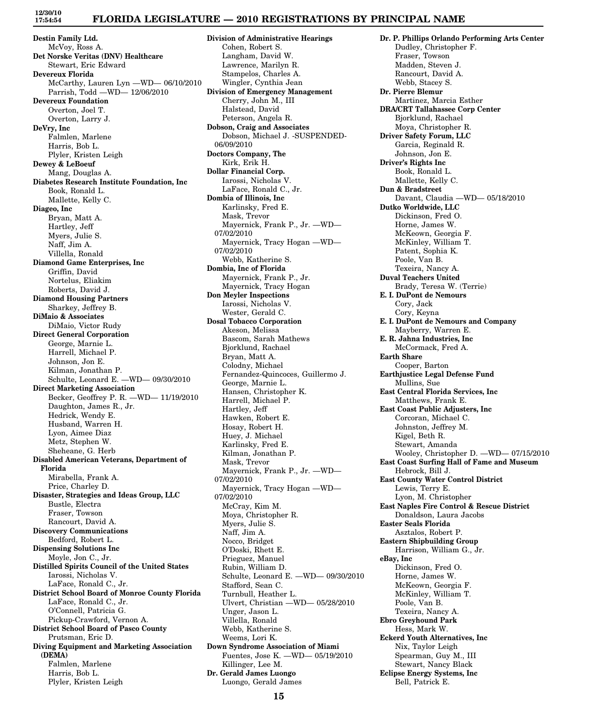**Destin Family Ltd.**
McVoy, Ross A.

**Det Norske Veritas (DNV) Healthcare**
Stewart, Eric Edward

**Devereux Florida**
McCarthy, Lauren Lyn —WD— 06/10/2010
Parrish, Todd —WD— 12/06/2010

**Devereux Foundation**
Overton, Joel T.
Overton, Larry J.

**DeVry, Inc**
Falmlen, Marlene
Harris, Bob L.
Plyler, Kristen Leigh

**Dewey & LeBoeuf**
Mang, Douglas A.

**Diabetes Research Institute Foundation, Inc**
Book, Ronald L.
Mallette, Kelly C.

**Diageo, Inc**
Bryan, Matt A.
Hartley, Jeff
Myers, Julie S.
Naff, Jim A.
Villella, Ronald

**Diamond Game Enterprises, Inc**
Griffin, David
Nortelus, Eliakim
Roberts, David J.

**Diamond Housing Partners**
Sharkey, Jeffrey B.

**DiMaio & Associates**
DiMaio, Victor Rudy

**Direct General Corporation**
George, Marnie L.
Harrell, Michael P.
Johnson, Jon E.
Kilman, Jonathan P.
Schulte, Leonard E. —WD— 09/30/2010

**Direct Marketing Association**
Becker, Geoffrey P. R. —WD— 11/19/2010
Daughton, James R., Jr.
Hedrick, Wendy E.
Husband, Warren H.
Lyon, Aimee Diaz
Metz, Stephen W.
Sheheane, G. Herb

**Disabled American Veterans, Department of Florida**
Mirabella, Frank A.
Price, Charley D.

**Disaster, Strategies and Ideas Group, LLC**
Bustle, Electra
Fraser, Towson
Rancourt, David A.

**Discovery Communications**
Bedford, Robert L.

**Dispensing Solutions Inc**
Moyle, Jon C., Jr.

**Distilled Spirits Council of the United States**
Iarossi, Nicholas V.
LaFace, Ronald C., Jr.

**District School Board of Monroe County Florida**
LaFace, Ronald C., Jr.
O'Connell, Patricia G.
Pickup-Crawford, Vernon A.

**District School Board of Pasco County**
Prutsman, Eric D.

**Diving Equipment and Marketing Association (DEMA)**
Falmlen, Marlene
Harris, Bob L.
Plyler, Kristen Leigh

**Division of Administrative Hearings**
Cohen, Robert S.
Langham, David W.
Lawrence, Marilyn R.
Stampelos, Charles A.
Wingler, Cynthia Jean

**Division of Emergency Management**
Cherry, John M., III
Halstead, David
Peterson, Angela R.

**Dobson, Craig and Associates**
Dobson, Michael J. -SUSPENDED- 06/09/2010

**Doctors Company, The**
Kirk, Erik H.

**Dollar Financial Corp.**
Iarossi, Nicholas V.
LaFace, Ronald C., Jr.

**Dombia of Illinois, Inc**
Karlinsky, Fred E.
Mask, Trevor
Mayernick, Frank P., Jr. —WD— 07/02/2010
Mayernick, Tracy Hogan —WD— 07/02/2010
Webb, Katherine S.

**Dombia, Inc of Florida**
Mayernick, Frank P., Jr.
Mayernick, Tracy Hogan

**Don Meyler Inspections**
Iarossi, Nicholas V.
Wester, Gerald C.

**Dosal Tobacco Corporation**
Akeson, Melissa
Bascom, Sarah Mathews
Bjorklund, Rachael
Bryan, Matt A.
Colodny, Michael
Fernandez-Quincoces, Guillermo J.
George, Marnie L.
Hansen, Christopher K.
Harrell, Michael P.
Hartley, Jeff
Hawken, Robert E.
Hosay, Robert H.
Huey, J. Michael
Karlinsky, Fred E.
Kilman, Jonathan P.
Mask, Trevor
Mayernick, Frank P., Jr. —WD— 07/02/2010
Mayernick, Tracy Hogan —WD— 07/02/2010
McCray, Kim M.
Moya, Christopher R.
Myers, Julie S.
Naff, Jim A.
Nocco, Bridget
O'Doski, Rhett E.
Prieguez, Manuel
Rubin, William D.
Schulte, Leonard E. —WD— 09/30/2010
Stafford, Sean C.
Turnbull, Heather L.
Ulvert, Christian —WD— 05/28/2010
Unger, Jason L.
Villella, Ronald
Webb, Katherine S.
Weems, Lori K.

**Down Syndrome Association of Miami**
Fuentes, Jose K. —WD— 05/19/2010
Killinger, Lee M.

**Dr. Gerald James Luongo**
Luongo, Gerald James

**Dr. P. Phillips Orlando Performing Arts Center**
Dudley, Christopher F.
Fraser, Towson
Madden, Steven J.
Rancourt, David A.
Webb, Stacey S.

**Dr. Pierre Blemur**
Martinez, Marcia Esther

**DRA/CRT Tallahassee Corp Center**
Bjorklund, Rachael
Moya, Christopher R.

**Driver Safety Forum, LLC**
Garcia, Reginald R.
Johnson, Jon E.

**Driver's Rights Inc**
Book, Ronald L.
Mallette, Kelly C.

**Dun & Bradstreet**
Davant, Claudia —WD— 05/18/2010

**Dutko Worldwide, LLC**
Dickinson, Fred O.
Horne, James W.
McKeown, Georgia F.
McKinley, William T.
Patent, Sophia K.
Poole, Van B.
Texeira, Nancy A.

**Duval Teachers United**
Brady, Teresa W. (Terrie)

**E. I. DuPont de Nemours**
Cory, Jack
Cory, Keyna

**E. I. DuPont de Nemours and Company**
Mayberry, Warren E.

**E. R. Jahna Industries, Inc**
McCormack, Fred A.

**Earth Share**
Cooper, Barton

**Earthjustice Legal Defense Fund**
Mullins, Sue

**East Central Florida Services, Inc**
Matthews, Frank E.

**East Coast Public Adjusters, Inc**
Corcoran, Michael C.
Johnston, Jeffrey M.
Kigel, Beth R.
Stewart, Amanda
Wooley, Christopher D. —WD— 07/15/2010

**East Coast Surfing Hall of Fame and Museum**
Hebrock, Bill J.

**East County Water Control District**
Lewis, Terry E.
Lyon, M. Christopher

**East Naples Fire Control & Rescue District**
Donaldson, Laura Jacobs

**Easter Seals Florida**
Asztalos, Robert P.

**Eastern Shipbuilding Group**
Harrison, William G., Jr.

**eBay, Inc**
Dickinson, Fred O.
Horne, James W.
McKeown, Georgia F.
McKinley, William T.
Poole, Van B.
Texeira, Nancy A.

**Ebro Greyhound Park**
Hess, Mark W.

**Eckerd Youth Alternatives, Inc**
Nix, Taylor Leigh
Spearman, Guy M., III
Stewart, Nancy Black

**Eclipse Energy Systems, Inc**
Bell, Patrick E.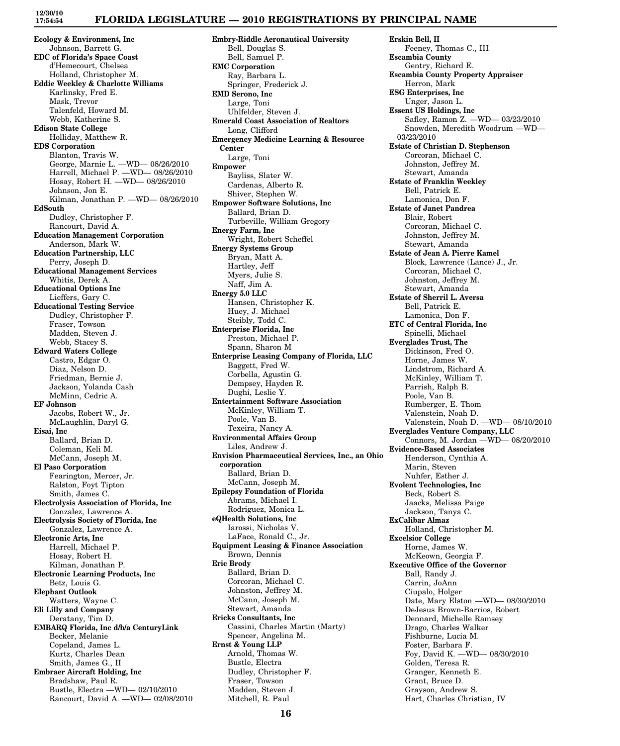**Ecology & Environment, Inc**
Johnson, Barrett G.

**EDC of Florida's Space Coast**
d'Hemecourt, Chelsea
Holland, Christopher M.

**Eddie Weekley & Charlotte Williams**
Karlinsky, Fred E.
Mask, Trevor
Talenfeld, Howard M.
Webb, Katherine S.

**Edison State College**
Holliday, Matthew R.

**EDS Corporation**
Blanton, Travis W.
George, Marnie L. —WD— 08/26/2010
Harrell, Michael P. —WD— 08/26/2010
Hosay, Robert H. —WD— 08/26/2010
Johnson, Jon E.
Kilman, Jonathan P. —WD— 08/26/2010

**EdSouth**
Dudley, Christopher F.
Rancourt, David A.

**Education Management Corporation**
Anderson, Mark W.

**Education Partnership, LLC**
Perry, Joseph D.

**Educational Management Services**
Whitis, Derek A.

**Educational Options Inc**
Lieffers, Gary C.

**Educational Testing Service**
Dudley, Christopher F.
Fraser, Towson
Madden, Steven J.
Webb, Stacey S.

**Edward Waters College**
Castro, Edgar O.
Diaz, Nelson D.
Friedman, Bernie J.
Jackson, Yolanda Cash
McMinn, Cedric A.

**EF Johnson**
Jacobs, Robert W., Jr.
McLaughlin, Daryl G.

**Eisai, Inc**
Ballard, Brian D.
Coleman, Keli M.
McCann, Joseph M.

**El Paso Corporation**
Fearington, Mercer, Jr.
Ralston, Foyt Tipton
Smith, James C.

**Electrolysis Association of Florida, Inc**
Gonzalez, Lawrence A.

**Electrolysis Society of Florida, Inc**
Gonzalez, Lawrence A.

**Electronic Arts, Inc**
Harrell, Michael P.
Hosay, Robert H.
Kilman, Jonathan P.

**Electronic Learning Products, Inc**
Betz, Louis G.

**Elephant Outlook**
Watters, Wayne C.

**Eli Lilly and Company**
Deratany, Tim D.

**EMBARQ Florida, Inc d/b/a CenturyLink**
Becker, Melanie
Copeland, James L.
Kurtz, Charles Dean
Smith, James G., II

**Embraer Aircraft Holding, Inc**
Bradshaw, Paul R.
Bustle, Electra —WD— 02/10/2010
Rancourt, David A. —WD— 02/08/2010

**Embry-Riddle Aeronautical University**
Bell, Douglas S.
Bell, Samuel P.

**EMC Corporation**
Ray, Barbara L.
Springer, Frederick J.

**EMD Serono, Inc**
Large, Toni
Uhlfelder, Steven J.

**Emerald Coast Association of Realtors**
Long, Clifford

**Emergency Medicine Learning & Resource Center**
Large, Toni

**Empower**
Bayliss, Slater W.
Cardenas, Alberto R.
Shiver, Stephen W.

**Empower Software Solutions, Inc**
Ballard, Brian D.
Turbeville, William Gregory

**Energy Farm, Inc**
Wright, Robert Scheffel

**Energy Systems Group**
Bryan, Matt A.
Hartley, Jeff
Myers, Julie S.
Naff, Jim A.

**Energy 5.0 LLC**
Hansen, Christopher K.
Huey, J. Michael
Steibly, Todd C.

**Enterprise Florida, Inc**
Preston, Michael P.
Spann, Sharon M

**Enterprise Leasing Company of Florida, LLC**
Baggett, Fred W.
Corbella, Agustin G.
Dempsey, Hayden R.
Dughi, Leslie Y.

**Entertainment Software Association**
McKinley, William T.
Poole, Van B.
Texeira, Nancy A.

**Environmental Affairs Group**
Liles, Andrew J.

**Envision Pharmaceutical Services, Inc., an Ohio corporation**
Ballard, Brian D.
McCann, Joseph M.

**Epilepsy Foundation of Florida**
Abrams, Michael I.
Rodriguez, Monica L.

**eQHealth Solutions, Inc**
Iarossi, Nicholas V.
LaFace, Ronald C., Jr.

**Equipment Leasing & Finance Association**
Brown, Dennis

**Eric Brody**
Ballard, Brian D.
Corcoran, Michael C.
Johnston, Jeffrey M.
McCann, Joseph M.
Stewart, Amanda

**Ericks Consultants, Inc**
Cassini, Charles Martin (Marty)
Spencer, Angelina M.

**Ernst & Young LLP**
Arnold, Thomas W.
Bustle, Electra
Dudley, Christopher F.
Fraser, Towson
Madden, Steven J.
Mitchell, R. Paul

**Erskin Bell, II**
Feeney, Thomas C., III

**Escambia County**
Gentry, Richard E.

**Escambia County Property Appraiser**
Herron, Mark

**ESG Enterprises, Inc**
Unger, Jason L.

**Essent US Holdings, Inc**
Safley, Ramon Z. —WD— 03/23/2010
Snowden, Meredith Woodrum —WD— 03/23/2010

**Estate of Christian D. Stephenson**
Corcoran, Michael C.
Johnston, Jeffrey M.
Stewart, Amanda

**Estate of Franklin Weekley**
Bell, Patrick E.
Lamonica, Don F.

**Estate of Janet Pandrea**
Blair, Robert
Corcoran, Michael C.
Johnston, Jeffrey M.
Stewart, Amanda

**Estate of Jean A. Pierre Kamel**
Block, Lawrence (Lance) J., Jr.
Corcoran, Michael C.
Johnston, Jeffrey M.
Stewart, Amanda

**Estate of Sherril L. Aversa**
Bell, Patrick E.
Lamonica, Don F.

**ETC of Central Florida, Inc**
Spinelli, Michael

**Everglades Trust, The**
Dickinson, Fred O.
Horne, James W.
Lindstrom, Richard A.
McKinley, William T.
Parrish, Ralph B.
Poole, Van B.
Rumberger, E. Thom
Valenstein, Noah D.
Valenstein, Noah D. —WD— 08/10/2010

**Everglades Venture Company, LLC**
Connors, M. Jordan —WD— 08/20/2010

**Evidence-Based Associates**
Henderson, Cynthia A.
Marin, Steven
Nuhfer, Esther J.

**Evolent Technologies, Inc**
Beck, Robert S.
Jaacks, Melissa Paige
Jackson, Tanya C.

**ExCalibar Almaz**
Holland, Christopher M.

**Excelsior College**
Horne, James W.
McKeown, Georgia F.

**Executive Office of the Governor**
Ball, Randy J.
Carrin, JoAnn
Ciupalo, Holger
Date, Mary Elston —WD— 08/30/2010
DeJesus Brown-Barrios, Robert
Dennard, Michelle Ramsey
Drago, Charles Walker
Fishburne, Lucia M.
Foster, Barbara F.
Foy, David K. —WD— 08/30/2010
Golden, Teresa R.
Granger, Kenneth E.
Grant, Bruce D.
Grayson, Andrew S.
Hart, Charles Christian, IV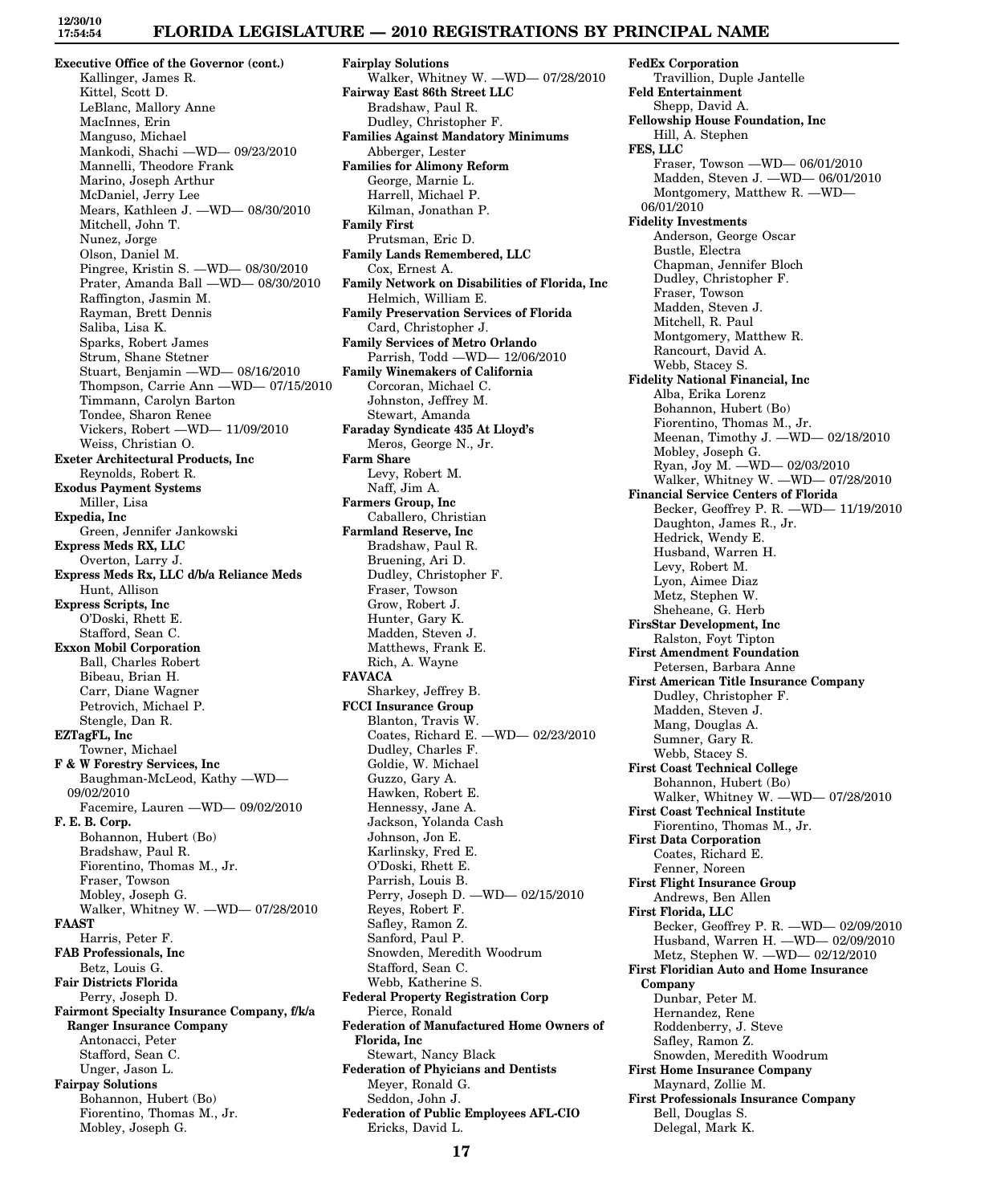**Executive Office of the Governor (cont.)**
Kallinger, James R.
Kittel, Scott D.
LeBlanc, Mallory Anne
MacInnes, Erin
Manguso, Michael
Mankodi, Shachi —WD— 09/23/2010
Mannelli, Theodore Frank
Marino, Joseph Arthur
McDaniel, Jerry Lee
Mears, Kathleen J. —WD— 08/30/2010
Mitchell, John T.
Nunez, Jorge
Olson, Daniel M.
Pingree, Kristin S. —WD— 08/30/2010
Prater, Amanda Ball —WD— 08/30/2010
Raffington, Jasmin M.
Rayman, Brett Dennis
Saliba, Lisa K.
Sparks, Robert James
Strum, Shane Stetner
Stuart, Benjamin —WD— 08/16/2010
Thompson, Carrie Ann —WD— 07/15/2010
Timmann, Carolyn Barton
Tondee, Sharon Renee
Vickers, Robert —WD— 11/09/2010
Weiss, Christian O.

**Exeter Architectural Products, Inc**
Reynolds, Robert R.

**Exodus Payment Systems**
Miller, Lisa

**Expedia, Inc**
Green, Jennifer Jankowski

**Express Meds RX, LLC**
Overton, Larry J.

**Express Meds Rx, LLC d/b/a Reliance Meds**
Hunt, Allison

**Express Scripts, Inc**
O'Doski, Rhett E.
Stafford, Sean C.

**Exxon Mobil Corporation**
Ball, Charles Robert
Bibeau, Brian H.
Carr, Diane Wagner
Petrovich, Michael P.
Stengle, Dan R.

**EZTagFL, Inc**
Towner, Michael

**F & W Forestry Services, Inc**
Baughman-McLeod, Kathy —WD— 09/02/2010
Facemire, Lauren —WD— 09/02/2010

**F. E. B. Corp.**
Bohannon, Hubert (Bo)
Bradshaw, Paul R.
Fiorentino, Thomas M., Jr.
Fraser, Towson
Mobley, Joseph G.
Walker, Whitney W. —WD— 07/28/2010

**FAAST**
Harris, Peter F.

**FAB Professionals, Inc**
Betz, Louis G.

**Fair Districts Florida**
Perry, Joseph D.

**Fairmont Specialty Insurance Company, f/k/a Ranger Insurance Company**
Antonacci, Peter
Stafford, Sean C.
Unger, Jason L.

**Fairpay Solutions**
Bohannon, Hubert (Bo)
Fiorentino, Thomas M., Jr.
Mobley, Joseph G.

**Fairplay Solutions**
Walker, Whitney W. —WD— 07/28/2010

**Fairway East 86th Street LLC**
Bradshaw, Paul R.
Dudley, Christopher F.

**Families Against Mandatory Minimums**
Abberger, Lester

**Families for Alimony Reform**
George, Marnie L.
Harrell, Michael P.
Kilman, Jonathan P.

**Family First**
Prutsman, Eric D.

**Family Lands Remembered, LLC**
Cox, Ernest A.

**Family Network on Disabilities of Florida, Inc**
Helmich, William E.

**Family Preservation Services of Florida**
Card, Christopher J.

**Family Services of Metro Orlando**
Parrish, Todd —WD— 12/06/2010

**Family Winemakers of California**
Corcoran, Michael C.
Johnston, Jeffrey M.
Stewart, Amanda

**Faraday Syndicate 435 At Lloyd's**
Meros, George N., Jr.

**Farm Share**
Levy, Robert M.
Naff, Jim A.

**Farmers Group, Inc**
Caballero, Christian

**Farmland Reserve, Inc**
Bradshaw, Paul R.
Bruening, Ari D.
Dudley, Christopher F.
Fraser, Towson
Grow, Robert J.
Hunter, Gary K.
Madden, Steven J.
Matthews, Frank E.
Rich, A. Wayne

**FAVACA**
Sharkey, Jeffrey B.

**FCCI Insurance Group**
Blanton, Travis W.
Coates, Richard E. —WD— 02/23/2010
Dudley, Charles F.
Goldie, W. Michael
Guzzo, Gary A.
Hawken, Robert E.
Hennessy, Jane A.
Jackson, Yolanda Cash
Johnson, Jon E.
Karlinsky, Fred E.
O'Doski, Rhett E.
Parrish, Louis B.
Perry, Joseph D. —WD— 02/15/2010
Reyes, Robert F.
Safley, Ramon Z.
Sanford, Paul P.
Snowden, Meredith Woodrum
Stafford, Sean C.
Webb, Katherine S.

**Federal Property Registration Corp**
Pierce, Ronald

**Federation of Manufactured Home Owners of Florida, Inc**
Stewart, Nancy Black

**Federation of Phyicians and Dentists**
Meyer, Ronald G.
Seddon, John J.

**Federation of Public Employees AFL-CIO**
Ericks, David L.

**FedEx Corporation**
Travillion, Duple Jantelle

**Feld Entertainment**
Shepp, David A.

**Fellowship House Foundation, Inc**
Hill, A. Stephen

**FES, LLC**
Fraser, Towson —WD— 06/01/2010
Madden, Steven J. —WD— 06/01/2010
Montgomery, Matthew R. —WD— 06/01/2010

**Fidelity Investments**
Anderson, George Oscar
Bustle, Electra
Chapman, Jennifer Bloch
Dudley, Christopher F.
Fraser, Towson
Madden, Steven J.
Mitchell, R. Paul
Montgomery, Matthew R.
Rancourt, David A.
Webb, Stacey S.

**Fidelity National Financial, Inc**
Alba, Erika Lorenz
Bohannon, Hubert (Bo)
Fiorentino, Thomas M., Jr.
Meenan, Timothy J. —WD— 02/18/2010
Mobley, Joseph G.
Ryan, Joy M. —WD— 02/03/2010
Walker, Whitney W. —WD— 07/28/2010

**Financial Service Centers of Florida**
Becker, Geoffrey P. R. —WD— 11/19/2010
Daughton, James R., Jr.
Hedrick, Wendy E.
Husband, Warren H.
Levy, Robert M.
Lyon, Aimee Diaz
Metz, Stephen W.
Sheheane, G. Herb

**FirsStar Development, Inc**
Ralston, Foyt Tipton

**First Amendment Foundation**
Petersen, Barbara Anne

**First American Title Insurance Company**
Dudley, Christopher F.
Madden, Steven J.
Mang, Douglas A.
Sumner, Gary R.
Webb, Stacey S.

**First Coast Technical College**
Bohannon, Hubert (Bo)
Walker, Whitney W. —WD— 07/28/2010

**First Coast Technical Institute**
Fiorentino, Thomas M., Jr.

**First Data Corporation**
Coates, Richard E.
Fenner, Noreen

**First Flight Insurance Group**
Andrews, Ben Allen

**First Florida, LLC**
Becker, Geoffrey P. R. —WD— 02/09/2010
Husband, Warren H. —WD— 02/09/2010
Metz, Stephen W. —WD— 02/12/2010

**First Floridian Auto and Home Insurance Company**
Dunbar, Peter M.
Hernandez, Rene
Roddenberry, J. Steve
Safley, Ramon Z.
Snowden, Meredith Woodrum

**First Home Insurance Company**
Maynard, Zollie M.

**First Professionals Insurance Company**
Bell, Douglas S.
Delegal, Mark K.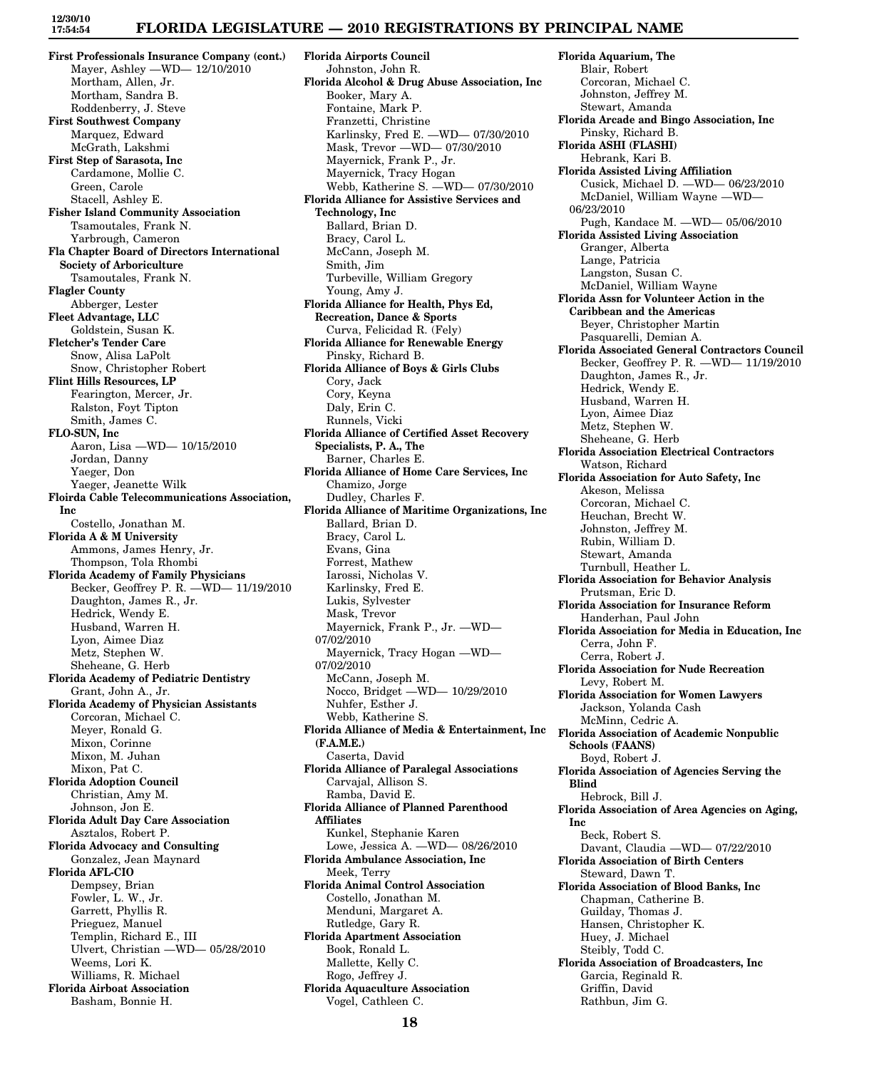**First Professionals Insurance Company (cont.)**
Mayer, Ashley —WD— 12/10/2010
Mortham, Allen, Jr.
Mortham, Sandra B.
Roddenberry, J. Steve

**First Southwest Company**
Marquez, Edward
McGrath, Lakshmi

**First Step of Sarasota, Inc**
Cardamone, Mollie C.
Green, Carole
Stacell, Ashley E.

**Fisher Island Community Association**
Tsamoutales, Frank N.
Yarbrough, Cameron

**Fla Chapter Board of Directors International Society of Arboriculture**
Tsamoutales, Frank N.

**Flagler County**
Abberger, Lester

**Fleet Advantage, LLC**
Goldstein, Susan K.

**Fletcher's Tender Care**
Snow, Alisa LaPolt
Snow, Christopher Robert

**Flint Hills Resources, LP**
Fearington, Mercer, Jr.
Ralston, Foyt Tipton
Smith, James C.

**FLO-SUN, Inc**
Aaron, Lisa —WD— 10/15/2010
Jordan, Danny
Yaeger, Don
Yaeger, Jeanette Wilk

**Floirda Cable Telecommunications Association, Inc**
Costello, Jonathan M.

**Florida A & M University**
Ammons, James Henry, Jr.
Thompson, Tola Rhombi

**Florida Academy of Family Physicians**
Becker, Geoffrey P. R. —WD— 11/19/2010
Daughton, James R., Jr.
Hedrick, Wendy E.
Husband, Warren H.
Lyon, Aimee Diaz
Metz, Stephen W.
Sheheane, G. Herb

**Florida Academy of Pediatric Dentistry**
Grant, John A., Jr.

**Florida Academy of Physician Assistants**
Corcoran, Michael C.
Meyer, Ronald G.
Mixon, Corinne
Mixon, M. Juhan
Mixon, Pat C.

**Florida Adoption Council**
Christian, Amy M.
Johnson, Jon E.

**Florida Adult Day Care Association**
Asztalos, Robert P.

**Florida Advocacy and Consulting**
Gonzalez, Jean Maynard

**Florida AFL-CIO**
Dempsey, Brian
Fowler, L. W., Jr.
Garrett, Phyllis R.
Prieguez, Manuel
Templin, Richard E., III
Ulvert, Christian —WD— 05/28/2010
Weems, Lori K.
Williams, R. Michael

**Florida Airboat Association**
Basham, Bonnie H.

**Florida Airports Council**
Johnston, John R.

**Florida Alcohol & Drug Abuse Association, Inc**
Booker, Mary A.
Fontaine, Mark P.
Franzetti, Christine
Karlinsky, Fred E. —WD— 07/30/2010
Mask, Trevor —WD— 07/30/2010
Mayernick, Frank P., Jr.
Mayernick, Tracy Hogan
Webb, Katherine S. —WD— 07/30/2010

**Florida Alliance for Assistive Services and Technology, Inc**
Ballard, Brian D.
Bracy, Carol L.
McCann, Joseph M.
Smith, Jim
Turbeville, William Gregory
Young, Amy J.

**Florida Alliance for Health, Phys Ed, Recreation, Dance & Sports**
Curva, Felicidad R. (Fely)

**Florida Alliance for Renewable Energy**
Pinsky, Richard B.

**Florida Alliance of Boys & Girls Clubs**
Cory, Jack
Cory, Keyna
Daly, Erin C.
Runnels, Vicki

**Florida Alliance of Certified Asset Recovery Specialists, P. A., The**
Barner, Charles E.

**Florida Alliance of Home Care Services, Inc**
Chamizo, Jorge
Dudley, Charles F.

**Florida Alliance of Maritime Organizations, Inc**
Ballard, Brian D.
Bracy, Carol L.
Evans, Gina
Forrest, Mathew
Iarossi, Nicholas V.
Karlinsky, Fred E.
Lukis, Sylvester
Mask, Trevor
Mayernick, Frank P., Jr. —WD— 07/02/2010
Mayernick, Tracy Hogan —WD— 07/02/2010
McCann, Joseph M.
Nocco, Bridget —WD— 10/29/2010
Nuhfer, Esther J.
Webb, Katherine S.

**Florida Alliance of Media & Entertainment, Inc (F.A.M.E.)**
Caserta, David

**Florida Alliance of Paralegal Associations**
Carvajal, Allison S.
Ramba, David E.

**Florida Alliance of Planned Parenthood Affiliates**
Kunkel, Stephanie Karen
Lowe, Jessica A. —WD— 08/26/2010

**Florida Ambulance Association, Inc**
Meek, Terry

**Florida Animal Control Association**
Costello, Jonathan M.
Menduni, Margaret A.
Rutledge, Gary R.

**Florida Apartment Association**
Book, Ronald L.
Mallette, Kelly C.
Rogo, Jeffrey J.

**Florida Aquaculture Association**
Vogel, Cathleen C.

**Florida Aquarium, The**
Blair, Robert
Corcoran, Michael C.
Johnston, Jeffrey M.
Stewart, Amanda

**Florida Arcade and Bingo Association, Inc**
Pinsky, Richard B.

**Florida ASHI (FLASHI)**
Hebrank, Kari B.

**Florida Assisted Living Affiliation**
Cusick, Michael D. —WD— 06/23/2010
McDaniel, William Wayne —WD— 06/23/2010
Pugh, Kandace M. —WD— 05/06/2010

**Florida Assisted Living Association**
Granger, Alberta
Lange, Patricia
Langston, Susan C.
McDaniel, William Wayne

**Florida Assn for Volunteer Action in the Caribbean and the Americas**
Beyer, Christopher Martin
Pasquarelli, Demian A.

**Florida Associated General Contractors Council**
Becker, Geoffrey P. R. —WD— 11/19/2010
Daughton, James R., Jr.
Hedrick, Wendy E.
Husband, Warren H.
Lyon, Aimee Diaz
Metz, Stephen W.
Sheheane, G. Herb

**Florida Association Electrical Contractors**
Watson, Richard

**Florida Association for Auto Safety, Inc**
Akeson, Melissa
Corcoran, Michael C.
Heuchan, Brecht W.
Johnston, Jeffrey M.
Rubin, William D.
Stewart, Amanda
Turnbull, Heather L.

**Florida Association for Behavior Analysis**
Prutsman, Eric D.

**Florida Association for Insurance Reform**
Handerhan, Paul John

**Florida Association for Media in Education, Inc**
Cerra, John F.
Cerra, Robert J.

**Florida Association for Nude Recreation**
Levy, Robert M.

**Florida Association for Women Lawyers**
Jackson, Yolanda Cash
McMinn, Cedric A.

**Florida Association of Academic Nonpublic Schools (FAANS)**
Boyd, Robert J.

**Florida Association of Agencies Serving the Blind**
Hebrock, Bill J.

**Florida Association of Area Agencies on Aging, Inc**
Beck, Robert S.
Davant, Claudia —WD— 07/22/2010

**Florida Association of Birth Centers**
Steward, Dawn T.

**Florida Association of Blood Banks, Inc**
Chapman, Catherine B.
Guilday, Thomas J.
Hansen, Christopher K.
Huey, J. Michael
Steibly, Todd C.

**Florida Association of Broadcasters, Inc**
Garcia, Reginald R.
Griffin, David
Rathbun, Jim G.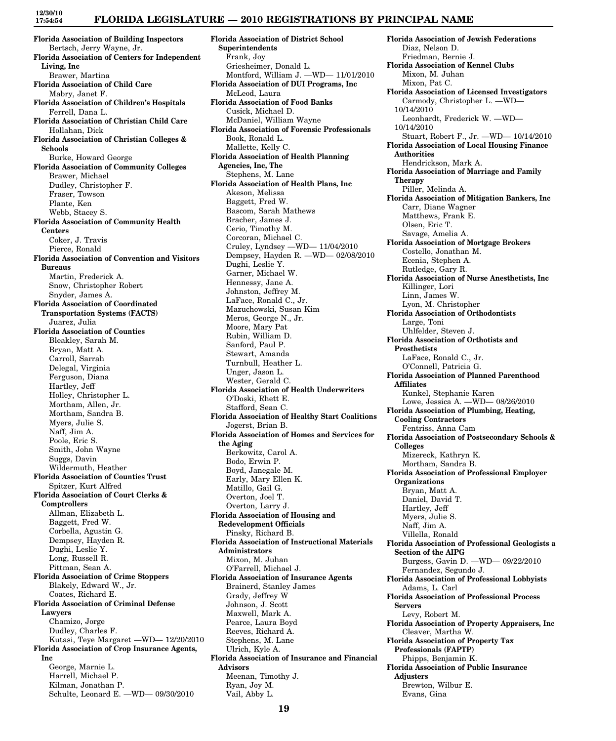**Florida Association of Building Inspectors**
Bertsch, Jerry Wayne, Jr.

**Florida Association of Centers for Independent Living, Inc**
Brawer, Martina

**Florida Association of Child Care**
Mabry, Janet F.

**Florida Association of Children's Hospitals**
Ferrell, Dana L.

**Florida Association of Christian Child Care**
Hollahan, Dick

**Florida Association of Christian Colleges & Schools**
Burke, Howard George

**Florida Association of Community Colleges**
Brawer, Michael
Dudley, Christopher F.
Fraser, Towson
Plante, Ken
Webb, Stacey S.

**Florida Association of Community Health Centers**
Coker, J. Travis
Pierce, Ronald

**Florida Association of Convention and Visitors Bureaus**
Martin, Frederick A.
Snow, Christopher Robert
Snyder, James A.

**Florida Association of Coordinated Transportation Systems (FACTS)**
Juarez, Julia

**Florida Association of Counties**
Bleakley, Sarah M.
Bryan, Matt A.
Carroll, Sarrah
Delegal, Virginia
Ferguson, Diana
Hartley, Jeff
Holley, Christopher L.
Mortham, Allen, Jr.
Mortham, Sandra B.
Myers, Julie S.
Naff, Jim A.
Poole, Eric S.
Smith, John Wayne
Suggs, Davin
Wildermuth, Heather

**Florida Association of Counties Trust**
Spitzer, Kurt Alfred

**Florida Association of Court Clerks & Comptrollers**
Allman, Elizabeth L.
Baggett, Fred W.
Corbella, Agustin G.
Dempsey, Hayden R.
Dughi, Leslie Y.
Long, Russell R.
Pittman, Sean A.

**Florida Association of Crime Stoppers**
Blakely, Edward W., Jr.
Coates, Richard E.

**Florida Association of Criminal Defense Lawyers**
Chamizo, Jorge
Dudley, Charles F.
Kutasi, Teye Margaret —WD— 12/20/2010

**Florida Association of Crop Insurance Agents, Inc**
George, Marnie L.
Harrell, Michael P.
Kilman, Jonathan P.
Schulte, Leonard E. —WD— 09/30/2010

**Florida Association of District School Superintendents**
Frank, Joy
Griesheimer, Donald L.
Montford, William J. —WD— 11/01/2010

**Florida Association of DUI Programs, Inc**
McLeod, Laura

**Florida Association of Food Banks**
Cusick, Michael D.
McDaniel, William Wayne

**Florida Association of Forensic Professionals**
Book, Ronald L.
Mallette, Kelly C.

**Florida Association of Health Planning Agencies, Inc, The**
Stephens, M. Lane

**Florida Association of Health Plans, Inc**
Akeson, Melissa
Baggett, Fred W.
Bascom, Sarah Mathews
Bracher, James J.
Cerio, Timothy M.
Corcoran, Michael C.
Cruley, Lyndsey —WD— 11/04/2010
Dempsey, Hayden R. —WD— 02/08/2010
Dughi, Leslie Y.
Garner, Michael W.
Hennessy, Jane A.
Johnston, Jeffrey M.
LaFace, Ronald C., Jr.
Mazuchowski, Susan Kim
Meros, George N., Jr.
Moore, Mary Pat
Rubin, William D.
Sanford, Paul P.
Stewart, Amanda
Turnbull, Heather L.
Unger, Jason L.
Wester, Gerald C.

**Florida Association of Health Underwriters**
O'Doski, Rhett E.
Stafford, Sean C.

**Florida Association of Healthy Start Coalitions**
Jogerst, Brian B.

**Florida Association of Homes and Services for the Aging**
Berkowitz, Carol A.
Bodo, Erwin P.
Boyd, Janegale M.
Early, Mary Ellen K.
Matillo, Gail G.
Overton, Joel T.
Overton, Larry J.

**Florida Association of Housing and Redevelopment Officials**
Pinsky, Richard B.

**Florida Association of Instructional Materials Administrators**
Mixon, M. Juhan
O'Farrell, Michael J.

**Florida Association of Insurance Agents**
Brainerd, Stanley James
Grady, Jeffrey W
Johnson, J. Scott
Maxwell, Mark A.
Pearce, Laura Boyd
Reeves, Richard A.
Stephens, M. Lane
Ulrich, Kyle A.

**Florida Association of Insurance and Financial Advisors**
Meenan, Timothy J.
Ryan, Joy M.
Vail, Abby L.

**Florida Association of Jewish Federations**
Diaz, Nelson D.
Friedman, Bernie J.

**Florida Association of Kennel Clubs**
Mixon, M. Juhan
Mixon, Pat C.

**Florida Association of Licensed Investigators**
Carmody, Christopher L. —WD— 10/14/2010
Leonhardt, Frederick W. —WD— 10/14/2010
Stuart, Robert F., Jr. —WD— 10/14/2010

**Florida Association of Local Housing Finance Authorities**
Hendrickson, Mark A.

**Florida Association of Marriage and Family Therapy**
Piller, Melinda A.

**Florida Association of Mitigation Bankers, Inc**
Carr, Diane Wagner
Matthews, Frank E.
Olsen, Eric T.
Savage, Amelia A.

**Florida Association of Mortgage Brokers**
Costello, Jonathan M.
Ecenia, Stephen A.
Rutledge, Gary R.

**Florida Association of Nurse Anesthetists, Inc**
Killinger, Lori
Linn, James W.
Lyon, M. Christopher

**Florida Association of Orthodontists**
Large, Toni
Uhlfelder, Steven J.

**Florida Association of Orthotists and Prosthetists**
LaFace, Ronald C., Jr.
O'Connell, Patricia G.

**Florida Association of Planned Parenthood Affiliates**
Kunkel, Stephanie Karen
Lowe, Jessica A. —WD— 08/26/2010

**Florida Association of Plumbing, Heating, Cooling Contractors**
Fentriss, Anna Cam

**Florida Association of Postsecondary Schools & Colleges**
Mizereck, Kathryn K.
Mortham, Sandra B.

**Florida Association of Professional Employer Organizations**
Bryan, Matt A.
Daniel, David T.
Hartley, Jeff
Myers, Julie S.
Naff, Jim A.
Villella, Ronald

**Florida Association of Professional Geologists a Section of the AIPG**
Burgess, Gavin D. —WD— 09/22/2010
Fernandez, Segundo J.

**Florida Association of Professional Lobbyists**
Adams, L. Carl

**Florida Association of Professional Process Servers**
Levy, Robert M.

**Florida Association of Property Appraisers, Inc**
Cleaver, Martha W.

**Florida Association of Property Tax Professionals (FAPTP)**
Phipps, Benjamin K.

**Florida Association of Public Insurance Adjusters**
Brewton, Wilbur E.
Evans, Gina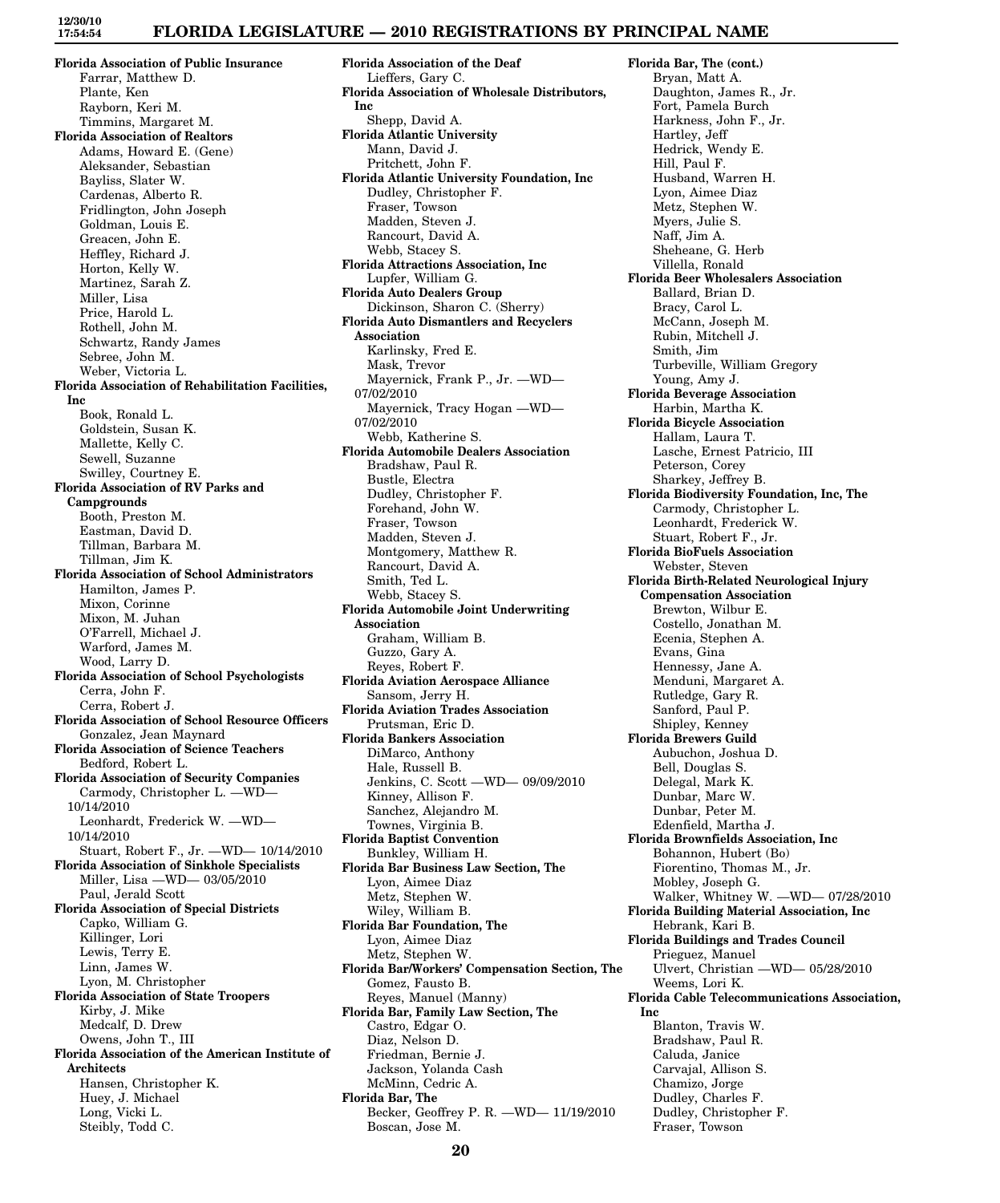**Florida Association of Public Insurance**
Farrar, Matthew D.
Plante, Ken
Rayborn, Keri M.
Timmins, Margaret M.

**Florida Association of Realtors**
Adams, Howard E. (Gene)
Aleksander, Sebastian
Bayliss, Slater W.
Cardenas, Alberto R.
Fridlington, John Joseph
Goldman, Louis E.
Greacen, John E.
Heffley, Richard J.
Horton, Kelly W.
Martinez, Sarah Z.
Miller, Lisa
Price, Harold L.
Rothell, John M.
Schwartz, Randy James
Sebree, John M.
Weber, Victoria L.

**Florida Association of Rehabilitation Facilities, Inc**
Book, Ronald L.
Goldstein, Susan K.
Mallette, Kelly C.
Sewell, Suzanne
Swilley, Courtney E.

**Florida Association of RV Parks and Campgrounds**
Booth, Preston M.
Eastman, David D.
Tillman, Barbara M.
Tillman, Jim K.

**Florida Association of School Administrators**
Hamilton, James P.
Mixon, Corinne
Mixon, M. Juhan
O'Farrell, Michael J.
Warford, James M.
Wood, Larry D.

**Florida Association of School Psychologists**
Cerra, John F.
Cerra, Robert J.

**Florida Association of School Resource Officers**
Gonzalez, Jean Maynard

**Florida Association of Science Teachers**
Bedford, Robert L.

**Florida Association of Security Companies**
Carmody, Christopher L. —WD— 10/14/2010
Leonhardt, Frederick W. —WD— 10/14/2010
Stuart, Robert F., Jr. —WD— 10/14/2010

**Florida Association of Sinkhole Specialists**
Miller, Lisa —WD— 03/05/2010
Paul, Jerald Scott

**Florida Association of Special Districts**
Capko, William G.
Killinger, Lori
Lewis, Terry E.
Linn, James W.
Lyon, M. Christopher

**Florida Association of State Troopers**
Kirby, J. Mike
Medcalf, D. Drew
Owens, John T., III

**Florida Association of the American Institute of Architects**
Hansen, Christopher K.
Huey, J. Michael
Long, Vicki L.
Steibly, Todd C.

**Florida Association of the Deaf**
Lieffers, Gary C.

**Florida Association of Wholesale Distributors, Inc**
Shepp, David A.

**Florida Atlantic University**
Mann, David J.
Pritchett, John F.

**Florida Atlantic University Foundation, Inc**
Dudley, Christopher F.
Fraser, Towson
Madden, Steven J.
Rancourt, David A.
Webb, Stacey S.

**Florida Attractions Association, Inc**
Lupfer, William G.

**Florida Auto Dealers Group**
Dickinson, Sharon C. (Sherry)

**Florida Auto Dismantlers and Recyclers Association**
Karlinsky, Fred E.
Mask, Trevor
Mayernick, Frank P., Jr. —WD— 07/02/2010
Mayernick, Tracy Hogan —WD— 07/02/2010
Webb, Katherine S.

**Florida Automobile Dealers Association**
Bradshaw, Paul R.
Bustle, Electra
Dudley, Christopher F.
Forehand, John W.
Fraser, Towson
Madden, Steven J.
Montgomery, Matthew R.
Rancourt, David A.
Smith, Ted L.
Webb, Stacey S.

**Florida Automobile Joint Underwriting Association**
Graham, William B.
Guzzo, Gary A.
Reyes, Robert F.

**Florida Aviation Aerospace Alliance**
Sansom, Jerry H.

**Florida Aviation Trades Association**
Prutsman, Eric D.

**Florida Bankers Association**
DiMarco, Anthony
Hale, Russell B.
Jenkins, C. Scott —WD— 09/09/2010
Kinney, Allison F.
Sanchez, Alejandro M.
Townes, Virginia B.

**Florida Baptist Convention**
Bunkley, William H.

**Florida Bar Business Law Section, The**
Lyon, Aimee Diaz
Metz, Stephen W.
Wiley, William B.

**Florida Bar Foundation, The**
Lyon, Aimee Diaz
Metz, Stephen W.

**Florida Bar/Workers' Compensation Section, The**
Gomez, Fausto B.
Reyes, Manuel (Manny)

**Florida Bar, Family Law Section, The**
Castro, Edgar O.
Diaz, Nelson D.
Friedman, Bernie J.
Jackson, Yolanda Cash
McMinn, Cedric A.

**Florida Bar, The**
Becker, Geoffrey P. R. —WD— 11/19/2010
Boscan, Jose M.

**Florida Bar, The (cont.)**
Bryan, Matt A.
Daughton, James R., Jr.
Fort, Pamela Burch
Harkness, John F., Jr.
Hartley, Jeff
Hedrick, Wendy E.
Hill, Paul F.
Husband, Warren H.
Lyon, Aimee Diaz
Metz, Stephen W.
Myers, Julie S.
Naff, Jim A.
Sheheane, G. Herb
Villella, Ronald

**Florida Beer Wholesalers Association**
Ballard, Brian D.
Bracy, Carol L.
McCann, Joseph M.
Rubin, Mitchell J.
Smith, Jim
Turbeville, William Gregory
Young, Amy J.

**Florida Beverage Association**
Harbin, Martha K.

**Florida Bicycle Association**
Hallam, Laura T.
Lasche, Ernest Patricio, III
Peterson, Corey
Sharkey, Jeffrey B.

**Florida Biodiversity Foundation, Inc, The**
Carmody, Christopher L.
Leonhardt, Frederick W.
Stuart, Robert F., Jr.

**Florida BioFuels Association**
Webster, Steven

**Florida Birth-Related Neurological Injury Compensation Association**
Brewton, Wilbur E.
Costello, Jonathan M.
Ecenia, Stephen A.
Evans, Gina
Hennessy, Jane A.
Menduni, Margaret A.
Rutledge, Gary R.
Sanford, Paul P.
Shipley, Kenney

**Florida Brewers Guild**
Aubuchon, Joshua D.
Bell, Douglas S.
Delegal, Mark K.
Dunbar, Marc W.
Dunbar, Peter M.
Edenfield, Martha J.

**Florida Brownfields Association, Inc**
Bohannon, Hubert (Bo)
Fiorentino, Thomas M., Jr.
Mobley, Joseph G.
Walker, Whitney W. —WD— 07/28/2010

**Florida Building Material Association, Inc**
Hebrank, Kari B.

**Florida Buildings and Trades Council**
Prieguez, Manuel
Ulvert, Christian —WD— 05/28/2010
Weems, Lori K.

**Florida Cable Telecommunications Association, Inc**
Blanton, Travis W.
Bradshaw, Paul R.
Caluda, Janice
Carvajal, Allison S.
Chamizo, Jorge
Dudley, Charles F.
Dudley, Christopher F.
Fraser, Towson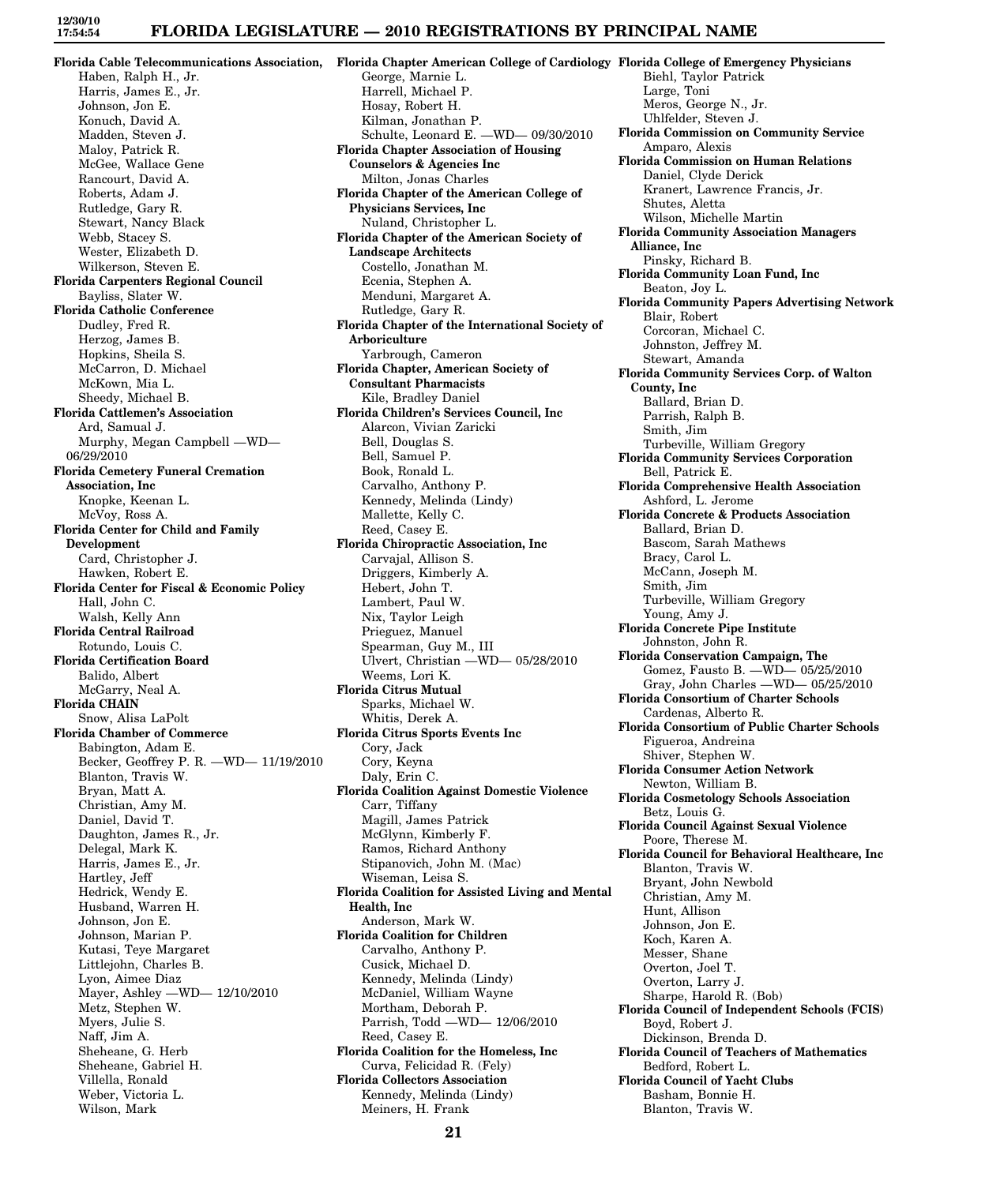**Florida Cable Telecommunications Association,**
Haben, Ralph H., Jr.
Harris, James E., Jr.
Johnson, Jon E.
Konuch, David A.
Madden, Steven J.
Maloy, Patrick R.
McGee, Wallace Gene
Rancourt, David A.
Roberts, Adam J.
Rutledge, Gary R.
Stewart, Nancy Black
Webb, Stacey S.
Wester, Elizabeth D.
Wilkerson, Steven E.

**Florida Carpenters Regional Council**
Bayliss, Slater W.

**Florida Catholic Conference**
Dudley, Fred R.
Herzog, James B.
Hopkins, Sheila S.
McCarron, D. Michael
McKown, Mia L.
Sheedy, Michael B.

**Florida Cattlemen's Association**
Ard, Samual J.
Murphy, Megan Campbell —WD— 06/29/2010

**Florida Cemetery Funeral Cremation Association, Inc**
Knopke, Keenan L.
McVoy, Ross A.

**Florida Center for Child and Family Development**
Card, Christopher J.
Hawken, Robert E.

**Florida Center for Fiscal & Economic Policy**
Hall, John C.
Walsh, Kelly Ann

**Florida Central Railroad**
Rotundo, Louis C.

**Florida Certification Board**
Balido, Albert
McGarry, Neal A.

**Florida CHAIN**
Snow, Alisa LaPolt

**Florida Chamber of Commerce**
Babington, Adam E.
Becker, Geoffrey P. R. —WD— 11/19/2010
Blanton, Travis W.
Bryan, Matt A.
Christian, Amy M.
Daniel, David T.
Daughton, James R., Jr.
Delegal, Mark K.
Harris, James E., Jr.
Hartley, Jeff
Hedrick, Wendy E.
Husband, Warren H.
Johnson, Jon E.
Johnson, Marian P.
Kutasi, Teye Margaret
Littlejohn, Charles B.
Lyon, Aimee Diaz
Mayer, Ashley —WD— 12/10/2010
Metz, Stephen W.
Myers, Julie S.
Naff, Jim A.
Sheheane, G. Herb
Sheheane, Gabriel H.
Villella, Ronald
Weber, Victoria L.
Wilson, Mark

**Florida Chapter American College of Cardiology**
George, Marnie L.
Harrell, Michael P.
Hosay, Robert H.
Kilman, Jonathan P.
Schulte, Leonard E. —WD— 09/30/2010

**Florida Chapter Association of Housing Counselors & Agencies Inc**
Milton, Jonas Charles

**Florida Chapter of the American College of Physicians Services, Inc**
Nuland, Christopher L.

**Florida Chapter of the American Society of Landscape Architects**
Costello, Jonathan M.
Ecenia, Stephen A.
Menduni, Margaret A.
Rutledge, Gary R.

**Florida Chapter of the International Society of Arboriculture**
Yarbrough, Cameron

**Florida Chapter, American Society of Consultant Pharmacists**
Kile, Bradley Daniel

**Florida Children's Services Council, Inc**
Alarcon, Vivian Zaricki
Bell, Douglas S.
Bell, Samuel P.
Book, Ronald L.
Carvalho, Anthony P.
Kennedy, Melinda (Lindy)
Mallette, Kelly C.
Reed, Casey E.

**Florida Chiropractic Association, Inc**
Carvajal, Allison S.
Driggers, Kimberly A.
Hebert, John T.
Lambert, Paul W.
Nix, Taylor Leigh
Prieguez, Manuel
Spearman, Guy M., III
Ulvert, Christian —WD— 05/28/2010
Weems, Lori K.

**Florida Citrus Mutual**
Sparks, Michael W.
Whitis, Derek A.

**Florida Citrus Sports Events Inc**
Cory, Jack
Cory, Keyna
Daly, Erin C.

**Florida Coalition Against Domestic Violence**
Carr, Tiffany
Magill, James Patrick
McGlynn, Kimberly F.
Ramos, Richard Anthony
Stipanovich, John M. (Mac)
Wiseman, Leisa S.

**Florida Coalition for Assisted Living and Mental Health, Inc**
Anderson, Mark W.

**Florida Coalition for Children**
Carvalho, Anthony P.
Cusick, Michael D.
Kennedy, Melinda (Lindy)
McDaniel, William Wayne
Mortham, Deborah P.
Parrish, Todd —WD— 12/06/2010
Reed, Casey E.

**Florida Coalition for the Homeless, Inc**
Curva, Felicidad R. (Fely)

**Florida Collectors Association**
Kennedy, Melinda (Lindy)
Meiners, H. Frank

**Florida College of Emergency Physicians**
Biehl, Taylor Patrick
Large, Toni
Meros, George N., Jr.
Uhlfelder, Steven J.

**Florida Commission on Community Service**
Amparo, Alexis

**Florida Commission on Human Relations**
Daniel, Clyde Derick
Kranert, Lawrence Francis, Jr.
Shutes, Aletta
Wilson, Michelle Martin

**Florida Community Association Managers Alliance, Inc**
Pinsky, Richard B.

**Florida Community Loan Fund, Inc**
Beaton, Joy L.

**Florida Community Papers Advertising Network**
Blair, Robert
Corcoran, Michael C.
Johnston, Jeffrey M.
Stewart, Amanda

**Florida Community Services Corp. of Walton County, Inc**
Ballard, Brian D.
Parrish, Ralph B.
Smith, Jim
Turbeville, William Gregory

**Florida Community Services Corporation**
Bell, Patrick E.

**Florida Comprehensive Health Association**
Ashford, L. Jerome

**Florida Concrete & Products Association**
Ballard, Brian D.
Bascom, Sarah Mathews
Bracy, Carol L.
McCann, Joseph M.
Smith, Jim
Turbeville, William Gregory
Young, Amy J.

**Florida Concrete Pipe Institute**
Johnston, John R.

**Florida Conservation Campaign, The**
Gomez, Fausto B. —WD— 05/25/2010
Gray, John Charles —WD— 05/25/2010

**Florida Consortium of Charter Schools**
Cardenas, Alberto R.

**Florida Consortium of Public Charter Schools**
Figueroa, Andreina
Shiver, Stephen W.

**Florida Consumer Action Network**
Newton, William B.

**Florida Cosmetology Schools Association**
Betz, Louis G.

**Florida Council Against Sexual Violence**
Poore, Therese M.

**Florida Council for Behavioral Healthcare, Inc**
Blanton, Travis W.
Bryant, John Newbold
Christian, Amy M.
Hunt, Allison
Johnson, Jon E.
Koch, Karen A.
Messer, Shane
Overton, Joel T.
Overton, Larry J.
Sharpe, Harold R. (Bob)

**Florida Council of Independent Schools (FCIS)**
Boyd, Robert J.
Dickinson, Brenda D.

**Florida Council of Teachers of Mathematics**
Bedford, Robert L.

**Florida Council of Yacht Clubs**
Basham, Bonnie H.
Blanton, Travis W.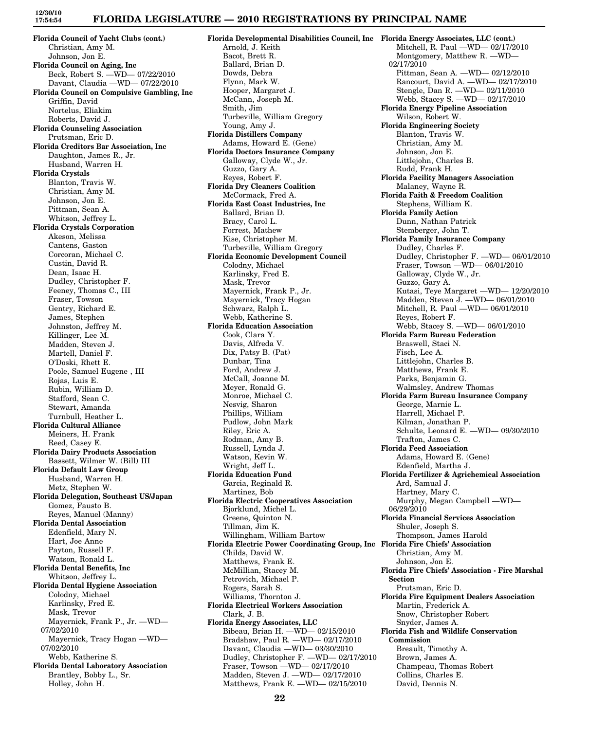**Florida Council of Yacht Clubs (cont.)**
Christian, Amy M.
Johnson, Jon E.

**Florida Council on Aging, Inc**
Beck, Robert S. —WD— 07/22/2010
Davant, Claudia —WD— 07/22/2010

**Florida Council on Compulsive Gambling, Inc**
Griffin, David
Nortelus, Eliakim
Roberts, David J.

**Florida Counseling Association**
Prutsman, Eric D.

**Florida Creditors Bar Association, Inc**
Daughton, James R., Jr.
Husband, Warren H.

**Florida Crystals**
Blanton, Travis W.
Christian, Amy M.
Johnson, Jon E.
Pittman, Sean A.
Whitson, Jeffrey L.

**Florida Crystals Corporation**
Akeson, Melissa
Cantens, Gaston
Corcoran, Michael C.
Custin, David R.
Dean, Isaac H.
Dudley, Christopher F.
Feeney, Thomas C., III
Fraser, Towson
Gentry, Richard E.
James, Stephen
Johnston, Jeffrey M.
Killinger, Lee M.
Madden, Steven J.
Martell, Daniel F.
O'Doski, Rhett E.
Poole, Samuel Eugene , III
Rojas, Luis E.
Rubin, William D.
Stafford, Sean C.
Stewart, Amanda
Turnbull, Heather L.

**Florida Cultural Alliance**
Meiners, H. Frank
Reed, Casey E.

**Florida Dairy Products Association**
Bassett, Wilmer W. (Bill) III

**Florida Default Law Group**
Husband, Warren H.
Metz, Stephen W.

**Florida Delegation, Southeast US/Japan**
Gomez, Fausto B.
Reyes, Manuel (Manny)

**Florida Dental Association**
Edenfield, Mary N.
Hart, Joe Anne
Payton, Russell F.
Watson, Ronald L.

**Florida Dental Benefits, Inc**
Whitson, Jeffrey L.

**Florida Dental Hygiene Association**
Colodny, Michael
Karlinsky, Fred E.
Mask, Trevor
Mayernick, Frank P., Jr. —WD— 07/02/2010
Mayernick, Tracy Hogan —WD— 07/02/2010
Webb, Katherine S.

**Florida Dental Laboratory Association**
Brantley, Bobby L., Sr.
Holley, John H.

**Florida Developmental Disabilities Council, Inc**
Arnold, J. Keith
Bacot, Brett R.
Ballard, Brian D.
Dowds, Debra
Flynn, Mark W.
Hooper, Margaret J.
McCann, Joseph M.
Smith, Jim
Turbeville, William Gregory
Young, Amy J.

**Florida Distillers Company**
Adams, Howard E. (Gene)

**Florida Doctors Insurance Company**
Galloway, Clyde W., Jr.
Guzzo, Gary A.
Reyes, Robert F.

**Florida Dry Cleaners Coalition**
McCormack, Fred A.

**Florida East Coast Industries, Inc**
Ballard, Brian D.
Bracy, Carol L.
Forrest, Mathew
Kise, Christopher M.
Turbeville, William Gregory

**Florida Economic Development Council**
Colodny, Michael
Karlinsky, Fred E.
Mask, Trevor
Mayernick, Frank P., Jr.
Mayernick, Tracy Hogan
Schwarz, Ralph L.
Webb, Katherine S.

**Florida Education Association**
Cook, Clara Y.
Davis, Alfreda V.
Dix, Patsy B. (Pat)
Dunbar, Tina
Ford, Andrew J.
McCall, Joanne M.
Meyer, Ronald G.
Monroe, Michael C.
Nesvig, Sharon
Phillips, William
Pudlow, John Mark
Riley, Eric A.
Rodman, Amy B.
Russell, Lynda J.
Watson, Kevin W.
Wright, Jeff L.

**Florida Education Fund**
Garcia, Reginald R.
Martinez, Bob

**Florida Electric Cooperatives Association**
Bjorklund, Michel L.
Greene, Quinton N.
Tillman, Jim K.
Willingham, William Bartow

**Florida Electric Power Coordinating Group, Inc**
Childs, David W.
Matthews, Frank E.
McMillian, Stacey M.
Petrovich, Michael P.
Rogers, Sarah S.
Williams, Thornton J.

**Florida Electrical Workers Association**
Clark, J. B.

**Florida Energy Associates, LLC**
Bibeau, Brian H. —WD— 02/15/2010
Bradshaw, Paul R. —WD— 02/17/2010
Davant, Claudia —WD— 03/30/2010
Dudley, Christopher F. —WD— 02/17/2010
Fraser, Towson —WD— 02/17/2010
Madden, Steven J. —WD— 02/17/2010
Matthews, Frank E. —WD— 02/15/2010

**Florida Energy Associates, LLC (cont.)**
Mitchell, R. Paul —WD— 02/17/2010
Montgomery, Matthew R. —WD— 02/17/2010
Pittman, Sean A. —WD— 02/12/2010
Rancourt, David A. —WD— 02/17/2010
Stengle, Dan R. —WD— 02/11/2010
Webb, Stacey S. —WD— 02/17/2010

**Florida Energy Pipeline Association**
Wilson, Robert W.

**Florida Engineering Society**
Blanton, Travis W.
Christian, Amy M.
Johnson, Jon E.
Littlejohn, Charles B.
Rudd, Frank H.

**Florida Facility Managers Association**
Malaney, Wayne R.

**Florida Faith & Freedom Coalition**
Stephens, William K.

**Florida Family Action**
Dunn, Nathan Patrick
Stemberger, John T.

**Florida Family Insurance Company**
Dudley, Charles F.
Dudley, Christopher F. —WD— 06/01/2010
Fraser, Towson —WD— 06/01/2010
Galloway, Clyde W., Jr.
Guzzo, Gary A.
Kutasi, Teye Margaret —WD— 12/20/2010
Madden, Steven J. —WD— 06/01/2010
Mitchell, R. Paul —WD— 06/01/2010
Reyes, Robert F.
Webb, Stacey S. —WD— 06/01/2010

**Florida Farm Bureau Federation**
Braswell, Staci N.
Fisch, Lee A.
Littlejohn, Charles B.
Matthews, Frank E.
Parks, Benjamin G.
Walmsley, Andrew Thomas

**Florida Farm Bureau Insurance Company**
George, Marnie L.
Harrell, Michael P.
Kilman, Jonathan P.
Schulte, Leonard E. —WD— 09/30/2010
Trafton, James C.

**Florida Feed Association**
Adams, Howard E. (Gene)
Edenfield, Martha J.

**Florida Fertilizer & Agrichemical Association**
Ard, Samual J.
Hartney, Mary C.
Murphy, Megan Campbell —WD— 06/29/2010

**Florida Financial Services Association**
Shuler, Joseph S.
Thompson, James Harold

**Florida Fire Chiefs' Association**
Christian, Amy M.
Johnson, Jon E.

**Florida Fire Chiefs' Association - Fire Marshal Section**
Prutsman, Eric D.

**Florida Fire Equipment Dealers Association**
Martin, Frederick A.
Snow, Christopher Robert
Snyder, James A.

**Florida Fish and Wildlife Conservation Commission**
Breault, Timothy A.
Brown, James A.
Champeau, Thomas Robert
Collins, Charles E.
David, Dennis N.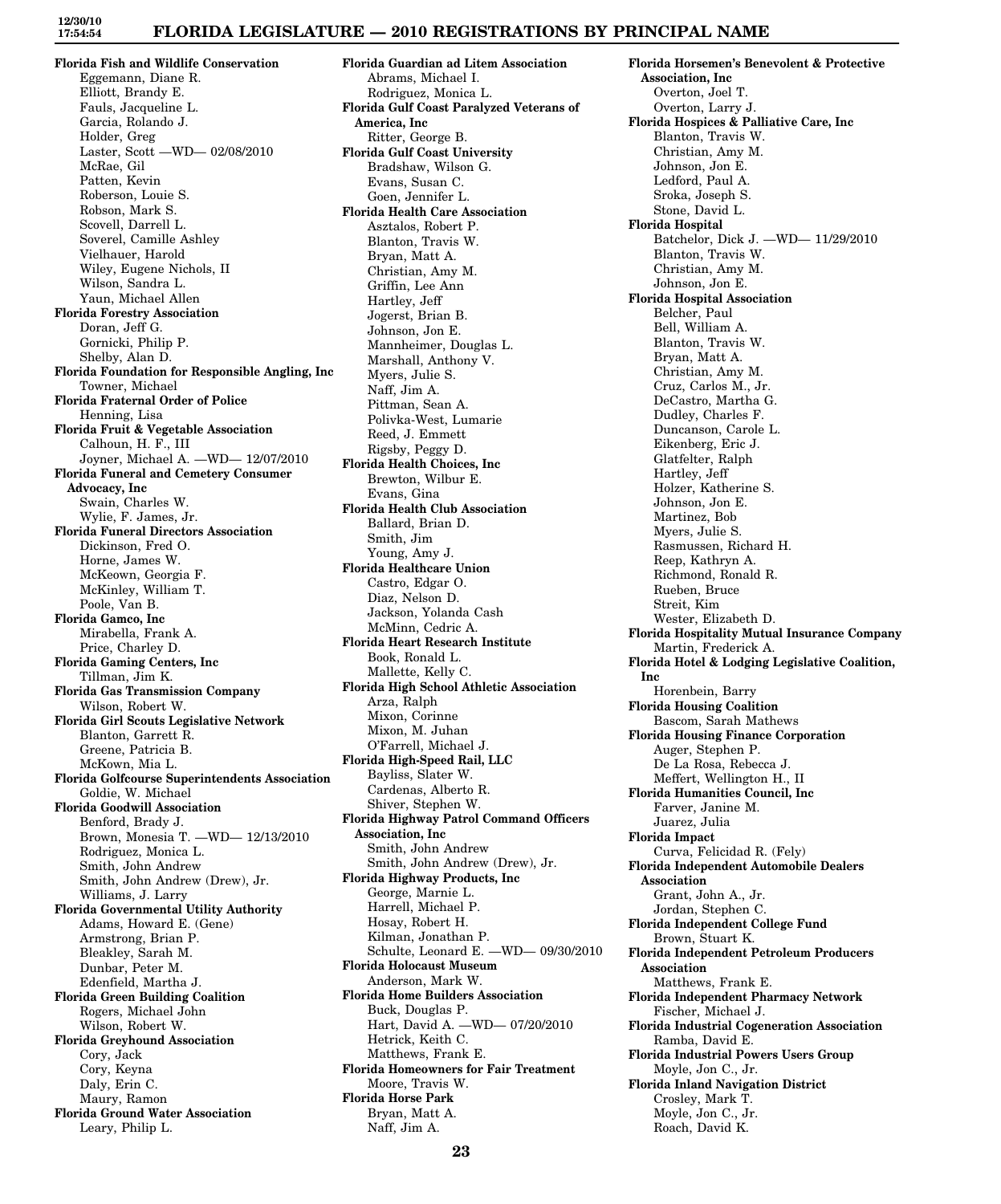**Florida Fish and Wildlife Conservation**
Eggemann, Diane R.
Elliott, Brandy E.
Fauls, Jacqueline L.
Garcia, Rolando J.
Holder, Greg
Laster, Scott —WD— 02/08/2010
McRae, Gil
Patten, Kevin
Roberson, Louie S.
Robson, Mark S.
Scovell, Darrell L.
Soverel, Camille Ashley
Vielhauer, Harold
Wiley, Eugene Nichols, II
Wilson, Sandra L.
Yaun, Michael Allen

**Florida Forestry Association**
Doran, Jeff G.
Gornicki, Philip P.
Shelby, Alan D.

**Florida Foundation for Responsible Angling, Inc**
Towner, Michael

**Florida Fraternal Order of Police**
Henning, Lisa

**Florida Fruit & Vegetable Association**
Calhoun, H. F., III
Joyner, Michael A. —WD— 12/07/2010

**Florida Funeral and Cemetery Consumer Advocacy, Inc**
Swain, Charles W.
Wylie, F. James, Jr.

**Florida Funeral Directors Association**
Dickinson, Fred O.
Horne, James W.
McKeown, Georgia F.
McKinley, William T.
Poole, Van B.

**Florida Gamco, Inc**
Mirabella, Frank A.
Price, Charley D.

**Florida Gaming Centers, Inc**
Tillman, Jim K.

**Florida Gas Transmission Company**
Wilson, Robert W.

**Florida Girl Scouts Legislative Network**
Blanton, Garrett R.
Greene, Patricia B.
McKown, Mia L.

**Florida Golfcourse Superintendents Association**
Goldie, W. Michael

**Florida Goodwill Association**
Benford, Brady J.
Brown, Monesia T. —WD— 12/13/2010
Rodriguez, Monica L.
Smith, John Andrew
Smith, John Andrew (Drew), Jr.
Williams, J. Larry

**Florida Governmental Utility Authority**
Adams, Howard E. (Gene)
Armstrong, Brian P.
Bleakley, Sarah M.
Dunbar, Peter M.
Edenfield, Martha J.

**Florida Green Building Coalition**
Rogers, Michael John
Wilson, Robert W.

**Florida Greyhound Association**
Cory, Jack
Cory, Keyna
Daly, Erin C.
Maury, Ramon

**Florida Ground Water Association**
Leary, Philip L.

**Florida Guardian ad Litem Association**
Abrams, Michael I.
Rodriguez, Monica L.

**Florida Gulf Coast Paralyzed Veterans of America, Inc**
Ritter, George B.

**Florida Gulf Coast University**
Bradshaw, Wilson G.
Evans, Susan C.
Goen, Jennifer L.

**Florida Health Care Association**
Asztalos, Robert P.
Blanton, Travis W.
Bryan, Matt A.
Christian, Amy M.
Griffin, Lee Ann
Hartley, Jeff
Jogerst, Brian B.
Johnson, Jon E.
Mannheimer, Douglas L.
Marshall, Anthony V.
Myers, Julie S.
Naff, Jim A.
Pittman, Sean A.
Polivka-West, Lumarie
Reed, J. Emmett
Rigsby, Peggy D.

**Florida Health Choices, Inc**
Brewton, Wilbur E.
Evans, Gina

**Florida Health Club Association**
Ballard, Brian D.
Smith, Jim
Young, Amy J.

**Florida Healthcare Union**
Castro, Edgar O.
Diaz, Nelson D.
Jackson, Yolanda Cash
McMinn, Cedric A.

**Florida Heart Research Institute**
Book, Ronald L.
Mallette, Kelly C.

**Florida High School Athletic Association**
Arza, Ralph
Mixon, Corinne
Mixon, M. Juhan
O'Farrell, Michael J.

**Florida High-Speed Rail, LLC**
Bayliss, Slater W.
Cardenas, Alberto R.
Shiver, Stephen W.

**Florida Highway Patrol Command Officers Association, Inc**
Smith, John Andrew
Smith, John Andrew (Drew), Jr.

**Florida Highway Products, Inc**
George, Marnie L.
Harrell, Michael P.
Hosay, Robert H.
Kilman, Jonathan P.
Schulte, Leonard E. —WD— 09/30/2010

**Florida Holocaust Museum**
Anderson, Mark W.

**Florida Home Builders Association**
Buck, Douglas P.
Hart, David A. —WD— 07/20/2010
Hetrick, Keith C.
Matthews, Frank E.

**Florida Homeowners for Fair Treatment**
Moore, Travis W.

**Florida Horse Park**
Bryan, Matt A.
Naff, Jim A.

**Florida Horsemen's Benevolent & Protective Association, Inc**
Overton, Joel T.
Overton, Larry J.

**Florida Hospices & Palliative Care, Inc**
Blanton, Travis W.
Christian, Amy M.
Johnson, Jon E.
Ledford, Paul A.
Sroka, Joseph S.
Stone, David L.

**Florida Hospital**
Batchelor, Dick J. —WD— 11/29/2010
Blanton, Travis W.
Christian, Amy M.
Johnson, Jon E.

**Florida Hospital Association**
Belcher, Paul
Bell, William A.
Blanton, Travis W.
Bryan, Matt A.
Christian, Amy M.
Cruz, Carlos M., Jr.
DeCastro, Martha G.
Dudley, Charles F.
Duncanson, Carole L.
Eikenberg, Eric J.
Glatfelter, Ralph
Hartley, Jeff
Holzer, Katherine S.
Johnson, Jon E.
Martinez, Bob
Myers, Julie S.
Rasmussen, Richard H.
Reep, Kathryn A.
Richmond, Ronald R.
Rueben, Bruce
Streit, Kim
Wester, Elizabeth D.

**Florida Hospitality Mutual Insurance Company**
Martin, Frederick A.

**Florida Hotel & Lodging Legislative Coalition, Inc**
Horenbein, Barry

**Florida Housing Coalition**
Bascom, Sarah Mathews

**Florida Housing Finance Corporation**
Auger, Stephen P.
De La Rosa, Rebecca J.
Meffert, Wellington H., II

**Florida Humanities Council, Inc**
Farver, Janine M.
Juarez, Julia

**Florida Impact**
Curva, Felicidad R. (Fely)

**Florida Independent Automobile Dealers Association**
Grant, John A., Jr.
Jordan, Stephen C.

**Florida Independent College Fund**
Brown, Stuart K.

**Florida Independent Petroleum Producers Association**
Matthews, Frank E.

**Florida Independent Pharmacy Network**
Fischer, Michael J.

**Florida Industrial Cogeneration Association**
Ramba, David E.

**Florida Industrial Powers Users Group**
Moyle, Jon C., Jr.

**Florida Inland Navigation District**
Crosley, Mark T.
Moyle, Jon C., Jr.
Roach, David K.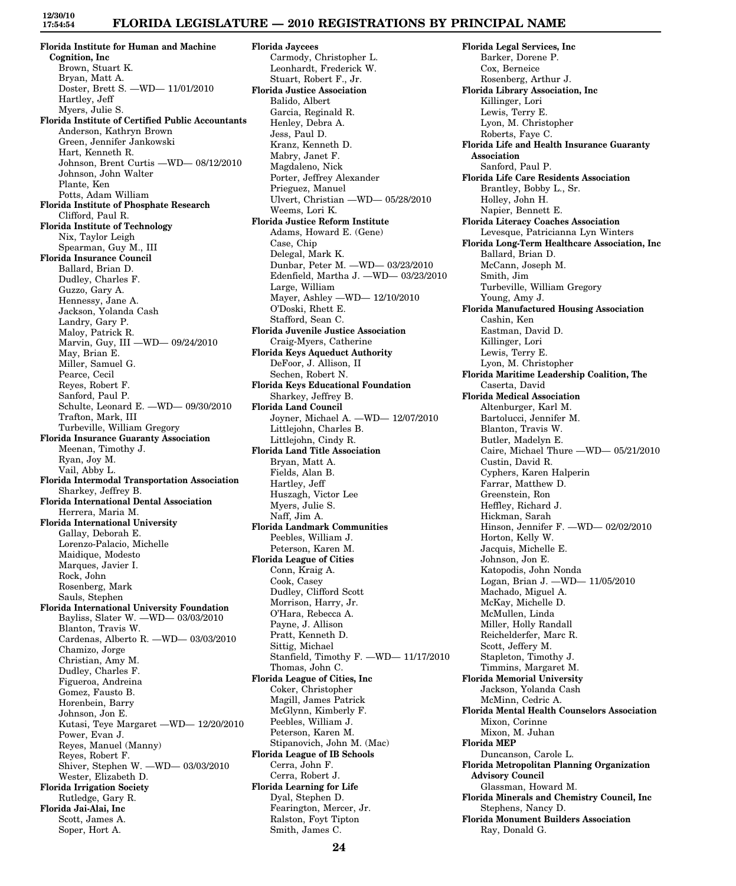**Florida Institute for Human and Machine Cognition, Inc**
Brown, Stuart K.
Bryan, Matt A.
Doster, Brett S. —WD— 11/01/2010
Hartley, Jeff
Myers, Julie S.

**Florida Institute of Certified Public Accountants**
Anderson, Kathryn Brown
Green, Jennifer Jankowski
Hart, Kenneth R.
Johnson, Brent Curtis —WD— 08/12/2010
Johnson, John Walter
Plante, Ken
Potts, Adam William

**Florida Institute of Phosphate Research**
Clifford, Paul R.

**Florida Institute of Technology**
Nix, Taylor Leigh
Spearman, Guy M., III

**Florida Insurance Council**
Ballard, Brian D.
Dudley, Charles F.
Guzzo, Gary A.
Hennessy, Jane A.
Jackson, Yolanda Cash
Landry, Gary P.
Maloy, Patrick R.
Marvin, Guy, III —WD— 09/24/2010
May, Brian E.
Miller, Samuel G.
Pearce, Cecil
Reyes, Robert F.
Sanford, Paul P.
Schulte, Leonard E. —WD— 09/30/2010
Trafton, Mark, III
Turbeville, William Gregory

**Florida Insurance Guaranty Association**
Meenan, Timothy J.
Ryan, Joy M.
Vail, Abby L.

**Florida Intermodal Transportation Association**
Sharkey, Jeffrey B.

**Florida International Dental Association**
Herrera, Maria M.

**Florida International University**
Gallay, Deborah E.
Lorenzo-Palacio, Michelle
Maidique, Modesto
Marques, Javier I.
Rock, John
Rosenberg, Mark
Sauls, Stephen

**Florida International University Foundation**
Bayliss, Slater W. —WD— 03/03/2010
Blanton, Travis W.
Cardenas, Alberto R. —WD— 03/03/2010
Chamizo, Jorge
Christian, Amy M.
Dudley, Charles F.
Figueroa, Andreina
Gomez, Fausto B.
Horenbein, Barry
Johnson, Jon E.
Kutasi, Teye Margaret —WD— 12/20/2010
Power, Evan J.
Reyes, Manuel (Manny)
Reyes, Robert F.
Shiver, Stephen W. —WD— 03/03/2010
Wester, Elizabeth D.

**Florida Irrigation Society**
Rutledge, Gary R.

**Florida Jai-Alai, Inc**
Scott, James A.
Soper, Hort A.

**Florida Jaycees**
Carmody, Christopher L.
Leonhardt, Frederick W.
Stuart, Robert F., Jr.

**Florida Justice Association**
Balido, Albert
Garcia, Reginald R.
Henley, Debra A.
Jess, Paul D.
Kranz, Kenneth D.
Mabry, Janet F.
Magdaleno, Nick
Porter, Jeffrey Alexander
Prieguez, Manuel
Ulvert, Christian —WD— 05/28/2010
Weems, Lori K.

**Florida Justice Reform Institute**
Adams, Howard E. (Gene)
Case, Chip
Delegal, Mark K.
Dunbar, Peter M. —WD— 03/23/2010
Edenfield, Martha J. —WD— 03/23/2010
Large, William
Mayer, Ashley —WD— 12/10/2010
O'Doski, Rhett E.
Stafford, Sean C.

**Florida Juvenile Justice Association**
Craig-Myers, Catherine

**Florida Keys Aqueduct Authority**
DeFoor, J. Allison, II
Sechen, Robert N.

**Florida Keys Educational Foundation**
Sharkey, Jeffrey B.

**Florida Land Council**
Joyner, Michael A. —WD— 12/07/2010
Littlejohn, Charles B.
Littlejohn, Cindy R.

**Florida Land Title Association**
Bryan, Matt A.
Fields, Alan B.
Hartley, Jeff
Huszagh, Victor Lee
Myers, Julie S.
Naff, Jim A.

**Florida Landmark Communities**
Peebles, William J.
Peterson, Karen M.

**Florida League of Cities**
Conn, Kraig A.
Cook, Casey
Dudley, Clifford Scott
Morrison, Harry, Jr.
O'Hara, Rebecca A.
Payne, J. Allison
Pratt, Kenneth D.
Sittig, Michael
Stanfield, Timothy F. —WD— 11/17/2010
Thomas, John C.

**Florida League of Cities, Inc**
Coker, Christopher
Magill, James Patrick
McGlynn, Kimberly F.
Peebles, William J.
Peterson, Karen M.
Stipanovich, John M. (Mac)

**Florida League of IB Schools**
Cerra, John F.
Cerra, Robert J.

**Florida Learning for Life**
Dyal, Stephen D.
Fearington, Mercer, Jr.
Ralston, Foyt Tipton
Smith, James C.

**Florida Legal Services, Inc**
Barker, Dorene P.
Cox, Berneice
Rosenberg, Arthur J.

**Florida Library Association, Inc**
Killinger, Lori
Lewis, Terry E.
Lyon, M. Christopher
Roberts, Faye C.

**Florida Life and Health Insurance Guaranty Association**
Sanford, Paul P.

**Florida Life Care Residents Association**
Brantley, Bobby L., Sr.
Holley, John H.
Napier, Bennett E.

**Florida Literacy Coaches Association**
Levesque, Patricianna Lyn Winters

**Florida Long-Term Healthcare Association, Inc**
Ballard, Brian D.
McCann, Joseph M.
Smith, Jim
Turbeville, William Gregory
Young, Amy J.

**Florida Manufactured Housing Association**
Cashin, Ken
Eastman, David D.
Killinger, Lori
Lewis, Terry E.
Lyon, M. Christopher

**Florida Maritime Leadership Coalition, The**
Caserta, David

**Florida Medical Association**
Altenburger, Karl M.
Bartolucci, Jennifer M.
Blanton, Travis W.
Butler, Madelyn E.
Caire, Michael Thure —WD— 05/21/2010
Custin, David R.
Cyphers, Karen Halperin
Farrar, Matthew D.
Greenstein, Ron
Heffley, Richard J.
Hickman, Sarah
Hinson, Jennifer F. —WD— 02/02/2010
Horton, Kelly W.
Jacquis, Michelle E.
Johnson, Jon E.
Katopodis, John Nonda
Logan, Brian J. —WD— 11/05/2010
Machado, Miguel A.
McKay, Michelle D.
McMullen, Linda
Miller, Holly Randall
Reichelderfer, Marc R.
Scott, Jeffery M.
Stapleton, Timothy J.
Timmins, Margaret M.

**Florida Memorial University**
Jackson, Yolanda Cash
McMinn, Cedric A.

**Florida Mental Health Counselors Association**
Mixon, Corinne
Mixon, M. Juhan

**Florida MEP**
Duncanson, Carole L.

**Florida Metropolitan Planning Organization Advisory Council**
Glassman, Howard M.

**Florida Minerals and Chemistry Council, Inc**
Stephens, Nancy D.

**Florida Monument Builders Association**
Ray, Donald G.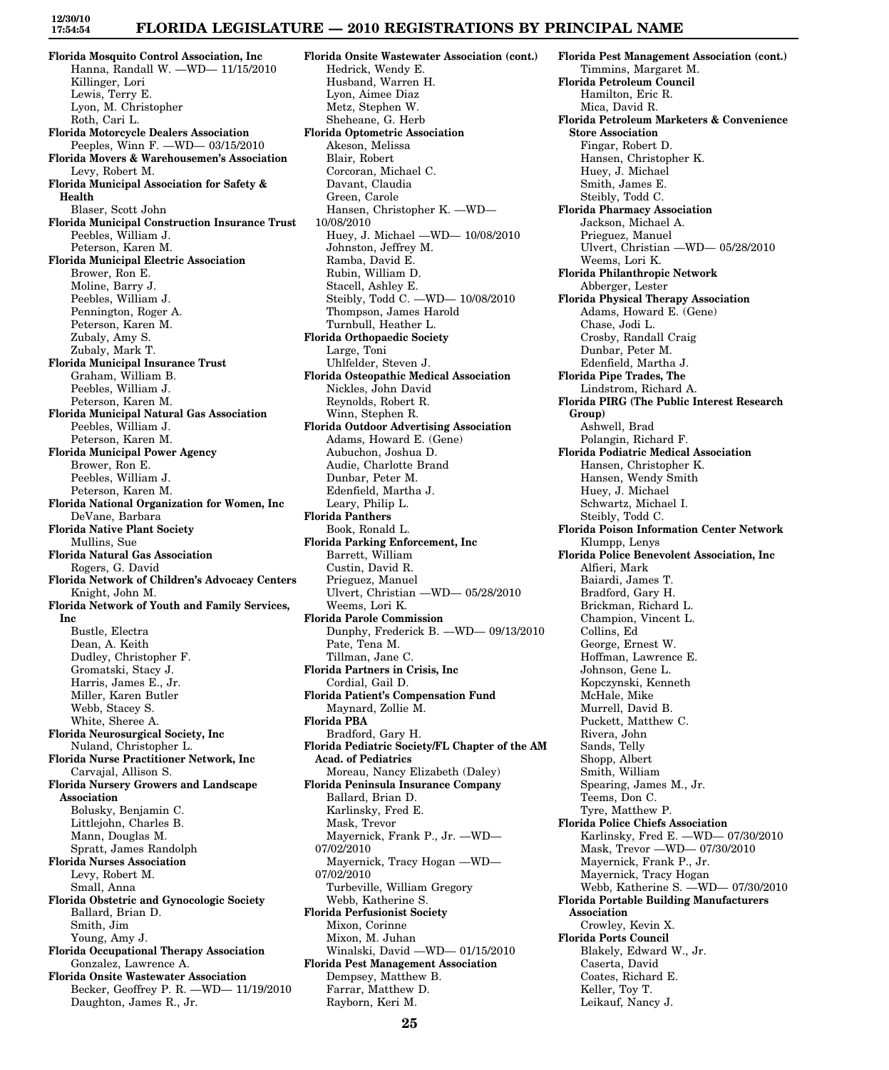**Florida Mosquito Control Association, Inc**
Hanna, Randall W. —WD— 11/15/2010
Killinger, Lori
Lewis, Terry E.
Lyon, M. Christopher
Roth, Cari L.

**Florida Motorcycle Dealers Association**
Peeples, Winn F. —WD— 03/15/2010

**Florida Movers & Warehousemen's Association**
Levy, Robert M.

**Florida Municipal Association for Safety & Health**
Blaser, Scott John

**Florida Municipal Construction Insurance Trust**
Peebles, William J.
Peterson, Karen M.

**Florida Municipal Electric Association**
Brower, Ron E.
Moline, Barry J.
Peebles, William J.
Pennington, Roger A.
Peterson, Karen M.
Zubaly, Amy S.
Zubaly, Mark T.

**Florida Municipal Insurance Trust**
Graham, William B.
Peebles, William J.
Peterson, Karen M.

**Florida Municipal Natural Gas Association**
Peebles, William J.
Peterson, Karen M.

**Florida Municipal Power Agency**
Brower, Ron E.
Peebles, William J.
Peterson, Karen M.

**Florida National Organization for Women, Inc**
DeVane, Barbara

**Florida Native Plant Society**
Mullins, Sue

**Florida Natural Gas Association**
Rogers, G. David

**Florida Network of Children's Advocacy Centers**
Knight, John M.

**Florida Network of Youth and Family Services, Inc**
Bustle, Electra
Dean, A. Keith
Dudley, Christopher F.
Gromatski, Stacy J.
Harris, James E., Jr.
Miller, Karen Butler
Webb, Stacey S.
White, Sheree A.

**Florida Neurosurgical Society, Inc**
Nuland, Christopher L.

**Florida Nurse Practitioner Network, Inc**
Carvajal, Allison S.

**Florida Nursery Growers and Landscape Association**
Bolusky, Benjamin C.
Littlejohn, Charles B.
Mann, Douglas M.
Spratt, James Randolph

**Florida Nurses Association**
Levy, Robert M.
Small, Anna

**Florida Obstetric and Gynocologic Society**
Ballard, Brian D.
Smith, Jim
Young, Amy J.

**Florida Occupational Therapy Association**
Gonzalez, Lawrence A.

**Florida Onsite Wastewater Association**
Becker, Geoffrey P. R. —WD— 11/19/2010
Daughton, James R., Jr.

**Florida Onsite Wastewater Association (cont.)**
Hedrick, Wendy E.
Husband, Warren H.
Lyon, Aimee Diaz
Metz, Stephen W.
Sheheane, G. Herb

**Florida Optometric Association**
Akeson, Melissa
Blair, Robert
Corcoran, Michael C.
Davant, Claudia
Green, Carole
Hansen, Christopher K. —WD— 10/08/2010
Huey, J. Michael —WD— 10/08/2010
Johnston, Jeffrey M.
Ramba, David E.
Rubin, William D.
Stacell, Ashley E.
Steibly, Todd C. —WD— 10/08/2010
Thompson, James Harold
Turnbull, Heather L.

**Florida Orthopaedic Society**
Large, Toni
Uhlfelder, Steven J.

**Florida Osteopathic Medical Association**
Nickles, John David
Reynolds, Robert R.
Winn, Stephen R.

**Florida Outdoor Advertising Association**
Adams, Howard E. (Gene)
Aubuchon, Joshua D.
Audie, Charlotte Brand
Dunbar, Peter M.
Edenfield, Martha J.
Leary, Philip L.

**Florida Panthers**
Book, Ronald L.

**Florida Parking Enforcement, Inc**
Barrett, William
Custin, David R.
Prieguez, Manuel
Ulvert, Christian —WD— 05/28/2010
Weems, Lori K.

**Florida Parole Commission**
Dunphy, Frederick B. —WD— 09/13/2010
Pate, Tena M.
Tillman, Jane C.

**Florida Partners in Crisis, Inc**
Cordial, Gail D.

**Florida Patient's Compensation Fund**
Maynard, Zollie M.

**Florida PBA**
Bradford, Gary H.

**Florida Pediatric Society/FL Chapter of the AM Acad. of Pediatrics**
Moreau, Nancy Elizabeth (Daley)

**Florida Peninsula Insurance Company**
Ballard, Brian D.
Karlinsky, Fred E.
Mask, Trevor
Mayernick, Frank P., Jr. —WD— 07/02/2010
Mayernick, Tracy Hogan —WD— 07/02/2010
Turbeville, William Gregory
Webb, Katherine S.

**Florida Perfusionist Society**
Mixon, Corinne
Mixon, M. Juhan
Winalski, David —WD— 01/15/2010

**Florida Pest Management Association**
Dempsey, Matthew B.
Farrar, Matthew D.
Rayborn, Keri M.

**Florida Pest Management Association (cont.)**
Timmins, Margaret M.

**Florida Petroleum Council**
Hamilton, Eric R.
Mica, David R.

**Florida Petroleum Marketers & Convenience Store Association**
Fingar, Robert D.
Hansen, Christopher K.
Huey, J. Michael
Smith, James E.
Steibly, Todd C.

**Florida Pharmacy Association**
Jackson, Michael A.
Prieguez, Manuel
Ulvert, Christian —WD— 05/28/2010
Weems, Lori K.

**Florida Philanthropic Network**
Abberger, Lester

**Florida Physical Therapy Association**
Adams, Howard E. (Gene)
Chase, Jodi L.
Crosby, Randall Craig
Dunbar, Peter M.
Edenfield, Martha J.

**Florida Pipe Trades, The**
Lindstrom, Richard A.

**Florida PIRG (The Public Interest Research Group)**
Ashwell, Brad
Polangin, Richard F.

**Florida Podiatric Medical Association**
Hansen, Christopher K.
Hansen, Wendy Smith
Huey, J. Michael
Schwartz, Michael I.
Steibly, Todd C.

**Florida Poison Information Center Network**
Klumpp, Lenys

**Florida Police Benevolent Association, Inc**
Alfieri, Mark
Baiardi, James T.
Bradford, Gary H.
Brickman, Richard L.
Champion, Vincent L.
Collins, Ed
George, Ernest W.
Hoffman, Lawrence E.
Johnson, Gene L.
Kopczynski, Kenneth
McHale, Mike
Murrell, David B.
Puckett, Matthew C.
Rivera, John
Sands, Telly
Shopp, Albert
Smith, William
Spearing, James M., Jr.
Teems, Don C.
Tyre, Matthew P.

**Florida Police Chiefs Association**
Karlinsky, Fred E. —WD— 07/30/2010
Mask, Trevor —WD— 07/30/2010
Mayernick, Frank P., Jr.
Mayernick, Tracy Hogan
Webb, Katherine S. —WD— 07/30/2010

**Florida Portable Building Manufacturers Association**
Crowley, Kevin X.

**Florida Ports Council**
Blakely, Edward W., Jr.
Caserta, David
Coates, Richard E.
Keller, Toy T.
Leikauf, Nancy J.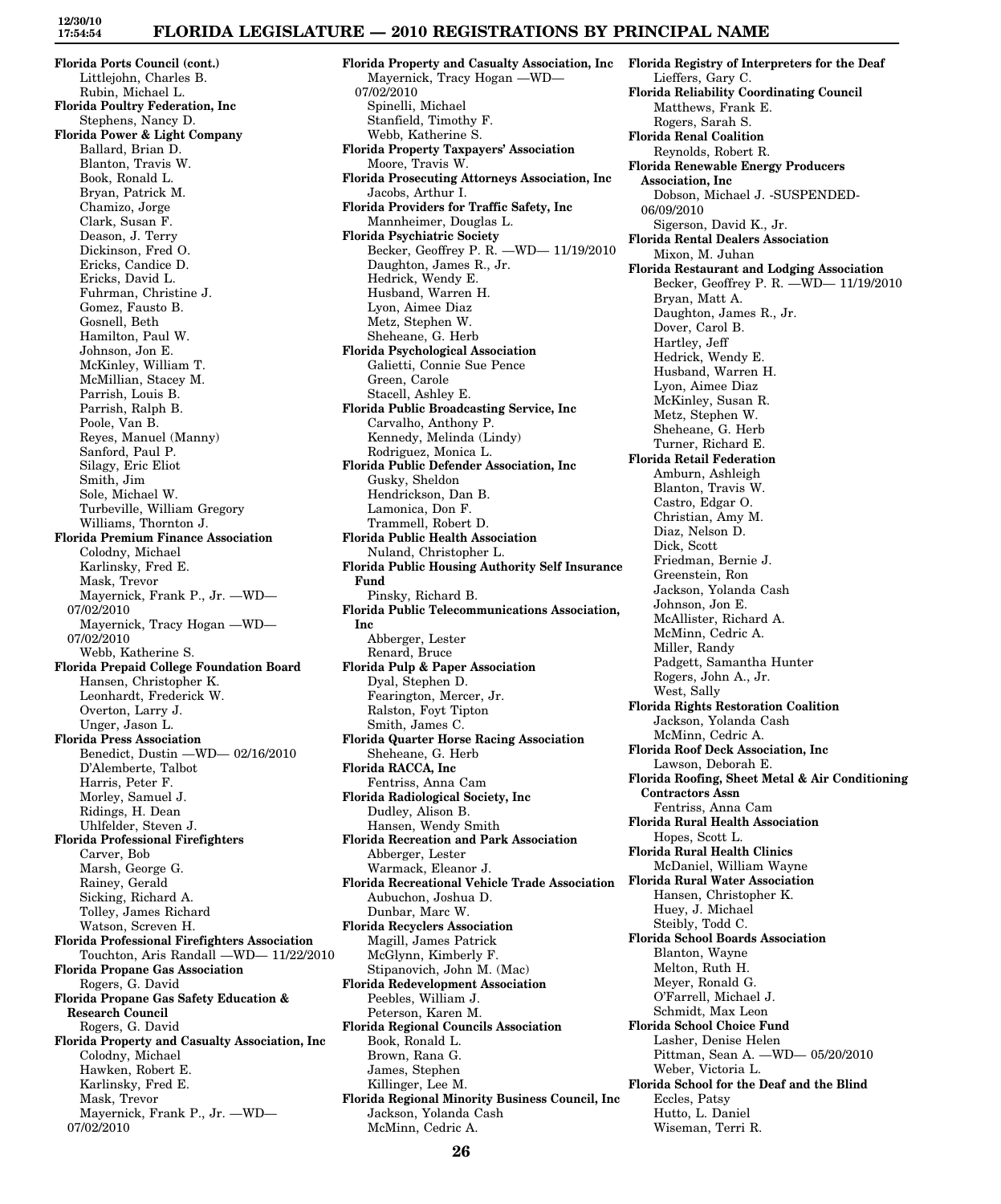**Florida Ports Council (cont.)**
- Littlejohn, Charles B.
- Rubin, Michael L.

**Florida Poultry Federation, Inc**
- Stephens, Nancy D.

**Florida Power & Light Company**
- Ballard, Brian D.
- Blanton, Travis W.
- Book, Ronald L.
- Bryan, Patrick M.
- Chamizo, Jorge
- Clark, Susan F.
- Deason, J. Terry
- Dickinson, Fred O.
- Ericks, Candice D.
- Ericks, David L.
- Fuhrman, Christine J.
- Gomez, Fausto B.
- Gosnell, Beth
- Hamilton, Paul W.
- Johnson, Jon E.
- McKinley, William T.
- McMillian, Stacey M.
- Parrish, Louis B.
- Parrish, Ralph B.
- Poole, Van B.
- Reyes, Manuel (Manny)
- Sanford, Paul P.
- Silagy, Eric Eliot
- Smith, Jim
- Sole, Michael W.
- Turbeville, William Gregory
- Williams, Thornton J.

**Florida Premium Finance Association**
- Colodny, Michael
- Karlinsky, Fred E.
- Mask, Trevor
- Mayernick, Frank P., Jr. —WD— 07/02/2010
- Mayernick, Tracy Hogan —WD— 07/02/2010
- Webb, Katherine S.

**Florida Prepaid College Foundation Board**
- Hansen, Christopher K.
- Leonhardt, Frederick W.
- Overton, Larry J.
- Unger, Jason L.

**Florida Press Association**
- Benedict, Dustin —WD— 02/16/2010
- D'Alemberte, Talbot
- Harris, Peter F.
- Morley, Samuel J.
- Ridings, H. Dean
- Uhlfelder, Steven J.

**Florida Professional Firefighters**
- Carver, Bob
- Marsh, George G.
- Rainey, Gerald
- Sicking, Richard A.
- Tolley, James Richard
- Watson, Screven H.

**Florida Professional Firefighters Association**
- Touchton, Aris Randall —WD— 11/22/2010

**Florida Propane Gas Association**
- Rogers, G. David

**Florida Propane Gas Safety Education & Research Council**
- Rogers, G. David

**Florida Property and Casualty Association, Inc**
- Colodny, Michael
- Hawken, Robert E.
- Karlinsky, Fred E.
- Mask, Trevor
- Mayernick, Frank P., Jr. —WD— 07/02/2010
- Mayernick, Tracy Hogan —WD— 07/02/2010
- Spinelli, Michael
- Stanfield, Timothy F.
- Webb, Katherine S.

**Florida Property Taxpayers' Association**
- Moore, Travis W.

**Florida Prosecuting Attorneys Association, Inc**
- Jacobs, Arthur I.

**Florida Providers for Traffic Safety, Inc**
- Mannheimer, Douglas L.

**Florida Psychiatric Society**
- Becker, Geoffrey P. R. —WD— 11/19/2010
- Daughton, James R., Jr.
- Hedrick, Wendy E.
- Husband, Warren H.
- Lyon, Aimee Diaz
- Metz, Stephen W.
- Sheheane, G. Herb

**Florida Psychological Association**
- Galietti, Connie Sue Pence
- Green, Carole
- Stacell, Ashley E.

**Florida Public Broadcasting Service, Inc**
- Carvalho, Anthony P.
- Kennedy, Melinda (Lindy)
- Rodriguez, Monica L.

**Florida Public Defender Association, Inc**
- Gusky, Sheldon
- Hendrickson, Dan B.
- Lamonica, Don F.
- Trammell, Robert D.

**Florida Public Health Association**
- Nuland, Christopher L.

**Florida Public Housing Authority Self Insurance Fund**
- Pinsky, Richard B.

**Florida Public Telecommunications Association, Inc**
- Abberger, Lester
- Renard, Bruce

**Florida Pulp & Paper Association**
- Dyal, Stephen D.
- Fearington, Mercer, Jr.
- Ralston, Foyt Tipton
- Smith, James C.

**Florida Quarter Horse Racing Association**
- Sheheane, G. Herb

**Florida RACCA, Inc**
- Fentriss, Anna Cam

**Florida Radiological Society, Inc**
- Dudley, Alison B.
- Hansen, Wendy Smith

**Florida Recreation and Park Association**
- Abberger, Lester
- Warmack, Eleanor J.

**Florida Recreational Vehicle Trade Association**
- Aubuchon, Joshua D.
- Dunbar, Marc W.

**Florida Recyclers Association**
- Magill, James Patrick
- McGlynn, Kimberly F.
- Stipanovich, John M. (Mac)

**Florida Redevelopment Association**
- Peebles, William J.
- Peterson, Karen M.

**Florida Regional Councils Association**
- Book, Ronald L.
- Brown, Rana G.
- James, Stephen
- Killinger, Lee M.

**Florida Regional Minority Business Council, Inc**
- Jackson, Yolanda Cash
- McMinn, Cedric A.

**Florida Registry of Interpreters for the Deaf**
- Lieffers, Gary C.

**Florida Reliability Coordinating Council**
- Matthews, Frank E.
- Rogers, Sarah S.

**Florida Renal Coalition**
- Reynolds, Robert R.

**Florida Renewable Energy Producers Association, Inc**
- Dobson, Michael J. -SUSPENDED- 06/09/2010
- Sigerson, David K., Jr.

**Florida Rental Dealers Association**
- Mixon, M. Juhan

**Florida Restaurant and Lodging Association**
- Becker, Geoffrey P. R. —WD— 11/19/2010
- Bryan, Matt A.
- Daughton, James R., Jr.
- Dover, Carol B.
- Hartley, Jeff
- Hedrick, Wendy E.
- Husband, Warren H.
- Lyon, Aimee Diaz
- McKinley, Susan R.
- Metz, Stephen W.
- Sheheane, G. Herb
- Turner, Richard E.

**Florida Retail Federation**
- Amburn, Ashleigh
- Blanton, Travis W.
- Castro, Edgar O.
- Christian, Amy M.
- Diaz, Nelson D.
- Dick, Scott
- Friedman, Bernie J.
- Greenstein, Ron
- Jackson, Yolanda Cash
- Johnson, Jon E.
- McAllister, Richard A.
- McMinn, Cedric A.
- Miller, Randy
- Padgett, Samantha Hunter
- Rogers, John A., Jr.
- West, Sally

**Florida Rights Restoration Coalition**
- Jackson, Yolanda Cash
- McMinn, Cedric A.

**Florida Roof Deck Association, Inc**
- Lawson, Deborah E.

**Florida Roofing, Sheet Metal & Air Conditioning Contractors Assn**
- Fentriss, Anna Cam

**Florida Rural Health Association**
- Hopes, Scott L.

**Florida Rural Health Clinics**
- McDaniel, William Wayne

**Florida Rural Water Association**
- Hansen, Christopher K.
- Huey, J. Michael
- Steibly, Todd C.

**Florida School Boards Association**
- Blanton, Wayne
- Melton, Ruth H.
- Meyer, Ronald G.
- O'Farrell, Michael J.
- Schmidt, Max Leon

**Florida School Choice Fund**
- Lasher, Denise Helen
- Pittman, Sean A. —WD— 05/20/2010
- Weber, Victoria L.

**Florida School for the Deaf and the Blind**
- Eccles, Patsy
- Hutto, L. Daniel
- Wiseman, Terri R.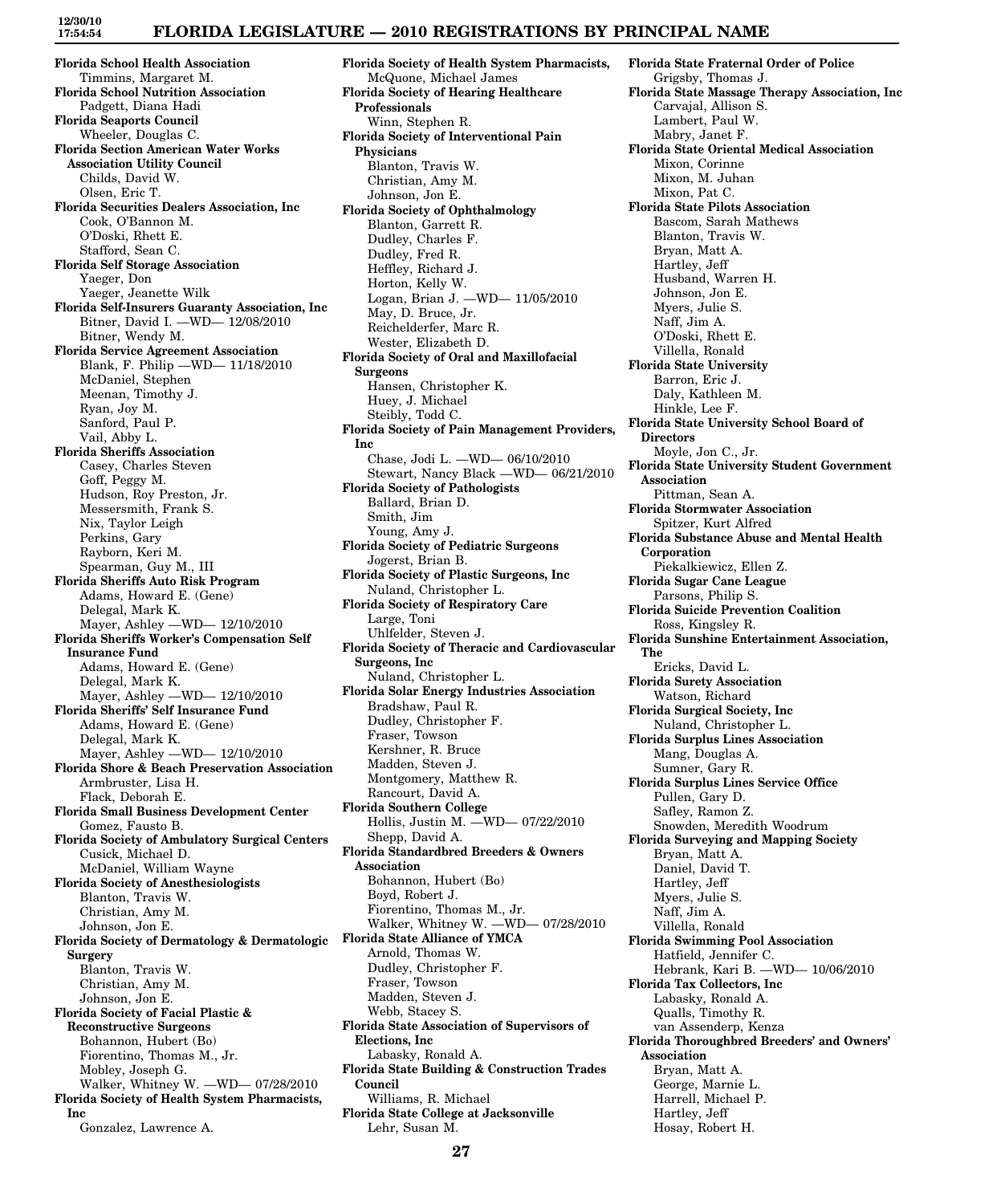**Florida School Health Association**
Timmins, Margaret M.
**Florida School Nutrition Association**
Padgett, Diana Hadi
**Florida Seaports Council**
Wheeler, Douglas C.
**Florida Section American Water Works Association Utility Council**
Childs, David W.
Olsen, Eric T.
**Florida Securities Dealers Association, Inc**
Cook, O'Bannon M.
O'Doski, Rhett E.
Stafford, Sean C.
**Florida Self Storage Association**
Yaeger, Don
Yaeger, Jeanette Wilk
**Florida Self-Insurers Guaranty Association, Inc**
Bitner, David I. —WD— 12/08/2010
Bitner, Wendy M.
**Florida Service Agreement Association**
Blank, F. Philip —WD— 11/18/2010
McDaniel, Stephen
Meenan, Timothy J.
Ryan, Joy M.
Sanford, Paul P.
Vail, Abby L.
**Florida Sheriffs Association**
Casey, Charles Steven
Goff, Peggy M.
Hudson, Roy Preston, Jr.
Messersmith, Frank S.
Nix, Taylor Leigh
Perkins, Gary
Rayborn, Keri M.
Spearman, Guy M., III
**Florida Sheriffs Auto Risk Program**
Adams, Howard E. (Gene)
Delegal, Mark K.
Mayer, Ashley —WD— 12/10/2010
**Florida Sheriffs Worker's Compensation Self Insurance Fund**
Adams, Howard E. (Gene)
Delegal, Mark K.
Mayer, Ashley —WD— 12/10/2010
**Florida Sheriffs' Self Insurance Fund**
Adams, Howard E. (Gene)
Delegal, Mark K.
Mayer, Ashley —WD— 12/10/2010
**Florida Shore & Beach Preservation Association**
Armbruster, Lisa H.
Flack, Deborah E.
**Florida Small Business Development Center**
Gomez, Fausto B.
**Florida Society of Ambulatory Surgical Centers**
Cusick, Michael D.
McDaniel, William Wayne
**Florida Society of Anesthesiologists**
Blanton, Travis W.
Christian, Amy M.
Johnson, Jon E.
**Florida Society of Dermatology & Dermatologic Surgery**
Blanton, Travis W.
Christian, Amy M.
Johnson, Jon E.
**Florida Society of Facial Plastic & Reconstructive Surgeons**
Bohannon, Hubert (Bo)
Fiorentino, Thomas M., Jr.
Mobley, Joseph G.
Walker, Whitney W. —WD— 07/28/2010
**Florida Society of Health System Pharmacists, Inc**
Gonzalez, Lawrence A.
**Florida Society of Health System Pharmacists,**
McQuone, Michael James
**Florida Society of Hearing Healthcare Professionals**
Winn, Stephen R.
**Florida Society of Interventional Pain Physicians**
Blanton, Travis W.
Christian, Amy M.
Johnson, Jon E.
**Florida Society of Ophthalmology**
Blanton, Garrett R.
Dudley, Charles F.
Dudley, Fred R.
Heffley, Richard J.
Horton, Kelly W.
Logan, Brian J. —WD— 11/05/2010
May, D. Bruce, Jr.
Reichelderfer, Marc R.
Wester, Elizabeth D.
**Florida Society of Oral and Maxillofacial Surgeons**
Hansen, Christopher K.
Huey, J. Michael
Steibly, Todd C.
**Florida Society of Pain Management Providers, Inc**
Chase, Jodi L. —WD— 06/10/2010
Stewart, Nancy Black —WD— 06/21/2010
**Florida Society of Pathologists**
Ballard, Brian D.
Smith, Jim
Young, Amy J.
**Florida Society of Pediatric Surgeons**
Jogerst, Brian B.
**Florida Society of Plastic Surgeons, Inc**
Nuland, Christopher L.
**Florida Society of Respiratory Care**
Large, Toni
Uhlfelder, Steven J.
**Florida Society of Theracic and Cardiovascular Surgeons, Inc**
Nuland, Christopher L.
**Florida Solar Energy Industries Association**
Bradshaw, Paul R.
Dudley, Christopher F.
Fraser, Towson
Kershner, R. Bruce
Madden, Steven J.
Montgomery, Matthew R.
Rancourt, David A.
**Florida Southern College**
Hollis, Justin M. —WD— 07/22/2010
Shepp, David A.
**Florida Standardbred Breeders & Owners Association**
Bohannon, Hubert (Bo)
Boyd, Robert J.
Fiorentino, Thomas M., Jr.
Walker, Whitney W. —WD— 07/28/2010
**Florida State Alliance of YMCA**
Arnold, Thomas W.
Dudley, Christopher F.
Fraser, Towson
Madden, Steven J.
Webb, Stacey S.
**Florida State Association of Supervisors of Elections, Inc**
Labasky, Ronald A.
**Florida State Building & Construction Trades Council**
Williams, R. Michael
**Florida State College at Jacksonville**
Lehr, Susan M.
**Florida State Fraternal Order of Police**
Grigsby, Thomas J.
**Florida State Massage Therapy Association, Inc**
Carvajal, Allison S.
Lambert, Paul W.
Mabry, Janet F.
**Florida State Oriental Medical Association**
Mixon, Corinne
Mixon, M. Juhan
Mixon, Pat C.
**Florida State Pilots Association**
Bascom, Sarah Mathews
Blanton, Travis W.
Bryan, Matt A.
Hartley, Jeff
Husband, Warren H.
Johnson, Jon E.
Myers, Julie S.
Naff, Jim A.
O'Doski, Rhett E.
Villella, Ronald
**Florida State University**
Barron, Eric J.
Daly, Kathleen M.
Hinkle, Lee F.
**Florida State University School Board of Directors**
Moyle, Jon C., Jr.
**Florida State University Student Government Association**
Pittman, Sean A.
**Florida Stormwater Association**
Spitzer, Kurt Alfred
**Florida Substance Abuse and Mental Health Corporation**
Piekalkiewicz, Ellen Z.
**Florida Sugar Cane League**
Parsons, Philip S.
**Florida Suicide Prevention Coalition**
Ross, Kingsley R.
**Florida Sunshine Entertainment Association, The**
Ericks, David L.
**Florida Surety Association**
Watson, Richard
**Florida Surgical Society, Inc**
Nuland, Christopher L.
**Florida Surplus Lines Association**
Mang, Douglas A.
Sumner, Gary R.
**Florida Surplus Lines Service Office**
Pullen, Gary D.
Safley, Ramon Z.
Snowden, Meredith Woodrum
**Florida Surveying and Mapping Society**
Bryan, Matt A.
Daniel, David T.
Hartley, Jeff
Myers, Julie S.
Naff, Jim A.
Villella, Ronald
**Florida Swimming Pool Association**
Hatfield, Jennifer C.
Hebrank, Kari B. —WD— 10/06/2010
**Florida Tax Collectors, Inc**
Labasky, Ronald A.
Qualls, Timothy R.
van Assenderp, Kenza
**Florida Thoroughbred Breeders' and Owners' Association**
Bryan, Matt A.
George, Marnie L.
Harrell, Michael P.
Hartley, Jeff
Hosay, Robert H.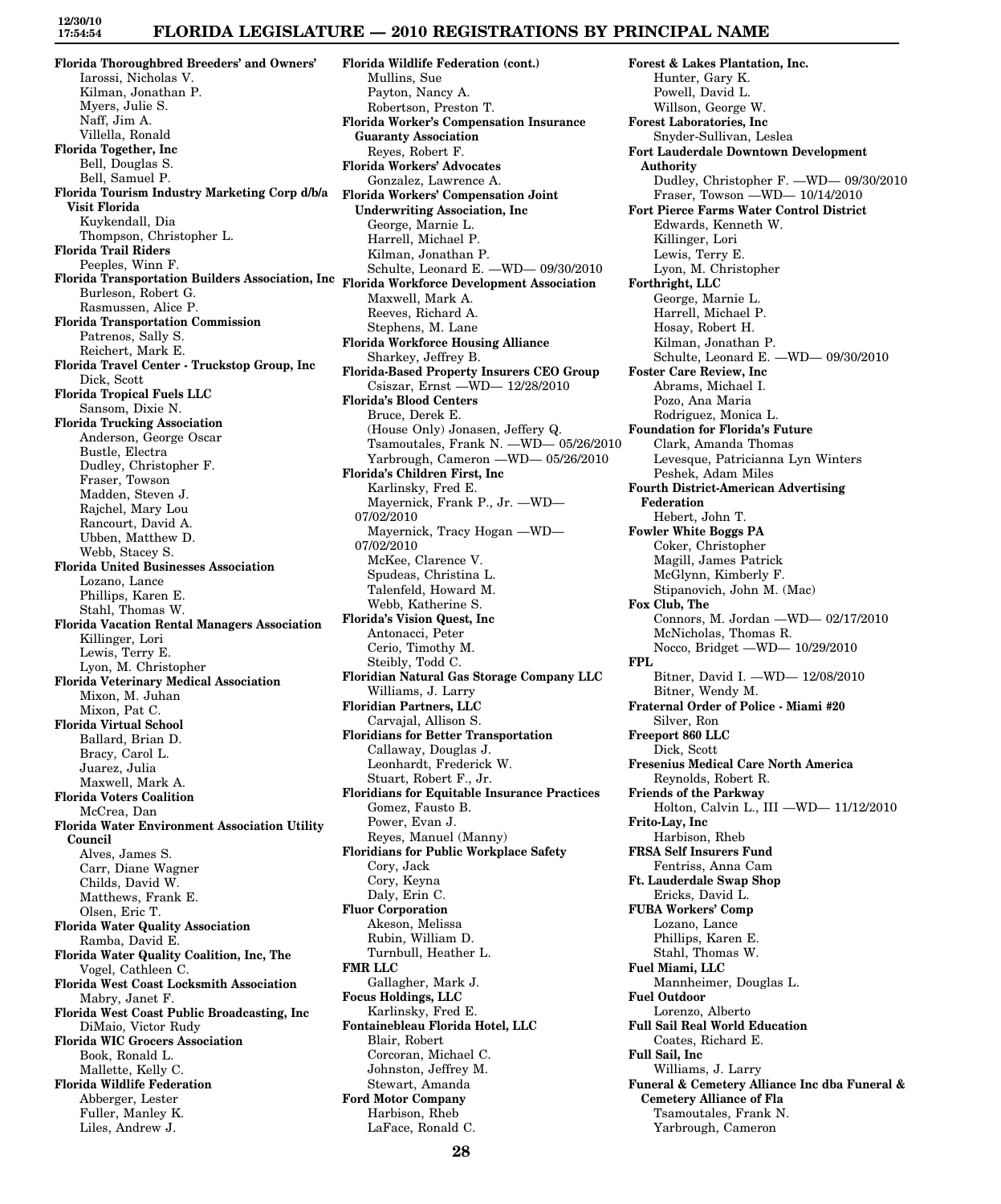**Florida Thoroughbred Breeders' and Owners'**
Iarossi, Nicholas V.
Kilman, Jonathan P.
Myers, Julie S.
Naff, Jim A.
Villella, Ronald

**Florida Together, Inc**
Bell, Douglas S.
Bell, Samuel P.

**Florida Tourism Industry Marketing Corp d/b/a Visit Florida**
Kuykendall, Dia
Thompson, Christopher L.

**Florida Trail Riders**
Peeples, Winn F.

**Florida Transportation Builders Association, Inc**
Burleson, Robert G.
Rasmussen, Alice P.

**Florida Transportation Commission**
Patrenos, Sally S.
Reichert, Mark E.

**Florida Travel Center - Truckstop Group, Inc**
Dick, Scott

**Florida Tropical Fuels LLC**
Sansom, Dixie N.

**Florida Trucking Association**
Anderson, George Oscar
Bustle, Electra
Dudley, Christopher F.
Fraser, Towson
Madden, Steven J.
Rajchel, Mary Lou
Rancourt, David A.
Ubben, Matthew D.
Webb, Stacey S.

**Florida United Businesses Association**
Lozano, Lance
Phillips, Karen E.
Stahl, Thomas W.

**Florida Vacation Rental Managers Association**
Killinger, Lori
Lewis, Terry E.
Lyon, M. Christopher

**Florida Veterinary Medical Association**
Mixon, M. Juhan
Mixon, Pat C.

**Florida Virtual School**
Ballard, Brian D.
Bracy, Carol L.
Juarez, Julia
Maxwell, Mark A.

**Florida Voters Coalition**
McCrea, Dan

**Florida Water Environment Association Utility Council**
Alves, James S.
Carr, Diane Wagner
Childs, David W.
Matthews, Frank E.
Olsen, Eric T.

**Florida Water Quality Association**
Ramba, David E.

**Florida Water Quality Coalition, Inc, The**
Vogel, Cathleen C.

**Florida West Coast Locksmith Association**
Mabry, Janet F.

**Florida West Coast Public Broadcasting, Inc**
DiMaio, Victor Rudy

**Florida WIC Grocers Association**
Book, Ronald L.
Mallette, Kelly C.

**Florida Wildlife Federation**
Abberger, Lester
Fuller, Manley K.
Liles, Andrew J.

**Florida Wildlife Federation (cont.)**
Mullins, Sue
Payton, Nancy A.
Robertson, Preston T.

**Florida Worker's Compensation Insurance Guaranty Association**
Reyes, Robert F.

**Florida Workers' Advocates**
Gonzalez, Lawrence A.

**Florida Workers' Compensation Joint Underwriting Association, Inc**
George, Marnie L.
Harrell, Michael P.
Kilman, Jonathan P.
Schulte, Leonard E. —WD— 09/30/2010

**Florida Workforce Development Association**
Maxwell, Mark A.
Reeves, Richard A.
Stephens, M. Lane

**Florida Workforce Housing Alliance**
Sharkey, Jeffrey B.

**Florida-Based Property Insurers CEO Group**
Csiszar, Ernst —WD— 12/28/2010

**Florida's Blood Centers**
Bruce, Derek E.
(House Only) Jonasen, Jeffery Q.
Tsamoutales, Frank N. —WD— 05/26/2010
Yarbrough, Cameron —WD— 05/26/2010

**Florida's Children First, Inc**
Karlinsky, Fred E.
Mayernick, Frank P., Jr. —WD— 07/02/2010
Mayernick, Tracy Hogan —WD— 07/02/2010
McKee, Clarence V.
Spudeas, Christina L.
Talenfeld, Howard M.
Webb, Katherine S.

**Florida's Vision Quest, Inc**
Antonacci, Peter
Cerio, Timothy M.
Steibly, Todd C.

**Floridian Natural Gas Storage Company LLC**
Williams, J. Larry

**Floridian Partners, LLC**
Carvajal, Allison S.

**Floridians for Better Transportation**
Callaway, Douglas J.
Leonhardt, Frederick W.
Stuart, Robert F., Jr.

**Floridians for Equitable Insurance Practices**
Gomez, Fausto B.
Power, Evan J.
Reyes, Manuel (Manny)

**Floridians for Public Workplace Safety**
Cory, Jack
Cory, Keyna
Daly, Erin C.

**Fluor Corporation**
Akeson, Melissa
Rubin, William D.
Turnbull, Heather L.

**FMR LLC**
Gallagher, Mark J.

**Focus Holdings, LLC**
Karlinsky, Fred E.

**Fontainebleau Florida Hotel, LLC**
Blair, Robert
Corcoran, Michael C.
Johnston, Jeffrey M.
Stewart, Amanda

**Ford Motor Company**
Harbison, Rheb
LaFace, Ronald C.

**Forest & Lakes Plantation, Inc.**
Hunter, Gary K.
Powell, David L.
Willson, George W.

**Forest Laboratories, Inc**
Snyder-Sullivan, Leslea

**Fort Lauderdale Downtown Development Authority**
Dudley, Christopher F. —WD— 09/30/2010
Fraser, Towson —WD— 10/14/2010

**Fort Pierce Farms Water Control District**
Edwards, Kenneth W.
Killinger, Lori
Lewis, Terry E.
Lyon, M. Christopher

**Forthright, LLC**
George, Marnie L.
Harrell, Michael P.
Hosay, Robert H.
Kilman, Jonathan P.
Schulte, Leonard E. —WD— 09/30/2010

**Foster Care Review, Inc**
Abrams, Michael I.
Pozo, Ana Maria
Rodriguez, Monica L.

**Foundation for Florida's Future**
Clark, Amanda Thomas
Levesque, Patricianna Lyn Winters
Peshek, Adam Miles

**Fourth District-American Advertising Federation**
Hebert, John T.

**Fowler White Boggs PA**
Coker, Christopher
Magill, James Patrick
McGlynn, Kimberly F.
Stipanovich, John M. (Mac)

**Fox Club, The**
Connors, M. Jordan —WD— 02/17/2010
McNicholas, Thomas R.
Nocco, Bridget —WD— 10/29/2010

**FPL**
Bitner, David I. —WD— 12/08/2010
Bitner, Wendy M.

**Fraternal Order of Police - Miami #20**
Silver, Ron

**Freeport 860 LLC**
Dick, Scott

**Fresenius Medical Care North America**
Reynolds, Robert R.

**Friends of the Parkway**
Holton, Calvin L., III —WD— 11/12/2010

**Frito-Lay, Inc**
Harbison, Rheb

**FRSA Self Insurers Fund**
Fentriss, Anna Cam

**Ft. Lauderdale Swap Shop**
Ericks, David L.

**FUBA Workers' Comp**
Lozano, Lance
Phillips, Karen E.
Stahl, Thomas W.

**Fuel Miami, LLC**
Mannheimer, Douglas L.

**Fuel Outdoor**
Lorenzo, Alberto

**Full Sail Real World Education**
Coates, Richard E.

**Full Sail, Inc**
Williams, J. Larry

**Funeral & Cemetery Alliance Inc dba Funeral & Cemetery Alliance of Fla**
Tsamoutales, Frank N.
Yarbrough, Cameron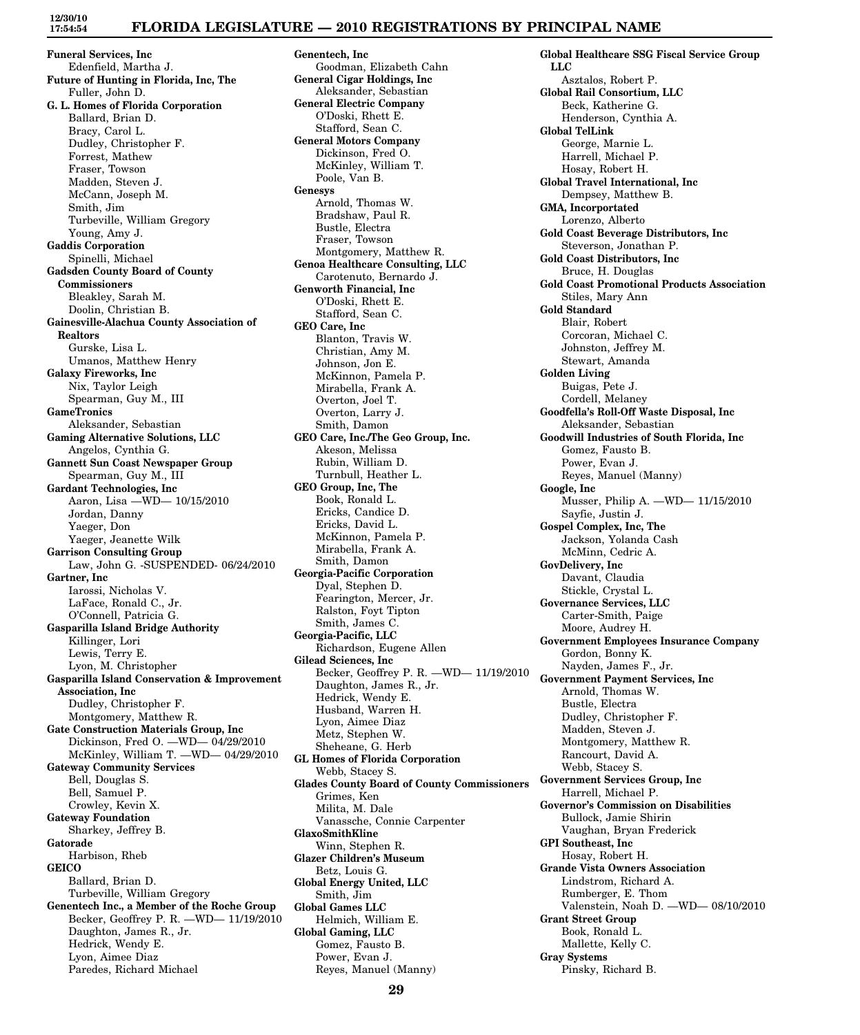**Funeral Services, Inc**
Edenfield, Martha J.

**Future of Hunting in Florida, Inc, The**
Fuller, John D.

**G. L. Homes of Florida Corporation**
Ballard, Brian D.
Bracy, Carol L.
Dudley, Christopher F.
Forrest, Mathew
Fraser, Towson
Madden, Steven J.
McCann, Joseph M.
Smith, Jim
Turbeville, William Gregory
Young, Amy J.

**Gaddis Corporation**
Spinelli, Michael

**Gadsden County Board of County Commissioners**
Bleakley, Sarah M.
Doolin, Christian B.

**Gainesville-Alachua County Association of Realtors**
Gurske, Lisa L.
Umanos, Matthew Henry

**Galaxy Fireworks, Inc**
Nix, Taylor Leigh
Spearman, Guy M., III

**GameTronics**
Aleksander, Sebastian

**Gaming Alternative Solutions, LLC**
Angelos, Cynthia G.

**Gannett Sun Coast Newspaper Group**
Spearman, Guy M., III

**Gardant Technologies, Inc**
Aaron, Lisa —WD— 10/15/2010
Jordan, Danny
Yaeger, Don
Yaeger, Jeanette Wilk

**Garrison Consulting Group**
Law, John G. -SUSPENDED- 06/24/2010

**Gartner, Inc**
Iarossi, Nicholas V.
LaFace, Ronald C., Jr.
O'Connell, Patricia G.

**Gasparilla Island Bridge Authority**
Killinger, Lori
Lewis, Terry E.
Lyon, M. Christopher

**Gasparilla Island Conservation & Improvement Association, Inc**
Dudley, Christopher F.
Montgomery, Matthew R.

**Gate Construction Materials Group, Inc**
Dickinson, Fred O. —WD— 04/29/2010
McKinley, William T. —WD— 04/29/2010

**Gateway Community Services**
Bell, Douglas S.
Bell, Samuel P.
Crowley, Kevin X.

**Gateway Foundation**
Sharkey, Jeffrey B.

**Gatorade**
Harbison, Rheb

**GEICO**
Ballard, Brian D.
Turbeville, William Gregory

**Genentech Inc., a Member of the Roche Group**
Becker, Geoffrey P. R. —WD— 11/19/2010
Daughton, James R., Jr.
Hedrick, Wendy E.
Lyon, Aimee Diaz
Paredes, Richard Michael

**Genentech, Inc**
Goodman, Elizabeth Cahn

**General Cigar Holdings, Inc**
Aleksander, Sebastian

**General Electric Company**
O'Doski, Rhett E.
Stafford, Sean C.

**General Motors Company**
Dickinson, Fred O.
McKinley, William T.
Poole, Van B.

**Genesys**
Arnold, Thomas W.
Bradshaw, Paul R.
Bustle, Electra
Fraser, Towson
Montgomery, Matthew R.

**Genoa Healthcare Consulting, LLC**
Carotenuto, Bernardo J.

**Genworth Financial, Inc**
O'Doski, Rhett E.
Stafford, Sean C.

**GEO Care, Inc**
Blanton, Travis W.
Christian, Amy M.
Johnson, Jon E.
McKinnon, Pamela P.
Mirabella, Frank A.
Overton, Joel T.
Overton, Larry J.
Smith, Damon

**GEO Care, Inc./The Geo Group, Inc.**
Akeson, Melissa
Rubin, William D.
Turnbull, Heather L.

**GEO Group, Inc, The**
Book, Ronald L.
Ericks, Candice D.
Ericks, David L.
McKinnon, Pamela P.
Mirabella, Frank A.
Smith, Damon

**Georgia-Pacific Corporation**
Dyal, Stephen D.
Fearington, Mercer, Jr.
Ralston, Foyt Tipton
Smith, James C.

**Georgia-Pacific, LLC**
Richardson, Eugene Allen

**Gilead Sciences, Inc**
Becker, Geoffrey P. R. —WD— 11/19/2010
Daughton, James R., Jr.
Hedrick, Wendy E.
Husband, Warren H.
Lyon, Aimee Diaz
Metz, Stephen W.
Sheheane, G. Herb

**GL Homes of Florida Corporation**
Webb, Stacey S.

**Glades County Board of County Commissioners**
Grimes, Ken
Milita, M. Dale
Vanassche, Connie Carpenter

**GlaxoSmithKline**
Winn, Stephen R.

**Glazer Children's Museum**
Betz, Louis G.

**Global Energy United, LLC**
Smith, Jim

**Global Games LLC**
Helmich, William E.

**Global Gaming, LLC**
Gomez, Fausto B.
Power, Evan J.
Reyes, Manuel (Manny)

**Global Healthcare SSG Fiscal Service Group LLC**
Asztalos, Robert P.

**Global Rail Consortium, LLC**
Beck, Katherine G.
Henderson, Cynthia A.

**Global TelLink**
George, Marnie L.
Harrell, Michael P.
Hosay, Robert H.

**Global Travel International, Inc**
Dempsey, Matthew B.

**GMA, Incorportated**
Lorenzo, Alberto

**Gold Coast Beverage Distributors, Inc**
Steverson, Jonathan P.

**Gold Coast Distributors, Inc**
Bruce, H. Douglas

**Gold Coast Promotional Products Association**
Stiles, Mary Ann

**Gold Standard**
Blair, Robert
Corcoran, Michael C.
Johnston, Jeffrey M.
Stewart, Amanda

**Golden Living**
Buigas, Pete J.
Cordell, Melaney

**Goodfella's Roll-Off Waste Disposal, Inc**
Aleksander, Sebastian

**Goodwill Industries of South Florida, Inc**
Gomez, Fausto B.
Power, Evan J.
Reyes, Manuel (Manny)

**Google, Inc**
Musser, Philip A. —WD— 11/15/2010
Sayfie, Justin J.

**Gospel Complex, Inc, The**
Jackson, Yolanda Cash
McMinn, Cedric A.

**GovDelivery, Inc**
Davant, Claudia
Stickle, Crystal L.

**Governance Services, LLC**
Carter-Smith, Paige
Moore, Audrey H.

**Government Employees Insurance Company**
Gordon, Bonny K.
Nayden, James F., Jr.

**Government Payment Services, Inc**
Arnold, Thomas W.
Bustle, Electra
Dudley, Christopher F.
Madden, Steven J.
Montgomery, Matthew R.
Rancourt, David A.
Webb, Stacey S.

**Government Services Group, Inc**
Harrell, Michael P.

**Governor's Commission on Disabilities**
Bullock, Jamie Shirin
Vaughan, Bryan Frederick

**GPI Southeast, Inc**
Hosay, Robert H.

**Grande Vista Owners Association**
Lindstrom, Richard A.
Rumberger, E. Thom
Valenstein, Noah D. —WD— 08/10/2010

**Grant Street Group**
Book, Ronald L.
Mallette, Kelly C.

**Gray Systems**
Pinsky, Richard B.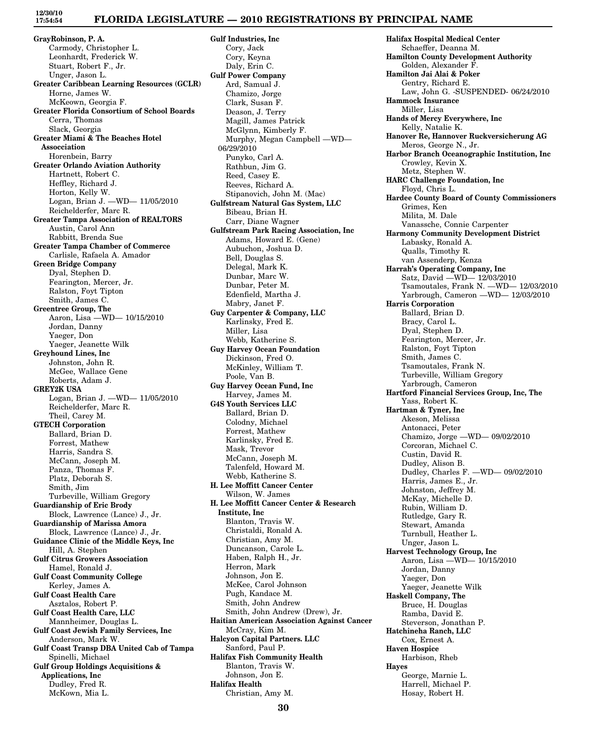**GrayRobinson, P. A.**
Carmody, Christopher L.
Leonhardt, Frederick W.
Stuart, Robert F., Jr.
Unger, Jason L.

**Greater Caribbean Learning Resources (GCLR)**
Horne, James W.
McKeown, Georgia F.

**Greater Florida Consortium of School Boards**
Cerra, Thomas
Slack, Georgia

**Greater Miami & The Beaches Hotel Assocciation**
Horenbein, Barry

**Greater Orlando Aviation Authority**
Hartnett, Robert C.
Heffley, Richard J.
Horton, Kelly W.
Logan, Brian J. —WD— 11/05/2010
Reichelderfer, Marc R.

**Greater Tampa Association of REALTORS**
Austin, Carol Ann
Rabbitt, Brenda Sue

**Greater Tampa Chamber of Commerce**
Carlisle, Rafaela A. Amador

**Green Bridge Company**
Dyal, Stephen D.
Fearington, Mercer, Jr.
Ralston, Foyt Tipton
Smith, James C.

**Greentree Group, The**
Aaron, Lisa —WD— 10/15/2010
Jordan, Danny
Yaeger, Don
Yaeger, Jeanette Wilk

**Greyhound Lines, Inc**
Johnston, John R.
McGee, Wallace Gene
Roberts, Adam J.

**GREY2K USA**
Logan, Brian J. —WD— 11/05/2010
Reichelderfer, Marc R.
Theil, Carey M.

**GTECH Corporation**
Ballard, Brian D.
Forrest, Mathew
Harris, Sandra S.
McCann, Joseph M.
Panza, Thomas F.
Platz, Deborah S.
Smith, Jim
Turbeville, William Gregory

**Guardianship of Eric Brody**
Block, Lawrence (Lance) J., Jr.

**Guardianship of Marissa Amora**
Block, Lawrence (Lance) J., Jr.

**Guidance Clinic of the Middle Keys, Inc**
Hill, A. Stephen

**Gulf Citrus Growers Association**
Hamel, Ronald J.

**Gulf Coast Community College**
Kerley, James A.

**Gulf Coast Health Care**
Asztalos, Robert P.

**Gulf Coast Health Care, LLC**
Mannheimer, Douglas L.

**Gulf Coast Jewish Family Services, Inc**
Anderson, Mark W.

**Gulf Coast Transp DBA United Cab of Tampa**
Spinelli, Michael

**Gulf Group Holdings Acquisitions & Applications, Inc**
Dudley, Fred R.
McKown, Mia L.

**Gulf Industries, Inc**
Cory, Jack
Cory, Keyna
Daly, Erin C.

**Gulf Power Company**
Ard, Samual J.
Chamizo, Jorge
Clark, Susan F.
Deason, J. Terry
Magill, James Patrick
McGlynn, Kimberly F.
Murphy, Megan Campbell —WD— 06/29/2010
Punyko, Carl A.
Rathbun, Jim G.
Reed, Casey E.
Reeves, Richard A.
Stipanovich, John M. (Mac)

**Gulfstream Natural Gas System, LLC**
Bibeau, Brian H.
Carr, Diane Wagner

**Gulfstream Park Racing Association, Inc**
Adams, Howard E. (Gene)
Aubuchon, Joshua D.
Bell, Douglas S.
Delegal, Mark K.
Dunbar, Marc W.
Dunbar, Peter M.
Edenfield, Martha J.
Mabry, Janet F.

**Guy Carpenter & Company, LLC**
Karlinsky, Fred E.
Miller, Lisa
Webb, Katherine S.

**Guy Harvey Ocean Foundation**
Dickinson, Fred O.
McKinley, William T.
Poole, Van B.

**Guy Harvey Ocean Fund, Inc**
Harvey, James M.

**G4S Youth Services LLC**
Ballard, Brian D.
Colodny, Michael
Forrest, Mathew
Karlinsky, Fred E.
Mask, Trevor
McCann, Joseph M.
Talenfeld, Howard M.
Webb, Katherine S.

**H. Lee Moffitt Cancer Center**
Wilson, W. James

**H. Lee Moffitt Cancer Center & Research Institute, Inc**
Blanton, Travis W.
Christaldi, Ronald A.
Christian, Amy M.
Duncanson, Carole L.
Haben, Ralph H., Jr.
Herron, Mark
Johnson, Jon E.
McKee, Carol Johnson
Pugh, Kandace M.
Smith, John Andrew
Smith, John Andrew (Drew), Jr.

**Haitian American Association Against Cancer**
McCray, Kim M.

**Halcyon Capital Partners. LLC**
Sanford, Paul P.

**Halifax Fish Community Health**
Blanton, Travis W.
Johnson, Jon E.

**Halifax Health**
Christian, Amy M.

**Halifax Hospital Medical Center**
Schaeffer, Deanna M.

**Hamilton County Development Authority**
Golden, Alexander F.

**Hamilton Jai Alai & Poker**
Gentry, Richard E.
Law, John G. -SUSPENDED- 06/24/2010

**Hammock Insurance**
Miller, Lisa

**Hands of Mercy Everywhere, Inc**
Kelly, Natalie K.

**Hanover Re, Hannover Ruckversicherung AG**
Meros, George N., Jr.

**Harbor Branch Oceanographic Institution, Inc**
Crowley, Kevin X.
Metz, Stephen W.

**HARC Challenge Foundation, Inc**
Floyd, Chris L.

**Hardee County Board of County Commissioners**
Grimes, Ken
Milita, M. Dale
Vanassche, Connie Carpenter

**Harmony Community Development District**
Labasky, Ronald A.
Qualls, Timothy R.
van Assenderp, Kenza

**Harrah's Operating Company, Inc**
Satz, David —WD— 12/03/2010
Tsamoutales, Frank N. —WD— 12/03/2010
Yarbrough, Cameron —WD— 12/03/2010

**Harris Corporation**
Ballard, Brian D.
Bracy, Carol L.
Dyal, Stephen D.
Fearington, Mercer, Jr.
Ralston, Foyt Tipton
Smith, James C.
Tsamoutales, Frank N.
Turbeville, William Gregory
Yarbrough, Cameron

**Hartford Financial Services Group, Inc, The**
Yass, Robert K.

**Hartman & Tyner, Inc**
Akeson, Melissa
Antonacci, Peter
Chamizo, Jorge —WD— 09/02/2010
Corcoran, Michael C.
Custin, David R.
Dudley, Alison B.
Dudley, Charles F. —WD— 09/02/2010
Harris, James E., Jr.
Johnston, Jeffrey M.
McKay, Michelle D.
Rubin, William D.
Rutledge, Gary R.
Stewart, Amanda
Turnbull, Heather L.
Unger, Jason L.

**Harvest Technology Group, Inc**
Aaron, Lisa —WD— 10/15/2010
Jordan, Danny
Yaeger, Don
Yaeger, Jeanette Wilk

**Haskell Company, The**
Bruce, H. Douglas
Ramba, David E.
Steverson, Jonathan P.

**Hatchineha Ranch, LLC**
Cox, Ernest A.

**Haven Hospice**
Harbison, Rheb

**Hayes**
George, Marnie L.
Harrell, Michael P.
Hosay, Robert H.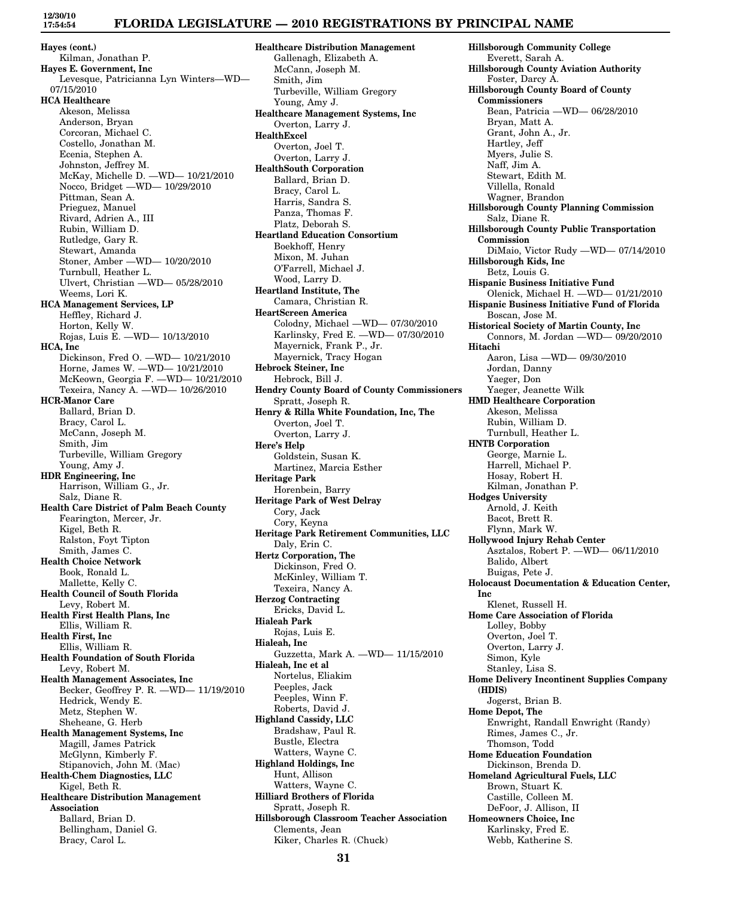**Hayes (cont.)**
Kilman, Jonathan P.

**Hayes E. Government, Inc**
Levesque, Patricianna Lyn Winters—WD— 07/15/2010

**HCA Healthcare**
Akeson, Melissa
Anderson, Bryan
Corcoran, Michael C.
Costello, Jonathan M.
Ecenia, Stephen A.
Johnston, Jeffrey M.
McKay, Michelle D. —WD— 10/21/2010
Nocco, Bridget —WD— 10/29/2010
Pittman, Sean A.
Prieguez, Manuel
Rivard, Adrien A., III
Rubin, William D.
Rutledge, Gary R.
Stewart, Amanda
Stoner, Amber —WD— 10/20/2010
Turnbull, Heather L.
Ulvert, Christian —WD— 05/28/2010
Weems, Lori K.

**HCA Management Services, LP**
Heffley, Richard J.
Horton, Kelly W.
Rojas, Luis E. —WD— 10/13/2010

**HCA, Inc**
Dickinson, Fred O. —WD— 10/21/2010
Horne, James W. —WD— 10/21/2010
McKeown, Georgia F. —WD— 10/21/2010
Texeira, Nancy A. —WD— 10/26/2010

**HCR-Manor Care**
Ballard, Brian D.
Bracy, Carol L.
McCann, Joseph M.
Smith, Jim
Turbeville, William Gregory
Young, Amy J.

**HDR Engineering, Inc**
Harrison, William G., Jr.
Salz, Diane R.

**Health Care District of Palm Beach County**
Fearington, Mercer, Jr.
Kigel, Beth R.
Ralston, Foyt Tipton
Smith, James C.

**Health Choice Network**
Book, Ronald L.
Mallette, Kelly C.

**Health Council of South Florida**
Levy, Robert M.

**Health First Health Plans, Inc**
Ellis, William R.

**Health First, Inc**
Ellis, William R.

**Health Foundation of South Florida**
Levy, Robert M.

**Health Management Associates, Inc**
Becker, Geoffrey P. R. —WD— 11/19/2010
Hedrick, Wendy E.
Metz, Stephen W.
Sheheane, G. Herb

**Health Management Systems, Inc**
Magill, James Patrick
McGlynn, Kimberly F.
Stipanovich, John M. (Mac)

**Health-Chem Diagnostics, LLC**
Kigel, Beth R.

**Healthcare Distribution Management Association**
Ballard, Brian D.
Bellingham, Daniel G.
Bracy, Carol L.

**Healthcare Distribution Management**
Gallenagh, Elizabeth A.
McCann, Joseph M.
Smith, Jim
Turbeville, William Gregory
Young, Amy J.

**Healthcare Management Systems, Inc**
Overton, Larry J.

**HealthExcel**
Overton, Joel T.
Overton, Larry J.

**HealthSouth Corporation**
Ballard, Brian D.
Bracy, Carol L.
Harris, Sandra S.
Panza, Thomas F.
Platz, Deborah S.

**Heartland Education Consortium**
Boekhoff, Henry
Mixon, M. Juhan
O'Farrell, Michael J.
Wood, Larry D.

**Heartland Institute, The**
Camara, Christian R.

**HeartScreen America**
Colodny, Michael —WD— 07/30/2010
Karlinsky, Fred E. —WD— 07/30/2010
Mayernick, Frank P., Jr.
Mayernick, Tracy Hogan

**Hebrock Steiner, Inc**
Hebrock, Bill J.

**Hendry County Board of County Commissioners**
Spratt, Joseph R.

**Henry & Rilla White Foundation, Inc, The**
Overton, Joel T.
Overton, Larry J.

**Here's Help**
Goldstein, Susan K.
Martinez, Marcia Esther

**Heritage Park**
Horenbein, Barry

**Heritage Park of West Delray**
Cory, Jack
Cory, Keyna

**Heritage Park Retirement Communities, LLC**
Daly, Erin C.

**Hertz Corporation, The**
Dickinson, Fred O.
McKinley, William T.
Texeira, Nancy A.

**Herzog Contracting**
Ericks, David L.

**Hialeah Park**
Rojas, Luis E.

**Hialeah, Inc**
Guzzetta, Mark A. —WD— 11/15/2010

**Hialeah, Inc et al**
Nortelus, Eliakim
Peeples, Jack
Peeples, Winn F.
Roberts, David J.

**Highland Cassidy, LLC**
Bradshaw, Paul R.
Bustle, Electra
Watters, Wayne C.

**Highland Holdings, Inc**
Hunt, Allison
Watters, Wayne C.

**Hilliard Brothers of Florida**
Spratt, Joseph R.

**Hillsborough Classroom Teacher Association**
Clements, Jean
Kiker, Charles R. (Chuck)

**Hillsborough Community College**
Everett, Sarah A.

**Hillsborough County Aviation Authority**
Foster, Darcy A.

**Hillsborough County Board of County Commissioners**
Bean, Patricia —WD— 06/28/2010
Bryan, Matt A.
Grant, John A., Jr.
Hartley, Jeff
Myers, Julie S.
Naff, Jim A.
Stewart, Edith M.
Villella, Ronald
Wagner, Brandon

**Hillsborough County Planning Commission**
Salz, Diane R.

**Hillsborough County Public Transportation Commission**
DiMaio, Victor Rudy —WD— 07/14/2010

**Hillsborough Kids, Inc**
Betz, Louis G.

**Hispanic Business Initiative Fund**
Olenick, Michael H. —WD— 01/21/2010

**Hispanic Business Initiative Fund of Florida**
Boscan, Jose M.

**Historical Society of Martin County, Inc**
Connors, M. Jordan —WD— 09/20/2010

**Hitachi**
Aaron, Lisa —WD— 09/30/2010
Jordan, Danny
Yaeger, Don
Yaeger, Jeanette Wilk

**HMD Healthcare Corporation**
Akeson, Melissa
Rubin, William D.
Turnbull, Heather L.

**HNTB Corporation**
George, Marnie L.
Harrell, Michael P.
Hosay, Robert H.
Kilman, Jonathan P.

**Hodges University**
Arnold, J. Keith
Bacot, Brett R.
Flynn, Mark W.

**Hollywood Injury Rehab Center**
Asztalos, Robert P. —WD— 06/11/2010
Balido, Albert
Buigas, Pete J.

**Holocaust Documentation & Education Center, Inc**
Klenet, Russell H.

**Home Care Association of Florida**
Lolley, Bobby
Overton, Joel T.
Overton, Larry J.
Simon, Kyle
Stanley, Lisa S.

**Home Delivery Incontinent Supplies Company (HDIS)**
Jogerst, Brian B.

**Home Depot, The**
Enwright, Randall Enwright (Randy)
Rimes, James C., Jr.
Thomson, Todd

**Home Education Foundation**
Dickinson, Brenda D.

**Homeland Agricultural Fuels, LLC**
Brown, Stuart K.
Castille, Colleen M.
DeFoor, J. Allison, II

**Homeowners Choice, Inc**
Karlinsky, Fred E.
Webb, Katherine S.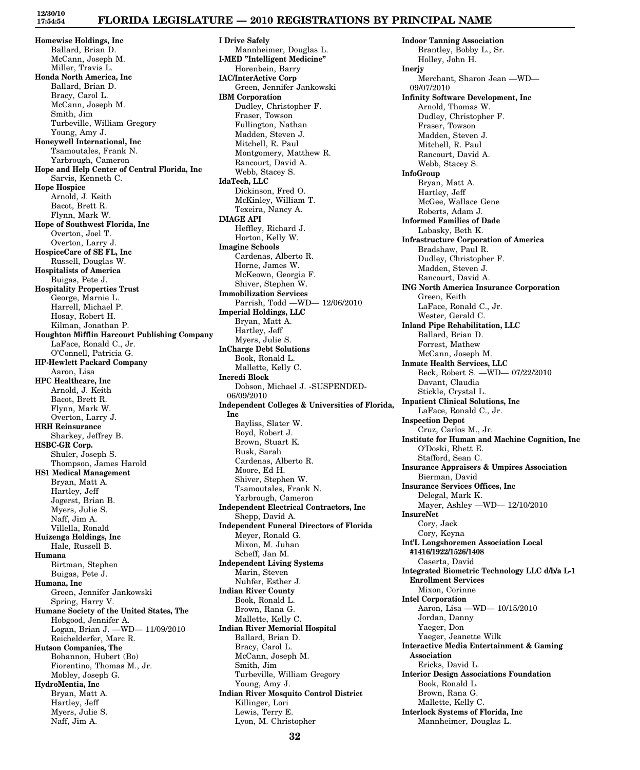**Homewise Holdings, Inc**
Ballard, Brian D.
McCann, Joseph M.
Miller, Travis L.

**Honda North America, Inc**
Ballard, Brian D.
Bracy, Carol L.
McCann, Joseph M.
Smith, Jim
Turbeville, William Gregory
Young, Amy J.

**Honeywell International, Inc**
Tsamoutales, Frank N.
Yarbrough, Cameron

**Hope and Help Center of Central Florida, Inc**
Sarvis, Kenneth C.

**Hope Hospice**
Arnold, J. Keith
Bacot, Brett R.
Flynn, Mark W.

**Hope of Southwest Florida, Inc**
Overton, Joel T.
Overton, Larry J.

**HospiceCare of SE FL, Inc**
Russell, Douglas W.

**Hospitalists of America**
Buigas, Pete J.

**Hospitality Properties Trust**
George, Marnie L.
Harrell, Michael P.
Hosay, Robert H.
Kilman, Jonathan P.

**Houghton Mifflin Harcourt Publishing Company**
LaFace, Ronald C., Jr.
O'Connell, Patricia G.

**HP-Hewlett Packard Company**
Aaron, Lisa

**HPC Healthcare, Inc**
Arnold, J. Keith
Bacot, Brett R.
Flynn, Mark W.
Overton, Larry J.

**HRH Reinsurance**
Sharkey, Jeffrey B.

**HSBC-GR Corp.**
Shuler, Joseph S.
Thompson, James Harold

**HS1 Medical Management**
Bryan, Matt A.
Hartley, Jeff
Jogerst, Brian B.
Myers, Julie S.
Naff, Jim A.
Villella, Ronald

**Huizenga Holdings, Inc**
Hale, Russell B.

**Humana**
Birtman, Stephen
Buigas, Pete J.

**Humana, Inc**
Green, Jennifer Jankowski
Spring, Harry V.

**Humane Society of the United States, The**
Hobgood, Jennifer A.
Logan, Brian J. —WD— 11/09/2010
Reichelderfer, Marc R.

**Hutson Companies, The**
Bohannon, Hubert (Bo)
Fiorentino, Thomas M., Jr.
Mobley, Joseph G.

**HydroMentia, Inc**
Bryan, Matt A.
Hartley, Jeff
Myers, Julie S.
Naff, Jim A.

**I Drive Safely**
Mannheimer, Douglas L.

**I-MED "Intelligent Medicine"**
Horenbein, Barry

**IAC/InterActive Corp**
Green, Jennifer Jankowski

**IBM Corporation**
Dudley, Christopher F.
Fraser, Towson
Fullington, Nathan
Madden, Steven J.
Mitchell, R. Paul
Montgomery, Matthew R.
Rancourt, David A.
Webb, Stacey S.

**IdaTech, LLC**
Dickinson, Fred O.
McKinley, William T.
Texeira, Nancy A.

**IMAGE API**
Heffley, Richard J.
Horton, Kelly W.

**Imagine Schools**
Cardenas, Alberto R.
Horne, James W.
McKeown, Georgia F.
Shiver, Stephen W.

**Immobilization Services**
Parrish, Todd —WD— 12/06/2010

**Imperial Holdings, LLC**
Bryan, Matt A.
Hartley, Jeff
Myers, Julie S.

**InCharge Debt Solutions**
Book, Ronald L.
Mallette, Kelly C.

**Incredi Block**
Dobson, Michael J. -SUSPENDED- 06/09/2010

**Independent Colleges & Universities of Florida, Inc**
Bayliss, Slater W.
Boyd, Robert J.
Brown, Stuart K.
Busk, Sarah
Cardenas, Alberto R.
Moore, Ed H.
Shiver, Stephen W.
Tsamoutales, Frank N.
Yarbrough, Cameron

**Independent Electrical Contractors, Inc**
Shepp, David A.

**Independent Funeral Directors of Florida**
Meyer, Ronald G.
Mixon, M. Juhan
Scheff, Jan M.

**Independent Living Systems**
Marin, Steven
Nuhfer, Esther J.

**Indian River County**
Book, Ronald L.
Brown, Rana G.
Mallette, Kelly C.

**Indian River Memorial Hospital**
Ballard, Brian D.
Bracy, Carol L.
McCann, Joseph M.
Smith, Jim
Turbeville, William Gregory
Young, Amy J.

**Indian River Mosquito Control District**
Killinger, Lori
Lewis, Terry E.
Lyon, M. Christopher

**Indoor Tanning Association**
Brantley, Bobby L., Sr.
Holley, John H.

**Inerjy**
Merchant, Sharon Jean —WD— 09/07/2010

**Infinity Software Development, Inc**
Arnold, Thomas W.
Dudley, Christopher F.
Fraser, Towson
Madden, Steven J.
Mitchell, R. Paul
Rancourt, David A.
Webb, Stacey S.

**InfoGroup**
Bryan, Matt A.
Hartley, Jeff
McGee, Wallace Gene
Roberts, Adam J.

**Informed Families of Dade**
Labasky, Beth K.

**Infrastructure Corporation of America**
Bradshaw, Paul R.
Dudley, Christopher F.
Madden, Steven J.
Rancourt, David A.

**ING North America Insurance Corporation**
Green, Keith
LaFace, Ronald C., Jr.
Wester, Gerald C.

**Inland Pipe Rehabilitation, LLC**
Ballard, Brian D.
Forrest, Mathew
McCann, Joseph M.

**Inmate Health Services, LLC**
Beck, Robert S. —WD— 07/22/2010
Davant, Claudia
Stickle, Crystal L.

**Inpatient Clinical Solutions, Inc**
LaFace, Ronald C., Jr.

**Inspection Depot**
Cruz, Carlos M., Jr.

**Institute for Human and Machine Cognition, Inc**
O'Doski, Rhett E.
Stafford, Sean C.

**Insurance Appraisers & Umpires Association**
Bierman, David

**Insurance Services Offices, Inc**
Delegal, Mark K.
Mayer, Ashley —WD— 12/10/2010

**InsureNet**
Cory, Jack
Cory, Keyna

**Int'L Longshoremen Association Local #1416/1922/1526/1408**
Caserta, David

**Integrated Biometric Technology LLC d/b/a L-1 Enrollment Services**
Mixon, Corinne

**Intel Corporation**
Aaron, Lisa —WD— 10/15/2010
Jordan, Danny
Yaeger, Don
Yaeger, Jeanette Wilk

**Interactive Media Entertainment & Gaming Association**
Ericks, David L.

**Interior Design Associations Foundation**
Book, Ronald L.
Brown, Rana G.
Mallette, Kelly C.

**Interlock Systems of Florida, Inc**
Mannheimer, Douglas L.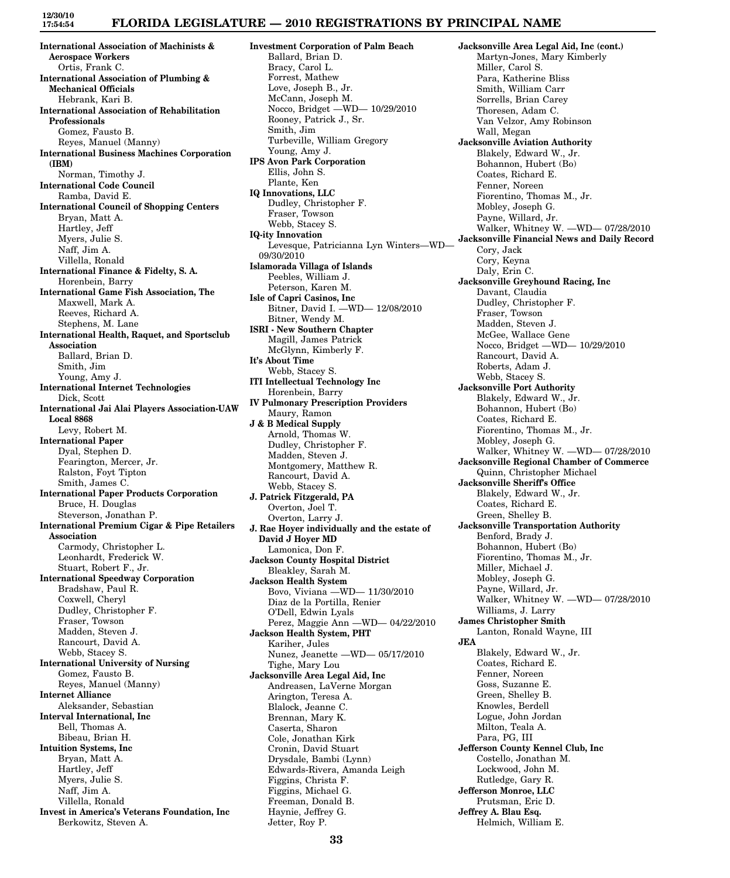**International Association of Machinists & Aerospace Workers**
Ortis, Frank C.

**International Association of Plumbing & Mechanical Officials**
Hebrank, Kari B.

**International Association of Rehabilitation Professionals**
Gomez, Fausto B.
Reyes, Manuel (Manny)

**International Business Machines Corporation (IBM)**
Norman, Timothy J.

**International Code Council**
Ramba, David E.

**International Council of Shopping Centers**
Bryan, Matt A.
Hartley, Jeff
Myers, Julie S.
Naff, Jim A.
Villella, Ronald

**International Finance & Fidelty, S. A.**
Horenbein, Barry

**International Game Fish Association, The**
Maxwell, Mark A.
Reeves, Richard A.
Stephens, M. Lane

**International Health, Raquet, and Sportsclub Association**
Ballard, Brian D.
Smith, Jim
Young, Amy J.

**International Internet Technologies**
Dick, Scott

**International Jai Alai Players Association-UAW Local 8868**
Levy, Robert M.

**International Paper**
Dyal, Stephen D.
Fearington, Mercer, Jr.
Ralston, Foyt Tipton
Smith, James C.

**International Paper Products Corporation**
Bruce, H. Douglas
Steverson, Jonathan P.

**International Premium Cigar & Pipe Retailers Association**
Carmody, Christopher L.
Leonhardt, Frederick W.
Stuart, Robert F., Jr.

**International Speedway Corporation**
Bradshaw, Paul R.
Coxwell, Cheryl
Dudley, Christopher F.
Fraser, Towson
Madden, Steven J.
Rancourt, David A.
Webb, Stacey S.

**International University of Nursing**
Gomez, Fausto B.
Reyes, Manuel (Manny)

**Internet Alliance**
Aleksander, Sebastian

**Interval International, Inc**
Bell, Thomas A.
Bibeau, Brian H.

**Intuition Systems, Inc**
Bryan, Matt A.
Hartley, Jeff
Myers, Julie S.
Naff, Jim A.
Villella, Ronald

**Invest in America's Veterans Foundation, Inc**
Berkowitz, Steven A.

**Investment Corporation of Palm Beach**
Ballard, Brian D.
Bracy, Carol L.
Forrest, Mathew
Love, Joseph B., Jr.
McCann, Joseph M.
Nocco, Bridget —WD— 10/29/2010
Rooney, Patrick J., Sr.
Smith, Jim
Turbeville, William Gregory
Young, Amy J.

**IPS Avon Park Corporation**
Ellis, John S.
Plante, Ken

**IQ Innovations, LLC**
Dudley, Christopher F.
Fraser, Towson
Webb, Stacey S.

**IQ-ity Innovation**
Levesque, Patricianna Lyn Winters—WD— 09/30/2010

**Islamorada Village of Islands**
Peebles, William J.
Peterson, Karen M.

**Isle of Capri Casinos, Inc**
Bitner, David I. —WD— 12/08/2010
Bitner, Wendy M.

**ISRI - New Southern Chapter**
Magill, James Patrick
McGlynn, Kimberly F.

**It's About Time**
Webb, Stacey S.

**ITI Intellectual Technology Inc**
Horenbein, Barry

**IV Pulmonary Prescription Providers**
Maury, Ramon

**J & B Medical Supply**
Arnold, Thomas W.
Dudley, Christopher F.
Madden, Steven J.
Montgomery, Matthew R.
Rancourt, David A.
Webb, Stacey S.

**J. Patrick Fitzgerald, PA**
Overton, Joel T.
Overton, Larry J.

**J. Rae Hoyer individually and the estate of David J Hoyer MD**
Lamonica, Don F.

**Jackson County Hospital District**
Bleakley, Sarah M.

**Jackson Health System**
Bovo, Viviana —WD— 11/30/2010
Diaz de la Portilla, Renier
O'Dell, Edwin Lyals
Perez, Maggie Ann —WD— 04/22/2010

**Jackson Health System, PHT**
Kariher, Jules
Nunez, Jeanette —WD— 05/17/2010
Tighe, Mary Lou

**Jacksonville Area Legal Aid, Inc**
Andreasen, LaVerne Morgan
Arington, Teresa A.
Blalock, Jeanne C.
Brennan, Mary K.
Caserta, Sharon
Cole, Jonathan Kirk
Cronin, David Stuart
Drysdale, Bambi (Lynn)
Edwards-Rivera, Amanda Leigh
Figgins, Christa F.
Figgins, Michael G.
Freeman, Donald B.
Haynie, Jeffrey G.
Jetter, Roy P.

**Jacksonville Area Legal Aid, Inc (cont.)**
Martyn-Jones, Mary Kimberly
Miller, Carol S.
Para, Katherine Bliss
Smith, William Carr
Sorrells, Brian Carey
Thoresen, Adam C.
Van Velzor, Amy Robinson
Wall, Megan

**Jacksonville Aviation Authority**
Blakely, Edward W., Jr.
Bohannon, Hubert (Bo)
Coates, Richard E.
Fenner, Noreen
Fiorentino, Thomas M., Jr.
Mobley, Joseph G.
Payne, Willard, Jr.
Walker, Whitney W. —WD— 07/28/2010

**Jacksonville Financial News and Daily Record**
Cory, Jack
Cory, Keyna
Daly, Erin C.

**Jacksonville Greyhound Racing, Inc**
Davant, Claudia
Dudley, Christopher F.
Fraser, Towson
Madden, Steven J.
McGee, Wallace Gene
Nocco, Bridget —WD— 10/29/2010
Rancourt, David A.
Roberts, Adam J.
Webb, Stacey S.

**Jacksonville Port Authority**
Blakely, Edward W., Jr.
Bohannon, Hubert (Bo)
Coates, Richard E.
Fiorentino, Thomas M., Jr.
Mobley, Joseph G.
Walker, Whitney W. —WD— 07/28/2010

**Jacksonville Regional Chamber of Commerce**
Quinn, Christopher Michael

**Jacksonville Sheriff's Office**
Blakely, Edward W., Jr.
Coates, Richard E.
Green, Shelley B.

**Jacksonville Transportation Authority**
Benford, Brady J.
Bohannon, Hubert (Bo)
Fiorentino, Thomas M., Jr.
Miller, Michael J.
Mobley, Joseph G.
Payne, Willard, Jr.
Walker, Whitney W. —WD— 07/28/2010
Williams, J. Larry

**James Christopher Smith**
Lanton, Ronald Wayne, III

**JEA**
Blakely, Edward W., Jr.
Coates, Richard E.
Fenner, Noreen
Goss, Suzanne E.
Green, Shelley B.
Knowles, Berdell
Logue, John Jordan
Milton, Teala A.
Para, PG, III

**Jefferson County Kennel Club, Inc**
Costello, Jonathan M.
Lockwood, John M.
Rutledge, Gary R.

**Jefferson Monroe, LLC**
Prutsman, Eric D.

**Jeffrey A. Blau Esq.**
Helmich, William E.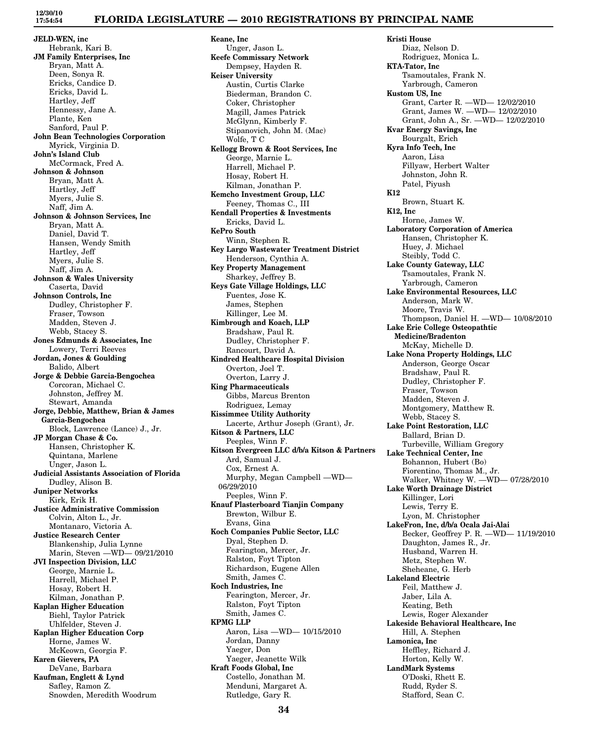**JELD-WEN, inc**
Hebrank, Kari B.

**JM Family Enterprises, Inc**
Bryan, Matt A.
Deen, Sonya R.
Ericks, Candice D.
Ericks, David L.
Hartley, Jeff
Hennessy, Jane A.
Plante, Ken
Sanford, Paul P.

**John Bean Technologies Corporation**
Myrick, Virginia D.

**John's Island Club**
McCormack, Fred A.

**Johnson & Johnson**
Bryan, Matt A.
Hartley, Jeff
Myers, Julie S.
Naff, Jim A.

**Johnson & Johnson Services, Inc**
Bryan, Matt A.
Daniel, David T.
Hansen, Wendy Smith
Hartley, Jeff
Myers, Julie S.
Naff, Jim A.

**Johnson & Wales University**
Caserta, David

**Johnson Controls, Inc**
Dudley, Christopher F.
Fraser, Towson
Madden, Steven J.
Webb, Stacey S.

**Jones Edmunds & Associates, Inc**
Lowery, Terri Reeves

**Jordan, Jones & Goulding**
Balido, Albert

**Jorge & Debbie Garcia-Bengochea**
Corcoran, Michael C.
Johnston, Jeffrey M.
Stewart, Amanda

**Jorge, Debbie, Matthew, Brian & James Garcia-Bengochea**
Block, Lawrence (Lance) J., Jr.

**JP Morgan Chase & Co.**
Hansen, Christopher K.
Quintana, Marlene
Unger, Jason L.

**Judicial Assistants Association of Florida**
Dudley, Alison B.

**Juniper Networks**
Kirk, Erik H.

**Justice Administrative Commission**
Colvin, Alton L., Jr.
Montanaro, Victoria A.

**Justice Research Center**
Blankenship, Julia Lynne
Marin, Steven —WD— 09/21/2010

**JVI Inspection Division, LLC**
George, Marnie L.
Harrell, Michael P.
Hosay, Robert H.
Kilman, Jonathan P.

**Kaplan Higher Education**
Biehl, Taylor Patrick
Uhlfelder, Steven J.

**Kaplan Higher Education Corp**
Horne, James W.
McKeown, Georgia F.

**Karen Gievers, PA**
DeVane, Barbara

**Kaufman, Englett & Lynd**
Safley, Ramon Z.
Snowden, Meredith Woodrum

**Keane, Inc**
Unger, Jason L.

**Keefe Commissary Network**
Dempsey, Hayden R.

**Keiser University**
Austin, Curtis Clarke
Biederman, Brandon C.
Coker, Christopher
Magill, James Patrick
McGlynn, Kimberly F.
Stipanovich, John M. (Mac)
Wolfe, T C

**Kellogg Brown & Root Services, Inc**
George, Marnie L.
Harrell, Michael P.
Hosay, Robert H.
Kilman, Jonathan P.

**Kemcho Investment Group, LLC**
Feeney, Thomas C., III

**Kendall Properties & Investments**
Ericks, David L.

**KePro South**
Winn, Stephen R.

**Key Largo Wastewater Treatment District**
Henderson, Cynthia A.

**Key Property Management**
Sharkey, Jeffrey B.

**Keys Gate Village Holdings, LLC**
Fuentes, Jose K.
James, Stephen
Killinger, Lee M.

**Kimbrough and Koach, LLP**
Bradshaw, Paul R.
Dudley, Christopher F.
Rancourt, David A.

**Kindred Healthcare Hospital Division**
Overton, Joel T.
Overton, Larry J.

**King Pharmaceuticals**
Gibbs, Marcus Brenton
Rodriguez, Lemay

**Kissimmee Utility Authority**
Lacerte, Arthur Joseph (Grant), Jr.

**Kitson & Partners, LLC**
Peeples, Winn F.

**Kitson Evergreen LLC d/b/a Kitson & Partners**
Ard, Samual J.
Cox, Ernest A.
Murphy, Megan Campbell —WD— 06/29/2010
Peeples, Winn F.

**Knauf Plasterboard Tianjin Company**
Brewton, Wilbur E.
Evans, Gina

**Koch Companies Public Sector, LLC**
Dyal, Stephen D.
Fearington, Mercer, Jr.
Ralston, Foyt Tipton
Richardson, Eugene Allen
Smith, James C.

**Koch Industries, Inc**
Fearington, Mercer, Jr.
Ralston, Foyt Tipton
Smith, James C.

**KPMG LLP**
Aaron, Lisa —WD— 10/15/2010
Jordan, Danny
Yaeger, Don
Yaeger, Jeanette Wilk

**Kraft Foods Global, Inc**
Costello, Jonathan M.
Menduni, Margaret A.
Rutledge, Gary R.

**Kristi House**
Diaz, Nelson D.
Rodriguez, Monica L.

**KTA-Tator, Inc**
Tsamoutales, Frank N.
Yarbrough, Cameron

**Kustom US, Inc**
Grant, Carter R. —WD— 12/02/2010
Grant, James W. —WD— 12/02/2010
Grant, John A., Sr. —WD— 12/02/2010

**Kvar Energy Savings, Inc**
Bourgalt, Erich

**Kyra Info Tech, Inc**
Aaron, Lisa
Fillyaw, Herbert Walter
Johnston, John R.
Patel, Piyush

**K12**
Brown, Stuart K.

**K12, Inc**
Horne, James W.

**Laboratory Corporation of America**
Hansen, Christopher K.
Huey, J. Michael
Steibly, Todd C.

**Lake County Gateway, LLC**
Tsamoutales, Frank N.
Yarbrough, Cameron

**Lake Environmental Resources, LLC**
Anderson, Mark W.
Moore, Travis W.
Thompson, Daniel H. —WD— 10/08/2010

**Lake Erie College Osteopathtic Medicine/Bradenton**
McKay, Michelle D.

**Lake Nona Property Holdings, LLC**
Anderson, George Oscar
Bradshaw, Paul R.
Dudley, Christopher F.
Fraser, Towson
Madden, Steven J.
Montgomery, Matthew R.
Webb, Stacey S.

**Lake Point Restoration, LLC**
Ballard, Brian D.
Turbeville, William Gregory

**Lake Technical Center, Inc**
Bohannon, Hubert (Bo)
Fiorentino, Thomas M., Jr.
Walker, Whitney W. —WD— 07/28/2010

**Lake Worth Drainage District**
Killinger, Lori
Lewis, Terry E.
Lyon, M. Christopher

**LakeFron, Inc, d/b/a Ocala Jai-Alai**
Becker, Geoffrey P. R. —WD— 11/19/2010
Daughton, James R., Jr.
Husband, Warren H.
Metz, Stephen W.
Sheheane, G. Herb

**Lakeland Electric**
Feil, Matthew J.
Jaber, Lila A.
Keating, Beth
Lewis, Roger Alexander

**Lakeside Behavioral Healthcare, Inc**
Hill, A. Stephen

**Lamonica, Inc**
Heffley, Richard J.
Horton, Kelly W.

**LandMark Systems**
O'Doski, Rhett E.
Rudd, Ryder S.
Stafford, Sean C.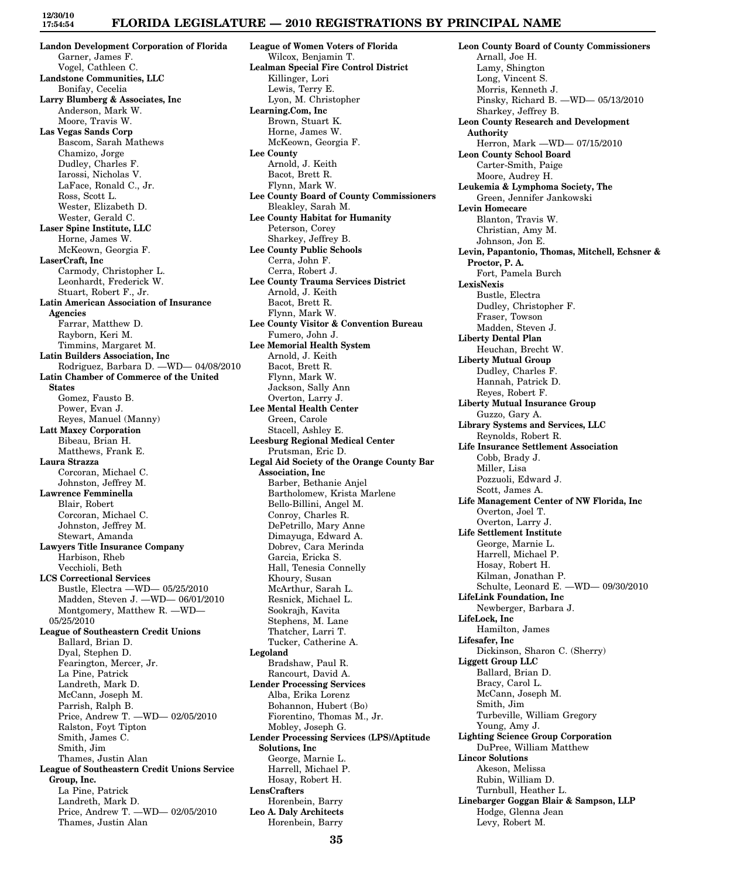**Landon Development Corporation of Florida**
Garner, James F.
Vogel, Cathleen C.

**Landstone Communities, LLC**
Bonifay, Cecelia

**Larry Blumberg & Associates, Inc**
Anderson, Mark W.
Moore, Travis W.

**Las Vegas Sands Corp**
Bascom, Sarah Mathews
Chamizo, Jorge
Dudley, Charles F.
Iarossi, Nicholas V.
LaFace, Ronald C., Jr.
Ross, Scott L.
Wester, Elizabeth D.
Wester, Gerald C.

**Laser Spine Institute, LLC**
Horne, James W.
McKeown, Georgia F.

**LaserCraft, Inc**
Carmody, Christopher L.
Leonhardt, Frederick W.
Stuart, Robert F., Jr.

**Latin American Association of Insurance Agencies**
Farrar, Matthew D.
Rayborn, Keri M.
Timmins, Margaret M.

**Latin Builders Association, Inc**
Rodriguez, Barbara D. —WD— 04/08/2010

**Latin Chamber of Commerce of the United States**
Gomez, Fausto B.
Power, Evan J.
Reyes, Manuel (Manny)

**Latt Maxcy Corporation**
Bibeau, Brian H.
Matthews, Frank E.

**Laura Strazza**
Corcoran, Michael C.
Johnston, Jeffrey M.

**Lawrence Femminella**
Blair, Robert
Corcoran, Michael C.
Johnston, Jeffrey M.
Stewart, Amanda

**Lawyers Title Insurance Company**
Harbison, Rheb
Vecchioli, Beth

**LCS Correctional Services**
Bustle, Electra —WD— 05/25/2010
Madden, Steven J. —WD— 06/01/2010
Montgomery, Matthew R. —WD— 05/25/2010

**League of Southeastern Credit Unions**
Ballard, Brian D.
Dyal, Stephen D.
Fearington, Mercer, Jr.
La Pine, Patrick
Landreth, Mark D.
McCann, Joseph M.
Parrish, Ralph B.
Price, Andrew T. —WD— 02/05/2010
Ralston, Foyt Tipton
Smith, James C.
Smith, Jim
Thames, Justin Alan

**League of Southeastern Credit Unions Service Group, Inc.**
La Pine, Patrick
Landreth, Mark D.
Price, Andrew T. —WD— 02/05/2010
Thames, Justin Alan

**League of Women Voters of Florida**
Wilcox, Benjamin T.

**Lealman Special Fire Control District**
Killinger, Lori
Lewis, Terry E.
Lyon, M. Christopher

**Learning.Com, Inc**
Brown, Stuart K.
Horne, James W.
McKeown, Georgia F.

**Lee County**
Arnold, J. Keith
Bacot, Brett R.
Flynn, Mark W.

**Lee County Board of County Commissioners**
Bleakley, Sarah M.

**Lee County Habitat for Humanity**
Peterson, Corey
Sharkey, Jeffrey B.

**Lee County Public Schools**
Cerra, John F.
Cerra, Robert J.

**Lee County Trauma Services District**
Arnold, J. Keith
Bacot, Brett R.
Flynn, Mark W.

**Lee County Visitor & Convention Bureau**
Fumero, John J.

**Lee Memorial Health System**
Arnold, J. Keith
Bacot, Brett R.
Flynn, Mark W.
Jackson, Sally Ann
Overton, Larry J.

**Lee Mental Health Center**
Green, Carole
Stacell, Ashley E.

**Leesburg Regional Medical Center**
Prutsman, Eric D.

**Legal Aid Society of the Orange County Bar Association, Inc**
Barber, Bethanie Anjel
Bartholomew, Krista Marlene
Bello-Billini, Angel M.
Conroy, Charles R.
DePetrillo, Mary Anne
Dimayuga, Edward A.
Dobrev, Cara Merinda
Garcia, Ericka S.
Hall, Tenesia Connelly
Khoury, Susan
McArthur, Sarah L.
Resnick, Michael L.
Sookrajh, Kavita
Stephens, M. Lane
Thatcher, Larri T.
Tucker, Catherine A.

**Legoland**
Bradshaw, Paul R.
Rancourt, David A.

**Lender Processing Services**
Alba, Erika Lorenz
Bohannon, Hubert (Bo)
Fiorentino, Thomas M., Jr.
Mobley, Joseph G.

**Lender Processing Services (LPS)/Aptitude Solutions, Inc**
George, Marnie L.
Harrell, Michael P.
Hosay, Robert H.

**LensCrafters**
Horenbein, Barry

**Leo A. Daly Architects**
Horenbein, Barry

**Leon County Board of County Commissioners**
Arnall, Joe H.
Lamy, Shington
Long, Vincent S.
Morris, Kenneth J.
Pinsky, Richard B. —WD— 05/13/2010
Sharkey, Jeffrey B.

**Leon County Research and Development Authority**
Herron, Mark —WD— 07/15/2010

**Leon County School Board**
Carter-Smith, Paige
Moore, Audrey H.

**Leukemia & Lymphoma Society, The**
Green, Jennifer Jankowski

**Levin Homecare**
Blanton, Travis W.
Christian, Amy M.
Johnson, Jon E.

**Levin, Papantonio, Thomas, Mitchell, Echsner & Proctor, P. A.**
Fort, Pamela Burch

**LexisNexis**
Bustle, Electra
Dudley, Christopher F.
Fraser, Towson
Madden, Steven J.

**Liberty Dental Plan**
Heuchan, Brecht W.

**Liberty Mutual Group**
Dudley, Charles F.
Hannah, Patrick D.
Reyes, Robert F.

**Liberty Mutual Insurance Group**
Guzzo, Gary A.

**Library Systems and Services, LLC**
Reynolds, Robert R.

**Life Insurance Settlement Association**
Cobb, Brady J.
Miller, Lisa
Pozzuoli, Edward J.
Scott, James A.

**Life Management Center of NW Florida, Inc**
Overton, Joel T.
Overton, Larry J.

**Life Settlement Institute**
George, Marnie L.
Harrell, Michael P.
Hosay, Robert H.
Kilman, Jonathan P.
Schulte, Leonard E. —WD— 09/30/2010

**LifeLink Foundation, Inc**
Newberger, Barbara J.

**LifeLock, Inc**
Hamilton, James

**Lifesafer, Inc**
Dickinson, Sharon C. (Sherry)

**Liggett Group LLC**
Ballard, Brian D.
Bracy, Carol L.
McCann, Joseph M.
Smith, Jim
Turbeville, William Gregory
Young, Amy J.

**Lighting Science Group Corporation**
DuPree, William Matthew

**Lincor Solutions**
Akeson, Melissa
Rubin, William D.
Turnbull, Heather L.

**Linebarger Goggan Blair & Sampson, LLP**
Hodge, Glenna Jean
Levy, Robert M.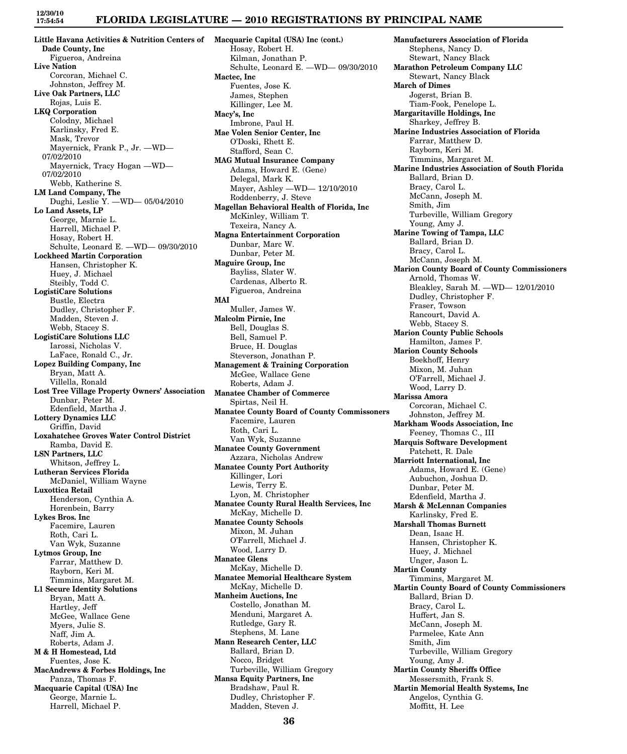**Little Havana Activities & Nutrition Centers of Dade County, Inc**
Figueroa, Andreina
**Live Nation**
Corcoran, Michael C.
Johnston, Jeffrey M.
**Live Oak Partners, LLC**
Rojas, Luis E.
**LKQ Corporation**
Colodny, Michael
Karlinsky, Fred E.
Mask, Trevor
Mayernick, Frank P., Jr. —WD— 07/02/2010
Mayernick, Tracy Hogan —WD— 07/02/2010
Webb, Katherine S.
**LM Land Company, The**
Dughi, Leslie Y. —WD— 05/04/2010
**Lo Land Assets, LP**
George, Marnie L.
Harrell, Michael P.
Hosay, Robert H.
Schulte, Leonard E. —WD— 09/30/2010
**Lockheed Martin Corporation**
Hansen, Christopher K.
Huey, J. Michael
Steibly, Todd C.
**LogistiCare Solutions**
Bustle, Electra
Dudley, Christopher F.
Madden, Steven J.
Webb, Stacey S.
**LogistiCare Solutions LLC**
Iarossi, Nicholas V.
LaFace, Ronald C., Jr.
**Lopez Building Company, Inc**
Bryan, Matt A.
Villella, Ronald
**Lost Tree Village Property Owners' Association**
Dunbar, Peter M.
Edenfield, Martha J.
**Lottery Dynamics LLC**
Griffin, David
**Loxahatchee Groves Water Control District**
Ramba, David E.
**LSN Partners, LLC**
Whitson, Jeffrey L.
**Lutheran Services Florida**
McDaniel, William Wayne
**Luxottica Retail**
Henderson, Cynthia A.
Horenbein, Barry
**Lykes Bros. Inc**
Facemire, Lauren
Roth, Cari L.
Van Wyk, Suzanne
**Lytmos Group, Inc**
Farrar, Matthew D.
Rayborn, Keri M.
Timmins, Margaret M.
**L1 Secure Identity Solutions**
Bryan, Matt A.
Hartley, Jeff
McGee, Wallace Gene
Myers, Julie S.
Naff, Jim A.
Roberts, Adam J.
**M & H Homestead, Ltd**
Fuentes, Jose K.
**MacAndrews & Forbes Holdings, Inc**
Panza, Thomas F.
**Macquarie Capital (USA) Inc**
George, Marnie L.
Harrell, Michael P.
**Macquarie Capital (USA) Inc (cont.)**
Hosay, Robert H.
Kilman, Jonathan P.
Schulte, Leonard E. —WD— 09/30/2010
**Mactec, Inc**
Fuentes, Jose K.
James, Stephen
Killinger, Lee M.
**Macy's, Inc**
Imbrone, Paul H.
**Mae Volen Senior Center, Inc**
O'Doski, Rhett E.
Stafford, Sean C.
**MAG Mutual Insurance Company**
Adams, Howard E. (Gene)
Delegal, Mark K.
Mayer, Ashley —WD— 12/10/2010
Roddenberry, J. Steve
**Magellan Behavioral Health of Florida, Inc**
McKinley, William T.
Texeira, Nancy A.
**Magna Entertainment Corporation**
Dunbar, Marc W.
Dunbar, Peter M.
**Maguire Group, Inc**
Bayliss, Slater W.
Cardenas, Alberto R.
Figueroa, Andreina
**MAI**
Muller, James W.
**Malcolm Pirnie, Inc**
Bell, Douglas S.
Bell, Samuel P.
Bruce, H. Douglas
Steverson, Jonathan P.
**Management & Training Corporation**
McGee, Wallace Gene
Roberts, Adam J.
**Manatee Chamber of Commerce**
Spirtas, Neil H.
**Manatee County Board of County Commissioners**
Facemire, Lauren
Roth, Cari L.
Van Wyk, Suzanne
**Manatee County Government**
Azzara, Nicholas Andrew
**Manatee County Port Authority**
Killinger, Lori
Lewis, Terry E.
Lyon, M. Christopher
**Manatee County Rural Health Services, Inc**
McKay, Michelle D.
**Manatee County Schools**
Mixon, M. Juhan
O'Farrell, Michael J.
Wood, Larry D.
**Manatee Glens**
McKay, Michelle D.
**Manatee Memorial Healthcare System**
McKay, Michelle D.
**Manheim Auctions, Inc**
Costello, Jonathan M.
Menduni, Margaret A.
Rutledge, Gary R.
Stephens, M. Lane
**Mann Research Center, LLC**
Ballard, Brian D.
Nocco, Bridget
Turbeville, William Gregory
**Mansa Equity Partners, Inc**
Bradshaw, Paul R.
Dudley, Christopher F.
Madden, Steven J.
**Manufacturers Association of Florida**
Stephens, Nancy D.
Stewart, Nancy Black
**Marathon Petroleum Company LLC**
Stewart, Nancy Black
**March of Dimes**
Jogerst, Brian B.
Tiam-Fook, Penelope L.
**Margaritaville Holdings, Inc**
Sharkey, Jeffrey B.
**Marine Industries Association of Florida**
Farrar, Matthew D.
Rayborn, Keri M.
Timmins, Margaret M.
**Marine Industries Association of South Florida**
Ballard, Brian D.
Bracy, Carol L.
McCann, Joseph M.
Smith, Jim
Turbeville, William Gregory
Young, Amy J.
**Marine Towing of Tampa, LLC**
Ballard, Brian D.
Bracy, Carol L.
McCann, Joseph M.
**Marion County Board of County Commissioners**
Arnold, Thomas W.
Bleakley, Sarah M. —WD— 12/01/2010
Dudley, Christopher F.
Fraser, Towson
Rancourt, David A.
Webb, Stacey S.
**Marion County Public Schools**
Hamilton, James P.
**Marion County Schools**
Boekhoff, Henry
Mixon, M. Juhan
O'Farrell, Michael J.
Wood, Larry D.
**Marissa Amora**
Corcoran, Michael C.
Johnston, Jeffrey M.
**Markham Woods Association, Inc**
Feeney, Thomas C., III
**Marquis Software Development**
Patchett, R. Dale
**Marriott International, Inc**
Adams, Howard E. (Gene)
Aubuchon, Joshua D.
Dunbar, Peter M.
Edenfield, Martha J.
**Marsh & McLennan Companies**
Karlinsky, Fred E.
**Marshall Thomas Burnett**
Dean, Isaac H.
Hansen, Christopher K.
Huey, J. Michael
Unger, Jason L.
**Martin County**
Timmins, Margaret M.
**Martin County Board of County Commissioners**
Ballard, Brian D.
Bracy, Carol L.
Huffert, Jan S.
McCann, Joseph M.
Parmelee, Kate Ann
Smith, Jim
Turbeville, William Gregory
Young, Amy J.
**Martin County Sheriffs Office**
Messersmith, Frank S.
**Martin Memorial Health Systems, Inc**
Angelos, Cynthia G.
Moffitt, H. Lee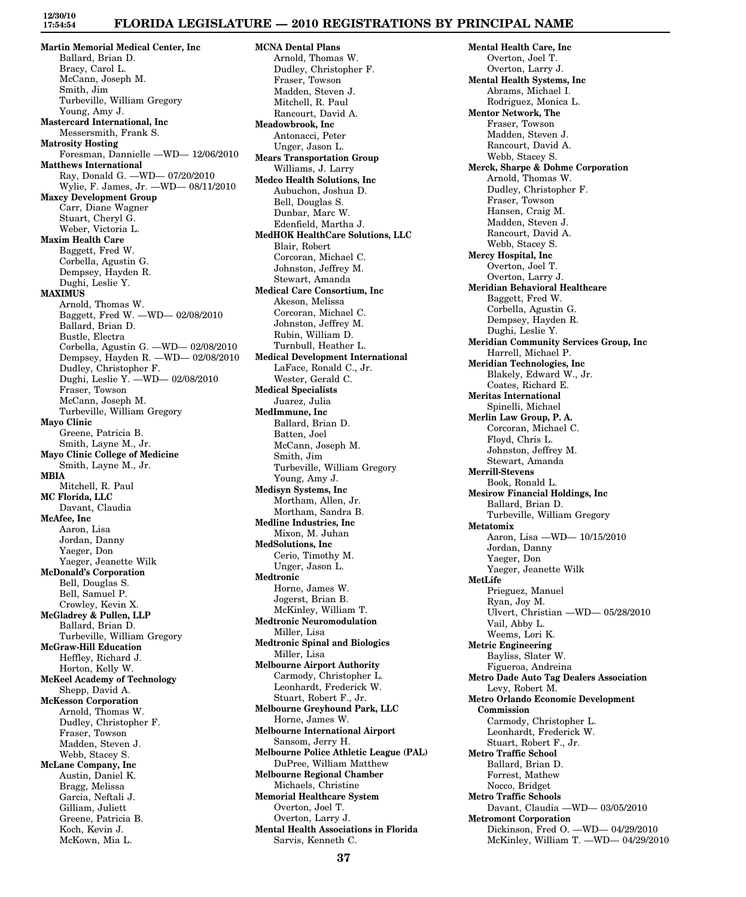**Martin Memorial Medical Center, Inc**
Ballard, Brian D.
Bracy, Carol L.
McCann, Joseph M.
Smith, Jim
Turbeville, William Gregory
Young, Amy J.

**Mastercard International, Inc**
Messersmith, Frank S.

**Matrosity Hosting**
Foresman, Dannielle —WD— 12/06/2010

**Matthews International**
Ray, Donald G. —WD— 07/20/2010
Wylie, F. James, Jr. —WD— 08/11/2010

**Maxcy Development Group**
Carr, Diane Wagner
Stuart, Cheryl G.
Weber, Victoria L.

**Maxim Health Care**
Baggett, Fred W.
Corbella, Agustin G.
Dempsey, Hayden R.
Dughi, Leslie Y.

**MAXIMUS**
Arnold, Thomas W.
Baggett, Fred W. —WD— 02/08/2010
Ballard, Brian D.
Bustle, Electra
Corbella, Agustin G. —WD— 02/08/2010
Dempsey, Hayden R. —WD— 02/08/2010
Dudley, Christopher F.
Dughi, Leslie Y. —WD— 02/08/2010
Fraser, Towson
McCann, Joseph M.
Turbeville, William Gregory

**Mayo Clinic**
Greene, Patricia B.
Smith, Layne M., Jr.

**Mayo Clinic College of Medicine**
Smith, Layne M., Jr.

**MBIA**
Mitchell, R. Paul

**MC Florida, LLC**
Davant, Claudia

**McAfee, Inc**
Aaron, Lisa
Jordan, Danny
Yaeger, Don
Yaeger, Jeanette Wilk

**McDonald's Corporation**
Bell, Douglas S.
Bell, Samuel P.
Crowley, Kevin X.

**McGladrey & Pullen, LLP**
Ballard, Brian D.
Turbeville, William Gregory

**McGraw-Hill Education**
Heffley, Richard J.
Horton, Kelly W.

**McKeel Academy of Technology**
Shepp, David A.

**McKesson Corporation**
Arnold, Thomas W.
Dudley, Christopher F.
Fraser, Towson
Madden, Steven J.
Webb, Stacey S.

**McLane Company, Inc**
Austin, Daniel K.
Bragg, Melissa
Garcia, Neftali J.
Gilliam, Juliett
Greene, Patricia B.
Koch, Kevin J.
McKown, Mia L.

**MCNA Dental Plans**
Arnold, Thomas W.
Dudley, Christopher F.
Fraser, Towson
Madden, Steven J.
Mitchell, R. Paul
Rancourt, David A.

**Meadowbrook, Inc**
Antonacci, Peter
Unger, Jason L.

**Mears Transportation Group**
Williams, J. Larry

**Medco Health Solutions, Inc**
Aubuchon, Joshua D.
Bell, Douglas S.
Dunbar, Marc W.
Edenfield, Martha J.

**MedHOK HealthCare Solutions, LLC**
Blair, Robert
Corcoran, Michael C.
Johnston, Jeffrey M.
Stewart, Amanda

**Medical Care Consortium, Inc**
Akeson, Melissa
Corcoran, Michael C.
Johnston, Jeffrey M.
Rubin, William D.
Turnbull, Heather L.

**Medical Development International**
LaFace, Ronald C., Jr.
Wester, Gerald C.

**Medical Specialists**
Juarez, Julia

**MedImmune, Inc**
Ballard, Brian D.
Batten, Joel
McCann, Joseph M.
Smith, Jim
Turbeville, William Gregory
Young, Amy J.

**Medisyn Systems, Inc**
Mortham, Allen, Jr.
Mortham, Sandra B.

**Medline Industries, Inc**
Mixon, M. Juhan

**MedSolutions, Inc**
Cerio, Timothy M.
Unger, Jason L.

**Medtronic**
Horne, James W.
Jogerst, Brian B.
McKinley, William T.

**Medtronic Neuromodulation**
Miller, Lisa

**Medtronic Spinal and Biologics**
Miller, Lisa

**Melbourne Airport Authority**
Carmody, Christopher L.
Leonhardt, Frederick W.
Stuart, Robert F., Jr.

**Melbourne Greyhound Park, LLC**
Horne, James W.

**Melbourne International Airport**
Sansom, Jerry H.

**Melbourne Police Athletic League (PAL)**
DuPree, William Matthew

**Melbourne Regional Chamber**
Michaels, Christine

**Memorial Healthcare System**
Overton, Joel T.
Overton, Larry J.

**Mental Health Associations in Florida**
Sarvis, Kenneth C.

**Mental Health Care, Inc**
Overton, Joel T.
Overton, Larry J.

**Mental Health Systems, Inc**
Abrams, Michael I.
Rodriguez, Monica L.

**Mentor Network, The**
Fraser, Towson
Madden, Steven J.
Rancourt, David A.
Webb, Stacey S.

**Merck, Sharpe & Dohme Corporation**
Arnold, Thomas W.
Dudley, Christopher F.
Fraser, Towson
Hansen, Craig M.
Madden, Steven J.
Rancourt, David A.
Webb, Stacey S.

**Mercy Hospital, Inc**
Overton, Joel T.
Overton, Larry J.

**Meridian Behavioral Healthcare**
Baggett, Fred W.
Corbella, Agustin G.
Dempsey, Hayden R.
Dughi, Leslie Y.

**Meridian Community Services Group, Inc**
Harrell, Michael P.

**Meridian Technologies, Inc**
Blakely, Edward W., Jr.
Coates, Richard E.

**Meritas International**
Spinelli, Michael

**Merlin Law Group, P. A.**
Corcoran, Michael C.
Floyd, Chris L.
Johnston, Jeffrey M.
Stewart, Amanda

**Merrill-Stevens**
Book, Ronald L.

**Mesirow Financial Holdings, Inc**
Ballard, Brian D.
Turbeville, William Gregory

**Metatomix**
Aaron, Lisa —WD— 10/15/2010
Jordan, Danny
Yaeger, Don
Yaeger, Jeanette Wilk

**MetLife**
Prieguez, Manuel
Ryan, Joy M.
Ulvert, Christian —WD— 05/28/2010
Vail, Abby L.
Weems, Lori K.

**Metric Engineering**
Bayliss, Slater W.
Figueroa, Andreina

**Metro Dade Auto Tag Dealers Association**
Levy, Robert M.

**Metro Orlando Economic Development Commission**
Carmody, Christopher L.
Leonhardt, Frederick W.
Stuart, Robert F., Jr.

**Metro Traffic School**
Ballard, Brian D.
Forrest, Mathew
Nocco, Bridget

**Metro Traffic Schools**
Davant, Claudia —WD— 03/05/2010

**Metromont Corporation**
Dickinson, Fred O. —WD— 04/29/2010
McKinley, William T. —WD— 04/29/2010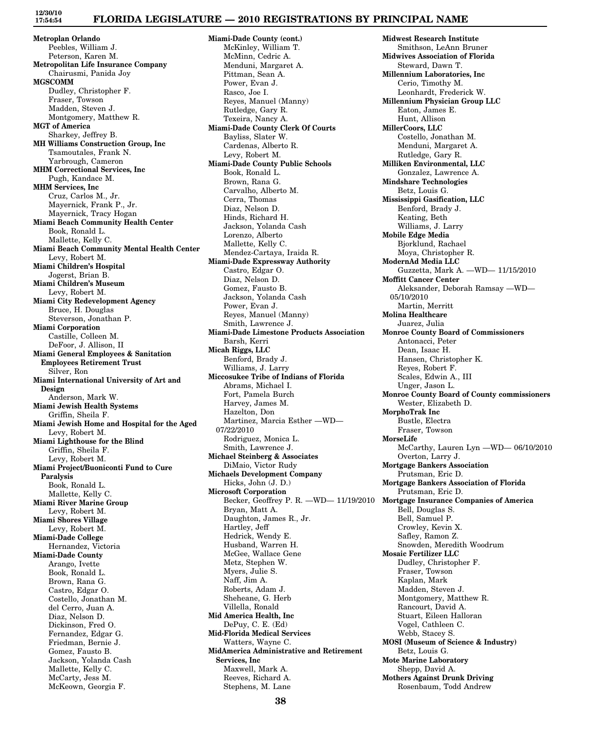**Metroplan Orlando**
Peebles, William J.
Peterson, Karen M.

**Metropolitan Life Insurance Company**
Chairusmi, Panida Joy

**MGSCOMM**
Dudley, Christopher F.
Fraser, Towson
Madden, Steven J.
Montgomery, Matthew R.

**MGT of America**
Sharkey, Jeffrey B.

**MH Williams Construction Group, Inc**
Tsamoutales, Frank N.
Yarbrough, Cameron

**MHM Correctional Services, Inc**
Pugh, Kandace M.

**MHM Services, Inc**
Cruz, Carlos M., Jr.
Mayernick, Frank P., Jr.
Mayernick, Tracy Hogan

**Miami Beach Community Health Center**
Book, Ronald L.
Mallette, Kelly C.

**Miami Beach Community Mental Health Center**
Levy, Robert M.

**Miami Children's Hospital**
Jogerst, Brian B.

**Miami Children's Museum**
Levy, Robert M.

**Miami City Redevelopment Agency**
Bruce, H. Douglas
Steverson, Jonathan P.

**Miami Corporation**
Castille, Colleen M.
DeFoor, J. Allison, II

**Miami General Employees & Sanitation Employees Retirement Trust**
Silver, Ron

**Miami International University of Art and Design**
Anderson, Mark W.

**Miami Jewish Health Systems**
Griffin, Sheila F.

**Miami Jewish Home and Hospital for the Aged**
Levy, Robert M.

**Miami Lighthouse for the Blind**
Griffin, Sheila F.
Levy, Robert M.

**Miami Project/Buoniconti Fund to Cure Paralysis**
Book, Ronald L.
Mallette, Kelly C.

**Miami River Marine Group**
Levy, Robert M.

**Miami Shores Village**
Levy, Robert M.

**Miami-Dade College**
Hernandez, Victoria

**Miami-Dade County**
Arango, Ivette
Book, Ronald L.
Brown, Rana G.
Castro, Edgar O.
Costello, Jonathan M.
del Cerro, Juan A.
Diaz, Nelson D.
Dickinson, Fred O.
Fernandez, Edgar G.
Friedman, Bernie J.
Gomez, Fausto B.
Jackson, Yolanda Cash
Mallette, Kelly C.
McCarty, Jess M.
McKeown, Georgia F.

**Miami-Dade County (cont.)**
McKinley, William T.
McMinn, Cedric A.
Menduni, Margaret A.
Pittman, Sean A.
Power, Evan J.
Rasco, Joe I.
Reyes, Manuel (Manny)
Rutledge, Gary R.
Texeira, Nancy A.

**Miami-Dade County Clerk Of Courts**
Bayliss, Slater W.
Cardenas, Alberto R.
Levy, Robert M.

**Miami-Dade County Public Schools**
Book, Ronald L.
Brown, Rana G.
Carvalho, Alberto M.
Cerra, Thomas
Diaz, Nelson D.
Hinds, Richard H.
Jackson, Yolanda Cash
Lorenzo, Alberto
Mallette, Kelly C.
Mendez-Cartaya, Iraida R.

**Miami-Dade Expressway Authority**
Castro, Edgar O.
Diaz, Nelson D.
Gomez, Fausto B.
Jackson, Yolanda Cash
Power, Evan J.
Reyes, Manuel (Manny)
Smith, Lawrence J.

**Miami-Dade Limestone Products Association**
Barsh, Kerri

**Micah Riggs, LLC**
Benford, Brady J.
Williams, J. Larry

**Miccosukee Tribe of Indians of Florida**
Abrams, Michael I.
Fort, Pamela Burch
Harvey, James M.
Hazelton, Don
Martinez, Marcia Esther —WD— 07/22/2010
Rodriguez, Monica L.
Smith, Lawrence J.

**Michael Steinberg & Associates**
DiMaio, Victor Rudy

**Michaels Development Company**
Hicks, John (J. D.)

**Microsoft Corporation**
Becker, Geoffrey P. R. —WD— 11/19/2010
Bryan, Matt A.
Daughton, James R., Jr.
Hartley, Jeff
Hedrick, Wendy E.
Husband, Warren H.
McGee, Wallace Gene
Metz, Stephen W.
Myers, Julie S.
Naff, Jim A.
Roberts, Adam J.
Sheheane, G. Herb
Villella, Ronald

**Mid America Health, Inc**
DePuy, C. E. (Ed)

**Mid-Florida Medical Services**
Watters, Wayne C.

**MidAmerica Administrative and Retirement Services, Inc**
Maxwell, Mark A.
Reeves, Richard A.
Stephens, M. Lane

**Midwest Research Institute**
Smithson, LeAnn Bruner

**Midwives Association of Florida**
Steward, Dawn T.

**Millennium Laboratories, Inc**
Cerio, Timothy M.
Leonhardt, Frederick W.

**Millennium Physician Group LLC**
Eaton, James E.
Hunt, Allison

**MillerCoors, LLC**
Costello, Jonathan M.
Menduni, Margaret A.
Rutledge, Gary R.

**Milliken Environmental, LLC**
Gonzalez, Lawrence A.

**Mindshare Technologies**
Betz, Louis G.

**Mississippi Gasification, LLC**
Benford, Brady J.
Keating, Beth
Williams, J. Larry

**Mobile Edge Media**
Bjorklund, Rachael
Moya, Christopher R.

**ModernAd Media LLC**
Guzzetta, Mark A. —WD— 11/15/2010

**Moffitt Cancer Center**
Aleksander, Deborah Ramsay —WD— 05/10/2010
Martin, Merritt

**Molina Healthcare**
Juarez, Julia

**Monroe County Board of Commissioners**
Antonacci, Peter
Dean, Isaac H.
Hansen, Christopher K.
Reyes, Robert F.
Scales, Edwin A., III
Unger, Jason L.

**Monroe County Board of County commissioners**
Wester, Elizabeth D.

**MorphoTrak Inc**
Bustle, Electra
Fraser, Towson

**MorseLife**
McCarthy, Lauren Lyn —WD— 06/10/2010
Overton, Larry J.

**Mortgage Bankers Association**
Prutsman, Eric D.

**Mortgage Bankers Association of Florida**
Prutsman, Eric D.

**Mortgage Insurance Companies of America**
Bell, Douglas S.
Bell, Samuel P.
Crowley, Kevin X.
Safley, Ramon Z.
Snowden, Meredith Woodrum

**Mosaic Fertilizer LLC**
Dudley, Christopher F.
Fraser, Towson
Kaplan, Mark
Madden, Steven J.
Montgomery, Matthew R.
Rancourt, David A.
Stuart, Eileen Halloran
Vogel, Cathleen C.
Webb, Stacey S.

**MOSI (Museum of Science & Industry)**
Betz, Louis G.

**Mote Marine Laboratory**
Shepp, David A.

**Mothers Against Drunk Driving**
Rosenbaum, Todd Andrew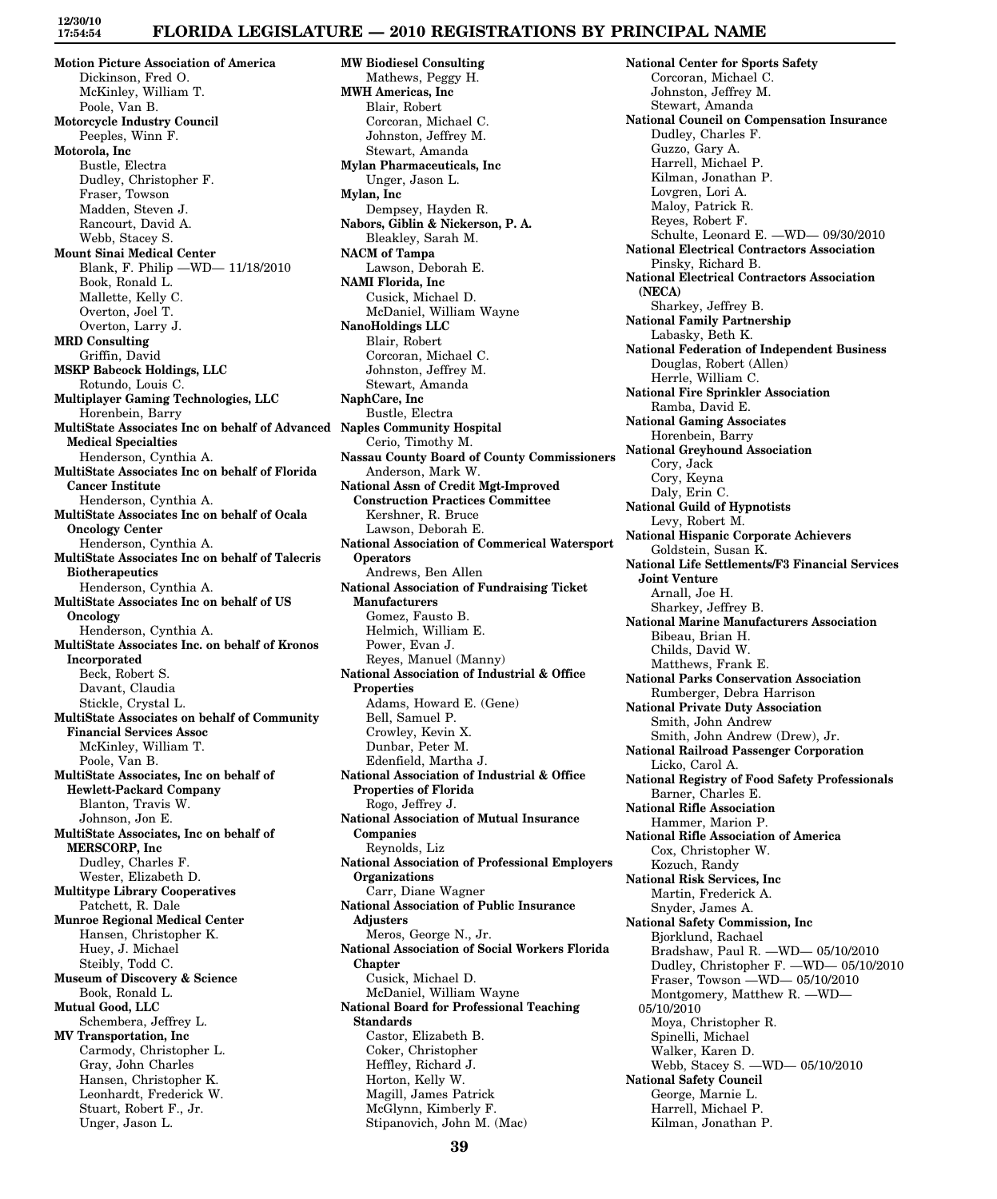**Motion Picture Association of America**
Dickinson, Fred O.
McKinley, William T.
Poole, Van B.

**Motorcycle Industry Council**
Peeples, Winn F.

**Motorola, Inc**
Bustle, Electra
Dudley, Christopher F.
Fraser, Towson
Madden, Steven J.
Rancourt, David A.
Webb, Stacey S.

**Mount Sinai Medical Center**
Blank, F. Philip —WD— 11/18/2010
Book, Ronald L.
Mallette, Kelly C.
Overton, Joel T.
Overton, Larry J.

**MRD Consulting**
Griffin, David

**MSKP Babcock Holdings, LLC**
Rotundo, Louis C.

**Multiplayer Gaming Technologies, LLC**
Horenbein, Barry

**MultiState Associates Inc on behalf of Advanced Medical Specialties**
Henderson, Cynthia A.

**MultiState Associates Inc on behalf of Florida Cancer Institute**
Henderson, Cynthia A.

**MultiState Associates Inc on behalf of Ocala Oncology Center**
Henderson, Cynthia A.

**MultiState Associates Inc on behalf of Talecris Biotherapeutics**
Henderson, Cynthia A.

**MultiState Associates Inc on behalf of US Oncology**
Henderson, Cynthia A.

**MultiState Associates Inc. on behalf of Kronos Incorporated**
Beck, Robert S.
Davant, Claudia
Stickle, Crystal L.

**MultiState Associates on behalf of Community Financial Services Assoc**
McKinley, William T.
Poole, Van B.

**MultiState Associates, Inc on behalf of Hewlett-Packard Company**
Blanton, Travis W.
Johnson, Jon E.

**MultiState Associates, Inc on behalf of MERSCORP, Inc**
Dudley, Charles F.
Wester, Elizabeth D.

**Multitype Library Cooperatives**
Patchett, R. Dale

**Munroe Regional Medical Center**
Hansen, Christopher K.
Huey, J. Michael
Steibly, Todd C.

**Museum of Discovery & Science**
Book, Ronald L.

**Mutual Good, LLC**
Schembera, Jeffrey L.

**MV Transportation, Inc**
Carmody, Christopher L.
Gray, John Charles
Hansen, Christopher K.
Leonhardt, Frederick W.
Stuart, Robert F., Jr.
Unger, Jason L.

**MW Biodiesel Consulting**
Mathews, Peggy H.

**MWH Americas, Inc**
Blair, Robert
Corcoran, Michael C.
Johnston, Jeffrey M.
Stewart, Amanda

**Mylan Pharmaceuticals, Inc**
Unger, Jason L.

**Mylan, Inc**
Dempsey, Hayden R.

**Nabors, Giblin & Nickerson, P. A.**
Bleakley, Sarah M.

**NACM of Tampa**
Lawson, Deborah E.

**NAMI Florida, Inc**
Cusick, Michael D.
McDaniel, William Wayne

**NanoHoldings LLC**
Blair, Robert
Corcoran, Michael C.
Johnston, Jeffrey M.
Stewart, Amanda

**NaphCare, Inc**
Bustle, Electra

**Naples Community Hospital**
Cerio, Timothy M.

**Nassau County Board of County Commissioners**
Anderson, Mark W.

**National Assn of Credit Mgt-Improved Construction Practices Committee**
Kershner, R. Bruce
Lawson, Deborah E.

**National Association of Commerical Watersport Operators**
Andrews, Ben Allen

**National Association of Fundraising Ticket Manufacturers**
Gomez, Fausto B.
Helmich, William E.
Power, Evan J.
Reyes, Manuel (Manny)

**National Association of Industrial & Office Properties**
Adams, Howard E. (Gene)
Bell, Samuel P.
Crowley, Kevin X.
Dunbar, Peter M.
Edenfield, Martha J.

**National Association of Industrial & Office Properties of Florida**
Rogo, Jeffrey J.

**National Association of Mutual Insurance Companies**
Reynolds, Liz

**National Association of Professional Employers Organizations**
Carr, Diane Wagner

**National Association of Public Insurance Adjusters**
Meros, George N., Jr.

**National Association of Social Workers Florida Chapter**
Cusick, Michael D.
McDaniel, William Wayne

**National Board for Professional Teaching Standards**
Castor, Elizabeth B.
Coker, Christopher
Heffley, Richard J.
Horton, Kelly W.
Magill, James Patrick
McGlynn, Kimberly F.
Stipanovich, John M. (Mac)

**National Center for Sports Safety**
Corcoran, Michael C.
Johnston, Jeffrey M.
Stewart, Amanda

**National Council on Compensation Insurance**
Dudley, Charles F.
Guzzo, Gary A.
Harrell, Michael P.
Kilman, Jonathan P.
Lovgren, Lori A.
Maloy, Patrick R.
Reyes, Robert F.
Schulte, Leonard E. —WD— 09/30/2010

**National Electrical Contractors Association**
Pinsky, Richard B.

**National Electrical Contractors Association (NECA)**
Sharkey, Jeffrey B.

**National Family Partnership**
Labasky, Beth K.

**National Federation of Independent Business**
Douglas, Robert (Allen)
Herrle, William C.

**National Fire Sprinkler Association**
Ramba, David E.

**National Gaming Associates**
Horenbein, Barry

**National Greyhound Association**
Cory, Jack
Cory, Keyna
Daly, Erin C.

**National Guild of Hypnotists**
Levy, Robert M.

**National Hispanic Corporate Achievers**
Goldstein, Susan K.

**National Life Settlements/F3 Financial Services Joint Venture**
Arnall, Joe H.
Sharkey, Jeffrey B.

**National Marine Manufacturers Association**
Bibeau, Brian H.
Childs, David W.
Matthews, Frank E.

**National Parks Conservation Association**
Rumberger, Debra Harrison

**National Private Duty Association**
Smith, John Andrew
Smith, John Andrew (Drew), Jr.

**National Railroad Passenger Corporation**
Licko, Carol A.

**National Registry of Food Safety Professionals**
Barner, Charles E.

**National Rifle Association**
Hammer, Marion P.

**National Rifle Association of America**
Cox, Christopher W.
Kozuch, Randy

**National Risk Services, Inc**
Martin, Frederick A.
Snyder, James A.

**National Safety Commission, Inc**
Bjorklund, Rachael
Bradshaw, Paul R. —WD— 05/10/2010
Dudley, Christopher F. —WD— 05/10/2010
Fraser, Towson —WD— 05/10/2010
Montgomery, Matthew R. —WD— 05/10/2010
Moya, Christopher R.
Spinelli, Michael
Walker, Karen D.
Webb, Stacey S. —WD— 05/10/2010

**National Safety Council**
George, Marnie L.
Harrell, Michael P.
Kilman, Jonathan P.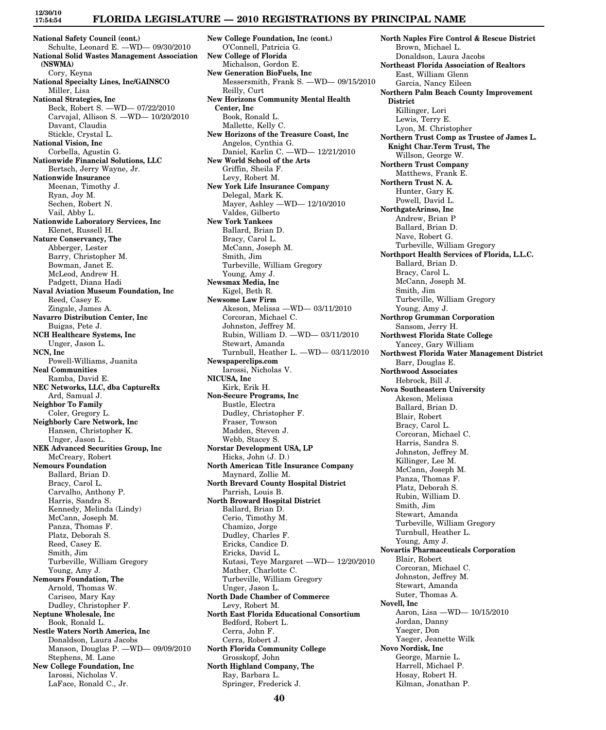**National Safety Council (cont.)**
Schulte, Leonard E. —WD— 09/30/2010

**National Solid Wastes Management Association (NSWMA)**
Cory, Keyna

**National Specialty Lines, Inc/GAINSCO**
Miller, Lisa

**National Strategies, Inc**
Beck, Robert S. —WD— 07/22/2010
Carvajal, Allison S. —WD— 10/20/2010
Davant, Claudia
Stickle, Crystal L.

**National Vision, Inc**
Corbella, Agustin G.

**Nationwide Financial Solutions, LLC**
Bertsch, Jerry Wayne, Jr.

**Nationwide Insurance**
Meenan, Timothy J.
Ryan, Joy M.
Sechen, Robert N.
Vail, Abby L.

**Nationwide Laboratory Services, Inc**
Klenet, Russell H.

**Nature Conservancy, The**
Abberger, Lester
Barry, Christopher M.
Bowman, Janet E.
McLeod, Andrew H.
Padgett, Diana Hadi

**Naval Aviation Museum Foundation, Inc**
Reed, Casey E.
Zingale, James A.

**Navarro Distribution Center, Inc**
Buigas, Pete J.

**NCH Healthcare Systems, Inc**
Unger, Jason L.

**NCN, Inc**
Powell-Williams, Juanita

**Neal Communities**
Ramba, David E.

**NEC Networks, LLC, dba CaptureRx**
Ard, Samual J.

**Neighbor To Family**
Coler, Gregory L.

**Neighborly Care Network, Inc**
Hansen, Christopher K.
Unger, Jason L.

**NEK Advanced Securities Group, Inc**
McCreary, Robert

**Nemours Foundation**
Ballard, Brian D.
Bracy, Carol L.
Carvalho, Anthony P.
Harris, Sandra S.
Kennedy, Melinda (Lindy)
McCann, Joseph M.
Panza, Thomas F.
Platz, Deborah S.
Reed, Casey E.
Smith, Jim
Turbeville, William Gregory
Young, Amy J.

**Nemours Foundation, The**
Arnold, Thomas W.
Cariseo, Mary Kay
Dudley, Christopher F.

**Neptune Wholesale, Inc**
Book, Ronald L.

**Nestle Waters North America, Inc**
Donaldson, Laura Jacobs
Manson, Douglas P. —WD— 09/09/2010
Stephens, M. Lane

**New College Foundation, Inc**
Iarossi, Nicholas V.
LaFace, Ronald C., Jr.

**New College Foundation, Inc (cont.)**
O'Connell, Patricia G.

**New College of Florida**
Michalson, Gordon E.

**New Generation BioFuels, Inc**
Messersmith, Frank S. —WD— 09/15/2010
Reilly, Curt

**New Horizons Community Mental Health Center, Inc**
Book, Ronald L.
Mallette, Kelly C.

**New Horizons of the Treasure Coast, Inc**
Angelos, Cynthia G.
Daniel, Karlin C. —WD— 12/21/2010

**New World School of the Arts**
Griffin, Sheila F.
Levy, Robert M.

**New York Life Insurance Company**
Delegal, Mark K.
Mayer, Ashley —WD— 12/10/2010
Valdes, Gilberto

**New York Yankees**
Ballard, Brian D.
Bracy, Carol L.
McCann, Joseph M.
Smith, Jim
Turbeville, William Gregory
Young, Amy J.

**Newsmax Media, Inc**
Kigel, Beth R.

**Newsome Law Firm**
Akeson, Melissa —WD— 03/11/2010
Corcoran, Michael C.
Johnston, Jeffrey M.
Rubin, William D. —WD— 03/11/2010
Stewart, Amanda
Turnbull, Heather L. —WD— 03/11/2010

**Newspaperclips.com**
Iarossi, Nicholas V.

**NICUSA, Inc**
Kirk, Erik H.

**Non-Secure Programs, Inc**
Bustle, Electra
Dudley, Christopher F.
Fraser, Towson
Madden, Steven J.
Webb, Stacey S.

**Norstar Development USA, LP**
Hicks, John (J. D.)

**North American Title Insurance Company**
Maynard, Zollie M.

**North Brevard County Hospital District**
Parrish, Louis B.

**North Broward Hospital District**
Ballard, Brian D.
Cerio, Timothy M.
Chamizo, Jorge
Dudley, Charles F.
Ericks, Candice D.
Ericks, David L.
Kutasi, Teye Margaret —WD— 12/20/2010
Mather, Charlotte C.
Turbeville, William Gregory
Unger, Jason L.

**North Dade Chamber of Commerce**
Levy, Robert M.

**North East Florida Educational Consortium**
Bedford, Robert L.
Cerra, John F.
Cerra, Robert J.

**North Florida Community College**
Grosskopf, John

**North Highland Company, The**
Ray, Barbara L.
Springer, Frederick J.

**North Naples Fire Control & Rescue District**
Brown, Michael L.
Donaldson, Laura Jacobs

**Northeast Florida Association of Realtors**
East, William Glenn
Garcia, Nancy Eileen

**Northern Palm Beach County Improvement District**
Killinger, Lori
Lewis, Terry E.
Lyon, M. Christopher

**Northern Trust Comp as Trustee of James L. Knight Char.Term Trust, The**
Willson, George W.

**Northern Trust Company**
Matthews, Frank E.

**Northern Trust N. A.**
Hunter, Gary K.
Powell, David L.

**NorthgateArinso, Inc**
Andrew, Brian P
Ballard, Brian D.
Nave, Robert G.
Turbeville, William Gregory

**Northport Health Services of Florida, L.L.C.**
Ballard, Brian D.
Bracy, Carol L.
McCann, Joseph M.
Smith, Jim
Turbeville, William Gregory
Young, Amy J.

**Northrop Grumman Corporation**
Sansom, Jerry H.

**Northwest Florida State College**
Yancey, Gary William

**Northwest Florida Water Management District**
Barr, Douglas E.

**Northwood Associates**
Hebrock, Bill J.

**Nova Southeastern University**
Akeson, Melissa
Ballard, Brian D.
Blair, Robert
Bracy, Carol L.
Corcoran, Michael C.
Harris, Sandra S.
Johnston, Jeffrey M.
Killinger, Lee M.
McCann, Joseph M.
Panza, Thomas F.
Platz, Deborah S.
Rubin, William D.
Smith, Jim
Stewart, Amanda
Turbeville, William Gregory
Turnbull, Heather L.
Young, Amy J.

**Novartis Pharmaceuticals Corporation**
Blair, Robert
Corcoran, Michael C.
Johnston, Jeffrey M.
Stewart, Amanda
Suter, Thomas A.

**Novell, Inc**
Aaron, Lisa —WD— 10/15/2010
Jordan, Danny
Yaeger, Don
Yaeger, Jeanette Wilk

**Novo Nordisk, Inc**
George, Marnie L.
Harrell, Michael P.
Hosay, Robert H.
Kilman, Jonathan P.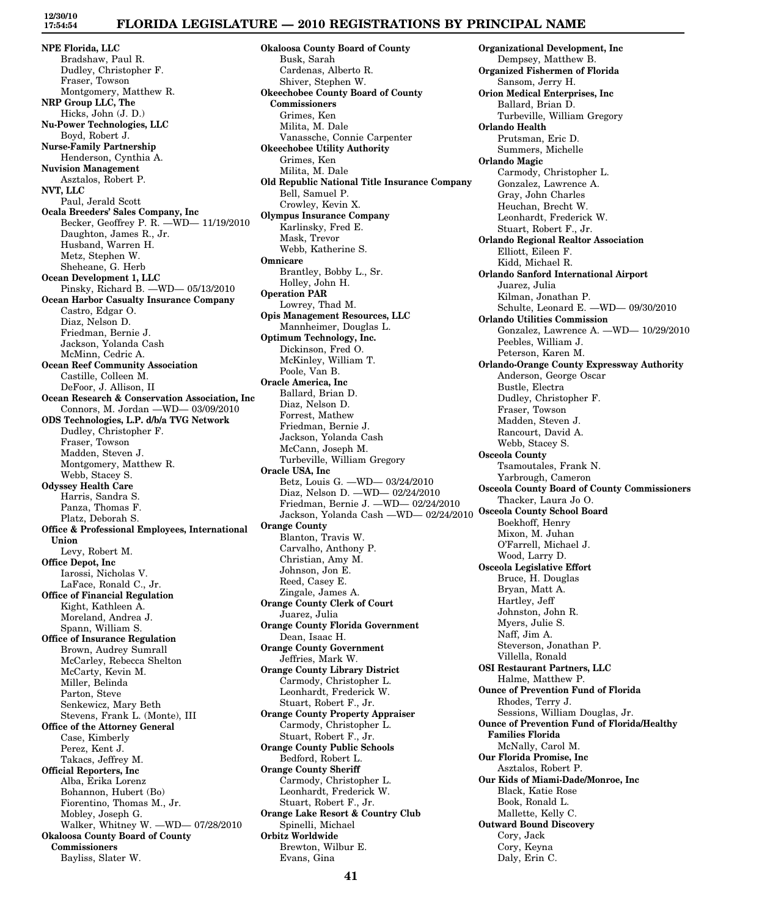**NPE Florida, LLC**
Bradshaw, Paul R.
Dudley, Christopher F.
Fraser, Towson
Montgomery, Matthew R.

**NRP Group LLC, The**
Hicks, John (J. D.)

**Nu-Power Technologies, LLC**
Boyd, Robert J.

**Nurse-Family Partnership**
Henderson, Cynthia A.

**Nuvision Management**
Asztalos, Robert P.

**NVT, LLC**
Paul, Jerald Scott

**Ocala Breeders' Sales Company, Inc**
Becker, Geoffrey P. R. —WD— 11/19/2010
Daughton, James R., Jr.
Husband, Warren H.
Metz, Stephen W.
Sheheane, G. Herb

**Ocean Development 1, LLC**
Pinsky, Richard B. —WD— 05/13/2010

**Ocean Harbor Casualty Insurance Company**
Castro, Edgar O.
Diaz, Nelson D.
Friedman, Bernie J.
Jackson, Yolanda Cash
McMinn, Cedric A.

**Ocean Reef Community Association**
Castille, Colleen M.
DeFoor, J. Allison, II

**Ocean Research & Conservation Association, Inc**
Connors, M. Jordan —WD— 03/09/2010

**ODS Technologies, L.P. d/b/a TVG Network**
Dudley, Christopher F.
Fraser, Towson
Madden, Steven J.
Montgomery, Matthew R.
Webb, Stacey S.

**Odyssey Health Care**
Harris, Sandra S.
Panza, Thomas F.
Platz, Deborah S.

**Office & Professional Employees, International Union**
Levy, Robert M.

**Office Depot, Inc**
Iarossi, Nicholas V.
LaFace, Ronald C., Jr.

**Office of Financial Regulation**
Kight, Kathleen A.
Moreland, Andrea J.
Spann, William S.

**Office of Insurance Regulation**
Brown, Audrey Sumrall
McCarley, Rebecca Shelton
McCarty, Kevin M.
Miller, Belinda
Parton, Steve
Senkewicz, Mary Beth
Stevens, Frank L. (Monte), III

**Office of the Attorney General**
Case, Kimberly
Perez, Kent J.
Takacs, Jeffrey M.

**Official Reporters, Inc**
Alba, Erika Lorenz
Bohannon, Hubert (Bo)
Fiorentino, Thomas M., Jr.
Mobley, Joseph G.
Walker, Whitney W. —WD— 07/28/2010

**Okaloosa County Board of County Commissioners**
Bayliss, Slater W.

**Okaloosa County Board of County**
Busk, Sarah
Cardenas, Alberto R.
Shiver, Stephen W.

**Okeechobee County Board of County Commissioners**
Grimes, Ken
Milita, M. Dale
Vanassche, Connie Carpenter

**Okeechobee Utility Authority**
Grimes, Ken
Milita, M. Dale

**Old Republic National Title Insurance Company**
Bell, Samuel P.
Crowley, Kevin X.

**Olympus Insurance Company**
Karlinsky, Fred E.
Mask, Trevor
Webb, Katherine S.

**Omnicare**
Brantley, Bobby L., Sr.
Holley, John H.

**Operation PAR**
Lowrey, Thad M.

**Opis Management Resources, LLC**
Mannheimer, Douglas L.

**Optimum Technology, Inc.**
Dickinson, Fred O.
McKinley, William T.
Poole, Van B.

**Oracle America, Inc**
Ballard, Brian D.
Diaz, Nelson D.
Forrest, Mathew
Friedman, Bernie J.
Jackson, Yolanda Cash
McCann, Joseph M.
Turbeville, William Gregory

**Oracle USA, Inc**
Betz, Louis G. —WD— 03/24/2010
Diaz, Nelson D. —WD— 02/24/2010
Friedman, Bernie J. —WD— 02/24/2010
Jackson, Yolanda Cash —WD— 02/24/2010

**Orange County**
Blanton, Travis W.
Carvalho, Anthony P.
Christian, Amy M.
Johnson, Jon E.
Reed, Casey E.
Zingale, James A.

**Orange County Clerk of Court**
Juarez, Julia

**Orange County Florida Government**
Dean, Isaac H.

**Orange County Government**
Jeffries, Mark W.

**Orange County Library District**
Carmody, Christopher L.
Leonhardt, Frederick W.
Stuart, Robert F., Jr.

**Orange County Property Appraiser**
Carmody, Christopher L.
Stuart, Robert F., Jr.

**Orange County Public Schools**
Bedford, Robert L.

**Orange County Sheriff**
Carmody, Christopher L.
Leonhardt, Frederick W.
Stuart, Robert F., Jr.

**Orange Lake Resort & Country Club**
Spinelli, Michael

**Orbitz Worldwide**
Brewton, Wilbur E.
Evans, Gina

**Organizational Development, Inc**
Dempsey, Matthew B.

**Organized Fishermen of Florida**
Sansom, Jerry H.

**Orion Medical Enterprises, Inc**
Ballard, Brian D.
Turbeville, William Gregory

**Orlando Health**
Prutsman, Eric D.
Summers, Michelle

**Orlando Magic**
Carmody, Christopher L.
Gonzalez, Lawrence A.
Gray, John Charles
Heuchan, Brecht W.
Leonhardt, Frederick W.
Stuart, Robert F., Jr.

**Orlando Regional Realtor Association**
Elliott, Eileen F.
Kidd, Michael R.

**Orlando Sanford International Airport**
Juarez, Julia
Kilman, Jonathan P.
Schulte, Leonard E. —WD— 09/30/2010

**Orlando Utilities Commission**
Gonzalez, Lawrence A. —WD— 10/29/2010
Peebles, William J.
Peterson, Karen M.

**Orlando-Orange County Expressway Authority**
Anderson, George Oscar
Bustle, Electra
Dudley, Christopher F.
Fraser, Towson
Madden, Steven J.
Rancourt, David A.
Webb, Stacey S.

**Osceola County**
Tsamoutales, Frank N.
Yarbrough, Cameron

**Osceola County Board of County Commissioners**
Thacker, Laura Jo O.

**Osceola County School Board**
Boekhoff, Henry
Mixon, M. Juhan
O'Farrell, Michael J.
Wood, Larry D.

**Osceola Legislative Effort**
Bruce, H. Douglas
Bryan, Matt A.
Hartley, Jeff
Johnston, John R.
Myers, Julie S.
Naff, Jim A.
Steverson, Jonathan P.
Villella, Ronald

**OSI Restaurant Partners, LLC**
Halme, Matthew P.

**Ounce of Prevention Fund of Florida**
Rhodes, Terry J.
Sessions, William Douglas, Jr.

**Ounce of Prevention Fund of Florida/Healthy Families Florida**
McNally, Carol M.

**Our Florida Promise, Inc**
Asztalos, Robert P.

**Our Kids of Miami-Dade/Monroe, Inc**
Black, Katie Rose
Book, Ronald L.
Mallette, Kelly C.

**Outward Bound Discovery**
Cory, Jack
Cory, Keyna
Daly, Erin C.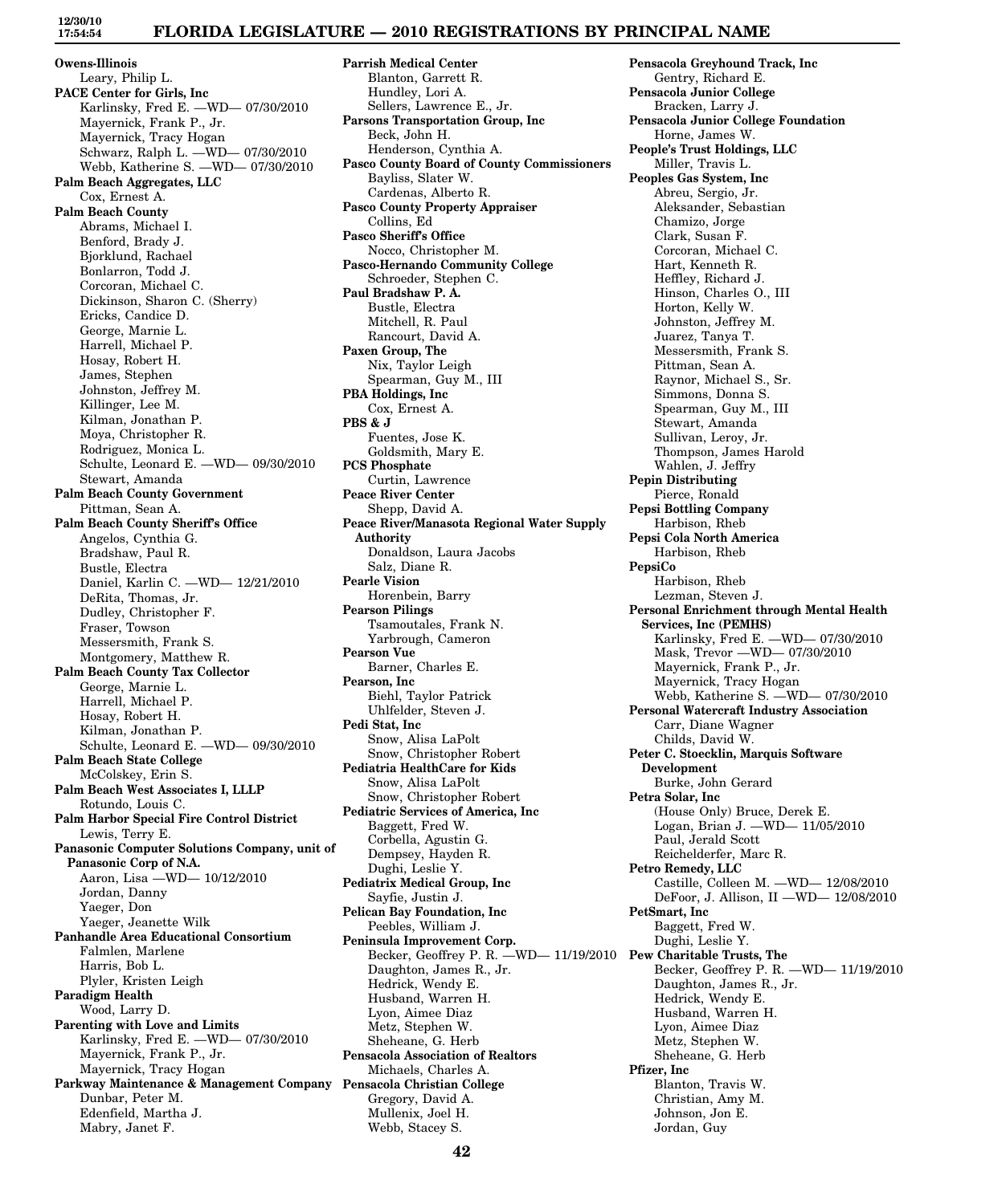**Owens-Illinois**
Leary, Philip L.

**PACE Center for Girls, Inc**
Karlinsky, Fred E. —WD— 07/30/2010
Mayernick, Frank P., Jr.
Mayernick, Tracy Hogan
Schwarz, Ralph L. —WD— 07/30/2010
Webb, Katherine S. —WD— 07/30/2010

**Palm Beach Aggregates, LLC**
Cox, Ernest A.

**Palm Beach County**
Abrams, Michael I.
Benford, Brady J.
Bjorklund, Rachael
Bonlarron, Todd J.
Corcoran, Michael C.
Dickinson, Sharon C. (Sherry)
Ericks, Candice D.
George, Marnie L.
Harrell, Michael P.
Hosay, Robert H.
James, Stephen
Johnston, Jeffrey M.
Killinger, Lee M.
Kilman, Jonathan P.
Moya, Christopher R.
Rodriguez, Monica L.
Schulte, Leonard E. —WD— 09/30/2010
Stewart, Amanda

**Palm Beach County Government**
Pittman, Sean A.

**Palm Beach County Sheriff's Office**
Angelos, Cynthia G.
Bradshaw, Paul R.
Bustle, Electra
Daniel, Karlin C. —WD— 12/21/2010
DeRita, Thomas, Jr.
Dudley, Christopher F.
Fraser, Towson
Messersmith, Frank S.
Montgomery, Matthew R.

**Palm Beach County Tax Collector**
George, Marnie L.
Harrell, Michael P.
Hosay, Robert H.
Kilman, Jonathan P.
Schulte, Leonard E. —WD— 09/30/2010

**Palm Beach State College**
McColskey, Erin S.

**Palm Beach West Associates I, LLLP**
Rotundo, Louis C.

**Palm Harbor Special Fire Control District**
Lewis, Terry E.

**Panasonic Computer Solutions Company, unit of Panasonic Corp of N.A.**
Aaron, Lisa —WD— 10/12/2010
Jordan, Danny
Yaeger, Don
Yaeger, Jeanette Wilk

**Panhandle Area Educational Consortium**
Falmlen, Marlene
Harris, Bob L.
Plyler, Kristen Leigh

**Paradigm Health**
Wood, Larry D.

**Parenting with Love and Limits**
Karlinsky, Fred E. —WD— 07/30/2010
Mayernick, Frank P., Jr.
Mayernick, Tracy Hogan

**Parkway Maintenance & Management Company**
Dunbar, Peter M.
Edenfield, Martha J.
Mabry, Janet F.

**Parrish Medical Center**
Blanton, Garrett R.
Hundley, Lori A.
Sellers, Lawrence E., Jr.

**Parsons Transportation Group, Inc**
Beck, John H.
Henderson, Cynthia A.

**Pasco County Board of County Commissioners**
Bayliss, Slater W.
Cardenas, Alberto R.

**Pasco County Property Appraiser**
Collins, Ed

**Pasco Sheriff's Office**
Nocco, Christopher M.

**Pasco-Hernando Community College**
Schroeder, Stephen C.

**Paul Bradshaw P. A.**
Bustle, Electra
Mitchell, R. Paul
Rancourt, David A.

**Paxen Group, The**
Nix, Taylor Leigh
Spearman, Guy M., III

**PBA Holdings, Inc**
Cox, Ernest A.

**PBS & J**
Fuentes, Jose K.
Goldsmith, Mary E.

**PCS Phosphate**
Curtin, Lawrence

**Peace River Center**
Shepp, David A.

**Peace River/Manasota Regional Water Supply Authority**
Donaldson, Laura Jacobs
Salz, Diane R.

**Pearle Vision**
Horenbein, Barry

**Pearson Pilings**
Tsamoutales, Frank N.
Yarbrough, Cameron

**Pearson Vue**
Barner, Charles E.

**Pearson, Inc**
Biehl, Taylor Patrick
Uhlfelder, Steven J.

**Pedi Stat, Inc**
Snow, Alisa LaPolt
Snow, Christopher Robert

**Pediatria HealthCare for Kids**
Snow, Alisa LaPolt
Snow, Christopher Robert

**Pediatric Services of America, Inc**
Baggett, Fred W.
Corbella, Agustin G.
Dempsey, Hayden R.
Dughi, Leslie Y.

**Pediatrix Medical Group, Inc**
Sayfie, Justin J.

**Pelican Bay Foundation, Inc**
Peebles, William J.

**Peninsula Improvement Corp.**
Becker, Geoffrey P. R. —WD— 11/19/2010
Daughton, James R., Jr.
Hedrick, Wendy E.
Husband, Warren H.
Lyon, Aimee Diaz
Metz, Stephen W.
Sheheane, G. Herb

**Pensacola Association of Realtors**
Michaels, Charles A.

**Pensacola Christian College**
Gregory, David A.
Mullenix, Joel H.
Webb, Stacey S.

**Pensacola Greyhound Track, Inc**
Gentry, Richard E.

**Pensacola Junior College**
Bracken, Larry J.

**Pensacola Junior College Foundation**
Horne, James W.

**People's Trust Holdings, LLC**
Miller, Travis L.

**Peoples Gas System, Inc**
Abreu, Sergio, Jr.
Aleksander, Sebastian
Chamizo, Jorge
Clark, Susan F.
Corcoran, Michael C.
Hart, Kenneth R.
Heffley, Richard J.
Hinson, Charles O., III
Horton, Kelly W.
Johnston, Jeffrey M.
Juarez, Tanya T.
Messersmith, Frank S.
Pittman, Sean A.
Raynor, Michael S., Sr.
Simmons, Donna S.
Spearman, Guy M., III
Stewart, Amanda
Sullivan, Leroy, Jr.
Thompson, James Harold
Wahlen, J. Jeffry

**Pepin Distributing**
Pierce, Ronald

**Pepsi Bottling Company**
Harbison, Rheb

**Pepsi Cola North America**
Harbison, Rheb

**PepsiCo**
Harbison, Rheb
Lezman, Steven J.

**Personal Enrichment through Mental Health Services, Inc (PEMHS)**
Karlinsky, Fred E. —WD— 07/30/2010
Mask, Trevor —WD— 07/30/2010
Mayernick, Frank P., Jr.
Mayernick, Tracy Hogan
Webb, Katherine S. —WD— 07/30/2010

**Personal Watercraft Industry Association**
Carr, Diane Wagner
Childs, David W.

**Peter C. Stoecklin, Marquis Software Development**
Burke, John Gerard

**Petra Solar, Inc**
(House Only) Bruce, Derek E.
Logan, Brian J. —WD— 11/05/2010
Paul, Jerald Scott
Reichelderfer, Marc R.

**Petro Remedy, LLC**
Castille, Colleen M. —WD— 12/08/2010
DeFoor, J. Allison, II —WD— 12/08/2010

**PetSmart, Inc**
Baggett, Fred W.
Dughi, Leslie Y.

**Pew Charitable Trusts, The**
Becker, Geoffrey P. R. —WD— 11/19/2010
Daughton, James R., Jr.
Hedrick, Wendy E.
Husband, Warren H.
Lyon, Aimee Diaz
Metz, Stephen W.
Sheheane, G. Herb

**Pfizer, Inc**
Blanton, Travis W.
Christian, Amy M.
Johnson, Jon E.
Jordan, Guy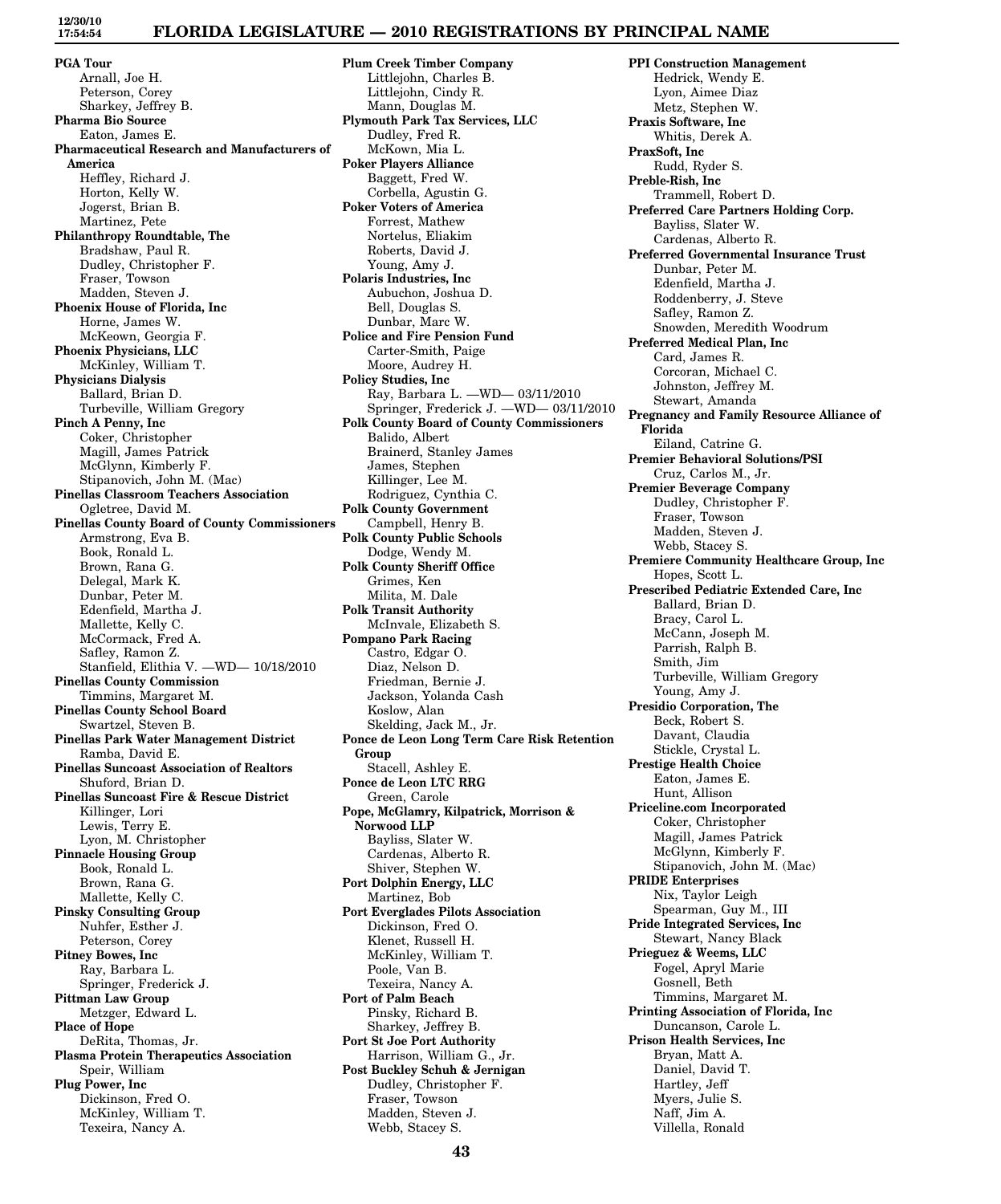**PGA Tour**
Arnall, Joe H.
Peterson, Corey
Sharkey, Jeffrey B.

**Pharma Bio Source**
Eaton, James E.

**Pharmaceutical Research and Manufacturers of America**
Heffley, Richard J.
Horton, Kelly W.
Jogerst, Brian B.
Martinez, Pete

**Philanthropy Roundtable, The**
Bradshaw, Paul R.
Dudley, Christopher F.
Fraser, Towson
Madden, Steven J.

**Phoenix House of Florida, Inc**
Horne, James W.
McKeown, Georgia F.

**Phoenix Physicians, LLC**
McKinley, William T.

**Physicians Dialysis**
Ballard, Brian D.
Turbeville, William Gregory

**Pinch A Penny, Inc**
Coker, Christopher
Magill, James Patrick
McGlynn, Kimberly F.
Stipanovich, John M. (Mac)

**Pinellas Classroom Teachers Association**
Ogletree, David M.

**Pinellas County Board of County Commissioners**
Armstrong, Eva B.
Book, Ronald L.
Brown, Rana G.
Delegal, Mark K.
Dunbar, Peter M.
Edenfield, Martha J.
Mallette, Kelly C.
McCormack, Fred A.
Safley, Ramon Z.
Stanfield, Elithia V. —WD— 10/18/2010

**Pinellas County Commission**
Timmins, Margaret M.

**Pinellas County School Board**
Swartzel, Steven B.

**Pinellas Park Water Management District**
Ramba, David E.

**Pinellas Suncoast Association of Realtors**
Shuford, Brian D.

**Pinellas Suncoast Fire & Rescue District**
Killinger, Lori
Lewis, Terry E.
Lyon, M. Christopher

**Pinnacle Housing Group**
Book, Ronald L.
Brown, Rana G.
Mallette, Kelly C.

**Pinsky Consulting Group**
Nuhfer, Esther J.
Peterson, Corey

**Pitney Bowes, Inc**
Ray, Barbara L.
Springer, Frederick J.

**Pittman Law Group**
Metzger, Edward L.

**Place of Hope**
DeRita, Thomas, Jr.

**Plasma Protein Therapeutics Association**
Speir, William

**Plug Power, Inc**
Dickinson, Fred O.
McKinley, William T.
Texeira, Nancy A.

**Plum Creek Timber Company**
Littlejohn, Charles B.
Littlejohn, Cindy R.
Mann, Douglas M.

**Plymouth Park Tax Services, LLC**
Dudley, Fred R.
McKown, Mia L.

**Poker Players Alliance**
Baggett, Fred W.
Corbella, Agustin G.

**Poker Voters of America**
Forrest, Mathew
Nortelus, Eliakim
Roberts, David J.
Young, Amy J.

**Polaris Industries, Inc**
Aubuchon, Joshua D.
Bell, Douglas S.
Dunbar, Marc W.

**Police and Fire Pension Fund**
Carter-Smith, Paige
Moore, Audrey H.

**Policy Studies, Inc**
Ray, Barbara L. —WD— 03/11/2010
Springer, Frederick J. —WD— 03/11/2010

**Polk County Board of County Commissioners**
Balido, Albert
Brainerd, Stanley James
James, Stephen
Killinger, Lee M.
Rodriguez, Cynthia C.

**Polk County Government**
Campbell, Henry B.

**Polk County Public Schools**
Dodge, Wendy M.

**Polk County Sheriff Office**
Grimes, Ken
Milita, M. Dale

**Polk Transit Authority**
McInvale, Elizabeth S.

**Pompano Park Racing**
Castro, Edgar O.
Diaz, Nelson D.
Friedman, Bernie J.
Jackson, Yolanda Cash
Koslow, Alan
Skelding, Jack M., Jr.

**Ponce de Leon Long Term Care Risk Retention Group**
Stacell, Ashley E.

**Ponce de Leon LTC RRG**
Green, Carole

**Pope, McGlamry, Kilpatrick, Morrison & Norwood LLP**
Bayliss, Slater W.
Cardenas, Alberto R.
Shiver, Stephen W.

**Port Dolphin Energy, LLC**
Martinez, Bob

**Port Everglades Pilots Association**
Dickinson, Fred O.
Klenet, Russell H.
McKinley, William T.
Poole, Van B.
Texeira, Nancy A.

**Port of Palm Beach**
Pinsky, Richard B.
Sharkey, Jeffrey B.

**Port St Joe Port Authority**
Harrison, William G., Jr.

**Post Buckley Schuh & Jernigan**
Dudley, Christopher F.
Fraser, Towson
Madden, Steven J.
Webb, Stacey S.

**PPI Construction Management**
Hedrick, Wendy E.
Lyon, Aimee Diaz
Metz, Stephen W.

**Praxis Software, Inc**
Whitis, Derek A.

**PraxSoft, Inc**
Rudd, Ryder S.

**Preble-Rish, Inc**
Trammell, Robert D.

**Preferred Care Partners Holding Corp.**
Bayliss, Slater W.
Cardenas, Alberto R.

**Preferred Governmental Insurance Trust**
Dunbar, Peter M.
Edenfield, Martha J.
Roddenberry, J. Steve
Safley, Ramon Z.
Snowden, Meredith Woodrum

**Preferred Medical Plan, Inc**
Card, James R.
Corcoran, Michael C.
Johnston, Jeffrey M.
Stewart, Amanda

**Pregnancy and Family Resource Alliance of Florida**
Eiland, Catrine G.

**Premier Behavioral Solutions/PSI**
Cruz, Carlos M., Jr.

**Premier Beverage Company**
Dudley, Christopher F.
Fraser, Towson
Madden, Steven J.
Webb, Stacey S.

**Premiere Community Healthcare Group, Inc**
Hopes, Scott L.

**Prescribed Pediatric Extended Care, Inc**
Ballard, Brian D.
Bracy, Carol L.
McCann, Joseph M.
Parrish, Ralph B.
Smith, Jim
Turbeville, William Gregory
Young, Amy J.

**Presidio Corporation, The**
Beck, Robert S.
Davant, Claudia
Stickle, Crystal L.

**Prestige Health Choice**
Eaton, James E.
Hunt, Allison

**Priceline.com Incorporated**
Coker, Christopher
Magill, James Patrick
McGlynn, Kimberly F.
Stipanovich, John M. (Mac)

**PRIDE Enterprises**
Nix, Taylor Leigh
Spearman, Guy M., III

**Pride Integrated Services, Inc**
Stewart, Nancy Black

**Prieguez & Weems, LLC**
Fogel, Apryl Marie
Gosnell, Beth
Timmins, Margaret M.

**Printing Association of Florida, Inc**
Duncanson, Carole L.

**Prison Health Services, Inc**
Bryan, Matt A.
Daniel, David T.
Hartley, Jeff
Myers, Julie S.
Naff, Jim A.
Villella, Ronald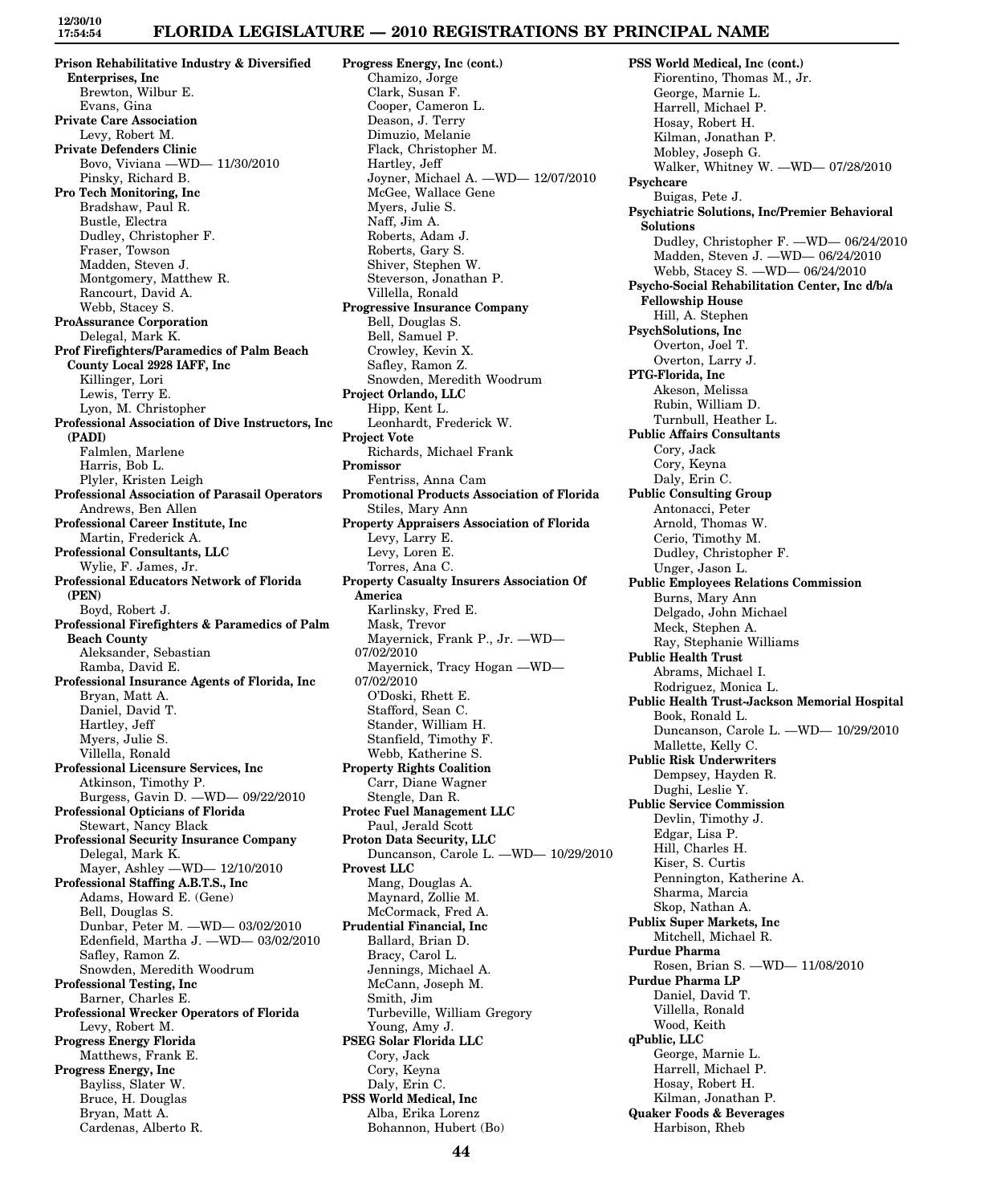**Prison Rehabilitative Industry & Diversified Enterprises, Inc**
Brewton, Wilbur E.
Evans, Gina

**Private Care Association**
Levy, Robert M.

**Private Defenders Clinic**
Bovo, Viviana —WD— 11/30/2010
Pinsky, Richard B.

**Pro Tech Monitoring, Inc**
Bradshaw, Paul R.
Bustle, Electra
Dudley, Christopher F.
Fraser, Towson
Madden, Steven J.
Montgomery, Matthew R.
Rancourt, David A.
Webb, Stacey S.

**ProAssurance Corporation**
Delegal, Mark K.

**Prof Firefighters/Paramedics of Palm Beach County Local 2928 IAFF, Inc**
Killinger, Lori
Lewis, Terry E.
Lyon, M. Christopher

**Professional Association of Dive Instructors, Inc (PADI)**
Falmlen, Marlene
Harris, Bob L.
Plyler, Kristen Leigh

**Professional Association of Parasail Operators**
Andrews, Ben Allen

**Professional Career Institute, Inc**
Martin, Frederick A.

**Professional Consultants, LLC**
Wylie, F. James, Jr.

**Professional Educators Network of Florida (PEN)**
Boyd, Robert J.

**Professional Firefighters & Paramedics of Palm Beach County**
Aleksander, Sebastian
Ramba, David E.

**Professional Insurance Agents of Florida, Inc**
Bryan, Matt A.
Daniel, David T.
Hartley, Jeff
Myers, Julie S.
Villella, Ronald

**Professional Licensure Services, Inc**
Atkinson, Timothy P.
Burgess, Gavin D. —WD— 09/22/2010

**Professional Opticians of Florida**
Stewart, Nancy Black

**Professional Security Insurance Company**
Delegal, Mark K.
Mayer, Ashley —WD— 12/10/2010

**Professional Staffing A.B.T.S., Inc**
Adams, Howard E. (Gene)
Bell, Douglas S.
Dunbar, Peter M. —WD— 03/02/2010
Edenfield, Martha J. —WD— 03/02/2010
Safley, Ramon Z.
Snowden, Meredith Woodrum

**Professional Testing, Inc**
Barner, Charles E.

**Professional Wrecker Operators of Florida**
Levy, Robert M.

**Progress Energy Florida**
Matthews, Frank E.

**Progress Energy, Inc**
Bayliss, Slater W.
Bruce, H. Douglas
Bryan, Matt A.
Cardenas, Alberto R.

**Progress Energy, Inc (cont.)**
Chamizo, Jorge
Clark, Susan F.
Cooper, Cameron L.
Deason, J. Terry
Dimuzio, Melanie
Flack, Christopher M.
Hartley, Jeff
Joyner, Michael A. —WD— 12/07/2010
McGee, Wallace Gene
Myers, Julie S.
Naff, Jim A.
Roberts, Adam J.
Roberts, Gary S.
Shiver, Stephen W.
Steverson, Jonathan P.
Villella, Ronald

**Progressive Insurance Company**
Bell, Douglas S.
Bell, Samuel P.
Crowley, Kevin X.
Safley, Ramon Z.
Snowden, Meredith Woodrum

**Project Orlando, LLC**
Hipp, Kent L.
Leonhardt, Frederick W.

**Project Vote**
Richards, Michael Frank

**Promissor**
Fentriss, Anna Cam

**Promotional Products Association of Florida**
Stiles, Mary Ann

**Property Appraisers Association of Florida**
Levy, Larry E.
Levy, Loren E.
Torres, Ana C.

**Property Casualty Insurers Association Of America**
Karlinsky, Fred E.
Mask, Trevor
Mayernick, Frank P., Jr. —WD— 07/02/2010
Mayernick, Tracy Hogan —WD— 07/02/2010
O'Doski, Rhett E.
Stafford, Sean C.
Stander, William H.
Stanfield, Timothy F.
Webb, Katherine S.

**Property Rights Coalition**
Carr, Diane Wagner
Stengle, Dan R.

**Protec Fuel Management LLC**
Paul, Jerald Scott

**Proton Data Security, LLC**
Duncanson, Carole L. —WD— 10/29/2010

**Provest LLC**
Mang, Douglas A.
Maynard, Zollie M.
McCormack, Fred A.

**Prudential Financial, Inc**
Ballard, Brian D.
Bracy, Carol L.
Jennings, Michael A.
McCann, Joseph M.
Smith, Jim
Turbeville, William Gregory
Young, Amy J.

**PSEG Solar Florida LLC**
Cory, Jack
Cory, Keyna
Daly, Erin C.

**PSS World Medical, Inc**
Alba, Erika Lorenz
Bohannon, Hubert (Bo)

**PSS World Medical, Inc (cont.)**
Fiorentino, Thomas M., Jr.
George, Marnie L.
Harrell, Michael P.
Hosay, Robert H.
Kilman, Jonathan P.
Mobley, Joseph G.
Walker, Whitney W. —WD— 07/28/2010

**Psychcare**
Buigas, Pete J.

**Psychiatric Solutions, Inc/Premier Behavioral Solutions**
Dudley, Christopher F. —WD— 06/24/2010
Madden, Steven J. —WD— 06/24/2010
Webb, Stacey S. —WD— 06/24/2010

**Psycho-Social Rehabilitation Center, Inc d/b/a Fellowship House**
Hill, A. Stephen

**PsychSolutions, Inc**
Overton, Joel T.
Overton, Larry J.

**PTG-Florida, Inc**
Akeson, Melissa
Rubin, William D.
Turnbull, Heather L.

**Public Affairs Consultants**
Cory, Jack
Cory, Keyna
Daly, Erin C.

**Public Consulting Group**
Antonacci, Peter
Arnold, Thomas W.
Cerio, Timothy M.
Dudley, Christopher F.
Unger, Jason L.

**Public Employees Relations Commission**
Burns, Mary Ann
Delgado, John Michael
Meck, Stephen A.
Ray, Stephanie Williams

**Public Health Trust**
Abrams, Michael I.
Rodriguez, Monica L.

**Public Health Trust-Jackson Memorial Hospital**
Book, Ronald L.
Duncanson, Carole L. —WD— 10/29/2010
Mallette, Kelly C.

**Public Risk Underwriters**
Dempsey, Hayden R.
Dughi, Leslie Y.

**Public Service Commission**
Devlin, Timothy J.
Edgar, Lisa P.
Hill, Charles H.
Kiser, S. Curtis
Pennington, Katherine A.
Sharma, Marcia
Skop, Nathan A.

**Publix Super Markets, Inc**
Mitchell, Michael R.

**Purdue Pharma**
Rosen, Brian S. —WD— 11/08/2010

**Purdue Pharma LP**
Daniel, David T.
Villella, Ronald
Wood, Keith

**qPublic, LLC**
George, Marnie L.
Harrell, Michael P.
Hosay, Robert H.
Kilman, Jonathan P.

**Quaker Foods & Beverages**
Harbison, Rheb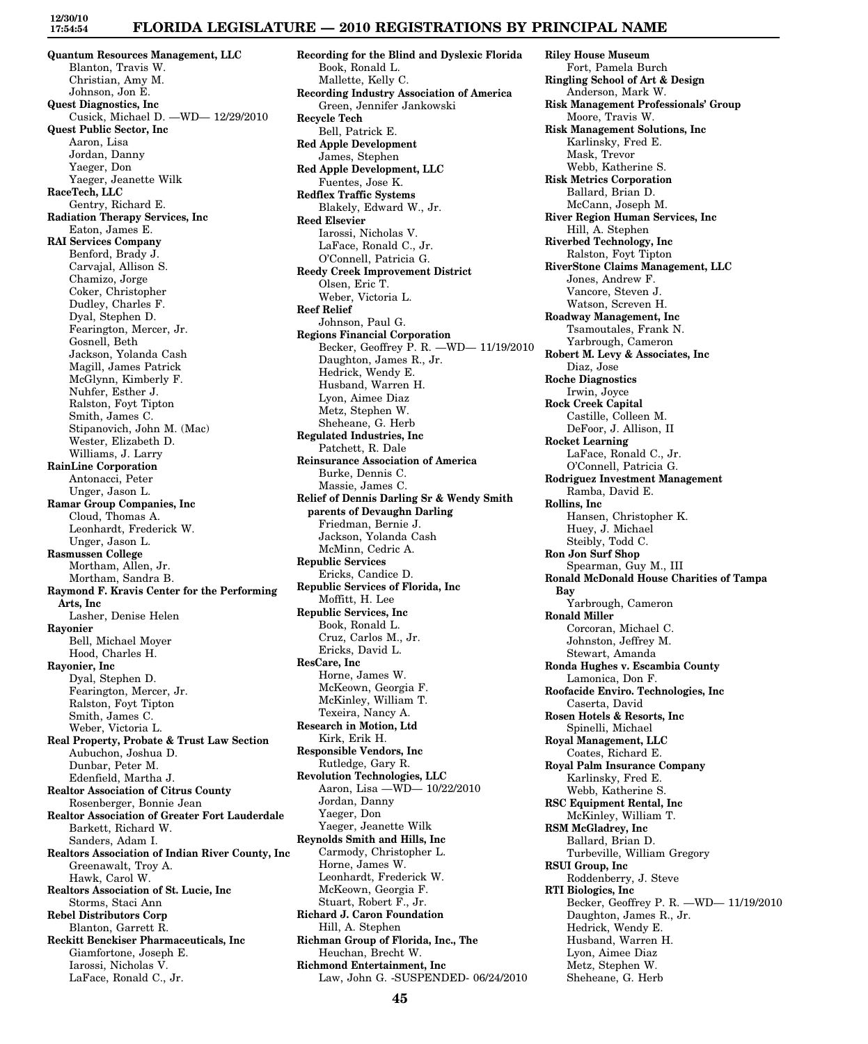**Quantum Resources Management, LLC**
Blanton, Travis W.
Christian, Amy M.
Johnson, Jon E.

**Quest Diagnostics, Inc**
Cusick, Michael D. —WD— 12/29/2010

**Quest Public Sector, Inc**
Aaron, Lisa
Jordan, Danny
Yaeger, Don
Yaeger, Jeanette Wilk

**RaceTech, LLC**
Gentry, Richard E.

**Radiation Therapy Services, Inc**
Eaton, James E.

**RAI Services Company**
Benford, Brady J.
Carvajal, Allison S.
Chamizo, Jorge
Coker, Christopher
Dudley, Charles F.
Dyal, Stephen D.
Fearington, Mercer, Jr.
Gosnell, Beth
Jackson, Yolanda Cash
Magill, James Patrick
McGlynn, Kimberly F.
Nuhfer, Esther J.
Ralston, Foyt Tipton
Smith, James C.
Stipanovich, John M. (Mac)
Wester, Elizabeth D.
Williams, J. Larry

**RainLine Corporation**
Antonacci, Peter
Unger, Jason L.

**Ramar Group Companies, Inc**
Cloud, Thomas A.
Leonhardt, Frederick W.
Unger, Jason L.

**Rasmussen College**
Mortham, Allen, Jr.
Mortham, Sandra B.

**Raymond F. Kravis Center for the Performing Arts, Inc**
Lasher, Denise Helen

**Rayonier**
Bell, Michael Moyer
Hood, Charles H.

**Rayonier, Inc**
Dyal, Stephen D.
Fearington, Mercer, Jr.
Ralston, Foyt Tipton
Smith, James C.
Weber, Victoria L.

**Real Property, Probate & Trust Law Section**
Aubuchon, Joshua D.
Dunbar, Peter M.
Edenfield, Martha J.

**Realtor Association of Citrus County**
Rosenberger, Bonnie Jean

**Realtor Association of Greater Fort Lauderdale**
Barkett, Richard W.
Sanders, Adam I.

**Realtors Association of Indian River County, Inc**
Greenawalt, Troy A.
Hawk, Carol W.

**Realtors Association of St. Lucie, Inc**
Storms, Staci Ann

**Rebel Distributors Corp**
Blanton, Garrett R.

**Reckitt Benckiser Pharmaceuticals, Inc**
Giamfortone, Joseph E.
Iarossi, Nicholas V.
LaFace, Ronald C., Jr.

**Recording for the Blind and Dyslexic Florida**
Book, Ronald L.
Mallette, Kelly C.

**Recording Industry Association of America**
Green, Jennifer Jankowski

**Recycle Tech**
Bell, Patrick E.

**Red Apple Development**
James, Stephen

**Red Apple Development, LLC**
Fuentes, Jose K.

**Redflex Traffic Systems**
Blakely, Edward W., Jr.

**Reed Elsevier**
Iarossi, Nicholas V.
LaFace, Ronald C., Jr.
O'Connell, Patricia G.

**Reedy Creek Improvement District**
Olsen, Eric T.
Weber, Victoria L.

**Reef Relief**
Johnson, Paul G.

**Regions Financial Corporation**
Becker, Geoffrey P. R. —WD— 11/19/2010
Daughton, James R., Jr.
Hedrick, Wendy E.
Husband, Warren H.
Lyon, Aimee Diaz
Metz, Stephen W.
Sheheane, G. Herb

**Regulated Industries, Inc**
Patchett, R. Dale

**Reinsurance Association of America**
Burke, Dennis C.
Massie, James C.

**Relief of Dennis Darling Sr & Wendy Smith parents of Devaughn Darling**
Friedman, Bernie J.
Jackson, Yolanda Cash
McMinn, Cedric A.

**Republic Services**
Ericks, Candice D.

**Republic Services of Florida, Inc**
Moffitt, H. Lee

**Republic Services, Inc**
Book, Ronald L.
Cruz, Carlos M., Jr.
Ericks, David L.

**ResCare, Inc**
Horne, James W.
McKeown, Georgia F.
McKinley, William T.
Texeira, Nancy A.

**Research in Motion, Ltd**
Kirk, Erik H.

**Responsible Vendors, Inc**
Rutledge, Gary R.

**Revolution Technologies, LLC**
Aaron, Lisa —WD— 10/22/2010
Jordan, Danny
Yaeger, Don
Yaeger, Jeanette Wilk

**Reynolds Smith and Hills, Inc**
Carmody, Christopher L.
Horne, James W.
Leonhardt, Frederick W.
McKeown, Georgia F.
Stuart, Robert F., Jr.

**Richard J. Caron Foundation**
Hill, A. Stephen

**Richman Group of Florida, Inc., The**
Heuchan, Brecht W.

**Richmond Entertainment, Inc**
Law, John G. -SUSPENDED- 06/24/2010

**Riley House Museum**
Fort, Pamela Burch

**Ringling School of Art & Design**
Anderson, Mark W.

**Risk Management Professionals' Group**
Moore, Travis W.

**Risk Management Solutions, Inc**
Karlinsky, Fred E.
Mask, Trevor
Webb, Katherine S.

**Risk Metrics Corporation**
Ballard, Brian D.
McCann, Joseph M.

**River Region Human Services, Inc**
Hill, A. Stephen

**Riverbed Technology, Inc**
Ralston, Foyt Tipton

**RiverStone Claims Management, LLC**
Jones, Andrew F.
Vancore, Steven J.
Watson, Screven H.

**Roadway Management, Inc**
Tsamoutales, Frank N.
Yarbrough, Cameron

**Robert M. Levy & Associates, Inc**
Diaz, Jose

**Roche Diagnostics**
Irwin, Joyce

**Rock Creek Capital**
Castille, Colleen M.
DeFoor, J. Allison, II

**Rocket Learning**
LaFace, Ronald C., Jr.
O'Connell, Patricia G.

**Rodriguez Investment Management**
Ramba, David E.

**Rollins, Inc**
Hansen, Christopher K.
Huey, J. Michael
Steibly, Todd C.

**Ron Jon Surf Shop**
Spearman, Guy M., III

**Ronald McDonald House Charities of Tampa Bay**
Yarbrough, Cameron

**Ronald Miller**
Corcoran, Michael C.
Johnston, Jeffrey M.
Stewart, Amanda

**Ronda Hughes v. Escambia County**
Lamonica, Don F.

**Roofacide Enviro. Technologies, Inc**
Caserta, David

**Rosen Hotels & Resorts, Inc**
Spinelli, Michael

**Royal Management, LLC**
Coates, Richard E.

**Royal Palm Insurance Company**
Karlinsky, Fred E.
Webb, Katherine S.

**RSC Equipment Rental, Inc**
McKinley, William T.

**RSM McGladrey, Inc**
Ballard, Brian D.
Turbeville, William Gregory

**RSUI Group, Inc**
Roddenberry, J. Steve

**RTI Biologics, Inc**
Becker, Geoffrey P. R. —WD— 11/19/2010
Daughton, James R., Jr.
Hedrick, Wendy E.
Husband, Warren H.
Lyon, Aimee Diaz
Metz, Stephen W.
Sheheane, G. Herb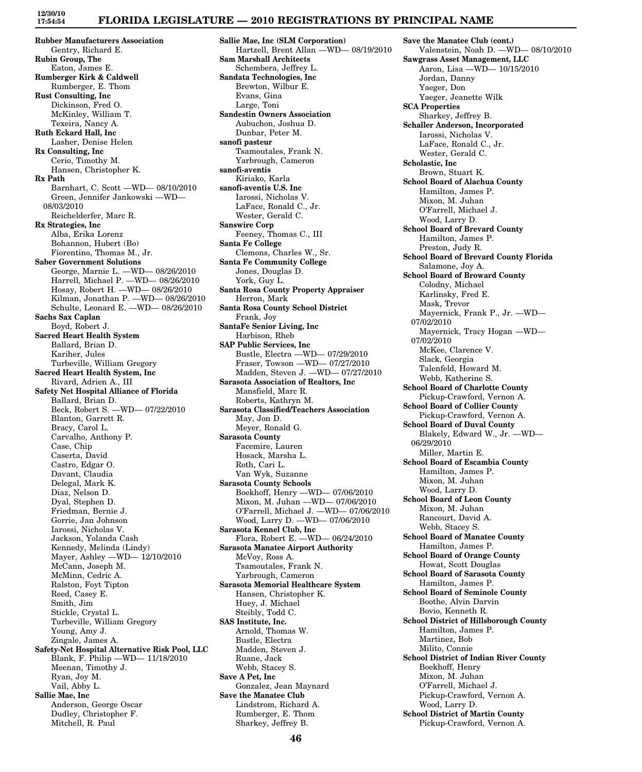**Rubber Manufacturers Association**
Gentry, Richard E.
**Rubin Group, The**
Eaton, James E.
**Rumberger Kirk & Caldwell**
Rumberger, E. Thom
**Rust Consulting, Inc**
Dickinson, Fred O.
McKinley, William T.
Texeira, Nancy A.
**Ruth Eckard Hall, Inc**
Lasher, Denise Helen
**Rx Consulting, Inc**
Cerio, Timothy M.
Hansen, Christopher K.
**Rx Path**
Barnhart, C. Scott —WD— 08/10/2010
Green, Jennifer Jankowski —WD— 08/03/2010
Reichelderfer, Marc R.
**Rx Strategies, Inc**
Alba, Erika Lorenz
Bohannon, Hubert (Bo)
Fiorentino, Thomas M., Jr.
**Saber Government Solutions**
George, Marnie L. —WD— 08/26/2010
Harrell, Michael P. —WD— 08/26/2010
Hosay, Robert H. —WD— 08/26/2010
Kilman, Jonathan P. —WD— 08/26/2010
Schulte, Leonard E. —WD— 08/26/2010
**Sachs Sax Caplan**
Boyd, Robert J.
**Sacred Heart Health System**
Ballard, Brian D.
Kariher, Jules
Turbeville, William Gregory
**Sacred Heart Health System, Inc**
Rivard, Adrien A., III
**Safety Net Hospital Alliance of Florida**
Ballard, Brian D.
Beck, Robert S. —WD— 07/22/2010
Blanton, Garrett R.
Bracy, Carol L.
Carvalho, Anthony P.
Case, Chip
Caserta, David
Castro, Edgar O.
Davant, Claudia
Delegal, Mark K.
Diaz, Nelson D.
Dyal, Stephen D.
Friedman, Bernie J.
Gorrie, Jan Johnson
Iarossi, Nicholas V.
Jackson, Yolanda Cash
Kennedy, Melinda (Lindy)
Mayer, Ashley —WD— 12/10/2010
McCann, Joseph M.
McMinn, Cedric A.
Ralston, Foyt Tipton
Reed, Casey E.
Smith, Jim
Stickle, Crystal L.
Turbeville, William Gregory
Young, Amy J.
Zingale, James A.
**Safety-Net Hospital Alternative Risk Pool, LLC**
Blank, F. Philip —WD— 11/18/2010
Meenan, Timothy J.
Ryan, Joy M.
Vail, Abby L.
**Sallie Mae, Inc**
Anderson, George Oscar
Dudley, Christopher F.
Mitchell, R. Paul
**Sallie Mae, Inc (SLM Corporation)**
Hartzell, Brent Allan —WD— 08/19/2010
**Sam Marshall Architects**
Schembera, Jeffrey L.
**Sandata Technologies, Inc**
Brewton, Wilbur E.
Evans, Gina
Large, Toni
**Sandestin Owners Association**
Aubuchon, Joshua D.
Dunbar, Peter M.
**sanofi pasteur**
Tsamoutales, Frank N.
Yarbrough, Cameron
**sanofi-aventis**
Kiriako, Karla
**sanofi-aventis U.S. Inc**
Iarossi, Nicholas V.
LaFace, Ronald C., Jr.
Wester, Gerald C.
**Sanswire Corp**
Feeney, Thomas C., III
**Santa Fe College**
Clemons, Charles W., Sr.
**Santa Fe Community College**
Jones, Douglas D.
York, Guy L.
**Santa Rosa County Property Appraiser**
Herron, Mark
**Santa Rosa County School District**
Frank, Joy
**SantaFe Senior Living, Inc**
Harbison, Rheb
**SAP Public Services, Inc**
Bustle, Electra —WD— 07/29/2010
Fraser, Towson —WD— 07/27/2010
Madden, Steven J. —WD— 07/27/2010
**Sarasota Association of Realtors, Inc**
Mansfield, Marc R.
Roberts, Kathryn M.
**Sarasota Classified/Teachers Association**
May, Jon D.
Meyer, Ronald G.
**Sarasota County**
Facemire, Lauren
Hosack, Marsha L.
Roth, Cari L.
Van Wyk, Suzanne
**Sarasota County Schools**
Boekhoff, Henry —WD— 07/06/2010
Mixon, M. Juhan —WD— 07/06/2010
O'Farrell, Michael J. —WD— 07/06/2010
Wood, Larry D. —WD— 07/06/2010
**Sarasota Kennel Club, Inc**
Flora, Robert E. —WD— 06/24/2010
**Sarasota Manatee Airport Authority**
McVoy, Ross A.
Tsamoutales, Frank N.
Yarbrough, Cameron
**Sarasota Memorial Healthcare System**
Hansen, Christopher K.
Huey, J. Michael
Steibly, Todd C.
**SAS Institute, Inc.**
Arnold, Thomas W.
Bustle, Electra
Madden, Steven J.
Ruane, Jack
Webb, Stacey S.
**Save A Pet, Inc**
Gonzalez, Jean Maynard
**Save the Manatee Club**
Lindstrom, Richard A.
Rumberger, E. Thom
Sharkey, Jeffrey B.
**Save the Manatee Club (cont.)**
Valenstein, Noah D. —WD— 08/10/2010
**Sawgrass Asset Management, LLC**
Aaron, Lisa —WD— 10/15/2010
Jordan, Danny
Yaeger, Don
Yaeger, Jeanette Wilk
**SCA Properties**
Sharkey, Jeffrey B.
**Schaller Anderson, Incorporated**
Iarossi, Nicholas V.
LaFace, Ronald C., Jr.
Wester, Gerald C.
**Scholastic, Inc**
Brown, Stuart K.
**School Board of Alachua County**
Hamilton, James P.
Mixon, M. Juhan
O'Farrell, Michael J.
Wood, Larry D.
**School Board of Brevard County**
Hamilton, James P.
Preston, Judy R.
**School Board of Brevard County Florida**
Salamone, Joy A.
**School Board of Broward County**
Colodny, Michael
Karlinsky, Fred E.
Mask, Trevor
Mayernick, Frank P., Jr. —WD— 07/02/2010
Mayernick, Tracy Hogan —WD— 07/02/2010
McKee, Clarence V.
Slack, Georgia
Talenfeld, Howard M.
Webb, Katherine S.
**School Board of Charlotte County**
Pickup-Crawford, Vernon A.
**School Board of Collier County**
Pickup-Crawford, Vernon A.
**School Board of Duval County**
Blakely, Edward W., Jr. —WD— 06/29/2010
Miller, Martin E.
**School Board of Escambia County**
Hamilton, James P.
Mixon, M. Juhan
Wood, Larry D.
**School Board of Leon County**
Mixon, M. Juhan
Rancourt, David A.
Webb, Stacey S.
**School Board of Manatee County**
Hamilton, James P.
**School Board of Orange County**
Howat, Scott Douglas
**School Board of Sarasota County**
Hamilton, James P.
**School Board of Seminole County**
Boothe, Alvin Darvin
Bovio, Kenneth R.
**School District of Hillsborough County**
Hamilton, James P.
Martinez, Bob
Milito, Connie
**School District of Indian River County**
Boekhoff, Henry
Mixon, M. Juhan
O'Farrell, Michael J.
Pickup-Crawford, Vernon A.
Wood, Larry D.
**School District of Martin County**
Pickup-Crawford, Vernon A.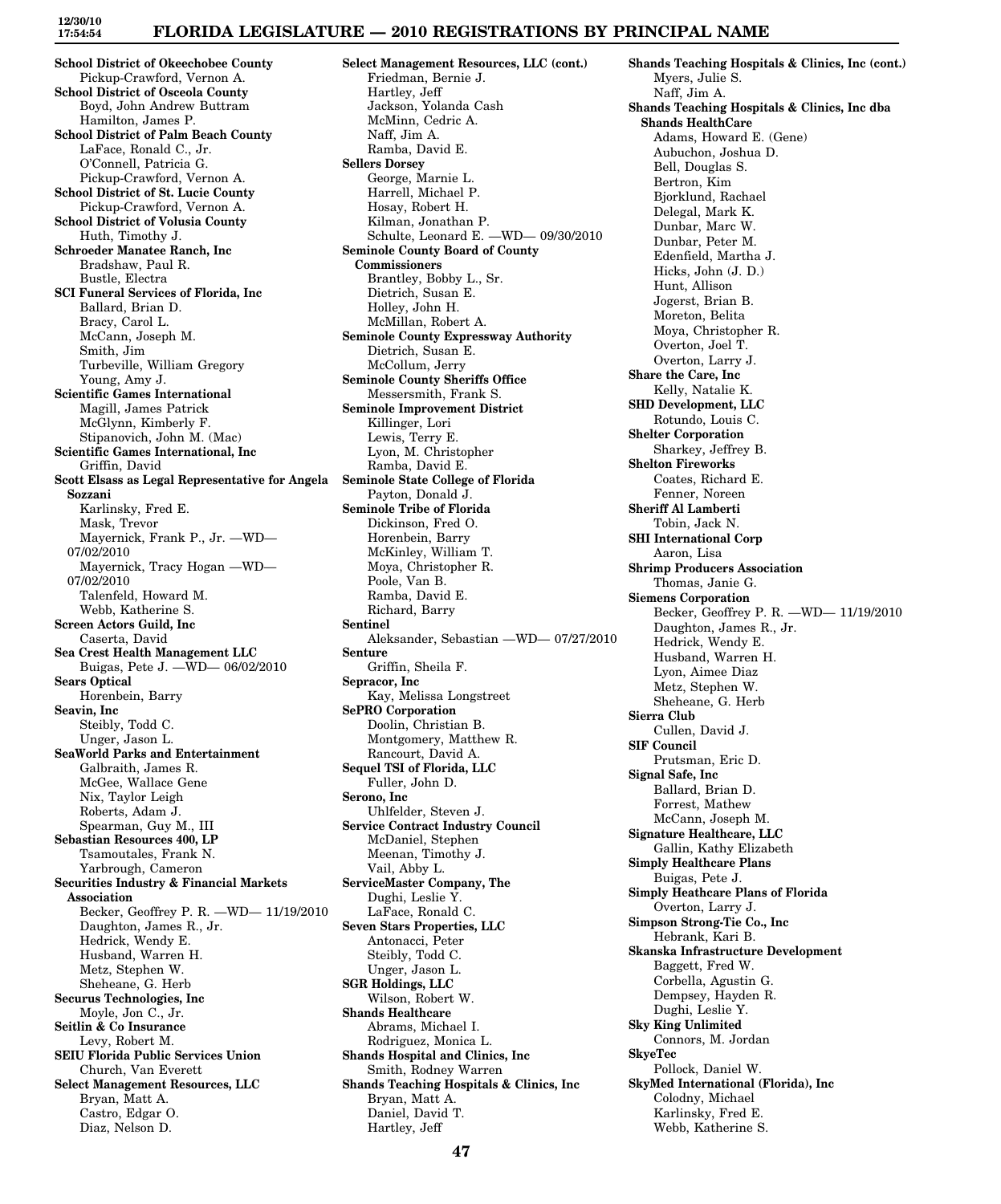**School District of Okeechobee County**
Pickup-Crawford, Vernon A.
**School District of Osceola County**
Boyd, John Andrew Buttram
Hamilton, James P.
**School District of Palm Beach County**
LaFace, Ronald C., Jr.
O'Connell, Patricia G.
Pickup-Crawford, Vernon A.
**School District of St. Lucie County**
Pickup-Crawford, Vernon A.
**School District of Volusia County**
Huth, Timothy J.
**Schroeder Manatee Ranch, Inc**
Bradshaw, Paul R.
Bustle, Electra
**SCI Funeral Services of Florida, Inc**
Ballard, Brian D.
Bracy, Carol L.
McCann, Joseph M.
Smith, Jim
Turbeville, William Gregory
Young, Amy J.
**Scientific Games International**
Magill, James Patrick
McGlynn, Kimberly F.
Stipanovich, John M. (Mac)
**Scientific Games International, Inc**
Griffin, David
**Scott Elsass as Legal Representative for Angela Sozzani**
Karlinsky, Fred E.
Mask, Trevor
Mayernick, Frank P., Jr. —WD— 07/02/2010
Mayernick, Tracy Hogan —WD— 07/02/2010
Talenfeld, Howard M.
Webb, Katherine S.
**Screen Actors Guild, Inc**
Caserta, David
**Sea Crest Health Management LLC**
Buigas, Pete J. —WD— 06/02/2010
**Sears Optical**
Horenbein, Barry
**Seavin, Inc**
Steibly, Todd C.
Unger, Jason L.
**SeaWorld Parks and Entertainment**
Galbraith, James R.
McGee, Wallace Gene
Nix, Taylor Leigh
Roberts, Adam J.
Spearman, Guy M., III
**Sebastian Resources 400, LP**
Tsamoutales, Frank N.
Yarbrough, Cameron
**Securities Industry & Financial Markets Association**
Becker, Geoffrey P. R. —WD— 11/19/2010
Daughton, James R., Jr.
Hedrick, Wendy E.
Husband, Warren H.
Metz, Stephen W.
Sheheane, G. Herb
**Securus Technologies, Inc**
Moyle, Jon C., Jr.
**Seitlin & Co Insurance**
Levy, Robert M.
**SEIU Florida Public Services Union**
Church, Van Everett
**Select Management Resources, LLC**
Bryan, Matt A.
Castro, Edgar O.
Diaz, Nelson D.
**Select Management Resources, LLC (cont.)**
Friedman, Bernie J.
Hartley, Jeff
Jackson, Yolanda Cash
McMinn, Cedric A.
Naff, Jim A.
Ramba, David E.
**Sellers Dorsey**
George, Marnie L.
Harrell, Michael P.
Hosay, Robert H.
Kilman, Jonathan P.
Schulte, Leonard E. —WD— 09/30/2010
**Seminole County Board of County Commissioners**
Brantley, Bobby L., Sr.
Dietrich, Susan E.
Holley, John H.
McMillan, Robert A.
**Seminole County Expressway Authority**
Dietrich, Susan E.
McCollum, Jerry
**Seminole County Sheriffs Office**
Messersmith, Frank S.
**Seminole Improvement District**
Killinger, Lori
Lewis, Terry E.
Lyon, M. Christopher
Ramba, David E.
**Seminole State College of Florida**
Payton, Donald J.
**Seminole Tribe of Florida**
Dickinson, Fred O.
Horenbein, Barry
McKinley, William T.
Moya, Christopher R.
Poole, Van B.
Ramba, David E.
Richard, Barry
**Sentinel**
Aleksander, Sebastian —WD— 07/27/2010
**Senture**
Griffin, Sheila F.
**Sepracor, Inc**
Kay, Melissa Longstreet
**SePRO Corporation**
Doolin, Christian B.
Montgomery, Matthew R.
Rancourt, David A.
**Sequel TSI of Florida, LLC**
Fuller, John D.
**Serono, Inc**
Uhlfelder, Steven J.
**Service Contract Industry Council**
McDaniel, Stephen
Meenan, Timothy J.
Vail, Abby L.
**ServiceMaster Company, The**
Dughi, Leslie Y.
LaFace, Ronald C.
**Seven Stars Properties, LLC**
Antonacci, Peter
Steibly, Todd C.
Unger, Jason L.
**SGR Holdings, LLC**
Wilson, Robert W.
**Shands Healthcare**
Abrams, Michael I.
Rodriguez, Monica L.
**Shands Hospital and Clinics, Inc**
Smith, Rodney Warren
**Shands Teaching Hospitals & Clinics, Inc**
Bryan, Matt A.
Daniel, David T.
Hartley, Jeff
**Shands Teaching Hospitals & Clinics, Inc (cont.)**
Myers, Julie S.
Naff, Jim A.
**Shands Teaching Hospitals & Clinics, Inc dba Shands HealthCare**
Adams, Howard E. (Gene)
Aubuchon, Joshua D.
Bell, Douglas S.
Bertron, Kim
Bjorklund, Rachael
Delegal, Mark K.
Dunbar, Marc W.
Dunbar, Peter M.
Edenfield, Martha J.
Hicks, John (J. D.)
Hunt, Allison
Jogerst, Brian B.
Moreton, Belita
Moya, Christopher R.
Overton, Joel T.
Overton, Larry J.
**Share the Care, Inc**
Kelly, Natalie K.
**SHD Development, LLC**
Rotundo, Louis C.
**Shelter Corporation**
Sharkey, Jeffrey B.
**Shelton Fireworks**
Coates, Richard E.
Fenner, Noreen
**Sheriff Al Lamberti**
Tobin, Jack N.
**SHI International Corp**
Aaron, Lisa
**Shrimp Producers Association**
Thomas, Janie G.
**Siemens Corporation**
Becker, Geoffrey P. R. —WD— 11/19/2010
Daughton, James R., Jr.
Hedrick, Wendy E.
Husband, Warren H.
Lyon, Aimee Diaz
Metz, Stephen W.
Sheheane, G. Herb
**Sierra Club**
Cullen, David J.
**SIF Council**
Prutsman, Eric D.
**Signal Safe, Inc**
Ballard, Brian D.
Forrest, Mathew
McCann, Joseph M.
**Signature Healthcare, LLC**
Gallin, Kathy Elizabeth
**Simply Healthcare Plans**
Buigas, Pete J.
**Simply Heathcare Plans of Florida**
Overton, Larry J.
**Simpson Strong-Tie Co., Inc**
Hebrank, Kari B.
**Skanska Infrastructure Development**
Baggett, Fred W.
Corbella, Agustin G.
Dempsey, Hayden R.
Dughi, Leslie Y.
**Sky King Unlimited**
Connors, M. Jordan
**SkyeTec**
Pollock, Daniel W.
**SkyMed International (Florida), Inc**
Colodny, Michael
Karlinsky, Fred E.
Webb, Katherine S.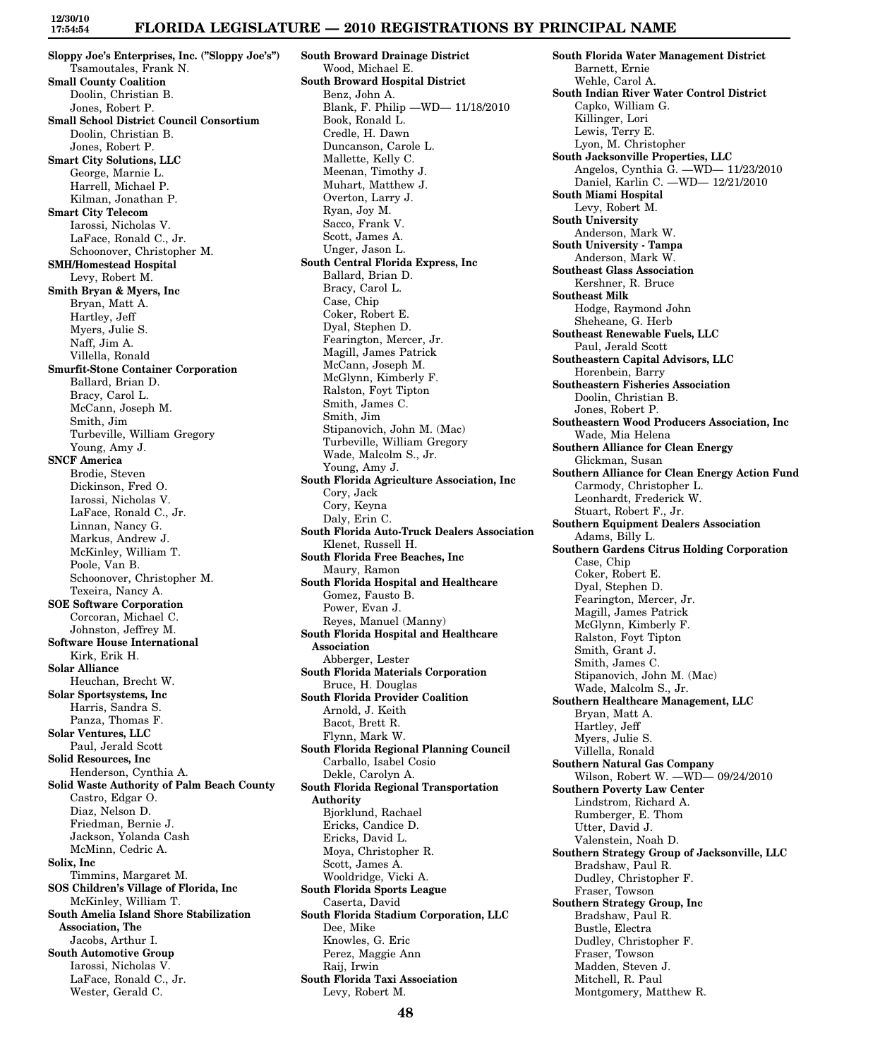**Sloppy Joe's Enterprises, Inc. ("Sloppy Joe's")**
Tsamoutales, Frank N.

**Small County Coalition**
Doolin, Christian B.
Jones, Robert P.

**Small School District Council Consortium**
Doolin, Christian B.
Jones, Robert P.

**Smart City Solutions, LLC**
George, Marnie L.
Harrell, Michael P.
Kilman, Jonathan P.

**Smart City Telecom**
Iarossi, Nicholas V.
LaFace, Ronald C., Jr.
Schoonover, Christopher M.

**SMH/Homestead Hospital**
Levy, Robert M.

**Smith Bryan & Myers, Inc**
Bryan, Matt A.
Hartley, Jeff
Myers, Julie S.
Naff, Jim A.
Villella, Ronald

**Smurfit-Stone Container Corporation**
Ballard, Brian D.
Bracy, Carol L.
McCann, Joseph M.
Smith, Jim
Turbeville, William Gregory
Young, Amy J.

**SNCF America**
Brodie, Steven
Dickinson, Fred O.
Iarossi, Nicholas V.
LaFace, Ronald C., Jr.
Linnan, Nancy G.
Markus, Andrew J.
McKinley, William T.
Poole, Van B.
Schoonover, Christopher M.
Texeira, Nancy A.

**SOE Software Corporation**
Corcoran, Michael C.
Johnston, Jeffrey M.

**Software House International**
Kirk, Erik H.

**Solar Alliance**
Heuchan, Brecht W.

**Solar Sportsystems, Inc**
Harris, Sandra S.
Panza, Thomas F.

**Solar Ventures, LLC**
Paul, Jerald Scott

**Solid Resources, Inc**
Henderson, Cynthia A.

**Solid Waste Authority of Palm Beach County**
Castro, Edgar O.
Diaz, Nelson D.
Friedman, Bernie J.
Jackson, Yolanda Cash
McMinn, Cedric A.

**Solix, Inc**
Timmins, Margaret M.

**SOS Children's Village of Florida, Inc**
McKinley, William T.

**South Amelia Island Shore Stabilization Association, The**
Jacobs, Arthur I.

**South Automotive Group**
Iarossi, Nicholas V.
LaFace, Ronald C., Jr.
Wester, Gerald C.

**South Broward Drainage District**
Wood, Michael E.

**South Broward Hospital District**
Benz, John A.
Blank, F. Philip —WD— 11/18/2010
Book, Ronald L.
Credle, H. Dawn
Duncanson, Carole L.
Mallette, Kelly C.
Meenan, Timothy J.
Muhart, Matthew J.
Overton, Larry J.
Ryan, Joy M.
Sacco, Frank V.
Scott, James A.
Unger, Jason L.

**South Central Florida Express, Inc**
Ballard, Brian D.
Bracy, Carol L.
Case, Chip
Coker, Robert E.
Dyal, Stephen D.
Fearington, Mercer, Jr.
Magill, James Patrick
McCann, Joseph M.
McGlynn, Kimberly F.
Ralston, Foyt Tipton
Smith, James C.
Smith, Jim
Stipanovich, John M. (Mac)
Turbeville, William Gregory
Wade, Malcolm S., Jr.
Young, Amy J.

**South Florida Agriculture Association, Inc**
Cory, Jack
Cory, Keyna
Daly, Erin C.

**South Florida Auto-Truck Dealers Association**
Klenet, Russell H.

**South Florida Free Beaches, Inc**
Maury, Ramon

**South Florida Hospital and Healthcare**
Gomez, Fausto B.
Power, Evan J.
Reyes, Manuel (Manny)

**South Florida Hospital and Healthcare Association**
Abberger, Lester

**South Florida Materials Corporation**
Bruce, H. Douglas

**South Florida Provider Coalition**
Arnold, J. Keith
Bacot, Brett R.
Flynn, Mark W.

**South Florida Regional Planning Council**
Carballo, Isabel Cosio
Dekle, Carolyn A.

**South Florida Regional Transportation Authority**
Bjorklund, Rachael
Ericks, Candice D.
Ericks, David L.
Moya, Christopher R.
Scott, James A.
Wooldridge, Vicki A.

**South Florida Sports League**
Caserta, David

**South Florida Stadium Corporation, LLC**
Dee, Mike
Knowles, G. Eric
Perez, Maggie Ann
Raij, Irwin

**South Florida Taxi Association**
Levy, Robert M.

**South Florida Water Management District**
Barnett, Ernie
Wehle, Carol A.

**South Indian River Water Control District**
Capko, William G.
Killinger, Lori
Lewis, Terry E.
Lyon, M. Christopher

**South Jacksonville Properties, LLC**
Angelos, Cynthia G. —WD— 11/23/2010
Daniel, Karlin C. —WD— 12/21/2010

**South Miami Hospital**
Levy, Robert M.

**South University**
Anderson, Mark W.

**South University - Tampa**
Anderson, Mark W.

**Southeast Glass Association**
Kershner, R. Bruce

**Southeast Milk**
Hodge, Raymond John
Sheheane, G. Herb

**Southeast Renewable Fuels, LLC**
Paul, Jerald Scott

**Southeastern Capital Advisors, LLC**
Horenbein, Barry

**Southeastern Fisheries Association**
Doolin, Christian B.
Jones, Robert P.

**Southeastern Wood Producers Association, Inc**
Wade, Mia Helena

**Southern Alliance for Clean Energy**
Glickman, Susan

**Southern Alliance for Clean Energy Action Fund**
Carmody, Christopher L.
Leonhardt, Frederick W.
Stuart, Robert F., Jr.

**Southern Equipment Dealers Association**
Adams, Billy L.

**Southern Gardens Citrus Holding Corporation**
Case, Chip
Coker, Robert E.
Dyal, Stephen D.
Fearington, Mercer, Jr.
Magill, James Patrick
McGlynn, Kimberly F.
Ralston, Foyt Tipton
Smith, Grant J.
Smith, James C.
Stipanovich, John M. (Mac)
Wade, Malcolm S., Jr.

**Southern Healthcare Management, LLC**
Bryan, Matt A.
Hartley, Jeff
Myers, Julie S.
Villella, Ronald

**Southern Natural Gas Company**
Wilson, Robert W. —WD— 09/24/2010

**Southern Poverty Law Center**
Lindstrom, Richard A.
Rumberger, E. Thom
Utter, David J.
Valenstein, Noah D.

**Southern Strategy Group of Jacksonville, LLC**
Bradshaw, Paul R.
Dudley, Christopher F.
Fraser, Towson

**Southern Strategy Group, Inc**
Bradshaw, Paul R.
Bustle, Electra
Dudley, Christopher F.
Fraser, Towson
Madden, Steven J.
Mitchell, R. Paul
Montgomery, Matthew R.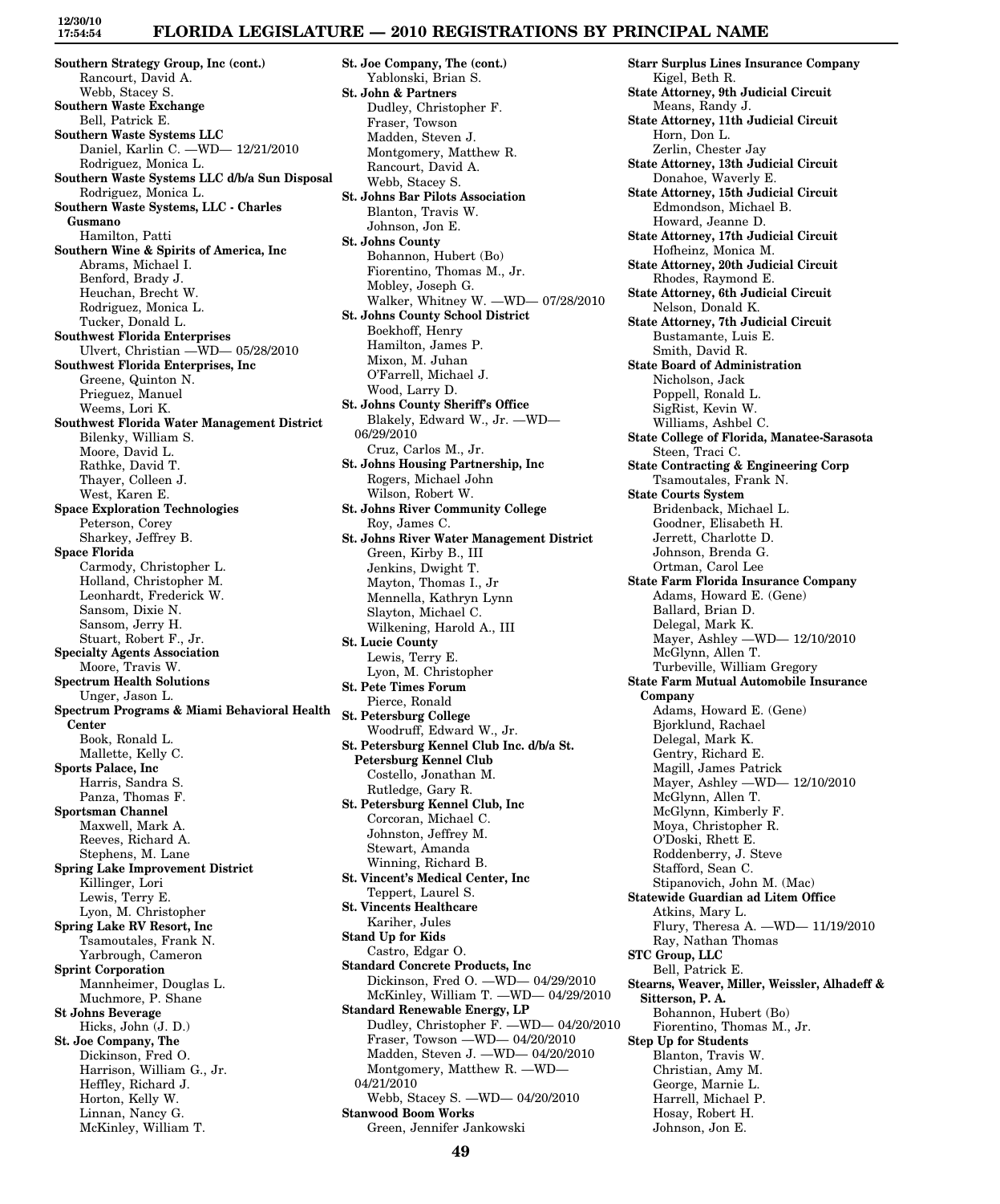**Southern Strategy Group, Inc (cont.)**
Rancourt, David A.
Webb, Stacey S.
**Southern Waste Exchange**
Bell, Patrick E.
**Southern Waste Systems LLC**
Daniel, Karlin C. —WD— 12/21/2010
Rodriguez, Monica L.
**Southern Waste Systems LLC d/b/a Sun Disposal**
Rodriguez, Monica L.
**Southern Waste Systems, LLC - Charles Gusmano**
Hamilton, Patti
**Southern Wine & Spirits of America, Inc**
Abrams, Michael I.
Benford, Brady J.
Heuchan, Brecht W.
Rodriguez, Monica L.
Tucker, Donald L.
**Southwest Florida Enterprises**
Ulvert, Christian —WD— 05/28/2010
**Southwest Florida Enterprises, Inc**
Greene, Quinton N.
Prieguez, Manuel
Weems, Lori K.
**Southwest Florida Water Management District**
Bilenky, William S.
Moore, David L.
Rathke, David T.
Thayer, Colleen J.
West, Karen E.
**Space Exploration Technologies**
Peterson, Corey
Sharkey, Jeffrey B.
**Space Florida**
Carmody, Christopher L.
Holland, Christopher M.
Leonhardt, Frederick W.
Sansom, Dixie N.
Sansom, Jerry H.
Stuart, Robert F., Jr.
**Specialty Agents Association**
Moore, Travis W.
**Spectrum Health Solutions**
Unger, Jason L.
**Spectrum Programs & Miami Behavioral Health Center**
Book, Ronald L.
Mallette, Kelly C.
**Sports Palace, Inc**
Harris, Sandra S.
Panza, Thomas F.
**Sportsman Channel**
Maxwell, Mark A.
Reeves, Richard A.
Stephens, M. Lane
**Spring Lake Improvement District**
Killinger, Lori
Lewis, Terry E.
Lyon, M. Christopher
**Spring Lake RV Resort, Inc**
Tsamoutales, Frank N.
Yarbrough, Cameron
**Sprint Corporation**
Mannheimer, Douglas L.
Muchmore, P. Shane
**St Johns Beverage**
Hicks, John (J. D.)
**St. Joe Company, The**
Dickinson, Fred O.
Harrison, William G., Jr.
Heffley, Richard J.
Horton, Kelly W.
Linnan, Nancy G.
McKinley, William T.
**St. Joe Company, The (cont.)**
Yablonski, Brian S.
**St. John & Partners**
Dudley, Christopher F.
Fraser, Towson
Madden, Steven J.
Montgomery, Matthew R.
Rancourt, David A.
Webb, Stacey S.
**St. Johns Bar Pilots Association**
Blanton, Travis W.
Johnson, Jon E.
**St. Johns County**
Bohannon, Hubert (Bo)
Fiorentino, Thomas M., Jr.
Mobley, Joseph G.
Walker, Whitney W. —WD— 07/28/2010
**St. Johns County School District**
Boekhoff, Henry
Hamilton, James P.
Mixon, M. Juhan
O'Farrell, Michael J.
Wood, Larry D.
**St. Johns County Sheriff's Office**
Blakely, Edward W., Jr. —WD— 06/29/2010
Cruz, Carlos M., Jr.
**St. Johns Housing Partnership, Inc**
Rogers, Michael John
Wilson, Robert W.
**St. Johns River Community College**
Roy, James C.
**St. Johns River Water Management District**
Green, Kirby B., III
Jenkins, Dwight T.
Mayton, Thomas I., Jr
Mennella, Kathryn Lynn
Slayton, Michael C.
Wilkening, Harold A., III
**St. Lucie County**
Lewis, Terry E.
Lyon, M. Christopher
**St. Pete Times Forum**
Pierce, Ronald
**St. Petersburg College**
Woodruff, Edward W., Jr.
**St. Petersburg Kennel Club Inc. d/b/a St. Petersburg Kennel Club**
Costello, Jonathan M.
Rutledge, Gary R.
**St. Petersburg Kennel Club, Inc**
Corcoran, Michael C.
Johnston, Jeffrey M.
Stewart, Amanda
Winning, Richard B.
**St. Vincent's Medical Center, Inc**
Teppert, Laurel S.
**St. Vincents Healthcare**
Kariher, Jules
**Stand Up for Kids**
Castro, Edgar O.
**Standard Concrete Products, Inc**
Dickinson, Fred O. —WD— 04/29/2010
McKinley, William T. —WD— 04/29/2010
**Standard Renewable Energy, LP**
Dudley, Christopher F. —WD— 04/20/2010
Fraser, Towson —WD— 04/20/2010
Madden, Steven J. —WD— 04/20/2010
Montgomery, Matthew R. —WD— 04/21/2010
Webb, Stacey S. —WD— 04/20/2010
**Stanwood Boom Works**
Green, Jennifer Jankowski
**Starr Surplus Lines Insurance Company**
Kigel, Beth R.
**State Attorney, 9th Judicial Circuit**
Means, Randy J.
**State Attorney, 11th Judicial Circuit**
Horn, Don L.
Zerlin, Chester Jay
**State Attorney, 13th Judicial Circuit**
Donahoe, Waverly E.
**State Attorney, 15th Judicial Circuit**
Edmondson, Michael B.
Howard, Jeanne D.
**State Attorney, 17th Judicial Circuit**
Hofheinz, Monica M.
**State Attorney, 20th Judicial Circuit**
Rhodes, Raymond E.
**State Attorney, 6th Judicial Circuit**
Nelson, Donald K.
**State Attorney, 7th Judicial Circuit**
Bustamante, Luis E.
Smith, David R.
**State Board of Administration**
Nicholson, Jack
Poppell, Ronald L.
SigRist, Kevin W.
Williams, Ashbel C.
**State College of Florida, Manatee-Sarasota**
Steen, Traci C.
**State Contracting & Engineering Corp**
Tsamoutales, Frank N.
**State Courts System**
Bridenback, Michael L.
Goodner, Elisabeth H.
Jerrett, Charlotte D.
Johnson, Brenda G.
Ortman, Carol Lee
**State Farm Florida Insurance Company**
Adams, Howard E. (Gene)
Ballard, Brian D.
Delegal, Mark K.
Mayer, Ashley —WD— 12/10/2010
McGlynn, Allen T.
Turbeville, William Gregory
**State Farm Mutual Automobile Insurance Company**
Adams, Howard E. (Gene)
Bjorklund, Rachael
Delegal, Mark K.
Gentry, Richard E.
Magill, James Patrick
Mayer, Ashley —WD— 12/10/2010
McGlynn, Allen T.
McGlynn, Kimberly F.
Moya, Christopher R.
O'Doski, Rhett E.
Roddenberry, J. Steve
Stafford, Sean C.
Stipanovich, John M. (Mac)
**Statewide Guardian ad Litem Office**
Atkins, Mary L.
Flury, Theresa A. —WD— 11/19/2010
Ray, Nathan Thomas
**STC Group, LLC**
Bell, Patrick E.
**Stearns, Weaver, Miller, Weissler, Alhadeff & Sitterson, P. A.**
Bohannon, Hubert (Bo)
Fiorentino, Thomas M., Jr.
**Step Up for Students**
Blanton, Travis W.
Christian, Amy M.
George, Marnie L.
Harrell, Michael P.
Hosay, Robert H.
Johnson, Jon E.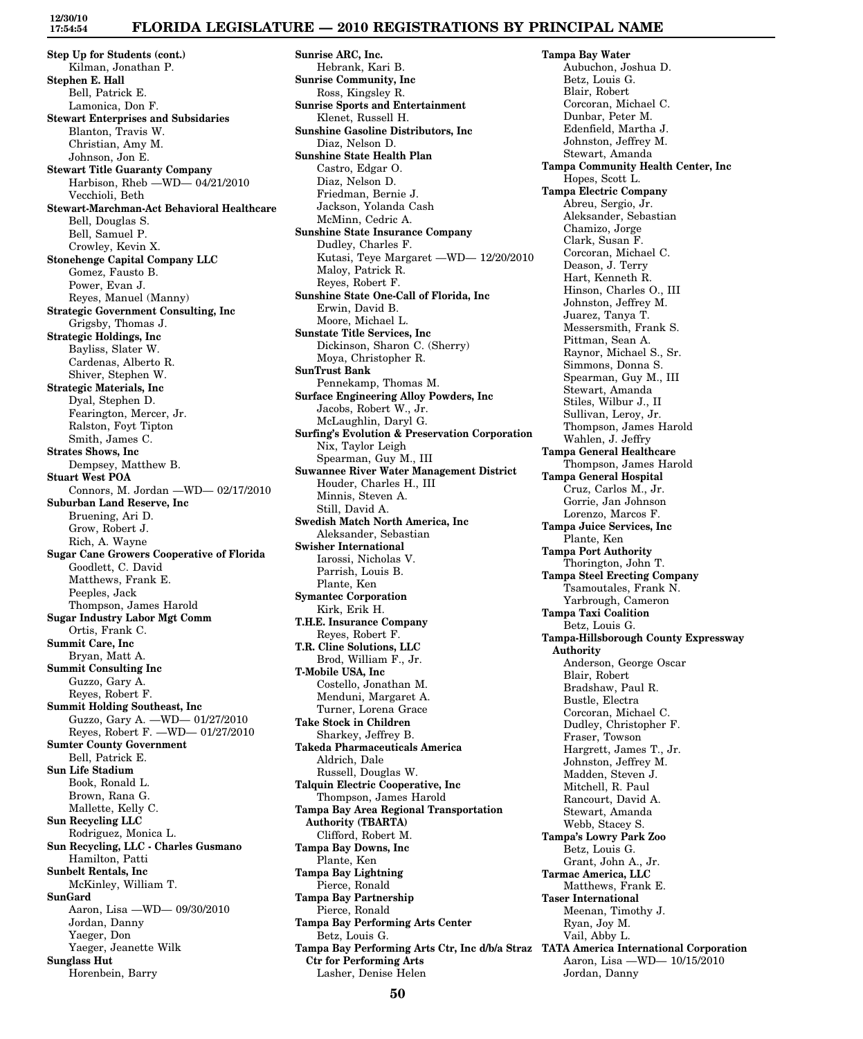**Step Up for Students (cont.)**
Kilman, Jonathan P.

**Stephen E. Hall**
Bell, Patrick E.
Lamonica, Don F.

**Stewart Enterprises and Subsidiaries**
Blanton, Travis W.
Christian, Amy M.
Johnson, Jon E.

**Stewart Title Guaranty Company**
Harbison, Rheb —WD— 04/21/2010
Vecchioli, Beth

**Stewart-Marchman-Act Behavioral Healthcare**
Bell, Douglas S.
Bell, Samuel P.
Crowley, Kevin X.

**Stonehenge Capital Company LLC**
Gomez, Fausto B.
Power, Evan J.
Reyes, Manuel (Manny)

**Strategic Government Consulting, Inc**
Grigsby, Thomas J.

**Strategic Holdings, Inc**
Bayliss, Slater W.
Cardenas, Alberto R.
Shiver, Stephen W.

**Strategic Materials, Inc**
Dyal, Stephen D.
Fearington, Mercer, Jr.
Ralston, Foyt Tipton
Smith, James C.

**Strates Shows, Inc**
Dempsey, Matthew B.

**Stuart West POA**
Connors, M. Jordan —WD— 02/17/2010

**Suburban Land Reserve, Inc**
Bruening, Ari D.
Grow, Robert J.
Rich, A. Wayne

**Sugar Cane Growers Cooperative of Florida**
Goodlett, C. David
Matthews, Frank E.
Peeples, Jack
Thompson, James Harold

**Sugar Industry Labor Mgt Comm**
Ortis, Frank C.

**Summit Care, Inc**
Bryan, Matt A.

**Summit Consulting Inc**
Guzzo, Gary A.
Reyes, Robert F.

**Summit Holding Southeast, Inc**
Guzzo, Gary A. —WD— 01/27/2010
Reyes, Robert F. —WD— 01/27/2010

**Sumter County Government**
Bell, Patrick E.

**Sun Life Stadium**
Book, Ronald L.
Brown, Rana G.
Mallette, Kelly C.

**Sun Recycling LLC**
Rodriguez, Monica L.

**Sun Recycling, LLC - Charles Gusmano**
Hamilton, Patti

**Sunbelt Rentals, Inc**
McKinley, William T.

**SunGard**
Aaron, Lisa —WD— 09/30/2010
Jordan, Danny
Yaeger, Don
Yaeger, Jeanette Wilk

**Sunglass Hut**
Horenbein, Barry

**Sunrise ARC, Inc.**
Hebrank, Kari B.

**Sunrise Community, Inc**
Ross, Kingsley R.

**Sunrise Sports and Entertainment**
Klenet, Russell H.

**Sunshine Gasoline Distributors, Inc**
Diaz, Nelson D.

**Sunshine State Health Plan**
Castro, Edgar O.
Diaz, Nelson D.
Friedman, Bernie J.
Jackson, Yolanda Cash
McMinn, Cedric A.

**Sunshine State Insurance Company**
Dudley, Charles F.
Kutasi, Teye Margaret —WD— 12/20/2010
Maloy, Patrick R.
Reyes, Robert F.

**Sunshine State One-Call of Florida, Inc**
Erwin, David B.
Moore, Michael L.

**Sunstate Title Services, Inc**
Dickinson, Sharon C. (Sherry)
Moya, Christopher R.

**SunTrust Bank**
Pennekamp, Thomas M.

**Surface Engineering Alloy Powders, Inc**
Jacobs, Robert W., Jr.
McLaughlin, Daryl G.

**Surfing's Evolution & Preservation Corporation**
Nix, Taylor Leigh
Spearman, Guy M., III

**Suwannee River Water Management District**
Houder, Charles H., III
Minnis, Steven A.
Still, David A.

**Swedish Match North America, Inc**
Aleksander, Sebastian

**Swisher International**
Iarossi, Nicholas V.
Parrish, Louis B.
Plante, Ken

**Symantec Corporation**
Kirk, Erik H.

**T.H.E. Insurance Company**
Reyes, Robert F.

**T.R. Cline Solutions, LLC**
Brod, William F., Jr.

**T-Mobile USA, Inc**
Costello, Jonathan M.
Menduni, Margaret A.
Turner, Lorena Grace

**Take Stock in Children**
Sharkey, Jeffrey B.

**Takeda Pharmaceuticals America**
Aldrich, Dale
Russell, Douglas W.

**Talquin Electric Cooperative, Inc**
Thompson, James Harold

**Tampa Bay Area Regional Transportation Authority (TBARTA)**
Clifford, Robert M.

**Tampa Bay Downs, Inc**
Plante, Ken

**Tampa Bay Lightning**
Pierce, Ronald

**Tampa Bay Partnership**
Pierce, Ronald

**Tampa Bay Performing Arts Center**
Betz, Louis G.

**Tampa Bay Performing Arts Ctr, Inc d/b/a Straz Ctr for Performing Arts**
Lasher, Denise Helen

**Tampa Bay Water**
Aubuchon, Joshua D.
Betz, Louis G.
Blair, Robert
Corcoran, Michael C.
Dunbar, Peter M.
Edenfield, Martha J.
Johnston, Jeffrey M.
Stewart, Amanda

**Tampa Community Health Center, Inc**
Hopes, Scott L.

**Tampa Electric Company**
Abreu, Sergio, Jr.
Aleksander, Sebastian
Chamizo, Jorge
Clark, Susan F.
Corcoran, Michael C.
Deason, J. Terry
Hart, Kenneth R.
Hinson, Charles O., III
Johnston, Jeffrey M.
Juarez, Tanya T.
Messersmith, Frank S.
Pittman, Sean A.
Raynor, Michael S., Sr.
Simmons, Donna S.
Spearman, Guy M., III
Stewart, Amanda
Stiles, Wilbur J., II
Sullivan, Leroy, Jr.
Thompson, James Harold
Wahlen, J. Jeffry

**Tampa General Healthcare**
Thompson, James Harold

**Tampa General Hospital**
Cruz, Carlos M., Jr.
Gorrie, Jan Johnson
Lorenzo, Marcos F.

**Tampa Juice Services, Inc**
Plante, Ken

**Tampa Port Authority**
Thorington, John T.

**Tampa Steel Erecting Company**
Tsamoutales, Frank N.
Yarbrough, Cameron

**Tampa Taxi Coalition**
Betz, Louis G.

**Tampa-Hillsborough County Expressway Authority**
Anderson, George Oscar
Blair, Robert
Bradshaw, Paul R.
Bustle, Electra
Corcoran, Michael C.
Dudley, Christopher F.
Fraser, Towson
Hargrett, James T., Jr.
Johnston, Jeffrey M.
Madden, Steven J.
Mitchell, R. Paul
Rancourt, David A.
Stewart, Amanda
Webb, Stacey S.

**Tampa's Lowry Park Zoo**
Betz, Louis G.
Grant, John A., Jr.

**Tarmac America, LLC**
Matthews, Frank E.

**Taser International**
Meenan, Timothy J.
Ryan, Joy M.
Vail, Abby L.

**TATA America International Corporation**
Aaron, Lisa —WD— 10/15/2010
Jordan, Danny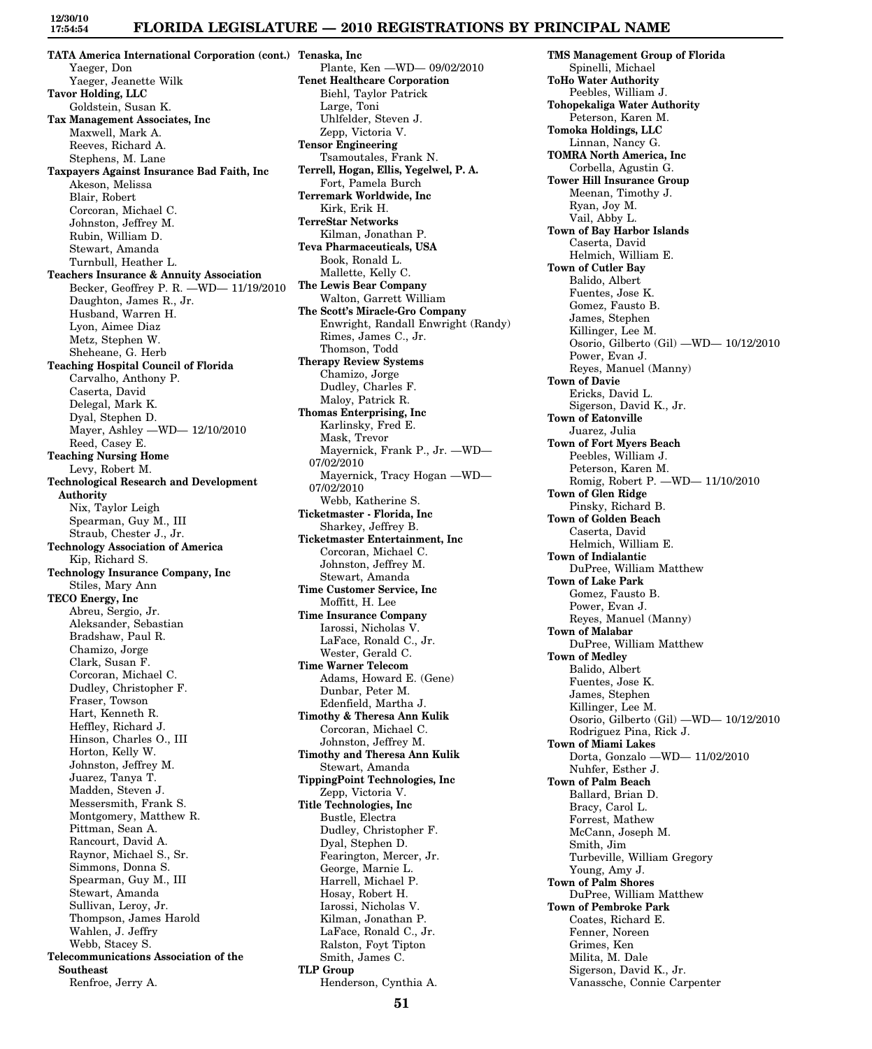**TATA America International Corporation (cont.)**
Yaeger, Don
Yaeger, Jeanette Wilk

**Tavor Holding, LLC**
Goldstein, Susan K.

**Tax Management Associates, Inc**
Maxwell, Mark A.
Reeves, Richard A.
Stephens, M. Lane

**Taxpayers Against Insurance Bad Faith, Inc**
Akeson, Melissa
Blair, Robert
Corcoran, Michael C.
Johnston, Jeffrey M.
Rubin, William D.
Stewart, Amanda
Turnbull, Heather L.

**Teachers Insurance & Annuity Association**
Becker, Geoffrey P. R. —WD— 11/19/2010
Daughton, James R., Jr.
Husband, Warren H.
Lyon, Aimee Diaz
Metz, Stephen W.
Sheheane, G. Herb

**Teaching Hospital Council of Florida**
Carvalho, Anthony P.
Caserta, David
Delegal, Mark K.
Dyal, Stephen D.
Mayer, Ashley —WD— 12/10/2010
Reed, Casey E.

**Teaching Nursing Home**
Levy, Robert M.

**Technological Research and Development Authority**
Nix, Taylor Leigh
Spearman, Guy M., III
Straub, Chester J., Jr.

**Technology Association of America**
Kip, Richard S.

**Technology Insurance Company, Inc**
Stiles, Mary Ann

**TECO Energy, Inc**
Abreu, Sergio, Jr.
Aleksander, Sebastian
Bradshaw, Paul R.
Chamizo, Jorge
Clark, Susan F.
Corcoran, Michael C.
Dudley, Christopher F.
Fraser, Towson
Hart, Kenneth R.
Heffley, Richard J.
Hinson, Charles O., III
Horton, Kelly W.
Johnston, Jeffrey M.
Juarez, Tanya T.
Madden, Steven J.
Messersmith, Frank S.
Montgomery, Matthew R.
Pittman, Sean A.
Rancourt, David A.
Raynor, Michael S., Sr.
Simmons, Donna S.
Spearman, Guy M., III
Stewart, Amanda
Sullivan, Leroy, Jr.
Thompson, James Harold
Wahlen, J. Jeffry
Webb, Stacey S.

**Telecommunications Association of the Southeast**
Renfroe, Jerry A.

**Tenaska, Inc**
Plante, Ken —WD— 09/02/2010

**Tenet Healthcare Corporation**
Biehl, Taylor Patrick
Large, Toni
Uhlfelder, Steven J.
Zepp, Victoria V.

**Tensor Engineering**
Tsamoutales, Frank N.

**Terrell, Hogan, Ellis, Yegelwel, P. A.**
Fort, Pamela Burch

**Terremark Worldwide, Inc**
Kirk, Erik H.

**TerreStar Networks**
Kilman, Jonathan P.

**Teva Pharmaceuticals, USA**
Book, Ronald L.
Mallette, Kelly C.

**The Lewis Bear Company**
Walton, Garrett William

**The Scott's Miracle-Gro Company**
Enwright, Randall Enwright (Randy)
Rimes, James C., Jr.
Thomson, Todd

**Therapy Review Systems**
Chamizo, Jorge
Dudley, Charles F.
Maloy, Patrick R.

**Thomas Enterprising, Inc**
Karlinsky, Fred E.
Mask, Trevor
Mayernick, Frank P., Jr. —WD— 07/02/2010
Mayernick, Tracy Hogan —WD— 07/02/2010
Webb, Katherine S.

**Ticketmaster - Florida, Inc**
Sharkey, Jeffrey B.

**Ticketmaster Entertainment, Inc**
Corcoran, Michael C.
Johnston, Jeffrey M.
Stewart, Amanda

**Time Customer Service, Inc**
Moffitt, H. Lee

**Time Insurance Company**
Iarossi, Nicholas V.
LaFace, Ronald C., Jr.
Wester, Gerald C.

**Time Warner Telecom**
Adams, Howard E. (Gene)
Dunbar, Peter M.
Edenfield, Martha J.

**Timothy & Theresa Ann Kulik**
Corcoran, Michael C.
Johnston, Jeffrey M.

**Timothy and Theresa Ann Kulik**
Stewart, Amanda

**TippingPoint Technologies, Inc**
Zepp, Victoria V.

**Title Technologies, Inc**
Bustle, Electra
Dudley, Christopher F.
Dyal, Stephen D.
Fearington, Mercer, Jr.
George, Marnie L.
Harrell, Michael P.
Hosay, Robert H.
Iarossi, Nicholas V.
Kilman, Jonathan P.
LaFace, Ronald C., Jr.
Ralston, Foyt Tipton
Smith, James C.

**TLP Group**
Henderson, Cynthia A.

**TMS Management Group of Florida**
Spinelli, Michael

**ToHo Water Authority**
Peebles, William J.

**Tohopekaliga Water Authority**
Peterson, Karen M.

**Tomoka Holdings, LLC**
Linnan, Nancy G.

**TOMRA North America, Inc**
Corbella, Agustin G.

**Tower Hill Insurance Group**
Meenan, Timothy J.
Ryan, Joy M.
Vail, Abby L.

**Town of Bay Harbor Islands**
Caserta, David
Helmich, William E.

**Town of Cutler Bay**
Balido, Albert
Fuentes, Jose K.
Gomez, Fausto B.
James, Stephen
Killinger, Lee M.
Osorio, Gilberto (Gil) —WD— 10/12/2010
Power, Evan J.
Reyes, Manuel (Manny)

**Town of Davie**
Ericks, David L.
Sigerson, David K., Jr.

**Town of Eatonville**
Juarez, Julia

**Town of Fort Myers Beach**
Peebles, William J.
Peterson, Karen M.
Romig, Robert P. —WD— 11/10/2010

**Town of Glen Ridge**
Pinsky, Richard B.

**Town of Golden Beach**
Caserta, David
Helmich, William E.

**Town of Indialantic**
DuPree, William Matthew

**Town of Lake Park**
Gomez, Fausto B.
Power, Evan J.
Reyes, Manuel (Manny)

**Town of Malabar**
DuPree, William Matthew

**Town of Medley**
Balido, Albert
Fuentes, Jose K.
James, Stephen
Killinger, Lee M.
Osorio, Gilberto (Gil) —WD— 10/12/2010
Rodriguez Pina, Rick J.

**Town of Miami Lakes**
Dorta, Gonzalo —WD— 11/02/2010
Nuhfer, Esther J.

**Town of Palm Beach**
Ballard, Brian D.
Bracy, Carol L.
Forrest, Mathew
McCann, Joseph M.
Smith, Jim
Turbeville, William Gregory
Young, Amy J.

**Town of Palm Shores**
DuPree, William Matthew

**Town of Pembroke Park**
Coates, Richard E.
Fenner, Noreen
Grimes, Ken
Milita, M. Dale
Sigerson, David K., Jr.
Vanassche, Connie Carpenter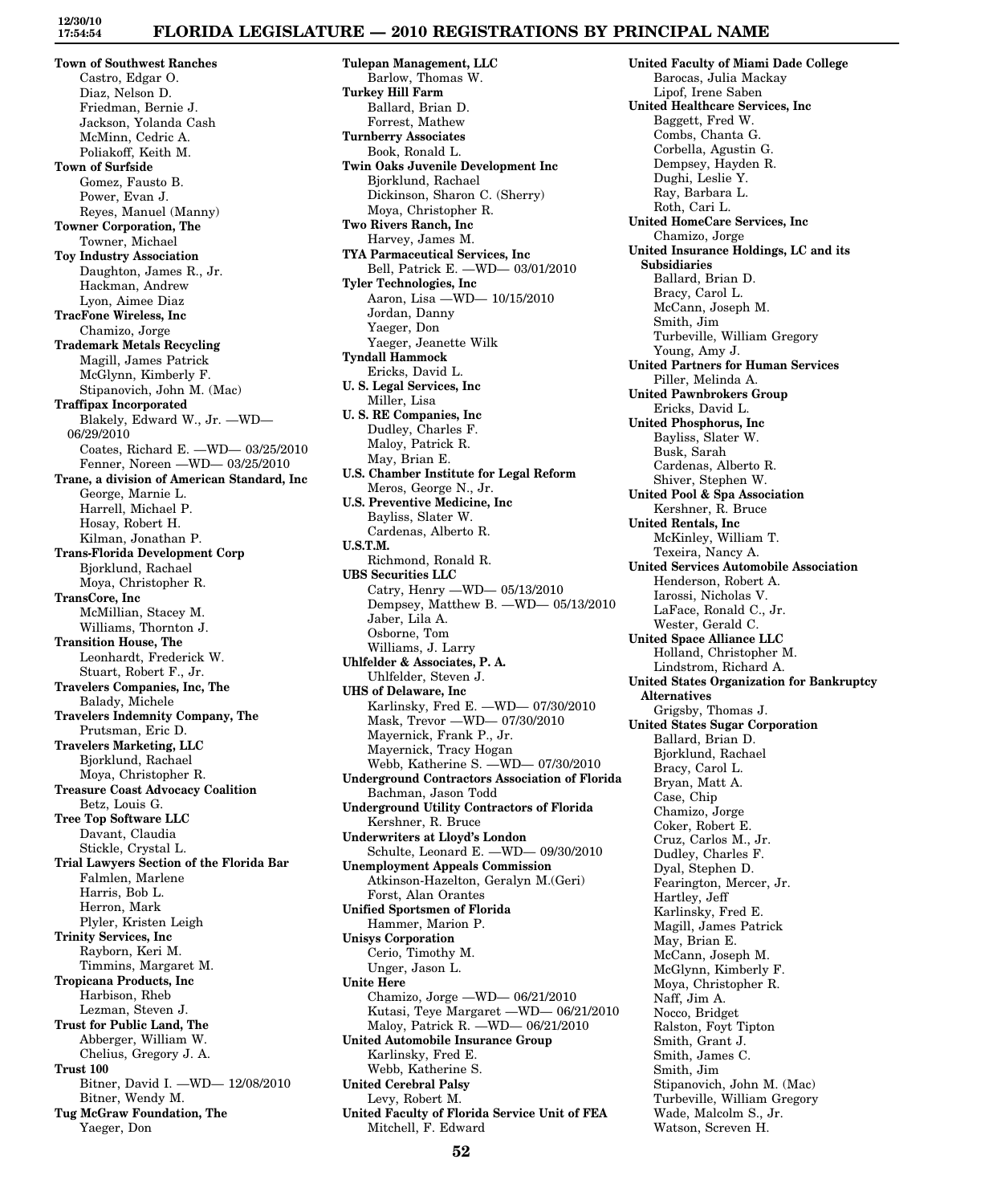**Town of Southwest Ranches**
Castro, Edgar O.
Diaz, Nelson D.
Friedman, Bernie J.
Jackson, Yolanda Cash
McMinn, Cedric A.
Poliakoff, Keith M.

**Town of Surfside**
Gomez, Fausto B.
Power, Evan J.
Reyes, Manuel (Manny)

**Towner Corporation, The**
Towner, Michael

**Toy Industry Association**
Daughton, James R., Jr.
Hackman, Andrew
Lyon, Aimee Diaz

**TracFone Wireless, Inc**
Chamizo, Jorge

**Trademark Metals Recycling**
Magill, James Patrick
McGlynn, Kimberly F.
Stipanovich, John M. (Mac)

**Traffipax Incorporated**
Blakely, Edward W., Jr. —WD— 06/29/2010
Coates, Richard E. —WD— 03/25/2010
Fenner, Noreen —WD— 03/25/2010

**Trane, a division of American Standard, Inc**
George, Marnie L.
Harrell, Michael P.
Hosay, Robert H.
Kilman, Jonathan P.

**Trans-Florida Development Corp**
Bjorklund, Rachael
Moya, Christopher R.

**TransCore, Inc**
McMillian, Stacey M.
Williams, Thornton J.

**Transition House, The**
Leonhardt, Frederick W.
Stuart, Robert F., Jr.

**Travelers Companies, Inc, The**
Balady, Michele

**Travelers Indemnity Company, The**
Prutsman, Eric D.

**Travelers Marketing, LLC**
Bjorklund, Rachael
Moya, Christopher R.

**Treasure Coast Advocacy Coalition**
Betz, Louis G.

**Tree Top Software LLC**
Davant, Claudia
Stickle, Crystal L.

**Trial Lawyers Section of the Florida Bar**
Falmlen, Marlene
Harris, Bob L.
Herron, Mark
Plyler, Kristen Leigh

**Trinity Services, Inc**
Rayborn, Keri M.
Timmins, Margaret M.

**Tropicana Products, Inc**
Harbison, Rheb
Lezman, Steven J.

**Trust for Public Land, The**
Abberger, William W.
Chelius, Gregory J. A.

**Trust 100**
Bitner, David I. —WD— 12/08/2010
Bitner, Wendy M.

**Tug McGraw Foundation, The**
Yaeger, Don

**Tulepan Management, LLC**
Barlow, Thomas W.

**Turkey Hill Farm**
Ballard, Brian D.
Forrest, Mathew

**Turnberry Associates**
Book, Ronald L.

**Twin Oaks Juvenile Development Inc**
Bjorklund, Rachael
Dickinson, Sharon C. (Sherry)
Moya, Christopher R.

**Two Rivers Ranch, Inc**
Harvey, James M.

**TYA Parmaceutical Services, Inc**
Bell, Patrick E. —WD— 03/01/2010

**Tyler Technologies, Inc**
Aaron, Lisa —WD— 10/15/2010
Jordan, Danny
Yaeger, Don
Yaeger, Jeanette Wilk

**Tyndall Hammock**
Ericks, David L.

**U. S. Legal Services, Inc**
Miller, Lisa

**U. S. RE Companies, Inc**
Dudley, Charles F.
Maloy, Patrick R.
May, Brian E.

**U.S. Chamber Institute for Legal Reform**
Meros, George N., Jr.

**U.S. Preventive Medicine, Inc**
Bayliss, Slater W.
Cardenas, Alberto R.

**U.S.T.M.**
Richmond, Ronald R.

**UBS Securities LLC**
Catry, Henry —WD— 05/13/2010
Dempsey, Matthew B. —WD— 05/13/2010
Jaber, Lila A.
Osborne, Tom
Williams, J. Larry

**Uhlfelder & Associates, P. A.**
Uhlfelder, Steven J.

**UHS of Delaware, Inc**
Karlinsky, Fred E. —WD— 07/30/2010
Mask, Trevor —WD— 07/30/2010
Mayernick, Frank P., Jr.
Mayernick, Tracy Hogan
Webb, Katherine S. —WD— 07/30/2010

**Underground Contractors Association of Florida**
Bachman, Jason Todd

**Underground Utility Contractors of Florida**
Kershner, R. Bruce

**Underwriters at Lloyd's London**
Schulte, Leonard E. —WD— 09/30/2010

**Unemployment Appeals Commission**
Atkinson-Hazelton, Geralyn M.(Geri)
Forst, Alan Orantes

**Unified Sportsmen of Florida**
Hammer, Marion P.

**Unisys Corporation**
Cerio, Timothy M.
Unger, Jason L.

**Unite Here**
Chamizo, Jorge —WD— 06/21/2010
Kutasi, Teye Margaret —WD— 06/21/2010
Maloy, Patrick R. —WD— 06/21/2010

**United Automobile Insurance Group**
Karlinsky, Fred E.
Webb, Katherine S.

**United Cerebral Palsy**
Levy, Robert M.

**United Faculty of Florida Service Unit of FEA**
Mitchell, F. Edward

**United Faculty of Miami Dade College**
Barocas, Julia Mackay
Lipof, Irene Saben

**United Healthcare Services, Inc**
Baggett, Fred W.
Combs, Chanta G.
Corbella, Agustin G.
Dempsey, Hayden R.
Dughi, Leslie Y.
Ray, Barbara L.
Roth, Cari L.

**United HomeCare Services, Inc**
Chamizo, Jorge

**United Insurance Holdings, LC and its Subsidiaries**
Ballard, Brian D.
Bracy, Carol L.
McCann, Joseph M.
Smith, Jim
Turbeville, William Gregory
Young, Amy J.

**United Partners for Human Services**
Piller, Melinda A.

**United Pawnbrokers Group**
Ericks, David L.

**United Phosphorus, Inc**
Bayliss, Slater W.
Busk, Sarah
Cardenas, Alberto R.
Shiver, Stephen W.

**United Pool & Spa Association**
Kershner, R. Bruce

**United Rentals, Inc**
McKinley, William T.
Texeira, Nancy A.

**United Services Automobile Association**
Henderson, Robert A.
Iarossi, Nicholas V.
LaFace, Ronald C., Jr.
Wester, Gerald C.

**United Space Alliance LLC**
Holland, Christopher M.
Lindstrom, Richard A.

**United States Organization for Bankruptcy Alternatives**
Grigsby, Thomas J.

**United States Sugar Corporation**
Ballard, Brian D.
Bjorklund, Rachael
Bracy, Carol L.
Bryan, Matt A.
Case, Chip
Chamizo, Jorge
Coker, Robert E.
Cruz, Carlos M., Jr.
Dudley, Charles F.
Dyal, Stephen D.
Fearington, Mercer, Jr.
Hartley, Jeff
Karlinsky, Fred E.
Magill, James Patrick
May, Brian E.
McCann, Joseph M.
McGlynn, Kimberly F.
Moya, Christopher R.
Naff, Jim A.
Nocco, Bridget
Ralston, Foyt Tipton
Smith, Grant J.
Smith, James C.
Smith, Jim
Stipanovich, John M. (Mac)
Turbeville, William Gregory
Wade, Malcolm S., Jr.
Watson, Screven H.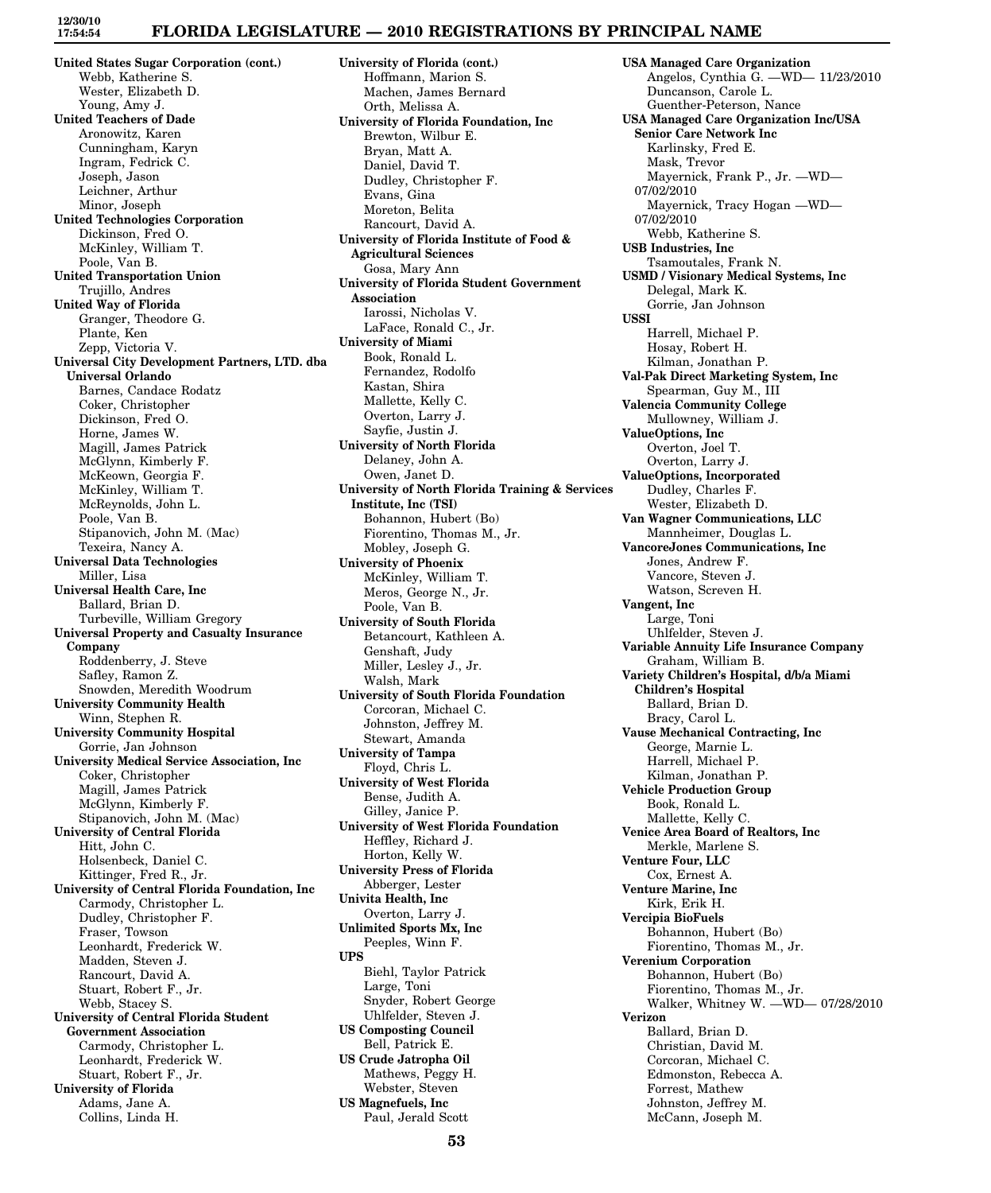**United States Sugar Corporation (cont.)**
Webb, Katherine S.
Wester, Elizabeth D.
Young, Amy J.

**United Teachers of Dade**
Aronowitz, Karen
Cunningham, Karyn
Ingram, Fedrick C.
Joseph, Jason
Leichner, Arthur
Minor, Joseph

**United Technologies Corporation**
Dickinson, Fred O.
McKinley, William T.
Poole, Van B.

**United Transportation Union**
Trujillo, Andres

**United Way of Florida**
Granger, Theodore G.
Plante, Ken
Zepp, Victoria V.

**Universal City Development Partners, LTD. dba Universal Orlando**
Barnes, Candace Rodatz
Coker, Christopher
Dickinson, Fred O.
Horne, James W.
Magill, James Patrick
McGlynn, Kimberly F.
McKeown, Georgia F.
McKinley, William T.
McReynolds, John L.
Poole, Van B.
Stipanovich, John M. (Mac)
Texeira, Nancy A.

**Universal Data Technologies**
Miller, Lisa

**Universal Health Care, Inc**
Ballard, Brian D.
Turbeville, William Gregory

**Universal Property and Casualty Insurance Company**
Roddenberry, J. Steve
Safley, Ramon Z.
Snowden, Meredith Woodrum

**University Community Health**
Winn, Stephen R.

**University Community Hospital**
Gorrie, Jan Johnson

**University Medical Service Association, Inc**
Coker, Christopher
Magill, James Patrick
McGlynn, Kimberly F.
Stipanovich, John M. (Mac)

**University of Central Florida**
Hitt, John C.
Holsenbeck, Daniel C.
Kittinger, Fred R., Jr.

**University of Central Florida Foundation, Inc**
Carmody, Christopher L.
Dudley, Christopher F.
Fraser, Towson
Leonhardt, Frederick W.
Madden, Steven J.
Rancourt, David A.
Stuart, Robert F., Jr.
Webb, Stacey S.

**University of Central Florida Student Government Association**
Carmody, Christopher L.
Leonhardt, Frederick W.
Stuart, Robert F., Jr.

**University of Florida**
Adams, Jane A.
Collins, Linda H.

**University of Florida (cont.)**
Hoffmann, Marion S.
Machen, James Bernard
Orth, Melissa A.

**University of Florida Foundation, Inc**
Brewton, Wilbur E.
Bryan, Matt A.
Daniel, David T.
Dudley, Christopher F.
Evans, Gina
Moreton, Belita
Rancourt, David A.

**University of Florida Institute of Food & Agricultural Sciences**
Gosa, Mary Ann

**University of Florida Student Government Association**
Iarossi, Nicholas V.
LaFace, Ronald C., Jr.

**University of Miami**
Book, Ronald L.
Fernandez, Rodolfo
Kastan, Shira
Mallette, Kelly C.
Overton, Larry J.
Sayfie, Justin J.

**University of North Florida**
Delaney, John A.
Owen, Janet D.

**University of North Florida Training & Services Institute, Inc (TSI)**
Bohannon, Hubert (Bo)
Fiorentino, Thomas M., Jr.
Mobley, Joseph G.

**University of Phoenix**
McKinley, William T.
Meros, George N., Jr.
Poole, Van B.

**University of South Florida**
Betancourt, Kathleen A.
Genshaft, Judy
Miller, Lesley J., Jr.
Walsh, Mark

**University of South Florida Foundation**
Corcoran, Michael C.
Johnston, Jeffrey M.
Stewart, Amanda

**University of Tampa**
Floyd, Chris L.

**University of West Florida**
Bense, Judith A.
Gilley, Janice P.

**University of West Florida Foundation**
Heffley, Richard J.
Horton, Kelly W.

**University Press of Florida**
Abberger, Lester

**Univita Health, Inc**
Overton, Larry J.

**Unlimited Sports Mx, Inc**
Peeples, Winn F.

**UPS**
Biehl, Taylor Patrick
Large, Toni
Snyder, Robert George
Uhlfelder, Steven J.

**US Composting Council**
Bell, Patrick E.

**US Crude Jatropha Oil**
Mathews, Peggy H.
Webster, Steven

**US Magnefuels, Inc**
Paul, Jerald Scott

**USA Managed Care Organization**
Angelos, Cynthia G. —WD— 11/23/2010
Duncanson, Carole L.
Guenther-Peterson, Nance

**USA Managed Care Organization Inc/USA Senior Care Network Inc**
Karlinsky, Fred E.
Mask, Trevor
Mayernick, Frank P., Jr. —WD— 07/02/2010
Mayernick, Tracy Hogan —WD— 07/02/2010
Webb, Katherine S.

**USB Industries, Inc**
Tsamoutales, Frank N.

**USMD / Visionary Medical Systems, Inc**
Delegal, Mark K.
Gorrie, Jan Johnson

**USSI**
Harrell, Michael P.
Hosay, Robert H.
Kilman, Jonathan P.

**Val-Pak Direct Marketing System, Inc**
Spearman, Guy M., III

**Valencia Community College**
Mullowney, William J.

**ValueOptions, Inc**
Overton, Joel T.
Overton, Larry J.

**ValueOptions, Incorporated**
Dudley, Charles F.
Wester, Elizabeth D.

**Van Wagner Communications, LLC**
Mannheimer, Douglas L.

**VancoreJones Communications, Inc**
Jones, Andrew F.
Vancore, Steven J.
Watson, Screven H.

**Vangent, Inc**
Large, Toni
Uhlfelder, Steven J.

**Variable Annuity Life Insurance Company**
Graham, William B.

**Variety Children's Hospital, d/b/a Miami Children's Hospital**
Ballard, Brian D.
Bracy, Carol L.

**Vause Mechanical Contracting, Inc**
George, Marnie L.
Harrell, Michael P.
Kilman, Jonathan P.

**Vehicle Production Group**
Book, Ronald L.
Mallette, Kelly C.

**Venice Area Board of Realtors, Inc**
Merkle, Marlene S.

**Venture Four, LLC**
Cox, Ernest A.

**Venture Marine, Inc**
Kirk, Erik H.

**Vercipia BioFuels**
Bohannon, Hubert (Bo)
Fiorentino, Thomas M., Jr.

**Verenium Corporation**
Bohannon, Hubert (Bo)
Fiorentino, Thomas M., Jr.
Walker, Whitney W. —WD— 07/28/2010

**Verizon**
Ballard, Brian D.
Christian, David M.
Corcoran, Michael C.
Edmonston, Rebecca A.
Forrest, Mathew
Johnston, Jeffrey M.
McCann, Joseph M.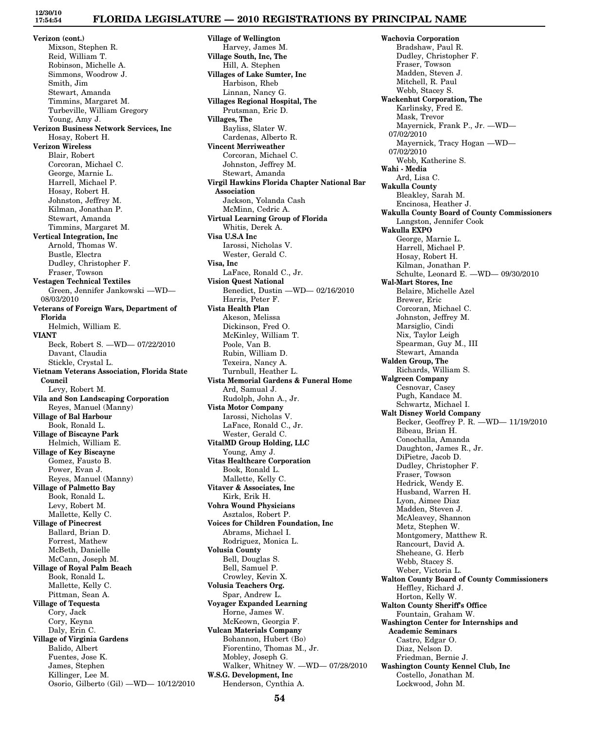**Verizon (cont.)**
Mixson, Stephen R.
Reid, William T.
Robinson, Michelle A.
Simmons, Woodrow J.
Smith, Jim
Stewart, Amanda
Timmins, Margaret M.
Turbeville, William Gregory
Young, Amy J.

**Verizon Business Network Services, Inc**
Hosay, Robert H.

**Verizon Wireless**
Blair, Robert
Corcoran, Michael C.
George, Marnie L.
Harrell, Michael P.
Hosay, Robert H.
Johnston, Jeffrey M.
Kilman, Jonathan P.
Stewart, Amanda
Timmins, Margaret M.

**Vertical Integration, Inc**
Arnold, Thomas W.
Bustle, Electra
Dudley, Christopher F.
Fraser, Towson

**Vestagen Technical Textiles**
Green, Jennifer Jankowski —WD— 08/03/2010

**Veterans of Foreign Wars, Department of Florida**
Helmich, William E.

**VIANT**
Beck, Robert S. —WD— 07/22/2010
Davant, Claudia
Stickle, Crystal L.

**Vietnam Veterans Association, Florida State Council**
Levy, Robert M.

**Vila and Son Landscaping Corporation**
Reyes, Manuel (Manny)

**Village of Bal Harbour**
Book, Ronald L.

**Village of Biscayne Park**
Helmich, William E.

**Village of Key Biscayne**
Gomez, Fausto B.
Power, Evan J.
Reyes, Manuel (Manny)

**Village of Palmetto Bay**
Book, Ronald L.
Levy, Robert M.
Mallette, Kelly C.

**Village of Pinecrest**
Ballard, Brian D.
Forrest, Mathew
McBeth, Danielle
McCann, Joseph M.

**Village of Royal Palm Beach**
Book, Ronald L.
Mallette, Kelly C.
Pittman, Sean A.

**Village of Tequesta**
Cory, Jack
Cory, Keyna
Daly, Erin C.

**Village of Virginia Gardens**
Balido, Albert
Fuentes, Jose K.
James, Stephen
Killinger, Lee M.
Osorio, Gilberto (Gil) —WD— 10/12/2010

**Village of Wellington**
Harvey, James M.

**Village South, Inc, The**
Hill, A. Stephen

**Villages of Lake Sumter, Inc**
Harbison, Rheb
Linnan, Nancy G.

**Villages Regional Hospital, The**
Prutsman, Eric D.

**Villages, The**
Bayliss, Slater W.
Cardenas, Alberto R.

**Vincent Merriweather**
Corcoran, Michael C.
Johnston, Jeffrey M.
Stewart, Amanda

**Virgil Hawkins Florida Chapter National Bar Association**
Jackson, Yolanda Cash
McMinn, Cedric A.

**Virtual Learning Group of Florida**
Whitis, Derek A.

**Visa U.S.A Inc**
Iarossi, Nicholas V.
Wester, Gerald C.

**Visa, Inc**
LaFace, Ronald C., Jr.

**Vision Quest National**
Benedict, Dustin —WD— 02/16/2010
Harris, Peter F.

**Vista Health Plan**
Akeson, Melissa
Dickinson, Fred O.
McKinley, William T.
Poole, Van B.
Rubin, William D.
Texeira, Nancy A.
Turnbull, Heather L.

**Vista Memorial Gardens & Funeral Home**
Ard, Samual J.
Rudolph, John A., Jr.

**Vista Motor Company**
Iarossi, Nicholas V.
LaFace, Ronald C., Jr.
Wester, Gerald C.

**VitalMD Group Holding, LLC**
Young, Amy J.

**Vitas Healthcare Corporation**
Book, Ronald L.
Mallette, Kelly C.

**Vitaver & Associates, Inc**
Kirk, Erik H.

**Vohra Wound Physicians**
Asztalos, Robert P.

**Voices for Children Foundation, Inc**
Abrams, Michael I.
Rodriguez, Monica L.

**Volusia County**
Bell, Douglas S.
Bell, Samuel P.
Crowley, Kevin X.

**Volusia Teachers Org.**
Spar, Andrew L.

**Voyager Expanded Learning**
Horne, James W.
McKeown, Georgia F.

**Vulcan Materials Company**
Bohannon, Hubert (Bo)
Fiorentino, Thomas M., Jr.
Mobley, Joseph G.
Walker, Whitney W. —WD— 07/28/2010

**W.S.G. Development, Inc**
Henderson, Cynthia A.

**Wachovia Corporation**
Bradshaw, Paul R.
Dudley, Christopher F.
Fraser, Towson
Madden, Steven J.
Mitchell, R. Paul
Webb, Stacey S.

**Wackenhut Corporation, The**
Karlinsky, Fred E.
Mask, Trevor
Mayernick, Frank P., Jr. —WD— 07/02/2010
Mayernick, Tracy Hogan —WD— 07/02/2010
Webb, Katherine S.

**Wahi - Media**
Ard, Lisa C.

**Wakulla County**
Bleakley, Sarah M.
Encinosa, Heather J.

**Wakulla County Board of County Commissioners**
Langston, Jennifer Cook

**Wakulla EXPO**
George, Marnie L.
Harrell, Michael P.
Hosay, Robert H.
Kilman, Jonathan P.
Schulte, Leonard E. —WD— 09/30/2010

**Wal-Mart Stores, Inc**
Belaire, Michelle Azel
Brewer, Eric
Corcoran, Michael C.
Johnston, Jeffrey M.
Marsiglio, Cindi
Nix, Taylor Leigh
Spearman, Guy M., III
Stewart, Amanda

**Walden Group, The**
Richards, William S.

**Walgreen Company**
Cesnovar, Casey
Pugh, Kandace M.
Schwartz, Michael I.

**Walt Disney World Company**
Becker, Geoffrey P. R. —WD— 11/19/2010
Bibeau, Brian H.
Conochalla, Amanda
Daughton, James R., Jr.
DiPietre, Jacob D.
Dudley, Christopher F.
Fraser, Towson
Hedrick, Wendy E.
Husband, Warren H.
Lyon, Aimee Diaz
Madden, Steven J.
McAleavey, Shannon
Metz, Stephen W.
Montgomery, Matthew R.
Rancourt, David A.
Sheheane, G. Herb
Webb, Stacey S.
Weber, Victoria L.

**Walton County Board of County Commissioners**
Heffley, Richard J.
Horton, Kelly W.

**Walton County Sheriff's Office**
Fountain, Graham W.

**Washington Center for Internships and Academic Seminars**
Castro, Edgar O.
Diaz, Nelson D.
Friedman, Bernie J.

**Washington County Kennel Club, Inc**
Costello, Jonathan M.
Lockwood, John M.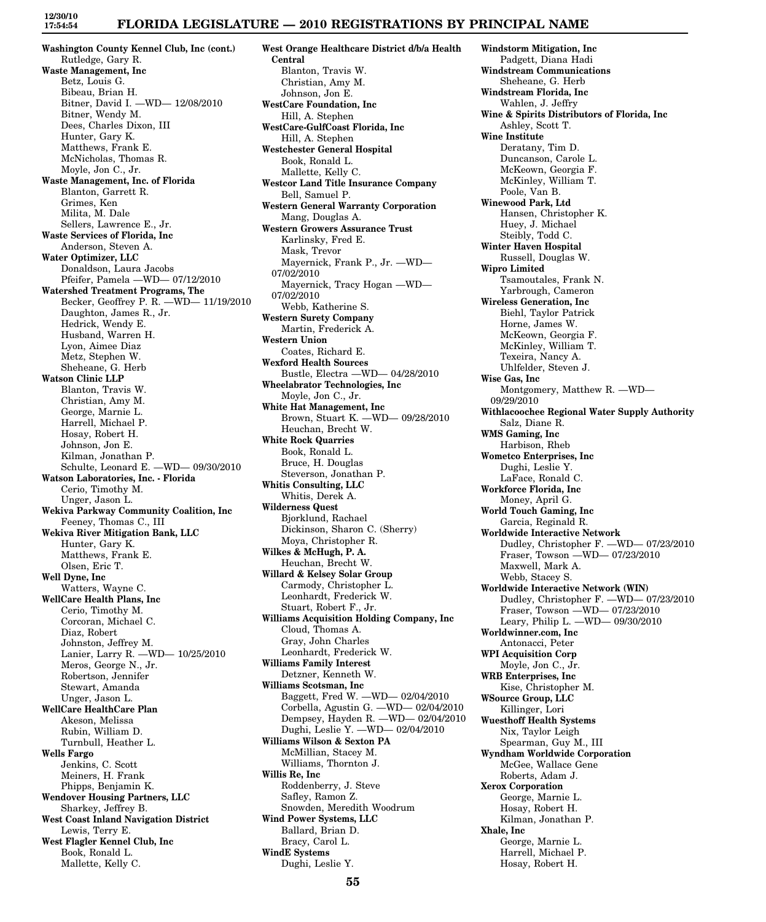**Washington County Kennel Club, Inc (cont.)**
Rutledge, Gary R.
**Waste Management, Inc**
Betz, Louis G.
Bibeau, Brian H.
Bitner, David I. —WD— 12/08/2010
Bitner, Wendy M.
Dees, Charles Dixon, III
Hunter, Gary K.
Matthews, Frank E.
McNicholas, Thomas R.
Moyle, Jon C., Jr.
**Waste Management, Inc. of Florida**
Blanton, Garrett R.
Grimes, Ken
Milita, M. Dale
Sellers, Lawrence E., Jr.
**Waste Services of Florida, Inc**
Anderson, Steven A.
**Water Optimizer, LLC**
Donaldson, Laura Jacobs
Pfeifer, Pamela —WD— 07/12/2010
**Watershed Treatment Programs, The**
Becker, Geoffrey P. R. —WD— 11/19/2010
Daughton, James R., Jr.
Hedrick, Wendy E.
Husband, Warren H.
Lyon, Aimee Diaz
Metz, Stephen W.
Sheheane, G. Herb
**Watson Clinic LLP**
Blanton, Travis W.
Christian, Amy M.
George, Marnie L.
Harrell, Michael P.
Hosay, Robert H.
Johnson, Jon E.
Kilman, Jonathan P.
Schulte, Leonard E. —WD— 09/30/2010
**Watson Laboratories, Inc. - Florida**
Cerio, Timothy M.
Unger, Jason L.
**Wekiva Parkway Community Coalition, Inc**
Feeney, Thomas C., III
**Wekiva River Mitigation Bank, LLC**
Hunter, Gary K.
Matthews, Frank E.
Olsen, Eric T.
**Well Dyne, Inc**
Watters, Wayne C.
**WellCare Health Plans, Inc**
Cerio, Timothy M.
Corcoran, Michael C.
Diaz, Robert
Johnston, Jeffrey M.
Lanier, Larry R. —WD— 10/25/2010
Meros, George N., Jr.
Robertson, Jennifer
Stewart, Amanda
Unger, Jason L.
**WellCare HealthCare Plan**
Akeson, Melissa
Rubin, William D.
Turnbull, Heather L.
**Wells Fargo**
Jenkins, C. Scott
Meiners, H. Frank
Phipps, Benjamin K.
**Wendover Housing Partners, LLC**
Sharkey, Jeffrey B.
**West Coast Inland Navigation District**
Lewis, Terry E.
**West Flagler Kennel Club, Inc**
Book, Ronald L.
Mallette, Kelly C.
**West Orange Healthcare District d/b/a Health Central**
Blanton, Travis W.
Christian, Amy M.
Johnson, Jon E.
**WestCare Foundation, Inc**
Hill, A. Stephen
**WestCare-GulfCoast Florida, Inc**
Hill, A. Stephen
**Westchester General Hospital**
Book, Ronald L.
Mallette, Kelly C.
**Westcor Land Title Insurance Company**
Bell, Samuel P.
**Western General Warranty Corporation**
Mang, Douglas A.
**Western Growers Assurance Trust**
Karlinsky, Fred E.
Mask, Trevor
Mayernick, Frank P., Jr. —WD— 07/02/2010
Mayernick, Tracy Hogan —WD— 07/02/2010
Webb, Katherine S.
**Western Surety Company**
Martin, Frederick A.
**Western Union**
Coates, Richard E.
**Wexford Health Sources**
Bustle, Electra —WD— 04/28/2010
**Wheelabrator Technologies, Inc**
Moyle, Jon C., Jr.
**White Hat Management, Inc**
Brown, Stuart K. —WD— 09/28/2010
Heuchan, Brecht W.
**White Rock Quarries**
Book, Ronald L.
Bruce, H. Douglas
Steverson, Jonathan P.
**Whitis Consulting, LLC**
Whitis, Derek A.
**Wilderness Quest**
Bjorklund, Rachael
Dickinson, Sharon C. (Sherry)
Moya, Christopher R.
**Wilkes & McHugh, P. A.**
Heuchan, Brecht W.
**Willard & Kelsey Solar Group**
Carmody, Christopher L.
Leonhardt, Frederick W.
Stuart, Robert F., Jr.
**Williams Acquisition Holding Company, Inc**
Cloud, Thomas A.
Gray, John Charles
Leonhardt, Frederick W.
**Williams Family Interest**
Detzner, Kenneth W.
**Williams Scotsman, Inc**
Baggett, Fred W. —WD— 02/04/2010
Corbella, Agustin G. —WD— 02/04/2010
Dempsey, Hayden R. —WD— 02/04/2010
Dughi, Leslie Y. —WD— 02/04/2010
**Williams Wilson & Sexton PA**
McMillian, Stacey M.
Williams, Thornton J.
**Willis Re, Inc**
Roddenberry, J. Steve
Safley, Ramon Z.
Snowden, Meredith Woodrum
**Wind Power Systems, LLC**
Ballard, Brian D.
Bracy, Carol L.
**WindE Systems**
Dughi, Leslie Y.
**Windstorm Mitigation, Inc**
Padgett, Diana Hadi
**Windstream Communications**
Sheheane, G. Herb
**Windstream Florida, Inc**
Wahlen, J. Jeffry
**Wine & Spirits Distributors of Florida, Inc**
Ashley, Scott T.
**Wine Institute**
Deratany, Tim D.
Duncanson, Carole L.
McKeown, Georgia F.
McKinley, William T.
Poole, Van B.
**Winewood Park, Ltd**
Hansen, Christopher K.
Huey, J. Michael
Steibly, Todd C.
**Winter Haven Hospital**
Russell, Douglas W.
**Wipro Limited**
Tsamoutales, Frank N.
Yarbrough, Cameron
**Wireless Generation, Inc**
Biehl, Taylor Patrick
Horne, James W.
McKeown, Georgia F.
McKinley, William T.
Texeira, Nancy A.
Uhlfelder, Steven J.
**Wise Gas, Inc**
Montgomery, Matthew R. —WD— 09/29/2010
**Withlacoochee Regional Water Supply Authority**
Salz, Diane R.
**WMS Gaming, Inc**
Harbison, Rheb
**Wometco Enterprises, Inc**
Dughi, Leslie Y.
LaFace, Ronald C.
**Workforce Florida, Inc**
Money, April G.
**World Touch Gaming, Inc**
Garcia, Reginald R.
**Worldwide Interactive Network**
Dudley, Christopher F. —WD— 07/23/2010
Fraser, Towson —WD— 07/23/2010
Maxwell, Mark A.
Webb, Stacey S.
**Worldwide Interactive Network (WIN)**
Dudley, Christopher F. —WD— 07/23/2010
Fraser, Towson —WD— 07/23/2010
Leary, Philip L. —WD— 09/30/2010
**Worldwinner.com, Inc**
Antonacci, Peter
**WPI Acquisition Corp**
Moyle, Jon C., Jr.
**WRB Enterprises, Inc**
Kise, Christopher M.
**WSource Group, LLC**
Killinger, Lori
**Wuesthoff Health Systems**
Nix, Taylor Leigh
Spearman, Guy M., III
**Wyndham Worldwide Corporation**
McGee, Wallace Gene
Roberts, Adam J.
**Xerox Corporation**
George, Marnie L.
Hosay, Robert H.
Kilman, Jonathan P.
**Xhale, Inc**
George, Marnie L.
Harrell, Michael P.
Hosay, Robert H.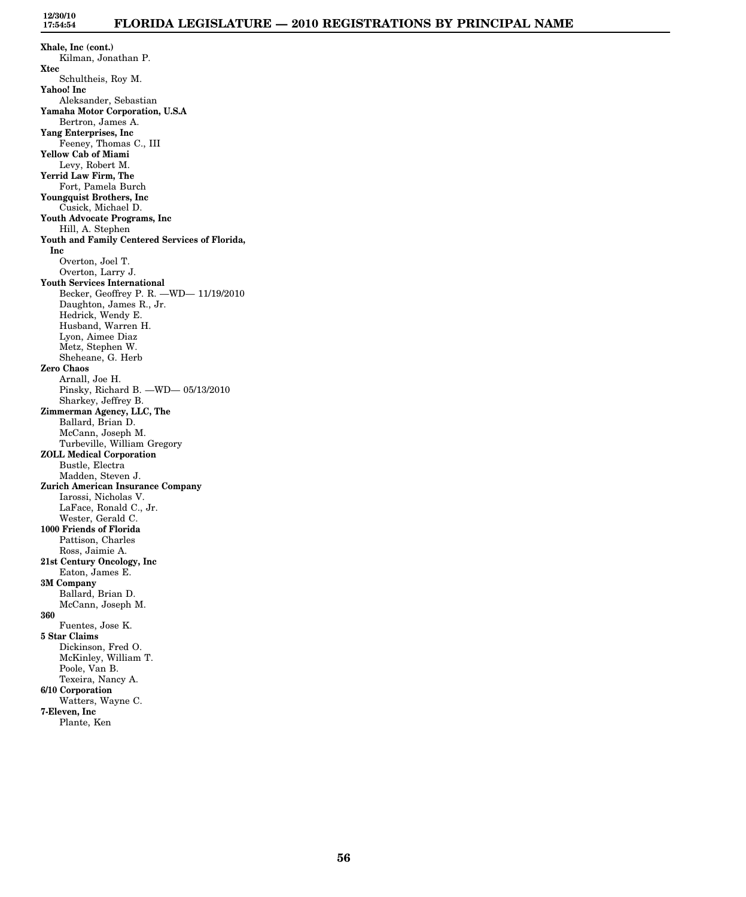**Xhale, Inc (cont.)**
Kilman, Jonathan P.

**Xtec**
Schultheis, Roy M.

**Yahoo! Inc**
Aleksander, Sebastian

**Yamaha Motor Corporation, U.S.A**
Bertron, James A.

**Yang Enterprises, Inc**
Feeney, Thomas C., III

**Yellow Cab of Miami**
Levy, Robert M.

**Yerrid Law Firm, The**
Fort, Pamela Burch

**Youngquist Brothers, Inc**
Cusick, Michael D.

**Youth Advocate Programs, Inc**
Hill, A. Stephen

**Youth and Family Centered Services of Florida, Inc**
Overton, Joel T.
Overton, Larry J.

**Youth Services International**
Becker, Geoffrey P. R. —WD— 11/19/2010
Daughton, James R., Jr.
Hedrick, Wendy E.
Husband, Warren H.
Lyon, Aimee Diaz
Metz, Stephen W.
Sheheane, G. Herb

**Zero Chaos**
Arnall, Joe H.
Pinsky, Richard B. —WD— 05/13/2010
Sharkey, Jeffrey B.

**Zimmerman Agency, LLC, The**
Ballard, Brian D.
McCann, Joseph M.
Turbeville, William Gregory

**ZOLL Medical Corporation**
Bustle, Electra
Madden, Steven J.

**Zurich American Insurance Company**
Iarossi, Nicholas V.
LaFace, Ronald C., Jr.
Wester, Gerald C.

**1000 Friends of Florida**
Pattison, Charles
Ross, Jaimie A.

**21st Century Oncology, Inc**
Eaton, James E.

**3M Company**
Ballard, Brian D.
McCann, Joseph M.

**360**
Fuentes, Jose K.

**5 Star Claims**
Dickinson, Fred O.
McKinley, William T.
Poole, Van B.
Texeira, Nancy A.

**6/10 Corporation**
Watters, Wayne C.

**7-Eleven, Inc**
Plante, Ken